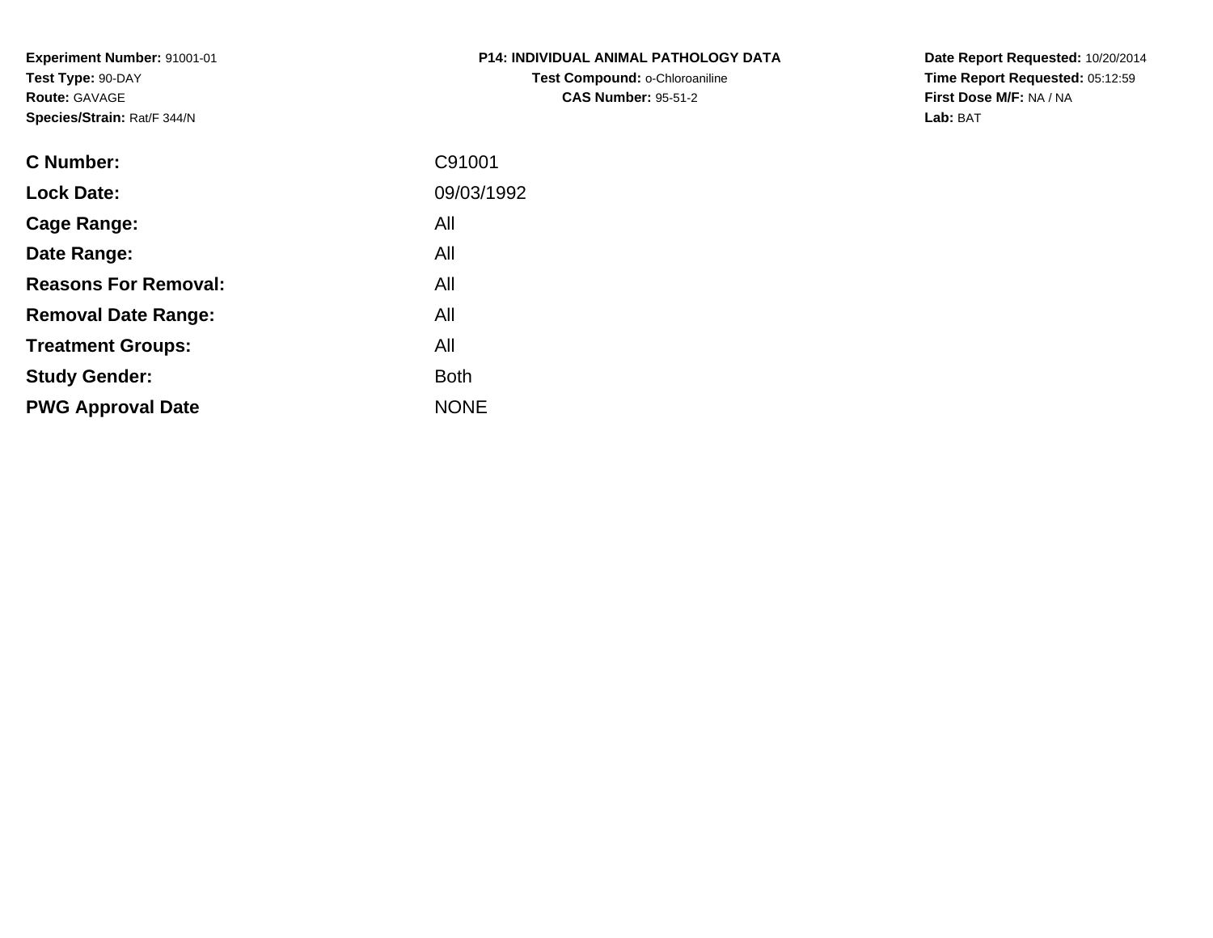**Experiment Number:** 91001-01
**Test Type:** 90-DAY
**Route:** GAVAGE
**Species/Strain:** Rat/F 344/N

**P14: INDIVIDUAL ANIMAL PATHOLOGY DATA**
**Test Compound:** o-Chloroaniline
**CAS Number:** 95-51-2

**Date Report Requested:** 10/20/2014
**Time Report Requested:** 05:12:59
**First Dose M/F:** NA / NA
**Lab:** BAT

| | |
|---|---|
| **C Number:** | C91001 |
| **Lock Date:** | 09/03/1992 |
| **Cage Range:** | All |
| **Date Range:** | All |
| **Reasons For Removal:** | All |
| **Removal Date Range:** | All |
| **Treatment Groups:** | All |
| **Study Gender:** | Both |
| **PWG Approval Date** | NONE |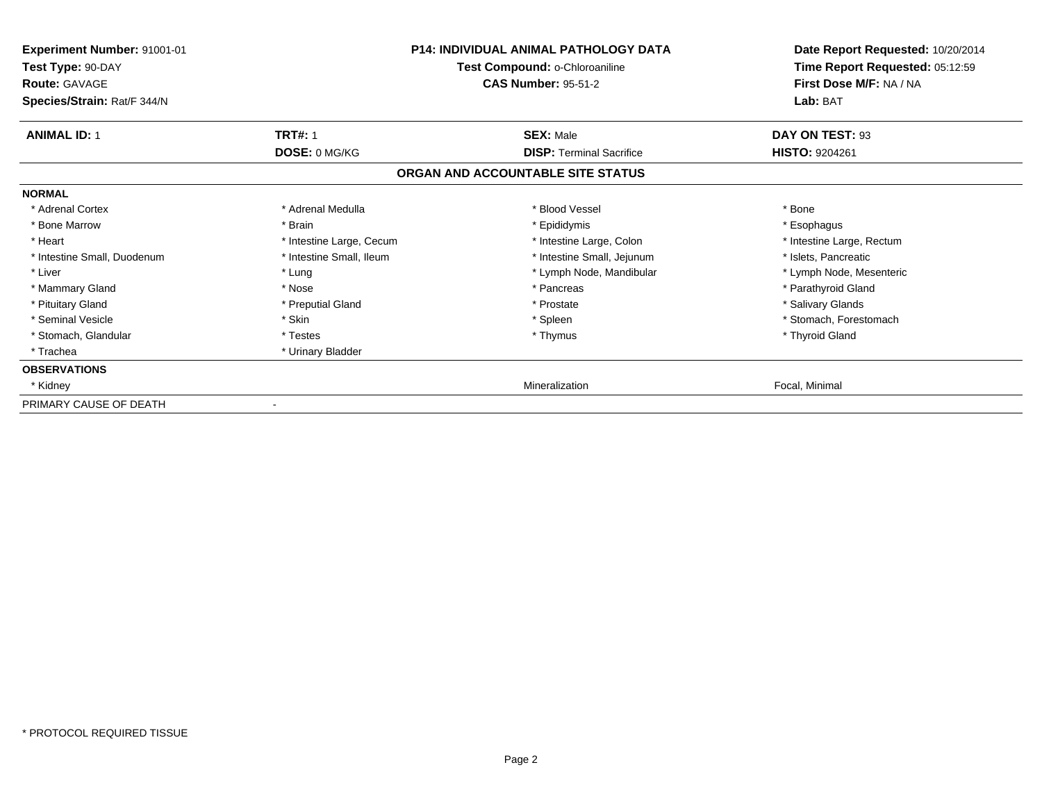**Experiment Number:** 91001-01
**Test Type:** 90-DAY
**Route:** GAVAGE
**Species/Strain:** Rat/F 344/N

**P14: INDIVIDUAL ANIMAL PATHOLOGY DATA**
**Test Compound:** o-Chloroaniline
**CAS Number:** 95-51-2

**Date Report Requested:** 10/20/2014
**Time Report Requested:** 05:12:59
**First Dose M/F:** NA / NA
**Lab:** BAT

| **ANIMAL ID:** 1 | **TRT#:** 1 | **SEX:** Male | **DAY ON TEST:** 93 |
|---|---|---|---|
| | **DOSE:** 0 MG/KG | **DISP:** Terminal Sacrifice | **HISTO:** 9204261 |

**ORGAN AND ACCOUNTABLE SITE STATUS**

| | | | |
|---|---|---|---|
| **NORMAL** | | | |
| * Adrenal Cortex | * Adrenal Medulla | * Blood Vessel | * Bone |
| * Bone Marrow | * Brain | * Epididymis | * Esophagus |
| * Heart | * Intestine Large, Cecum | * Intestine Large, Colon | * Intestine Large, Rectum |
| * Intestine Small, Duodenum | * Intestine Small, Ileum | * Intestine Small, Jejunum | * Islets, Pancreatic |
| * Liver | * Lung | * Lymph Node, Mandibular | * Lymph Node, Mesenteric |
| * Mammary Gland | * Nose | * Pancreas | * Parathyroid Gland |
| * Pituitary Gland | * Preputial Gland | * Prostate | * Salivary Glands |
| * Seminal Vesicle | * Skin | * Spleen | * Stomach, Forestomach |
| * Stomach, Glandular | * Testes | * Thymus | * Thyroid Gland |
| * Trachea | * Urinary Bladder | | |
| **OBSERVATIONS** | | | |
| * Kidney | | Mineralization | Focal, Minimal |
| PRIMARY CAUSE OF DEATH | - | | |

* PROTOCOL REQUIRED TISSUE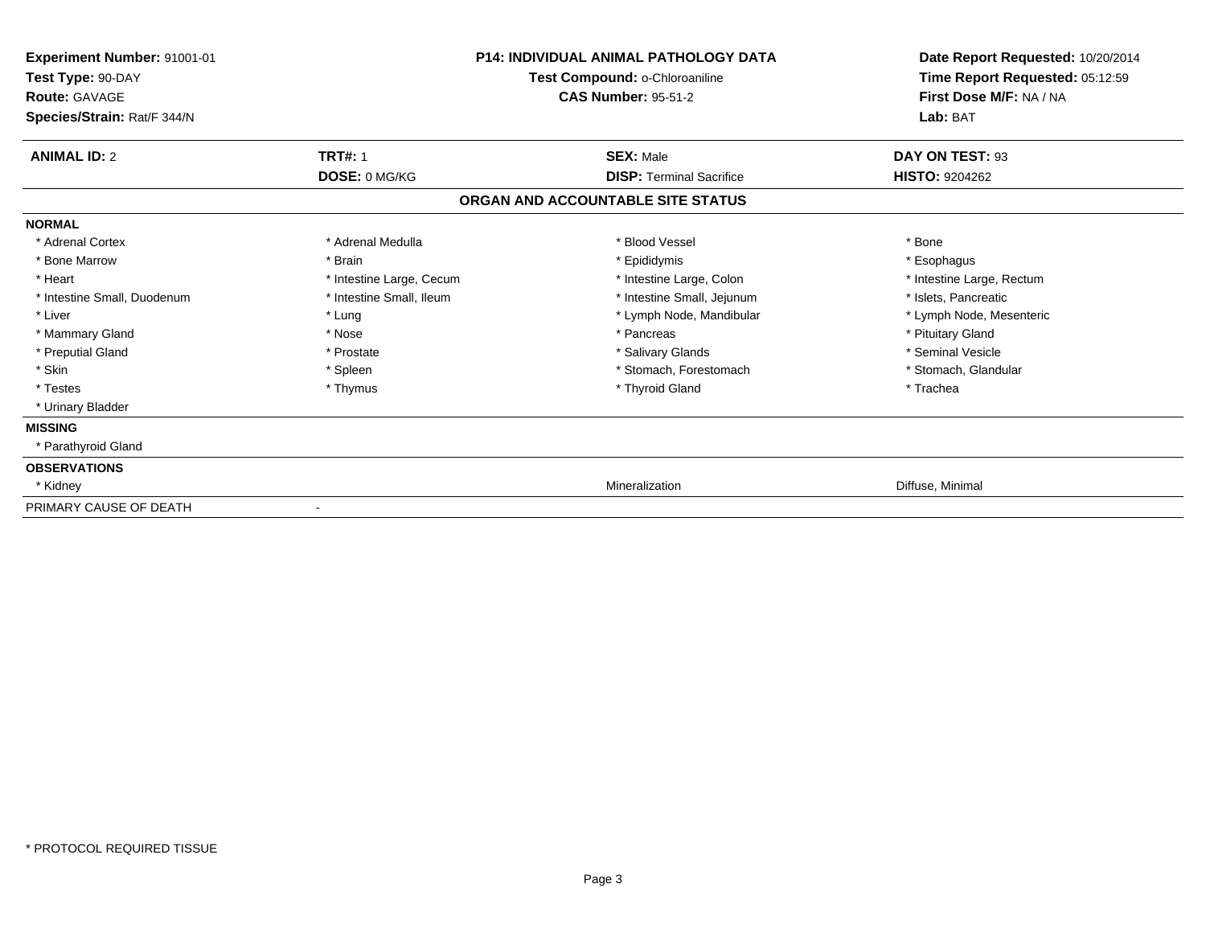**Experiment Number:** 91001-01
**Test Type:** 90-DAY
**Route:** GAVAGE
**Species/Strain:** Rat/F 344/N

**P14: INDIVIDUAL ANIMAL PATHOLOGY DATA**
**Test Compound:** o-Chloroaniline
**CAS Number:** 95-51-2

**Date Report Requested:** 10/20/2014
**Time Report Requested:** 05:12:59
**First Dose M/F:** NA / NA
**Lab:** BAT

| **ANIMAL ID:** 2 | **TRT#:** 1 | **SEX:** Male | **DAY ON TEST:** 93 |
|---|---|---|---|
| | **DOSE:** 0 MG/KG | **DISP:** Terminal Sacrifice | **HISTO:** 9204262 |

## ORGAN AND ACCOUNTABLE SITE STATUS

**NORMAL**

| | | | |
|---|---|---|---|
| * Adrenal Cortex | * Adrenal Medulla | * Blood Vessel | * Bone |
| * Bone Marrow | * Brain | * Epididymis | * Esophagus |
| * Heart | * Intestine Large, Cecum | * Intestine Large, Colon | * Intestine Large, Rectum |
| * Intestine Small, Duodenum | * Intestine Small, Ileum | * Intestine Small, Jejunum | * Islets, Pancreatic |
| * Liver | * Lung | * Lymph Node, Mandibular | * Lymph Node, Mesenteric |
| * Mammary Gland | * Nose | * Pancreas | * Pituitary Gland |
| * Preputial Gland | * Prostate | * Salivary Glands | * Seminal Vesicle |
| * Skin | * Spleen | * Stomach, Forestomach | * Stomach, Glandular |
| * Testes | * Thymus | * Thyroid Gland | * Trachea |
| * Urinary Bladder | | | |

**MISSING**

* Parathyroid Gland

**OBSERVATIONS**

| | | | |
|---|---|---|---|
| * Kidney | | Mineralization | Diffuse, Minimal |

PRIMARY CAUSE OF DEATH -

* PROTOCOL REQUIRED TISSUE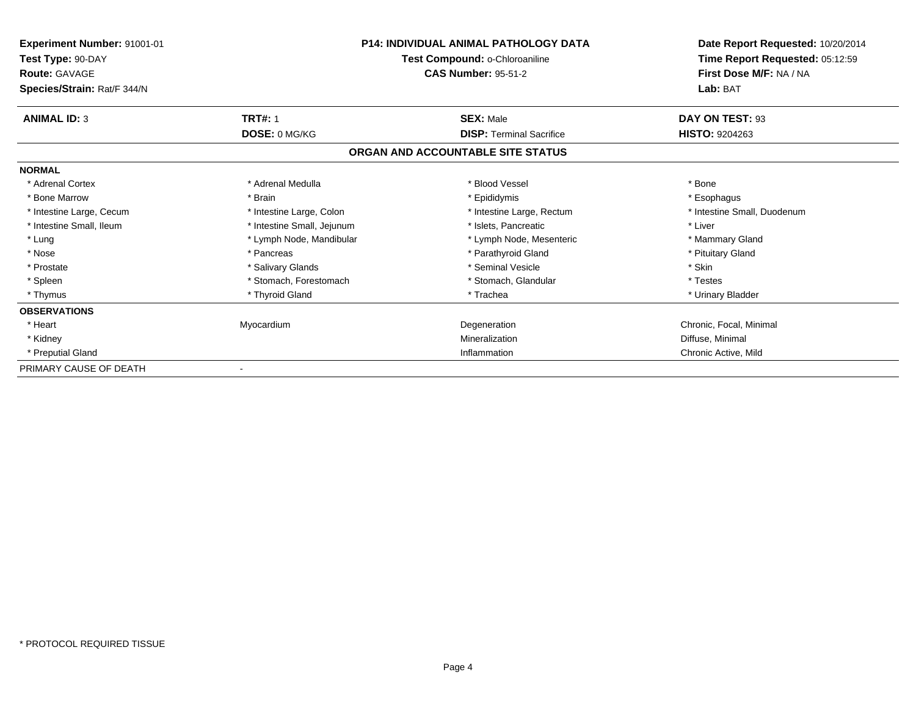**Experiment Number:** 91001-01
**Test Type:** 90-DAY
**Route:** GAVAGE
**Species/Strain:** Rat/F 344/N

**P14: INDIVIDUAL ANIMAL PATHOLOGY DATA**
**Test Compound:** o-Chloroaniline
**CAS Number:** 95-51-2

**Date Report Requested:** 10/20/2014
**Time Report Requested:** 05:12:59
**First Dose M/F:** NA / NA
**Lab:** BAT

| **ANIMAL ID:** 3 | **TRT#:** 1 | **SEX:** Male | **DAY ON TEST:** 93 |
|---|---|---|---|
| | **DOSE:** 0 MG/KG | **DISP:** Terminal Sacrifice | **HISTO:** 9204263 |

## ORGAN AND ACCOUNTABLE SITE STATUS

**NORMAL**

| | | | |
|---|---|---|---|
| * Adrenal Cortex | * Adrenal Medulla | * Blood Vessel | * Bone |
| * Bone Marrow | * Brain | * Epididymis | * Esophagus |
| * Intestine Large, Cecum | * Intestine Large, Colon | * Intestine Large, Rectum | * Intestine Small, Duodenum |
| * Intestine Small, Ileum | * Intestine Small, Jejunum | * Islets, Pancreatic | * Liver |
| * Lung | * Lymph Node, Mandibular | * Lymph Node, Mesenteric | * Mammary Gland |
| * Nose | * Pancreas | * Parathyroid Gland | * Pituitary Gland |
| * Prostate | * Salivary Glands | * Seminal Vesicle | * Skin |
| * Spleen | * Stomach, Forestomach | * Stomach, Glandular | * Testes |
| * Thymus | * Thyroid Gland | * Trachea | * Urinary Bladder |

**OBSERVATIONS**

| | | | |
|---|---|---|---|
| * Heart | Myocardium | Degeneration | Chronic, Focal, Minimal |
| * Kidney | | Mineralization | Diffuse, Minimal |
| * Preputial Gland | | Inflammation | Chronic Active, Mild |

PRIMARY CAUSE OF DEATH -

* PROTOCOL REQUIRED TISSUE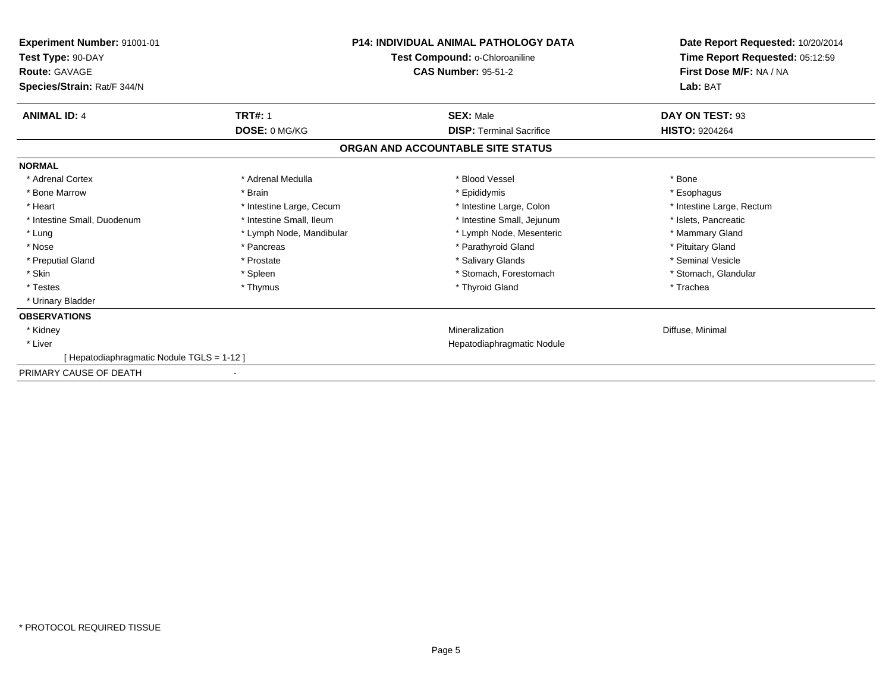**Experiment Number:** 91001-01
**Test Type:** 90-DAY
**Route:** GAVAGE
**Species/Strain:** Rat/F 344/N

**P14: INDIVIDUAL ANIMAL PATHOLOGY DATA**
**Test Compound:** o-Chloroaniline
**CAS Number:** 95-51-2

**Date Report Requested:** 10/20/2014
**Time Report Requested:** 05:12:59
**First Dose M/F:** NA / NA
**Lab:** BAT

| **ANIMAL ID:** 4 | **TRT#:** 1 | **SEX:** Male | **DAY ON TEST:** 93 |
|---|---|---|---|
| | **DOSE:** 0 MG/KG | **DISP:** Terminal Sacrifice | **HISTO:** 9204264 |

## ORGAN AND ACCOUNTABLE SITE STATUS

**NORMAL**

| | | | |
|---|---|---|---|
| * Adrenal Cortex | * Adrenal Medulla | * Blood Vessel | * Bone |
| * Bone Marrow | * Brain | * Epididymis | * Esophagus |
| * Heart | * Intestine Large, Cecum | * Intestine Large, Colon | * Intestine Large, Rectum |
| * Intestine Small, Duodenum | * Intestine Small, Ileum | * Intestine Small, Jejunum | * Islets, Pancreatic |
| * Lung | * Lymph Node, Mandibular | * Lymph Node, Mesenteric | * Mammary Gland |
| * Nose | * Pancreas | * Parathyroid Gland | * Pituitary Gland |
| * Preputial Gland | * Prostate | * Salivary Glands | * Seminal Vesicle |
| * Skin | * Spleen | * Stomach, Forestomach | * Stomach, Glandular |
| * Testes | * Thymus | * Thyroid Gland | * Trachea |
| * Urinary Bladder | | | |

**OBSERVATIONS**

| | | | |
|---|---|---|---|
| * Kidney | | Mineralization | Diffuse, Minimal |
| * Liver | | Hepatodiaphragmatic Nodule | |
| [ Hepatodiaphragmatic Nodule TGLS = 1-12 ] | | | |

PRIMARY CAUSE OF DEATH -

* PROTOCOL REQUIRED TISSUE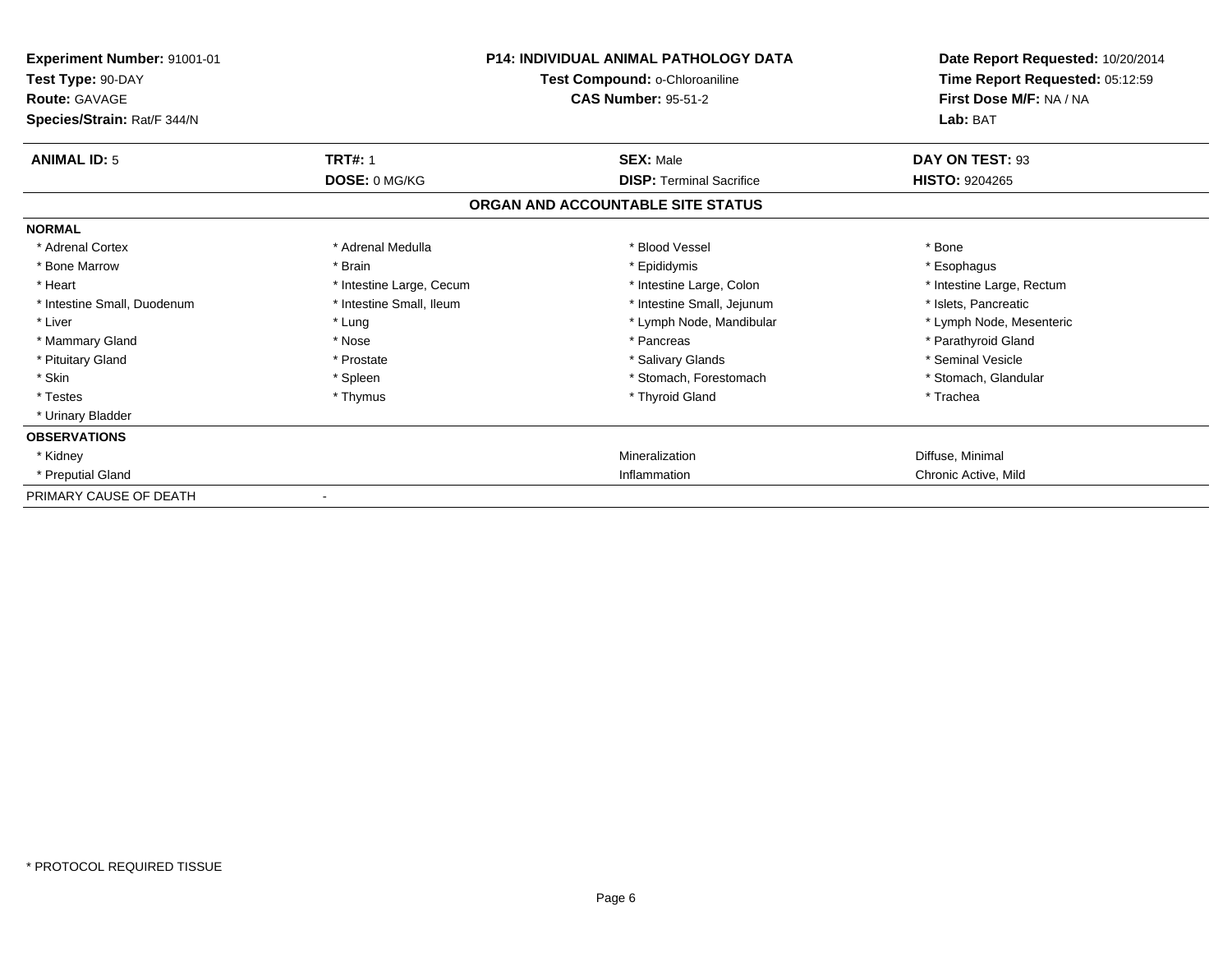**Experiment Number:** 91001-01
**Test Type:** 90-DAY
**Route:** GAVAGE
**Species/Strain:** Rat/F 344/N

**P14: INDIVIDUAL ANIMAL PATHOLOGY DATA**
**Test Compound:** o-Chloroaniline
**CAS Number:** 95-51-2

**Date Report Requested:** 10/20/2014
**Time Report Requested:** 05:12:59
**First Dose M/F:** NA / NA
**Lab:** BAT

| **ANIMAL ID:** 5 | **TRT#:** 1 | **SEX:** Male | **DAY ON TEST:** 93 |
|---|---|---|---|
| | **DOSE:** 0 MG/KG | **DISP:** Terminal Sacrifice | **HISTO:** 9204265 |

## ORGAN AND ACCOUNTABLE SITE STATUS

| **NORMAL** | | | |
|---|---|---|---|
| * Adrenal Cortex | * Adrenal Medulla | * Blood Vessel | * Bone |
| * Bone Marrow | * Brain | * Epididymis | * Esophagus |
| * Heart | * Intestine Large, Cecum | * Intestine Large, Colon | * Intestine Large, Rectum |
| * Intestine Small, Duodenum | * Intestine Small, Ileum | * Intestine Small, Jejunum | * Islets, Pancreatic |
| * Liver | * Lung | * Lymph Node, Mandibular | * Lymph Node, Mesenteric |
| * Mammary Gland | * Nose | * Pancreas | * Parathyroid Gland |
| * Pituitary Gland | * Prostate | * Salivary Glands | * Seminal Vesicle |
| * Skin | * Spleen | * Stomach, Forestomach | * Stomach, Glandular |
| * Testes | * Thymus | * Thyroid Gland | * Trachea |
| * Urinary Bladder | | | |
| **OBSERVATIONS** | | | |
| * Kidney | | Mineralization | Diffuse, Minimal |
| * Preputial Gland | | Inflammation | Chronic Active, Mild |
| PRIMARY CAUSE OF DEATH | - | | |

* PROTOCOL REQUIRED TISSUE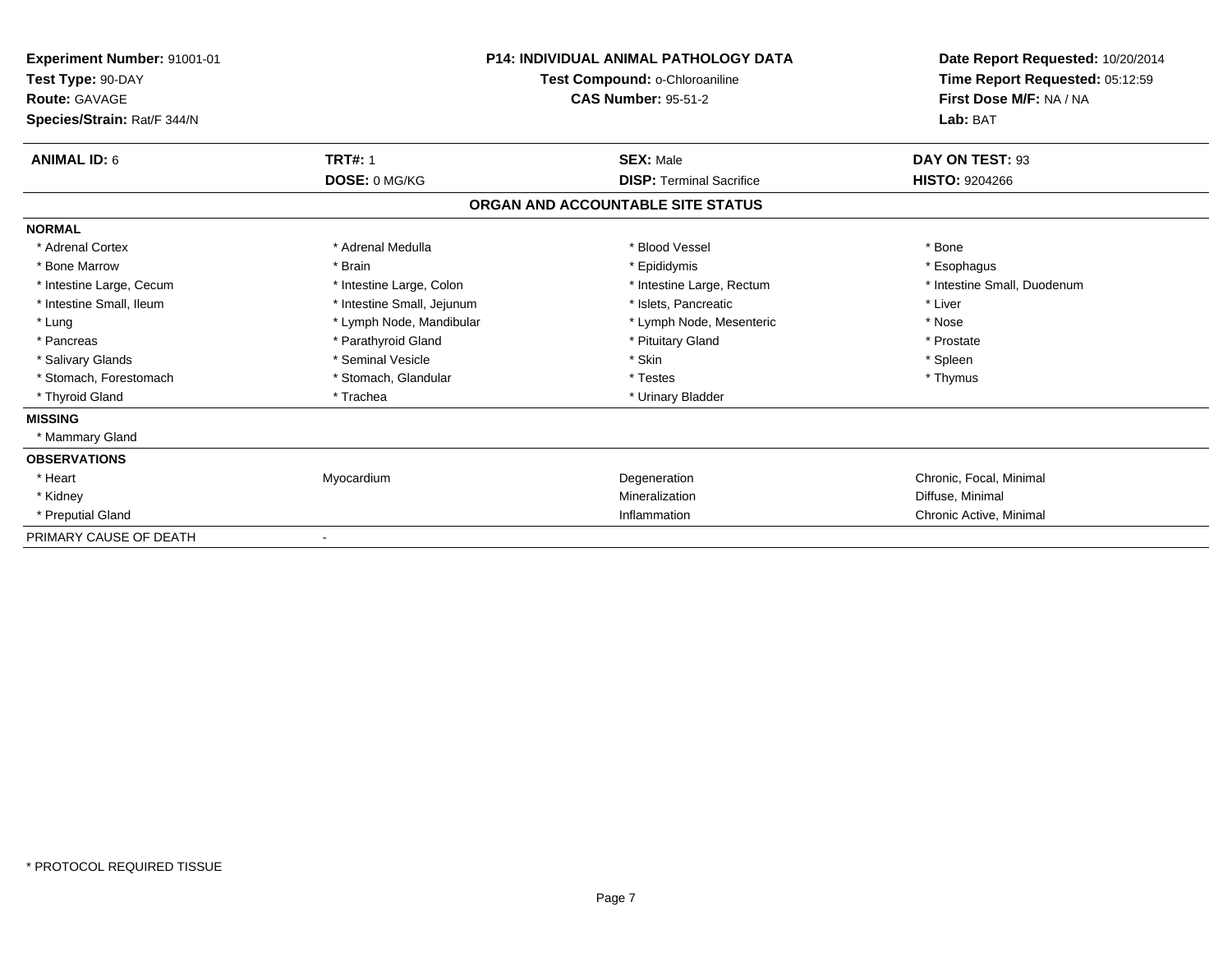**Experiment Number:** 91001-01
**Test Type:** 90-DAY
**Route:** GAVAGE
**Species/Strain:** Rat/F 344/N

**P14: INDIVIDUAL ANIMAL PATHOLOGY DATA**
**Test Compound:** o-Chloroaniline
**CAS Number:** 95-51-2

**Date Report Requested:** 10/20/2014
**Time Report Requested:** 05:12:59
**First Dose M/F:** NA / NA
**Lab:** BAT

| **ANIMAL ID:** 6 | **TRT#:** 1 | **SEX:** Male | **DAY ON TEST:** 93 |
|---|---|---|---|
| | **DOSE:** 0 MG/KG | **DISP:** Terminal Sacrifice | **HISTO:** 9204266 |

## ORGAN AND ACCOUNTABLE SITE STATUS

**NORMAL**

| | | | |
|---|---|---|---|
| * Adrenal Cortex | * Adrenal Medulla | * Blood Vessel | * Bone |
| * Bone Marrow | * Brain | * Epididymis | * Esophagus |
| * Intestine Large, Cecum | * Intestine Large, Colon | * Intestine Large, Rectum | * Intestine Small, Duodenum |
| * Intestine Small, Ileum | * Intestine Small, Jejunum | * Islets, Pancreatic | * Liver |
| * Lung | * Lymph Node, Mandibular | * Lymph Node, Mesenteric | * Nose |
| * Pancreas | * Parathyroid Gland | * Pituitary Gland | * Prostate |
| * Salivary Glands | * Seminal Vesicle | * Skin | * Spleen |
| * Stomach, Forestomach | * Stomach, Glandular | * Testes | * Thymus |
| * Thyroid Gland | * Trachea | * Urinary Bladder | |

**MISSING**

* Mammary Gland

**OBSERVATIONS**

| | | | |
|---|---|---|---|
| * Heart | Myocardium | Degeneration | Chronic, Focal, Minimal |
| * Kidney | | Mineralization | Diffuse, Minimal |
| * Preputial Gland | | Inflammation | Chronic Active, Minimal |

PRIMARY CAUSE OF DEATH -

* PROTOCOL REQUIRED TISSUE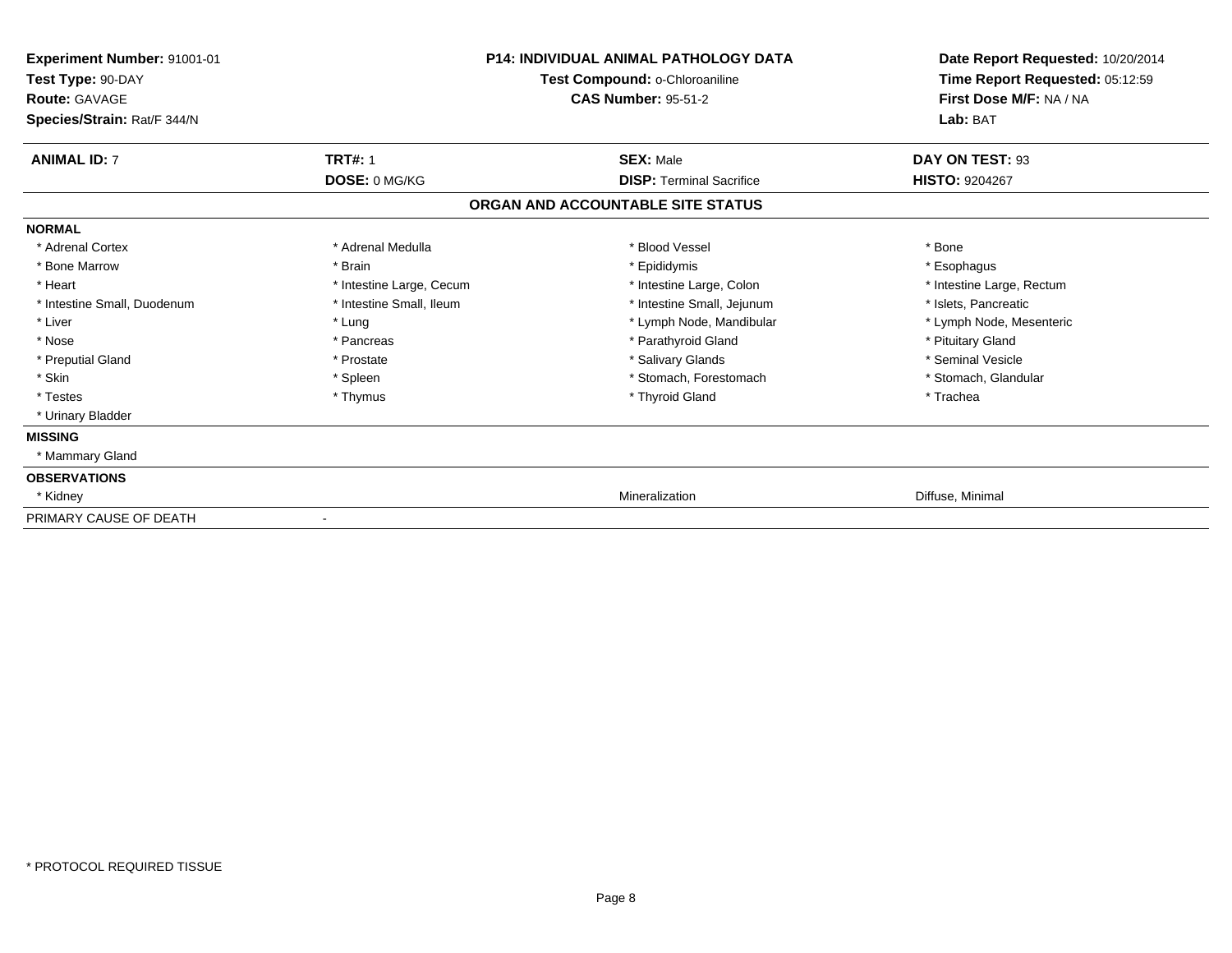**Experiment Number:** 91001-01
**Test Type:** 90-DAY
**Route:** GAVAGE
**Species/Strain:** Rat/F 344/N

**P14: INDIVIDUAL ANIMAL PATHOLOGY DATA**
**Test Compound:** o-Chloroaniline
**CAS Number:** 95-51-2

**Date Report Requested:** 10/20/2014
**Time Report Requested:** 05:12:59
**First Dose M/F:** NA / NA
**Lab:** BAT

| **ANIMAL ID:** 7 | **TRT#:** 1 | **SEX:** Male | **DAY ON TEST:** 93 |
|---|---|---|---|
| | **DOSE:** 0 MG/KG | **DISP:** Terminal Sacrifice | **HISTO:** 9204267 |

## ORGAN AND ACCOUNTABLE SITE STATUS

**NORMAL**

| | | | |
|---|---|---|---|
| * Adrenal Cortex | * Adrenal Medulla | * Blood Vessel | * Bone |
| * Bone Marrow | * Brain | * Epididymis | * Esophagus |
| * Heart | * Intestine Large, Cecum | * Intestine Large, Colon | * Intestine Large, Rectum |
| * Intestine Small, Duodenum | * Intestine Small, Ileum | * Intestine Small, Jejunum | * Islets, Pancreatic |
| * Liver | * Lung | * Lymph Node, Mandibular | * Lymph Node, Mesenteric |
| * Nose | * Pancreas | * Parathyroid Gland | * Pituitary Gland |
| * Preputial Gland | * Prostate | * Salivary Glands | * Seminal Vesicle |
| * Skin | * Spleen | * Stomach, Forestomach | * Stomach, Glandular |
| * Testes | * Thymus | * Thyroid Gland | * Trachea |
| * Urinary Bladder | | | |

**MISSING**

* Mammary Gland

**OBSERVATIONS**

| | | |
|---|---|---|
| * Kidney | Mineralization | Diffuse, Minimal |

PRIMARY CAUSE OF DEATH -

* PROTOCOL REQUIRED TISSUE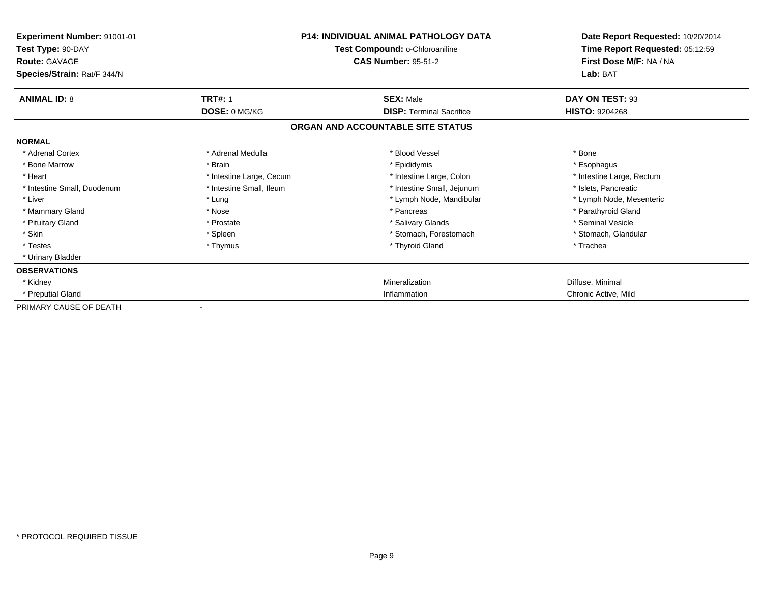**Experiment Number:** 91001-01
**Test Type:** 90-DAY
**Route:** GAVAGE
**Species/Strain:** Rat/F 344/N

**P14: INDIVIDUAL ANIMAL PATHOLOGY DATA**
**Test Compound:** o-Chloroaniline
**CAS Number:** 95-51-2

**Date Report Requested:** 10/20/2014
**Time Report Requested:** 05:12:59
**First Dose M/F:** NA / NA
**Lab:** BAT

| **ANIMAL ID:** 8 | **TRT#:** 1 | **SEX:** Male | **DAY ON TEST:** 93 |
|---|---|---|---|
| | **DOSE:** 0 MG/KG | **DISP:** Terminal Sacrifice | **HISTO:** 9204268 |

**ORGAN AND ACCOUNTABLE SITE STATUS**

**NORMAL**

| | | | |
|---|---|---|---|
| * Adrenal Cortex | * Adrenal Medulla | * Blood Vessel | * Bone |
| * Bone Marrow | * Brain | * Epididymis | * Esophagus |
| * Heart | * Intestine Large, Cecum | * Intestine Large, Colon | * Intestine Large, Rectum |
| * Intestine Small, Duodenum | * Intestine Small, Ileum | * Intestine Small, Jejunum | * Islets, Pancreatic |
| * Liver | * Lung | * Lymph Node, Mandibular | * Lymph Node, Mesenteric |
| * Mammary Gland | * Nose | * Pancreas | * Parathyroid Gland |
| * Pituitary Gland | * Prostate | * Salivary Glands | * Seminal Vesicle |
| * Skin | * Spleen | * Stomach, Forestomach | * Stomach, Glandular |
| * Testes | * Thymus | * Thyroid Gland | * Trachea |
| * Urinary Bladder | | | |

**OBSERVATIONS**

| | | |
|---|---|---|
| * Kidney | Mineralization | Diffuse, Minimal |
| * Preputial Gland | Inflammation | Chronic Active, Mild |

PRIMARY CAUSE OF DEATH -

* PROTOCOL REQUIRED TISSUE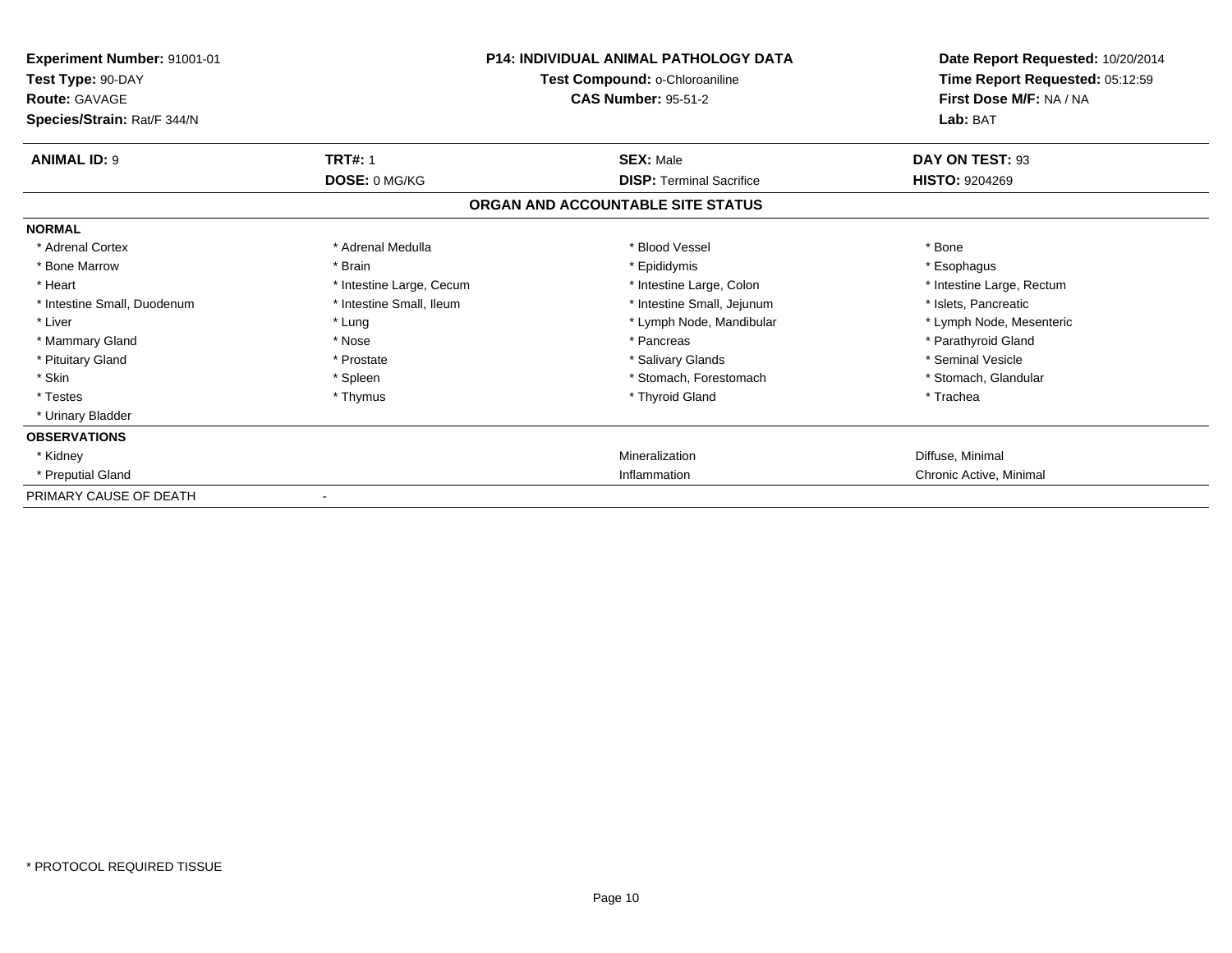**Experiment Number:** 91001-01
**Test Type:** 90-DAY
**Route:** GAVAGE
**Species/Strain:** Rat/F 344/N

**P14: INDIVIDUAL ANIMAL PATHOLOGY DATA**
**Test Compound:** o-Chloroaniline
**CAS Number:** 95-51-2

**Date Report Requested:** 10/20/2014
**Time Report Requested:** 05:12:59
**First Dose M/F:** NA / NA
**Lab:** BAT

| **ANIMAL ID:** 9 | **TRT#:** 1 | **SEX:** Male | **DAY ON TEST:** 93 |
|---|---|---|---|
| | **DOSE:** 0 MG/KG | **DISP:** Terminal Sacrifice | **HISTO:** 9204269 |

**ORGAN AND ACCOUNTABLE SITE STATUS**

**NORMAL**

| | | | |
|---|---|---|---|
| * Adrenal Cortex | * Adrenal Medulla | * Blood Vessel | * Bone |
| * Bone Marrow | * Brain | * Epididymis | * Esophagus |
| * Heart | * Intestine Large, Cecum | * Intestine Large, Colon | * Intestine Large, Rectum |
| * Intestine Small, Duodenum | * Intestine Small, Ileum | * Intestine Small, Jejunum | * Islets, Pancreatic |
| * Liver | * Lung | * Lymph Node, Mandibular | * Lymph Node, Mesenteric |
| * Mammary Gland | * Nose | * Pancreas | * Parathyroid Gland |
| * Pituitary Gland | * Prostate | * Salivary Glands | * Seminal Vesicle |
| * Skin | * Spleen | * Stomach, Forestomach | * Stomach, Glandular |
| * Testes | * Thymus | * Thyroid Gland | * Trachea |
| * Urinary Bladder | | | |

**OBSERVATIONS**

| | | | |
|---|---|---|---|
| * Kidney | | Mineralization | Diffuse, Minimal |
| * Preputial Gland | | Inflammation | Chronic Active, Minimal |

PRIMARY CAUSE OF DEATH -

* PROTOCOL REQUIRED TISSUE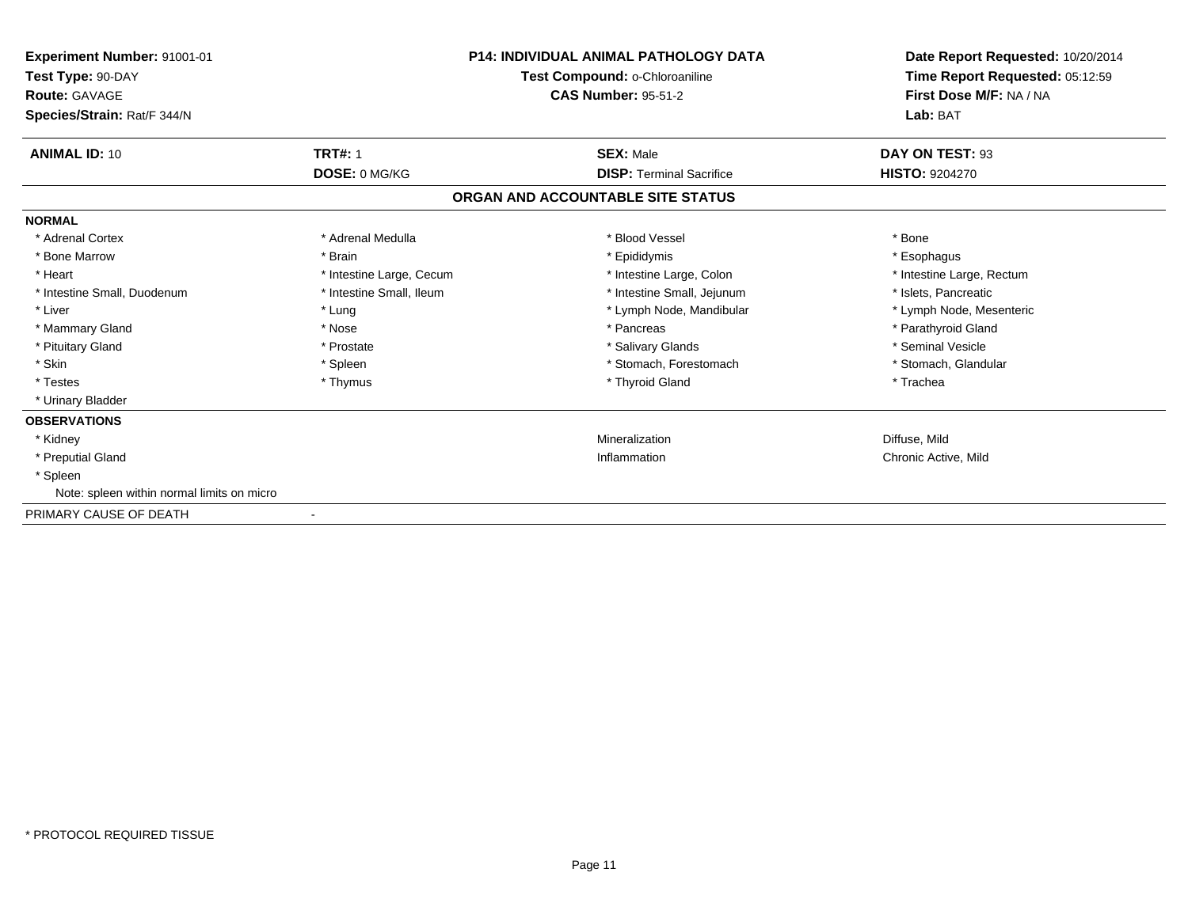**Experiment Number:** 91001-01
**Test Type:** 90-DAY
**Route:** GAVAGE
**Species/Strain:** Rat/F 344/N

**P14: INDIVIDUAL ANIMAL PATHOLOGY DATA**
**Test Compound:** o-Chloroaniline
**CAS Number:** 95-51-2

**Date Report Requested:** 10/20/2014
**Time Report Requested:** 05:12:59
**First Dose M/F:** NA / NA
**Lab:** BAT

| **ANIMAL ID:** 10 | **TRT#:** 1 | **SEX:** Male | **DAY ON TEST:** 93 |
|---|---|---|---|
| | **DOSE:** 0 MG/KG | **DISP:** Terminal Sacrifice | **HISTO:** 9204270 |

## ORGAN AND ACCOUNTABLE SITE STATUS

**NORMAL**

| | | | |
|---|---|---|---|
| * Adrenal Cortex | * Adrenal Medulla | * Blood Vessel | * Bone |
| * Bone Marrow | * Brain | * Epididymis | * Esophagus |
| * Heart | * Intestine Large, Cecum | * Intestine Large, Colon | * Intestine Large, Rectum |
| * Intestine Small, Duodenum | * Intestine Small, Ileum | * Intestine Small, Jejunum | * Islets, Pancreatic |
| * Liver | * Lung | * Lymph Node, Mandibular | * Lymph Node, Mesenteric |
| * Mammary Gland | * Nose | * Pancreas | * Parathyroid Gland |
| * Pituitary Gland | * Prostate | * Salivary Glands | * Seminal Vesicle |
| * Skin | * Spleen | * Stomach, Forestomach | * Stomach, Glandular |
| * Testes | * Thymus | * Thyroid Gland | * Trachea |
| * Urinary Bladder | | | |

**OBSERVATIONS**

| | | |
|---|---|---|
| * Kidney | Mineralization | Diffuse, Mild |
| * Preputial Gland | Inflammation | Chronic Active, Mild |
| * Spleen | | |

Note: spleen within normal limits on micro

PRIMARY CAUSE OF DEATH -

* PROTOCOL REQUIRED TISSUE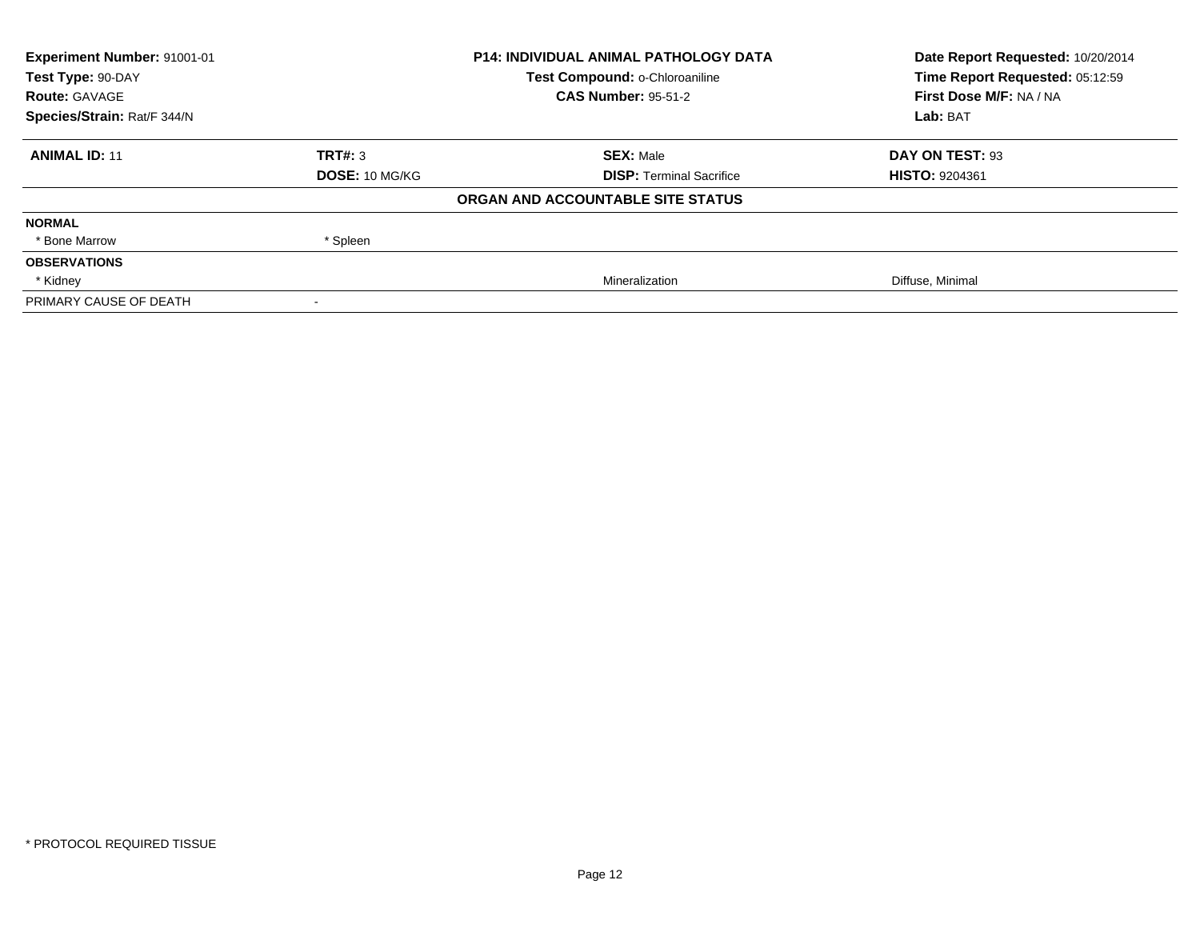| **Experiment Number:** 91001-01 | **P14: INDIVIDUAL ANIMAL PATHOLOGY DATA** | **Date Report Requested:** 10/20/2014 |
|---|---|---|
| **Test Type:** 90-DAY | **Test Compound:** o-Chloroaniline | **Time Report Requested:** 05:12:59 |
| **Route:** GAVAGE | **CAS Number:** 95-51-2 | **First Dose M/F:** NA / NA |
| **Species/Strain:** Rat/F 344/N | | **Lab:** BAT |

| **ANIMAL ID:** 11 | **TRT#:** 3 | **SEX:** Male | **DAY ON TEST:** 93 |
|---|---|---|---|
| | **DOSE:** 10 MG/KG | **DISP:** Terminal Sacrifice | **HISTO:** 9204361 |
| | | **ORGAN AND ACCOUNTABLE SITE STATUS** | |
| **NORMAL** | | | |
| * Bone Marrow | * Spleen | | |
| **OBSERVATIONS** | | | |
| * Kidney | | Mineralization | Diffuse, Minimal |
| PRIMARY CAUSE OF DEATH | - | | |

* PROTOCOL REQUIRED TISSUE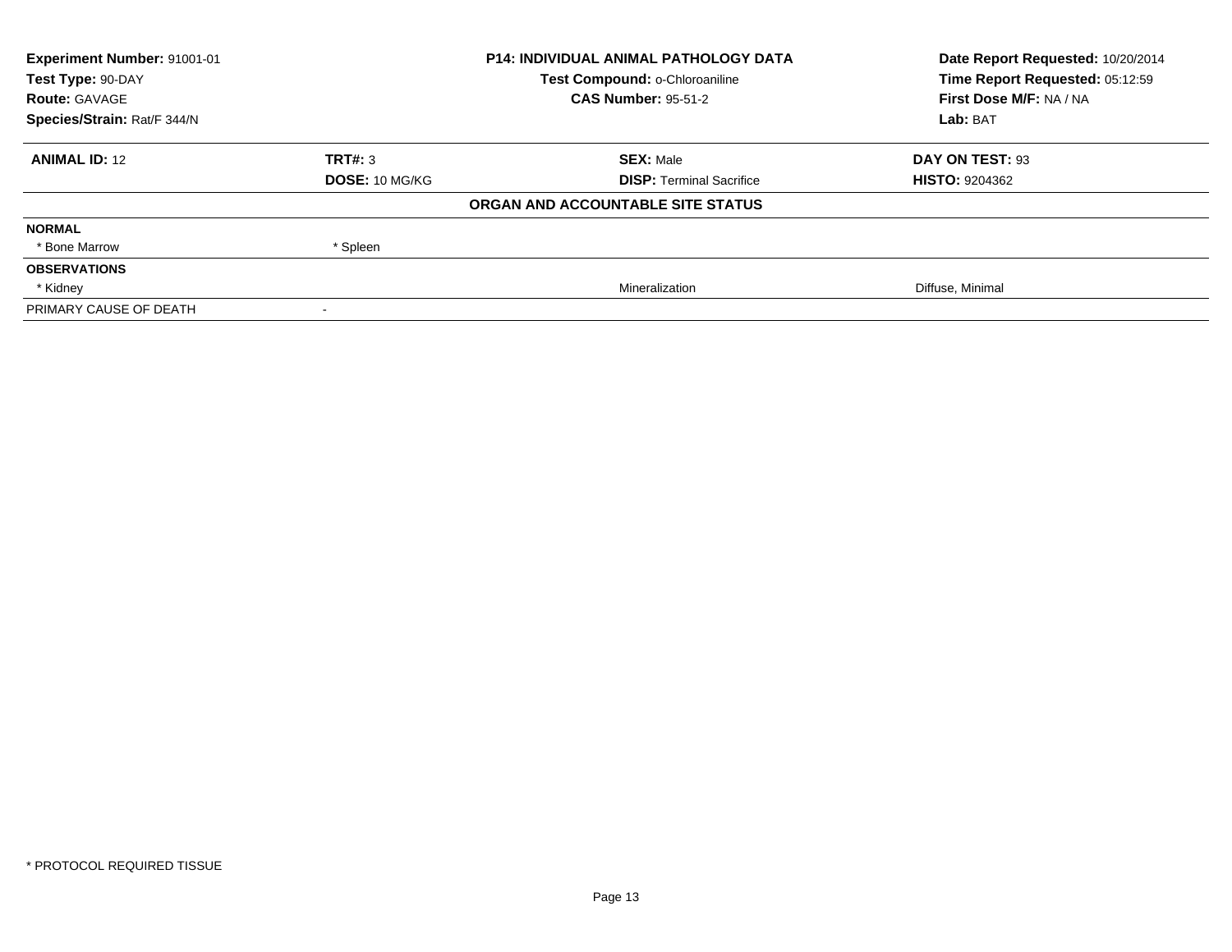**Experiment Number:** 91001-01
**Test Type:** 90-DAY
**Route:** GAVAGE
**Species/Strain:** Rat/F 344/N

**P14: INDIVIDUAL ANIMAL PATHOLOGY DATA**
**Test Compound:** o-Chloroaniline
**CAS Number:** 95-51-2

**Date Report Requested:** 10/20/2014
**Time Report Requested:** 05:12:59
**First Dose M/F:** NA / NA
**Lab:** BAT

| **ANIMAL ID:** 12 | **TRT#:** 3 | **SEX:** Male | **DAY ON TEST:** 93 |
|---|---|---|---|
| | **DOSE:** 10 MG/KG | **DISP:** Terminal Sacrifice | **HISTO:** 9204362 |

**ORGAN AND ACCOUNTABLE SITE STATUS**

| | | | |
|---|---|---|---|
| **NORMAL** | | | |
| * Bone Marrow | * Spleen | | |
| **OBSERVATIONS** | | | |
| * Kidney | | Mineralization | Diffuse, Minimal |
| PRIMARY CAUSE OF DEATH | - | | |

* PROTOCOL REQUIRED TISSUE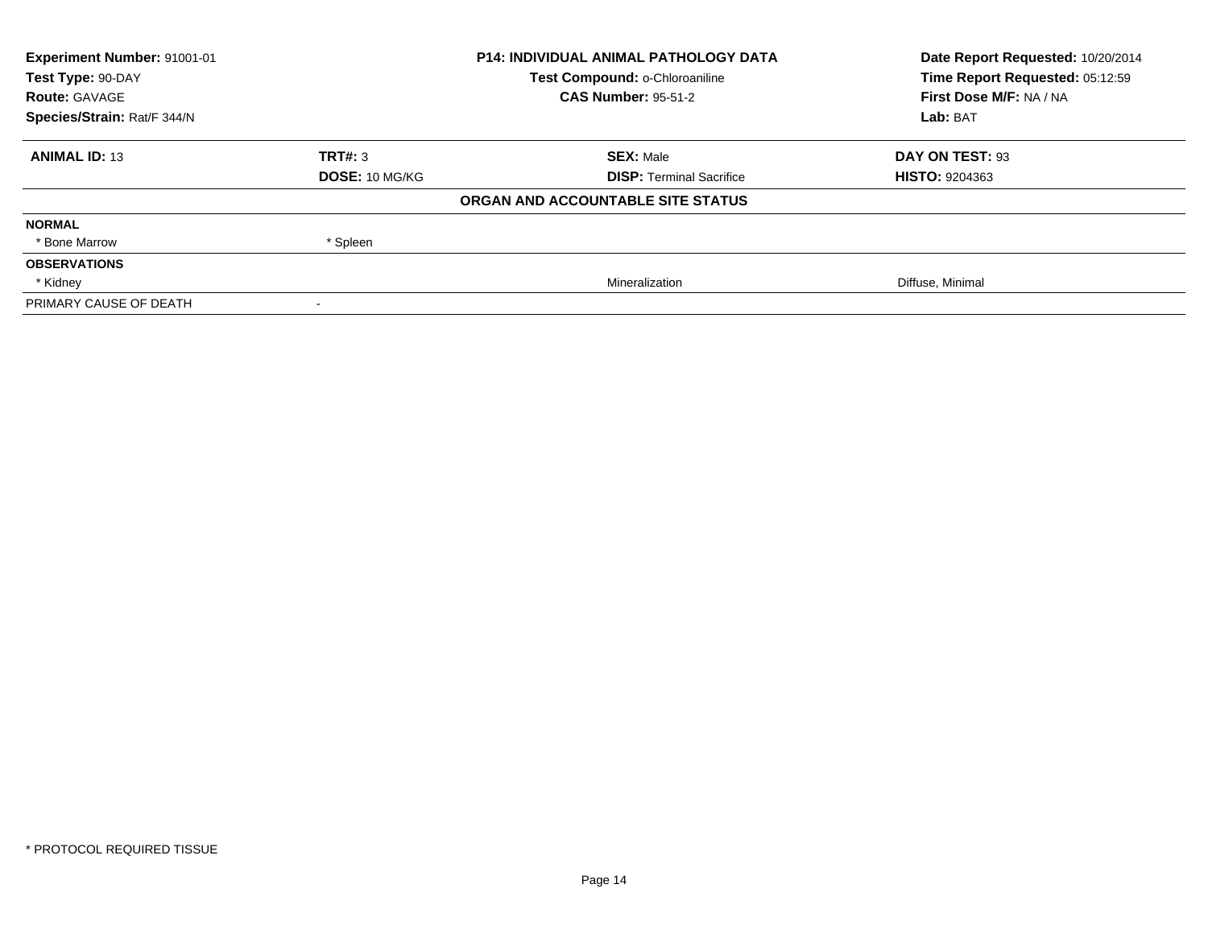**Experiment Number:** 91001-01
**Test Type:** 90-DAY
**Route:** GAVAGE
**Species/Strain:** Rat/F 344/N

**P14: INDIVIDUAL ANIMAL PATHOLOGY DATA**
**Test Compound:** o-Chloroaniline
**CAS Number:** 95-51-2

**Date Report Requested:** 10/20/2014
**Time Report Requested:** 05:12:59
**First Dose M/F:** NA / NA
**Lab:** BAT

| **ANIMAL ID:** 13 | **TRT#:** 3 | **SEX:** Male | **DAY ON TEST:** 93 |
|---|---|---|---|
| | **DOSE:** 10 MG/KG | **DISP:** Terminal Sacrifice | **HISTO:** 9204363 |
| | | **ORGAN AND ACCOUNTABLE SITE STATUS** | |
| **NORMAL** | | | |
| * Bone Marrow | * Spleen | | |
| **OBSERVATIONS** | | | |
| * Kidney | | Mineralization | Diffuse, Minimal |
| PRIMARY CAUSE OF DEATH | - | | |

* PROTOCOL REQUIRED TISSUE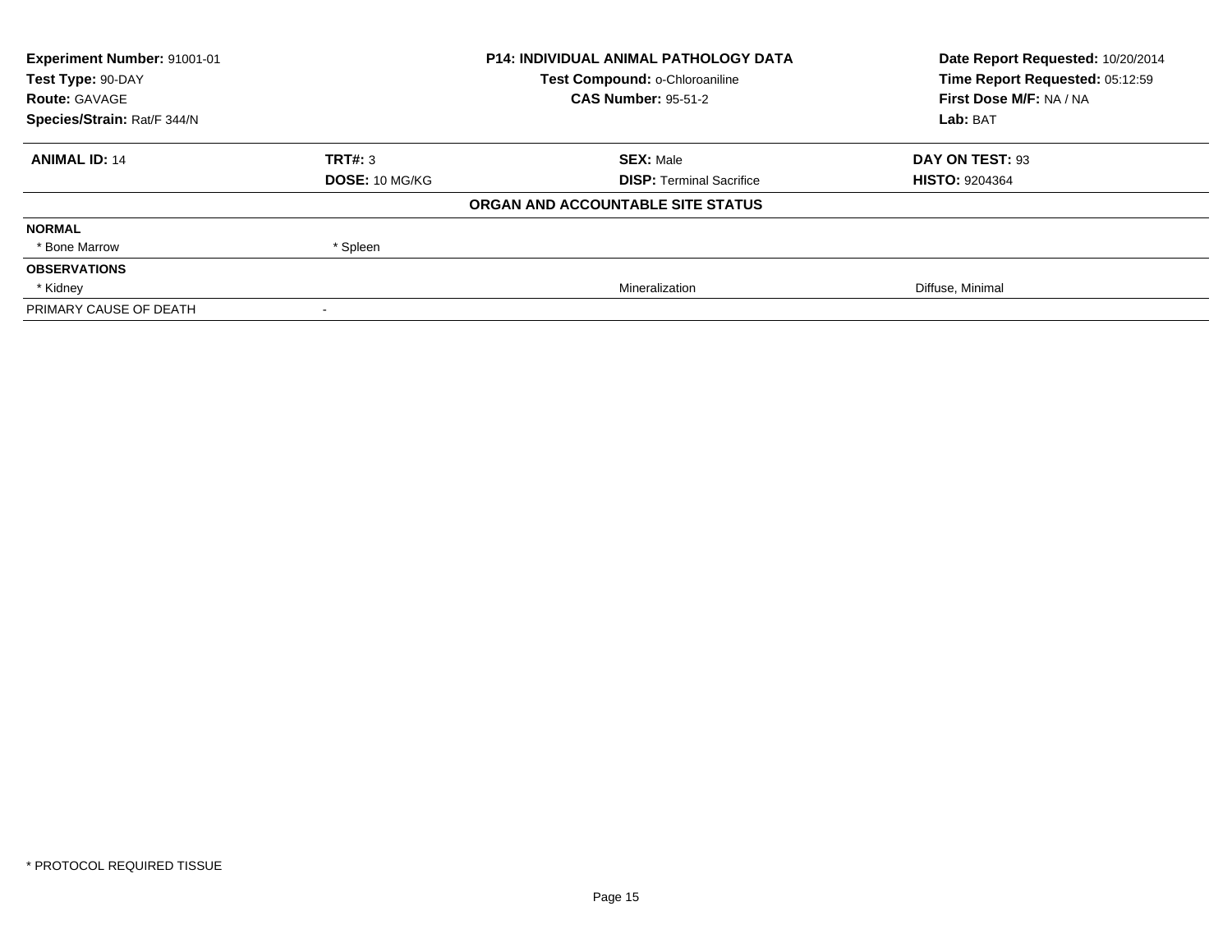| **Experiment Number:** 91001-01 | **P14: INDIVIDUAL ANIMAL PATHOLOGY DATA** | **Date Report Requested:** 10/20/2014 |
|---|---|---|
| **Test Type:** 90-DAY | **Test Compound:** o-Chloroaniline | **Time Report Requested:** 05:12:59 |
| **Route:** GAVAGE | **CAS Number:** 95-51-2 | **First Dose M/F:** NA / NA |
| **Species/Strain:** Rat/F 344/N | | **Lab:** BAT |

| **ANIMAL ID:** 14 | **TRT#:** 3 | **SEX:** Male | **DAY ON TEST:** 93 |
|---|---|---|---|
| | **DOSE:** 10 MG/KG | **DISP:** Terminal Sacrifice | **HISTO:** 9204364 |

**ORGAN AND ACCOUNTABLE SITE STATUS**

| | | | |
|---|---|---|---|
| **NORMAL** | | | |
| * Bone Marrow | * Spleen | | |
| **OBSERVATIONS** | | | |
| * Kidney | | Mineralization | Diffuse, Minimal |
| PRIMARY CAUSE OF DEATH | - | | |

* PROTOCOL REQUIRED TISSUE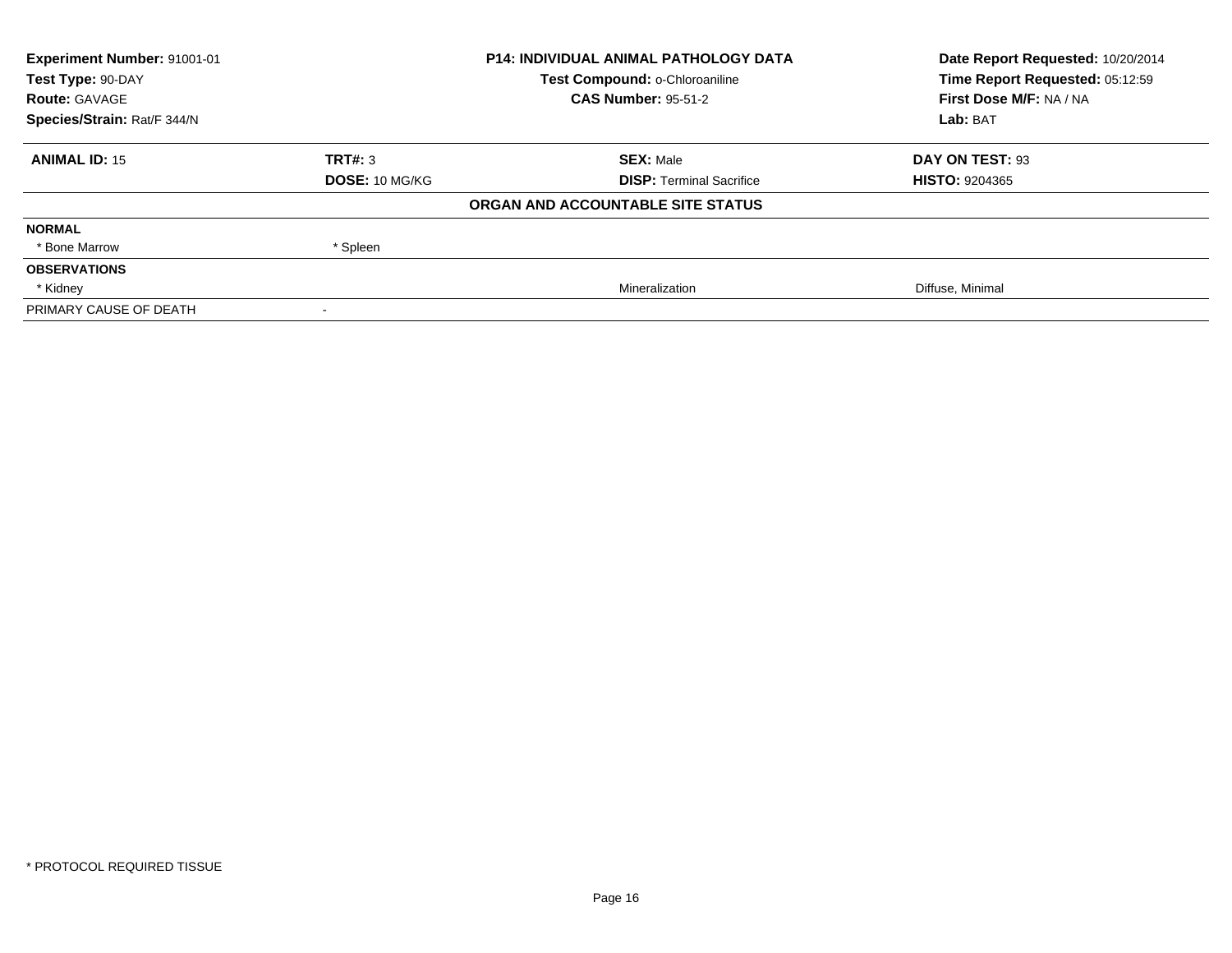| Experiment Number: 91001-01 | P14: INDIVIDUAL ANIMAL PATHOLOGY DATA | Date Report Requested: 10/20/2014 |
|---|---|---|
| Test Type: 90-DAY | Test Compound: o-Chloroaniline | Time Report Requested: 05:12:59 |
| Route: GAVAGE | CAS Number: 95-51-2 | First Dose M/F: NA / NA |
| Species/Strain: Rat/F 344/N | | Lab: BAT |

| ANIMAL ID: 15 | TRT#: 3 | SEX: Male | DAY ON TEST: 93 |
|---|---|---|---|
| | DOSE: 10 MG/KG | DISP: Terminal Sacrifice | HISTO: 9204365 |

**ORGAN AND ACCOUNTABLE SITE STATUS**

| | | | |
|---|---|---|---|
| **NORMAL** | | | |
| * Bone Marrow | * Spleen | | |
| **OBSERVATIONS** | | | |
| * Kidney | | Mineralization | Diffuse, Minimal |
| PRIMARY CAUSE OF DEATH | - | | |

* PROTOCOL REQUIRED TISSUE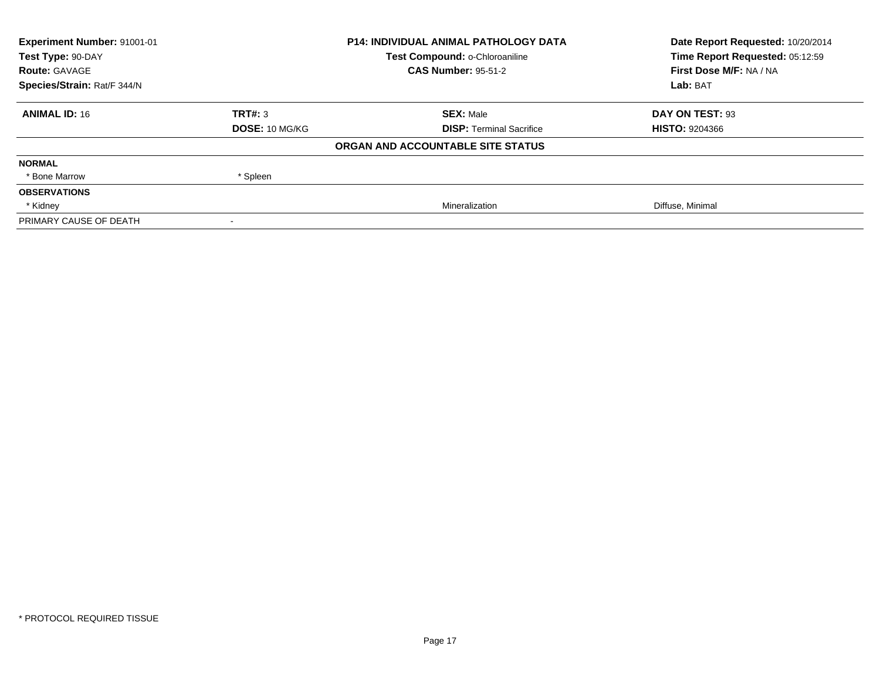| **Experiment Number:** 91001-01 | **P14: INDIVIDUAL ANIMAL PATHOLOGY DATA** | **Date Report Requested:** 10/20/2014 |
|---|---|---|
| **Test Type:** 90-DAY | **Test Compound:** o-Chloroaniline | **Time Report Requested:** 05:12:59 |
| **Route:** GAVAGE | **CAS Number:** 95-51-2 | **First Dose M/F:** NA / NA |
| **Species/Strain:** Rat/F 344/N | | **Lab:** BAT |

| **ANIMAL ID:** 16 | **TRT#:** 3 | **SEX:** Male | **DAY ON TEST:** 93 |
|---|---|---|---|
| | **DOSE:** 10 MG/KG | **DISP:** Terminal Sacrifice | **HISTO:** 9204366 |

**ORGAN AND ACCOUNTABLE SITE STATUS**

| | | | |
|---|---|---|---|
| **NORMAL** | | | |
| * Bone Marrow | * Spleen | | |
| **OBSERVATIONS** | | | |
| * Kidney | | Mineralization | Diffuse, Minimal |
| PRIMARY CAUSE OF DEATH | - | | |

* PROTOCOL REQUIRED TISSUE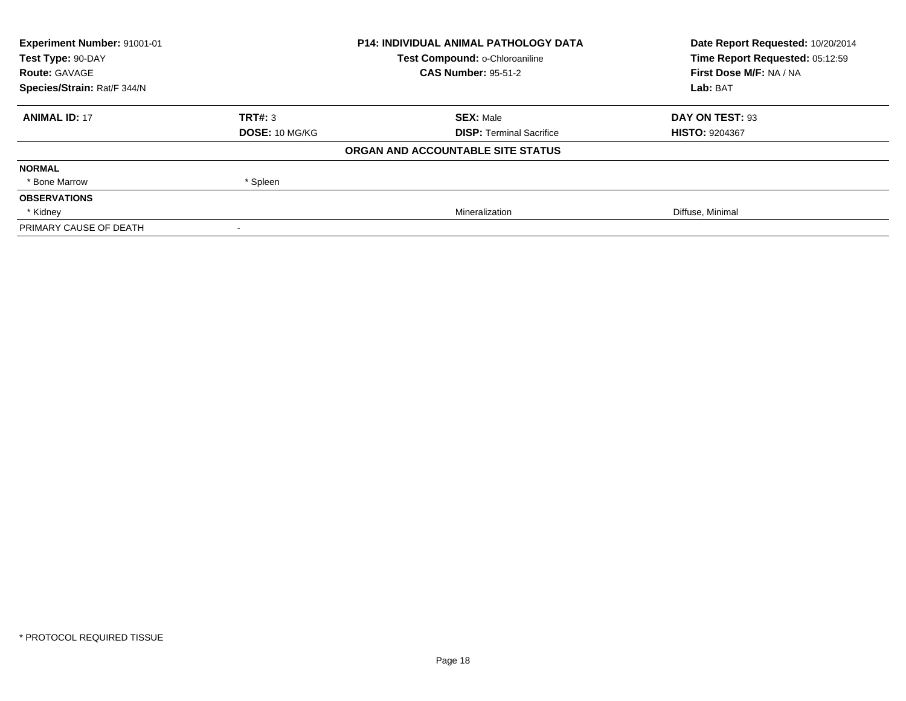| **Experiment Number:** 91001-01 | **P14: INDIVIDUAL ANIMAL PATHOLOGY DATA** | **Date Report Requested:** 10/20/2014 |
|---|---|---|
| **Test Type:** 90-DAY | **Test Compound:** o-Chloroaniline | **Time Report Requested:** 05:12:59 |
| **Route:** GAVAGE | **CAS Number:** 95-51-2 | **First Dose M/F:** NA / NA |
| **Species/Strain:** Rat/F 344/N | | **Lab:** BAT |

| **ANIMAL ID:** 17 | **TRT#:** 3 | **SEX:** Male | **DAY ON TEST:** 93 |
|---|---|---|---|
| | **DOSE:** 10 MG/KG | **DISP:** Terminal Sacrifice | **HISTO:** 9204367 |

**ORGAN AND ACCOUNTABLE SITE STATUS**

| | | | |
|---|---|---|---|
| **NORMAL** | | | |
| * Bone Marrow | * Spleen | | |
| **OBSERVATIONS** | | | |
| * Kidney | | Mineralization | Diffuse, Minimal |
| PRIMARY CAUSE OF DEATH | - | | |

* PROTOCOL REQUIRED TISSUE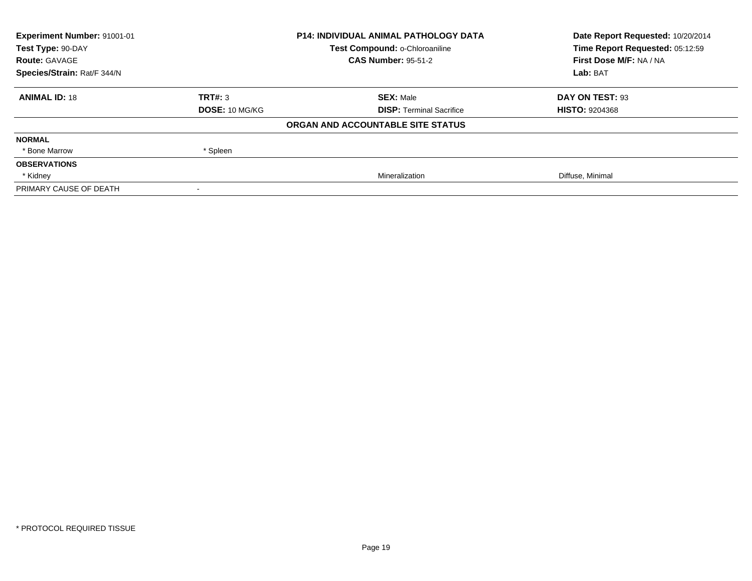| **Experiment Number:** 91001-01 | **P14: INDIVIDUAL ANIMAL PATHOLOGY DATA** | **Date Report Requested:** 10/20/2014 |
|---|---|---|
| **Test Type:** 90-DAY | **Test Compound:** o-Chloroaniline | **Time Report Requested:** 05:12:59 |
| **Route:** GAVAGE | **CAS Number:** 95-51-2 | **First Dose M/F:** NA / NA |
| **Species/Strain:** Rat/F 344/N | | **Lab:** BAT |

| **ANIMAL ID:** 18 | **TRT#:** 3 | **SEX:** Male | **DAY ON TEST:** 93 |
|---|---|---|---|
| | **DOSE:** 10 MG/KG | **DISP:** Terminal Sacrifice | **HISTO:** 9204368 |
| | | **ORGAN AND ACCOUNTABLE SITE STATUS** | |
| **NORMAL** | | | |
| * Bone Marrow | * Spleen | | |
| **OBSERVATIONS** | | | |
| * Kidney | | Mineralization | Diffuse, Minimal |
| PRIMARY CAUSE OF DEATH | - | | |

* PROTOCOL REQUIRED TISSUE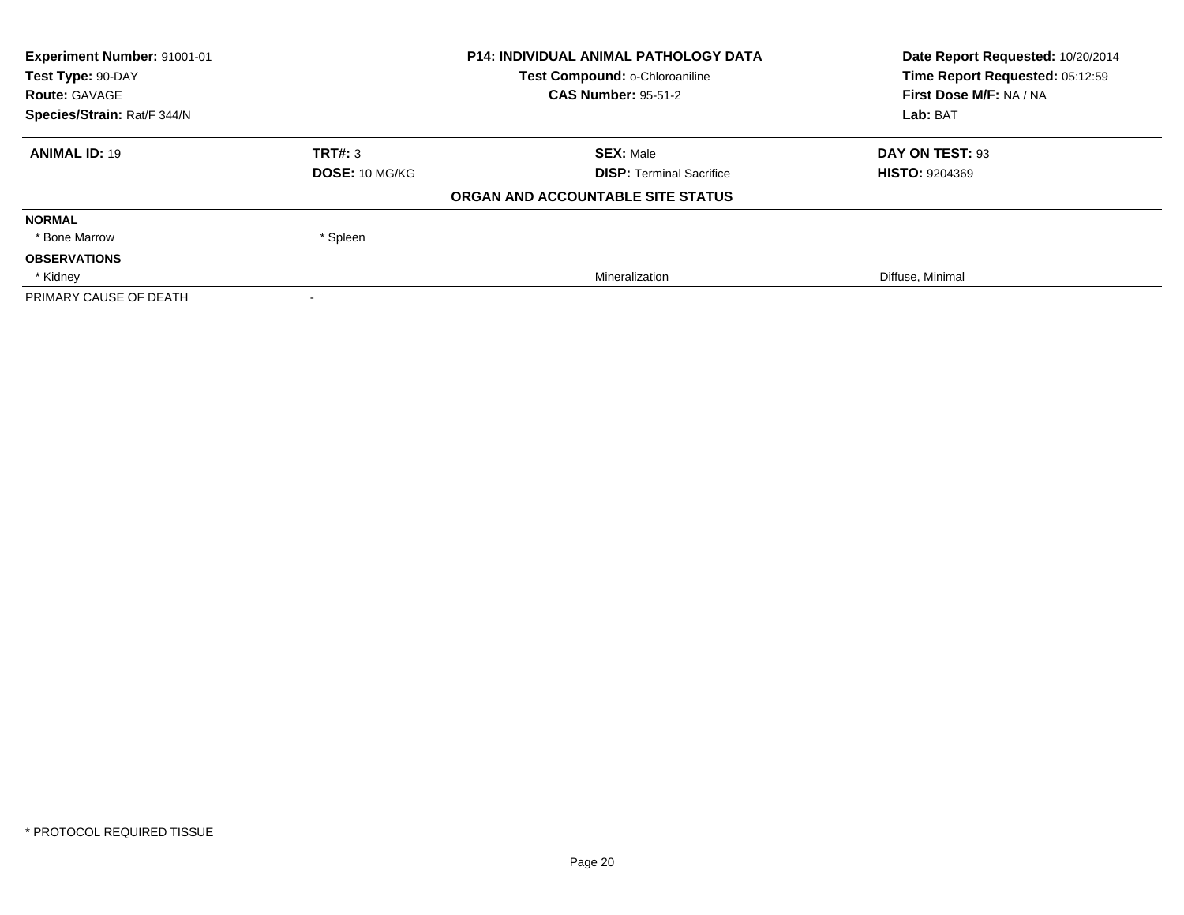**Experiment Number:** 91001-01
**Test Type:** 90-DAY
**Route:** GAVAGE
**Species/Strain:** Rat/F 344/N

**P14: INDIVIDUAL ANIMAL PATHOLOGY DATA**
**Test Compound:** o-Chloroaniline
**CAS Number:** 95-51-2

**Date Report Requested:** 10/20/2014
**Time Report Requested:** 05:12:59
**First Dose M/F:** NA / NA
**Lab:** BAT

| **ANIMAL ID:** 19 | **TRT#:** 3 | **SEX:** Male | **DAY ON TEST:** 93 |
|---|---|---|---|
| | **DOSE:** 10 MG/KG | **DISP:** Terminal Sacrifice | **HISTO:** 9204369 |

**ORGAN AND ACCOUNTABLE SITE STATUS**

| | | | |
|---|---|---|---|
| **NORMAL** | | | |
| * Bone Marrow | * Spleen | | |
| **OBSERVATIONS** | | | |
| * Kidney | | Mineralization | Diffuse, Minimal |
| PRIMARY CAUSE OF DEATH | - | | |

* PROTOCOL REQUIRED TISSUE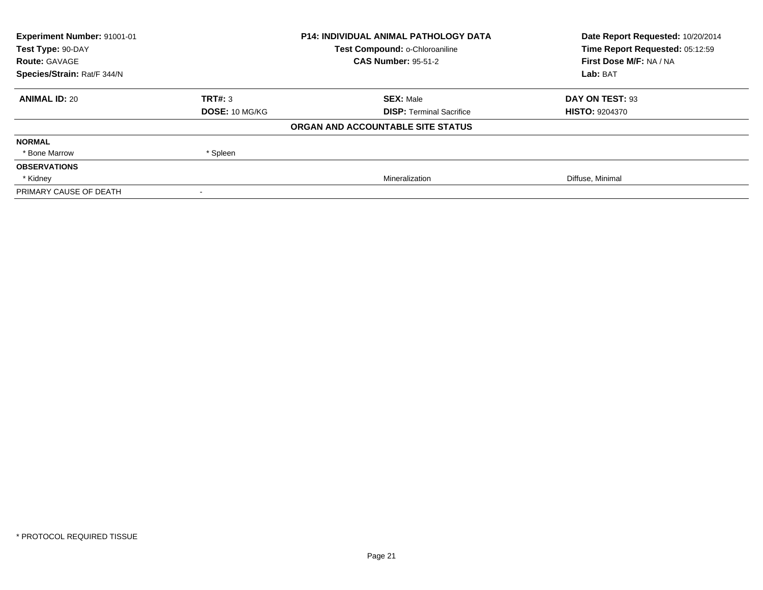| Experiment Number: 91001-01 | P14: INDIVIDUAL ANIMAL PATHOLOGY DATA | Date Report Requested: 10/20/2014 |
|---|---|---|
| Test Type: 90-DAY | Test Compound: o-Chloroaniline | Time Report Requested: 05:12:59 |
| Route: GAVAGE | CAS Number: 95-51-2 | First Dose M/F: NA / NA |
| Species/Strain: Rat/F 344/N | | Lab: BAT |

| ANIMAL ID: 20 | TRT#: 3 | SEX: Male | DAY ON TEST: 93 |
|---|---|---|---|
| | DOSE: 10 MG/KG | DISP: Terminal Sacrifice | HISTO: 9204370 |

**ORGAN AND ACCOUNTABLE SITE STATUS**

| | | | |
|---|---|---|---|
| **NORMAL** | | | |
| * Bone Marrow | * Spleen | | |
| **OBSERVATIONS** | | | |
| * Kidney | | Mineralization | Diffuse, Minimal |
| PRIMARY CAUSE OF DEATH | - | | |

* PROTOCOL REQUIRED TISSUE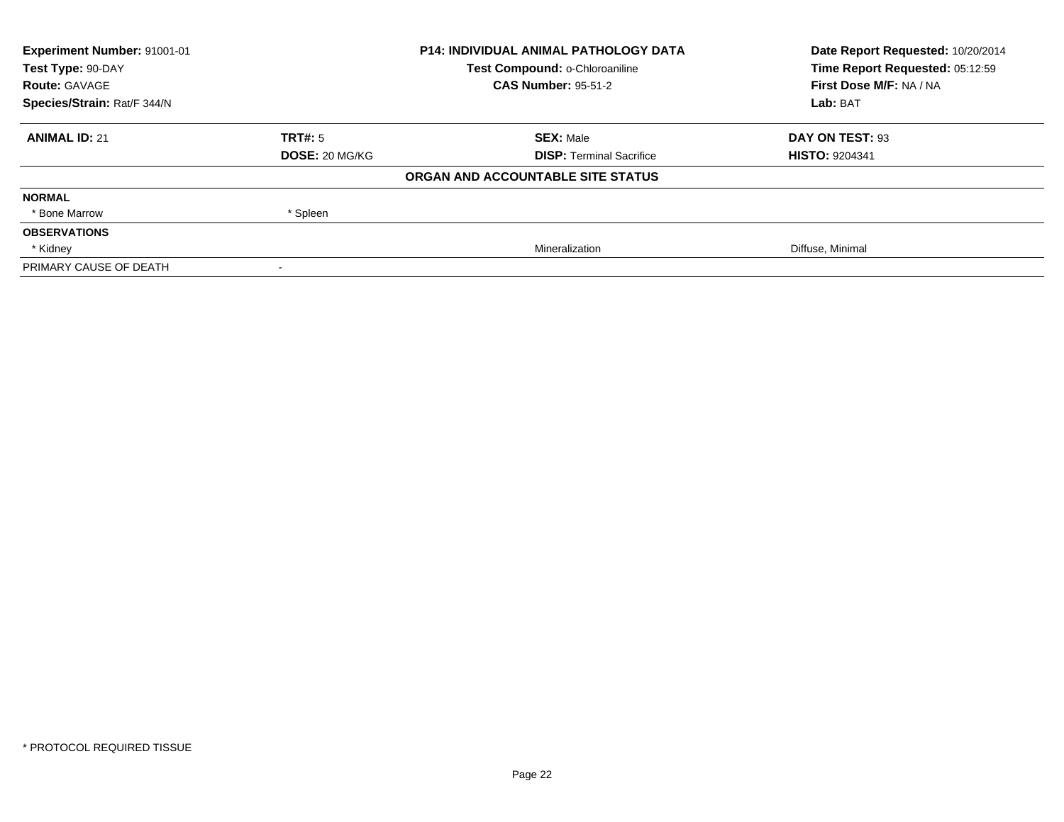| **Experiment Number:** 91001-01 | **P14: INDIVIDUAL ANIMAL PATHOLOGY DATA** | **Date Report Requested:** 10/20/2014 |
|---|---|---|
| **Test Type:** 90-DAY | **Test Compound:** o-Chloroaniline | **Time Report Requested:** 05:12:59 |
| **Route:** GAVAGE | **CAS Number:** 95-51-2 | **First Dose M/F:** NA / NA |
| **Species/Strain:** Rat/F 344/N | | **Lab:** BAT |

| **ANIMAL ID:** 21 | **TRT#:** 5 | **SEX:** Male | **DAY ON TEST:** 93 |
|---|---|---|---|
| | **DOSE:** 20 MG/KG | **DISP:** Terminal Sacrifice | **HISTO:** 9204341 |

**ORGAN AND ACCOUNTABLE SITE STATUS**

| | | | |
|---|---|---|---|
| **NORMAL** | | | |
| * Bone Marrow | * Spleen | | |
| **OBSERVATIONS** | | | |
| * Kidney | | Mineralization | Diffuse, Minimal |
| PRIMARY CAUSE OF DEATH | - | | |

* PROTOCOL REQUIRED TISSUE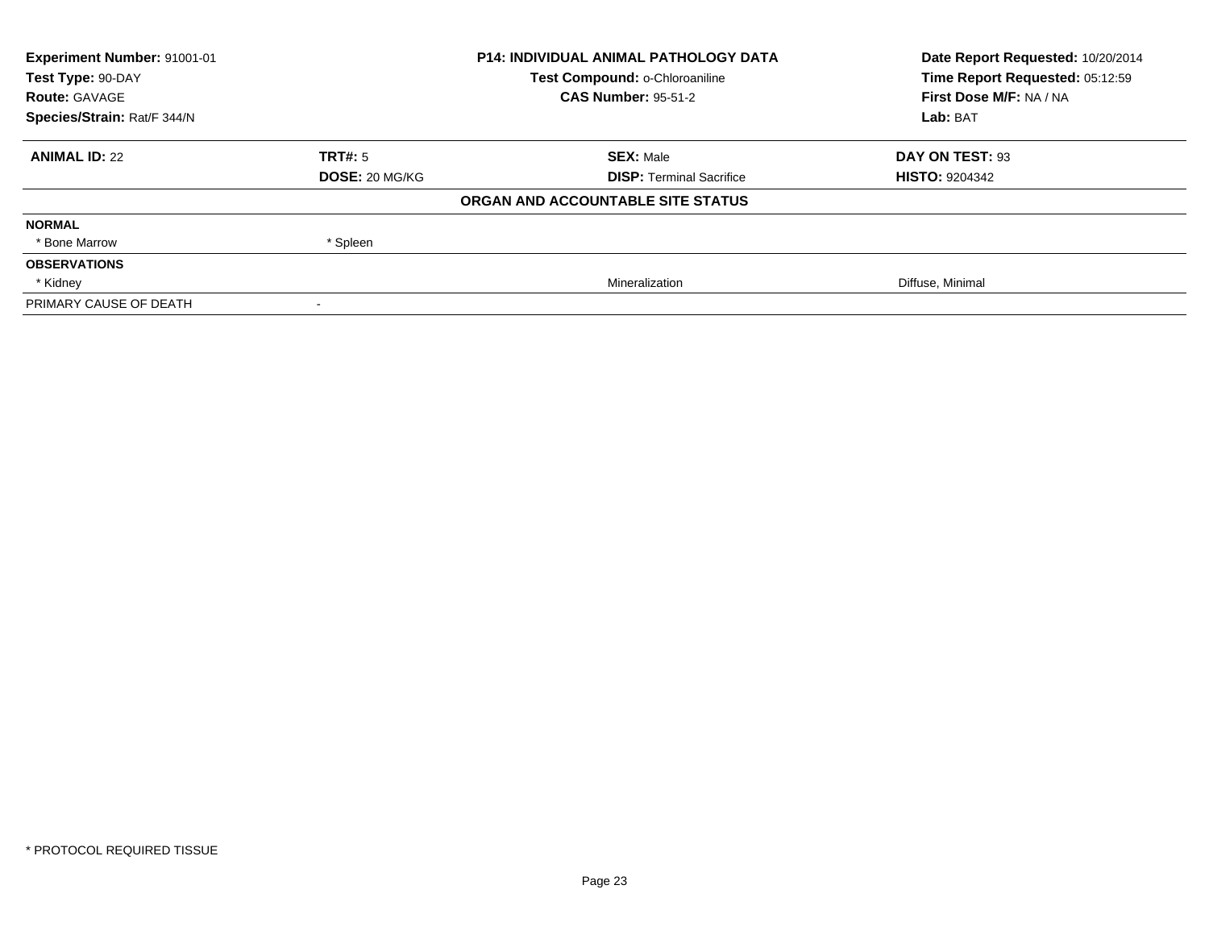| **Experiment Number:** 91001-01 | **P14: INDIVIDUAL ANIMAL PATHOLOGY DATA** | **Date Report Requested:** 10/20/2014 |
|---|---|---|
| **Test Type:** 90-DAY | **Test Compound:** o-Chloroaniline | **Time Report Requested:** 05:12:59 |
| **Route:** GAVAGE | **CAS Number:** 95-51-2 | **First Dose M/F:** NA / NA |
| **Species/Strain:** Rat/F 344/N | | **Lab:** BAT |

| **ANIMAL ID:** 22 | **TRT#:** 5 | **SEX:** Male | **DAY ON TEST:** 93 |
|---|---|---|---|
| | **DOSE:** 20 MG/KG | **DISP:** Terminal Sacrifice | **HISTO:** 9204342 |

**ORGAN AND ACCOUNTABLE SITE STATUS**

| | | | |
|---|---|---|---|
| **NORMAL** | | | |
| * Bone Marrow | * Spleen | | |
| **OBSERVATIONS** | | | |
| * Kidney | | Mineralization | Diffuse, Minimal |
| PRIMARY CAUSE OF DEATH | - | | |

* PROTOCOL REQUIRED TISSUE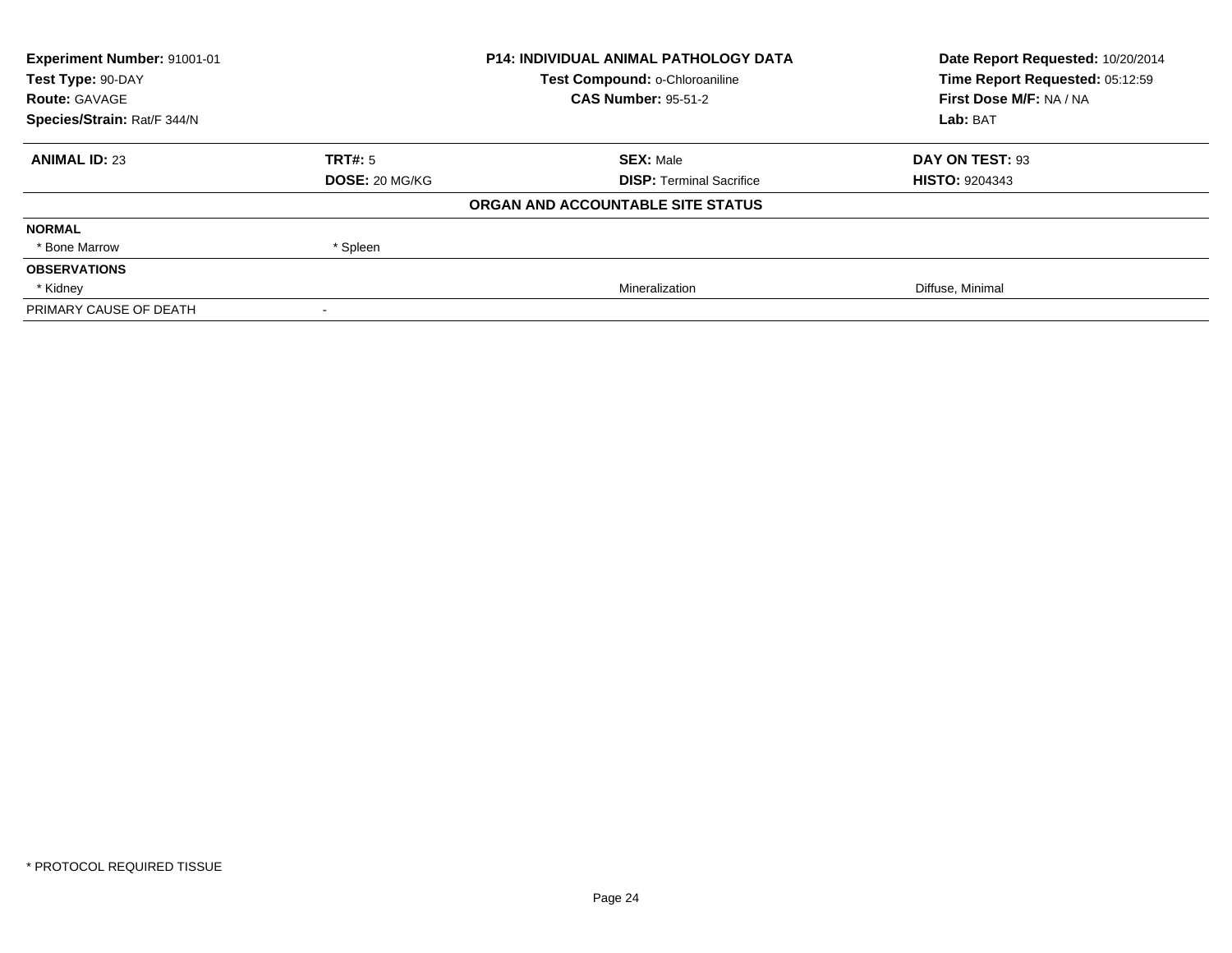| Experiment Number: 91001-01 | P14: INDIVIDUAL ANIMAL PATHOLOGY DATA | Date Report Requested: 10/20/2014 |
|---|---|---|
| Test Type: 90-DAY | Test Compound: o-Chloroaniline | Time Report Requested: 05:12:59 |
| Route: GAVAGE | CAS Number: 95-51-2 | First Dose M/F: NA / NA |
| Species/Strain: Rat/F 344/N | | Lab: BAT |

| ANIMAL ID: 23 | TRT#: 5 | SEX: Male | DAY ON TEST: 93 |
|---|---|---|---|
| | DOSE: 20 MG/KG | DISP: Terminal Sacrifice | HISTO: 9204343 |

**ORGAN AND ACCOUNTABLE SITE STATUS**

| | | | |
|---|---|---|---|
| **NORMAL** | | | |
| * Bone Marrow | * Spleen | | |
| **OBSERVATIONS** | | | |
| * Kidney | | Mineralization | Diffuse, Minimal |
| PRIMARY CAUSE OF DEATH | - | | |

* PROTOCOL REQUIRED TISSUE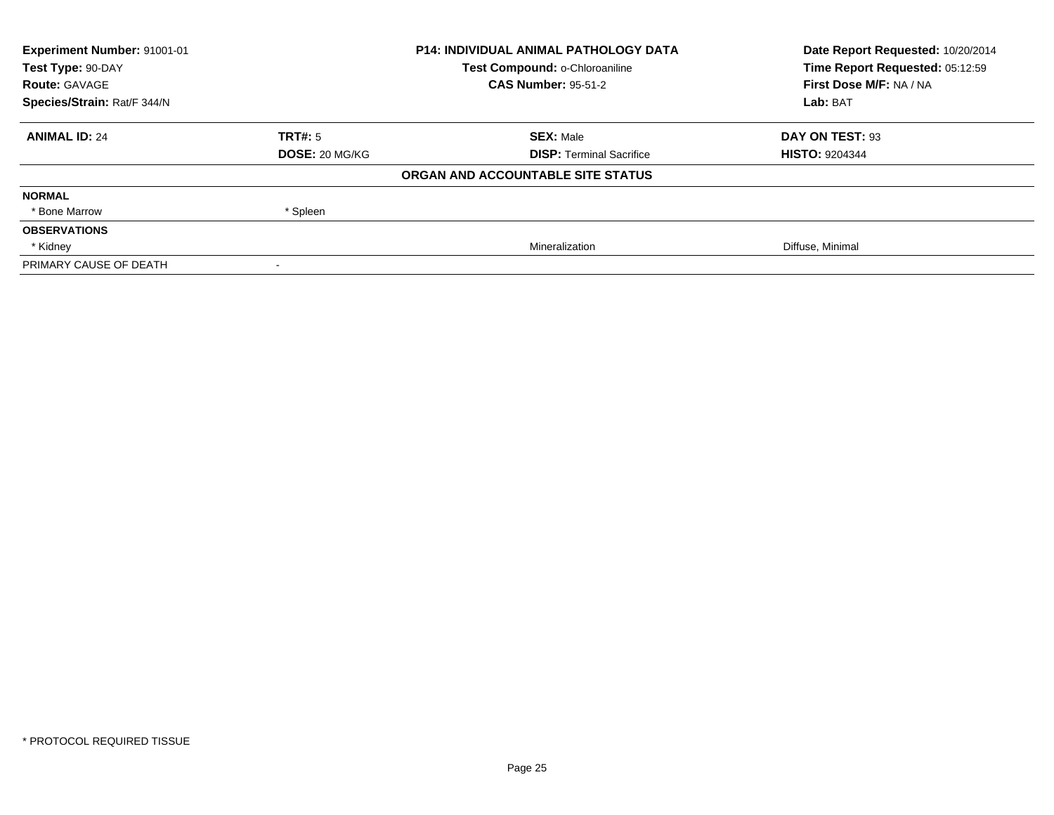| Experiment Number: 91001-01 | P14: INDIVIDUAL ANIMAL PATHOLOGY DATA | Date Report Requested: 10/20/2014 |
|---|---|---|
| Test Type: 90-DAY | Test Compound: o-Chloroaniline | Time Report Requested: 05:12:59 |
| Route: GAVAGE | CAS Number: 95-51-2 | First Dose M/F: NA / NA |
| Species/Strain: Rat/F 344/N | | Lab: BAT |

| ANIMAL ID: 24 | TRT#: 5 | SEX: Male | DAY ON TEST: 93 |
|---|---|---|---|
| | DOSE: 20 MG/KG | DISP: Terminal Sacrifice | HISTO: 9204344 |

**ORGAN AND ACCOUNTABLE SITE STATUS**

| | | | |
|---|---|---|---|
| **NORMAL** | | | |
| * Bone Marrow | * Spleen | | |
| **OBSERVATIONS** | | | |
| * Kidney | | Mineralization | Diffuse, Minimal |
| PRIMARY CAUSE OF DEATH | - | | |

* PROTOCOL REQUIRED TISSUE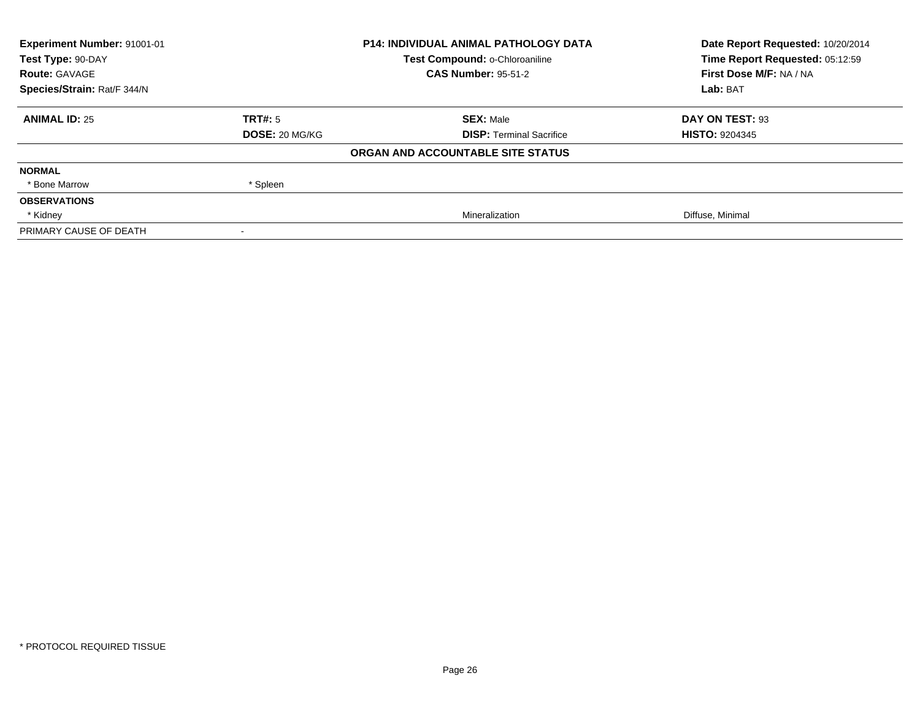| Experiment Number: 91001-01 | P14: INDIVIDUAL ANIMAL PATHOLOGY DATA | Date Report Requested: 10/20/2014 |
|---|---|---|
| Test Type: 90-DAY | Test Compound: o-Chloroaniline | Time Report Requested: 05:12:59 |
| Route: GAVAGE | CAS Number: 95-51-2 | First Dose M/F: NA / NA |
| Species/Strain: Rat/F 344/N | | Lab: BAT |

| ANIMAL ID: 25 | TRT#: 5 | SEX: Male | DAY ON TEST: 93 |
|---|---|---|---|
| | DOSE: 20 MG/KG | DISP: Terminal Sacrifice | HISTO: 9204345 |

**ORGAN AND ACCOUNTABLE SITE STATUS**

| | | | |
|---|---|---|---|
| **NORMAL** | | | |
| * Bone Marrow | * Spleen | | |
| **OBSERVATIONS** | | | |
| * Kidney | | Mineralization | Diffuse, Minimal |
| PRIMARY CAUSE OF DEATH | - | | |

* PROTOCOL REQUIRED TISSUE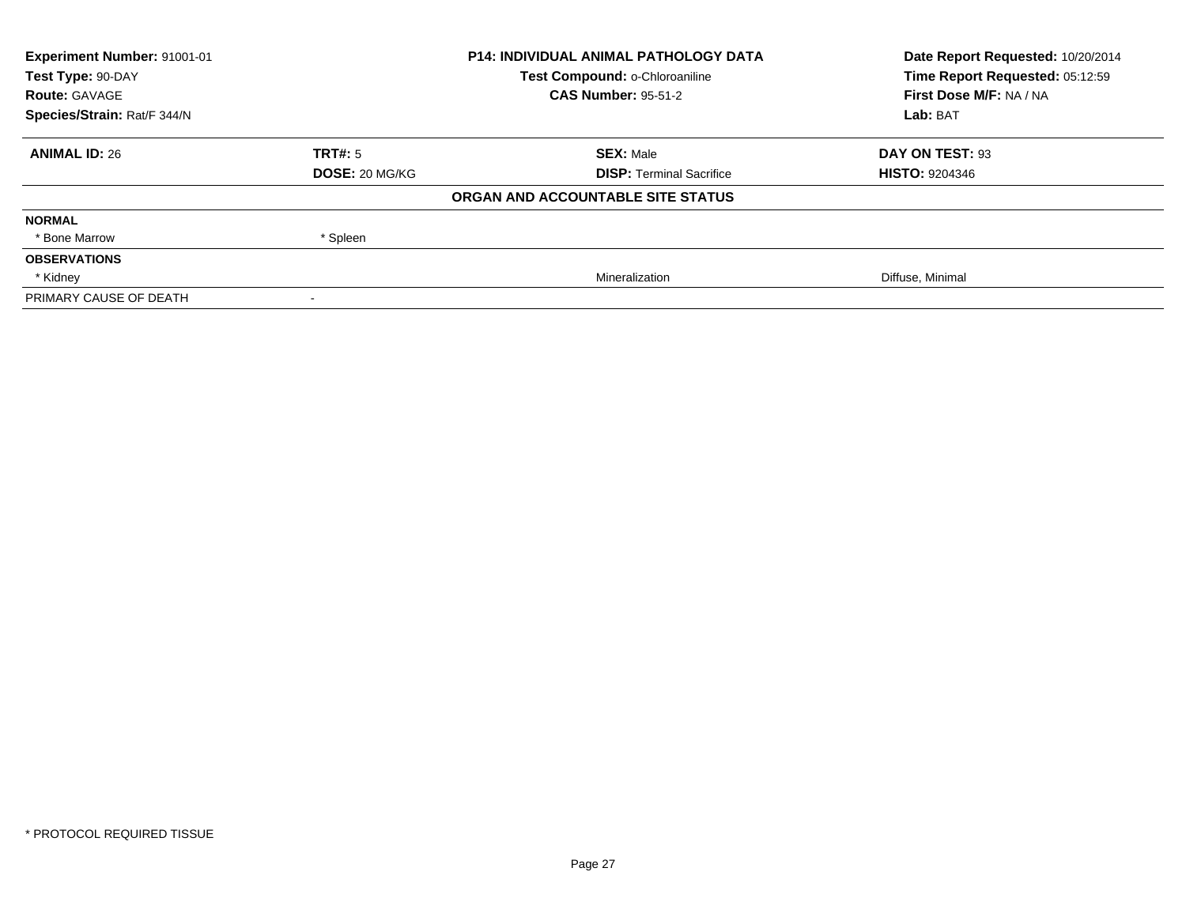| **Experiment Number:** 91001-01 | **P14: INDIVIDUAL ANIMAL PATHOLOGY DATA** | **Date Report Requested:** 10/20/2014 |
|---|---|---|
| **Test Type:** 90-DAY | **Test Compound:** o-Chloroaniline | **Time Report Requested:** 05:12:59 |
| **Route:** GAVAGE | **CAS Number:** 95-51-2 | **First Dose M/F:** NA / NA |
| **Species/Strain:** Rat/F 344/N | | **Lab:** BAT |

| **ANIMAL ID:** 26 | **TRT#:** 5 | **SEX:** Male | **DAY ON TEST:** 93 |
|---|---|---|---|
| | **DOSE:** 20 MG/KG | **DISP:** Terminal Sacrifice | **HISTO:** 9204346 |
| | | **ORGAN AND ACCOUNTABLE SITE STATUS** | |
| **NORMAL** | | | |
| * Bone Marrow | * Spleen | | |
| **OBSERVATIONS** | | | |
| * Kidney | | Mineralization | Diffuse, Minimal |
| PRIMARY CAUSE OF DEATH | - | | |

* PROTOCOL REQUIRED TISSUE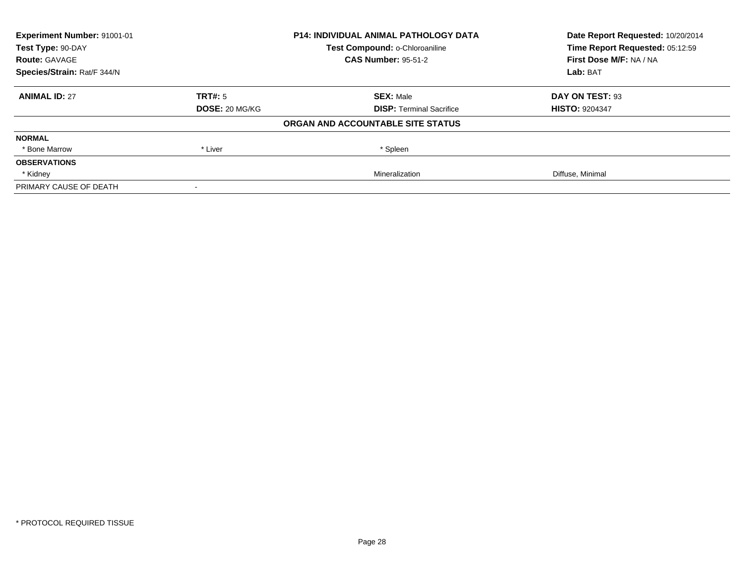| Experiment Number: 91001-01 | P14: INDIVIDUAL ANIMAL PATHOLOGY DATA | Date Report Requested: 10/20/2014 |
|---|---|---|
| Test Type: 90-DAY | Test Compound: o-Chloroaniline | Time Report Requested: 05:12:59 |
| Route: GAVAGE | CAS Number: 95-51-2 | First Dose M/F: NA / NA |
| Species/Strain: Rat/F 344/N | | Lab: BAT |

| ANIMAL ID: 27 | TRT#: 5 | SEX: Male | DAY ON TEST: 93 |
|---|---|---|---|
| | DOSE: 20 MG/KG | DISP: Terminal Sacrifice | HISTO: 9204347 |
| | | **ORGAN AND ACCOUNTABLE SITE STATUS** | |
| **NORMAL** | | | |
| * Bone Marrow | * Liver | * Spleen | |
| **OBSERVATIONS** | | | |
| * Kidney | | Mineralization | Diffuse, Minimal |
| PRIMARY CAUSE OF DEATH | - | | |

* PROTOCOL REQUIRED TISSUE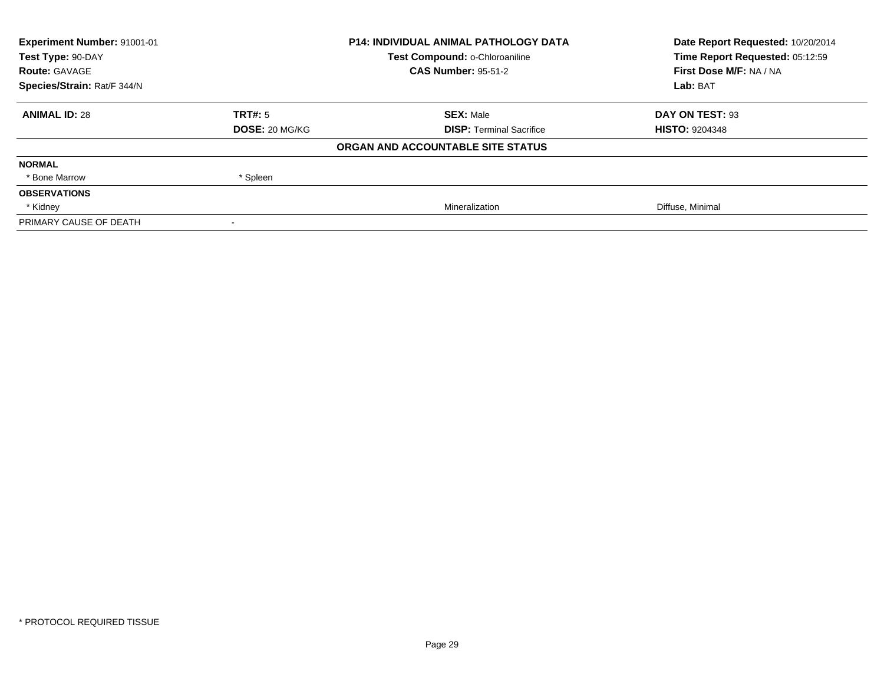| Experiment Number: 91001-01 | P14: INDIVIDUAL ANIMAL PATHOLOGY DATA | Date Report Requested: 10/20/2014 |
|---|---|---|
| Test Type: 90-DAY | Test Compound: o-Chloroaniline | Time Report Requested: 05:12:59 |
| Route: GAVAGE | CAS Number: 95-51-2 | First Dose M/F: NA / NA |
| Species/Strain: Rat/F 344/N | | Lab: BAT |

| ANIMAL ID: 28 | TRT#: 5 | SEX: Male | DAY ON TEST: 93 |
|---|---|---|---|
| | DOSE: 20 MG/KG | DISP: Terminal Sacrifice | HISTO: 9204348 |

**ORGAN AND ACCOUNTABLE SITE STATUS**

| | | | |
|---|---|---|---|
| **NORMAL** | | | |
| * Bone Marrow | * Spleen | | |
| **OBSERVATIONS** | | | |
| * Kidney | | Mineralization | Diffuse, Minimal |
| PRIMARY CAUSE OF DEATH | - | | |

\* PROTOCOL REQUIRED TISSUE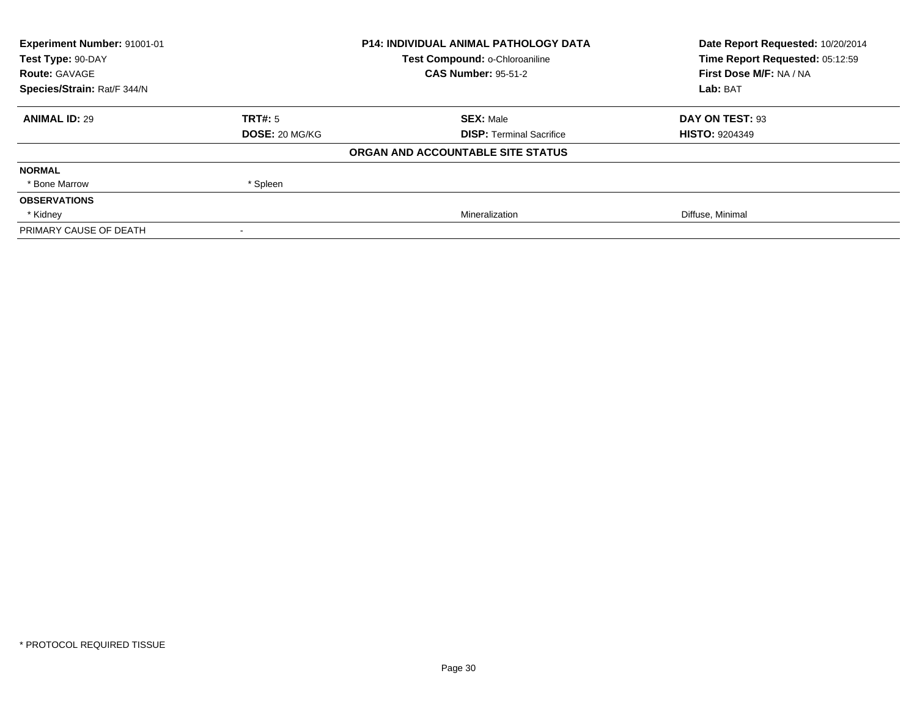| Experiment Number: 91001-01 | P14: INDIVIDUAL ANIMAL PATHOLOGY DATA | Date Report Requested: 10/20/2014 |
|---|---|---|
| Test Type: 90-DAY | Test Compound: o-Chloroaniline | Time Report Requested: 05:12:59 |
| Route: GAVAGE | CAS Number: 95-51-2 | First Dose M/F: NA / NA |
| Species/Strain: Rat/F 344/N | | Lab: BAT |

| ANIMAL ID: 29 | TRT#: 5 | SEX: Male | DAY ON TEST: 93 |
|---|---|---|---|
| | DOSE: 20 MG/KG | DISP: Terminal Sacrifice | HISTO: 9204349 |

**ORGAN AND ACCOUNTABLE SITE STATUS**

| | | | |
|---|---|---|---|
| **NORMAL** | | | |
| * Bone Marrow | * Spleen | | |
| **OBSERVATIONS** | | | |
| * Kidney | | Mineralization | Diffuse, Minimal |
| PRIMARY CAUSE OF DEATH | - | | |

* PROTOCOL REQUIRED TISSUE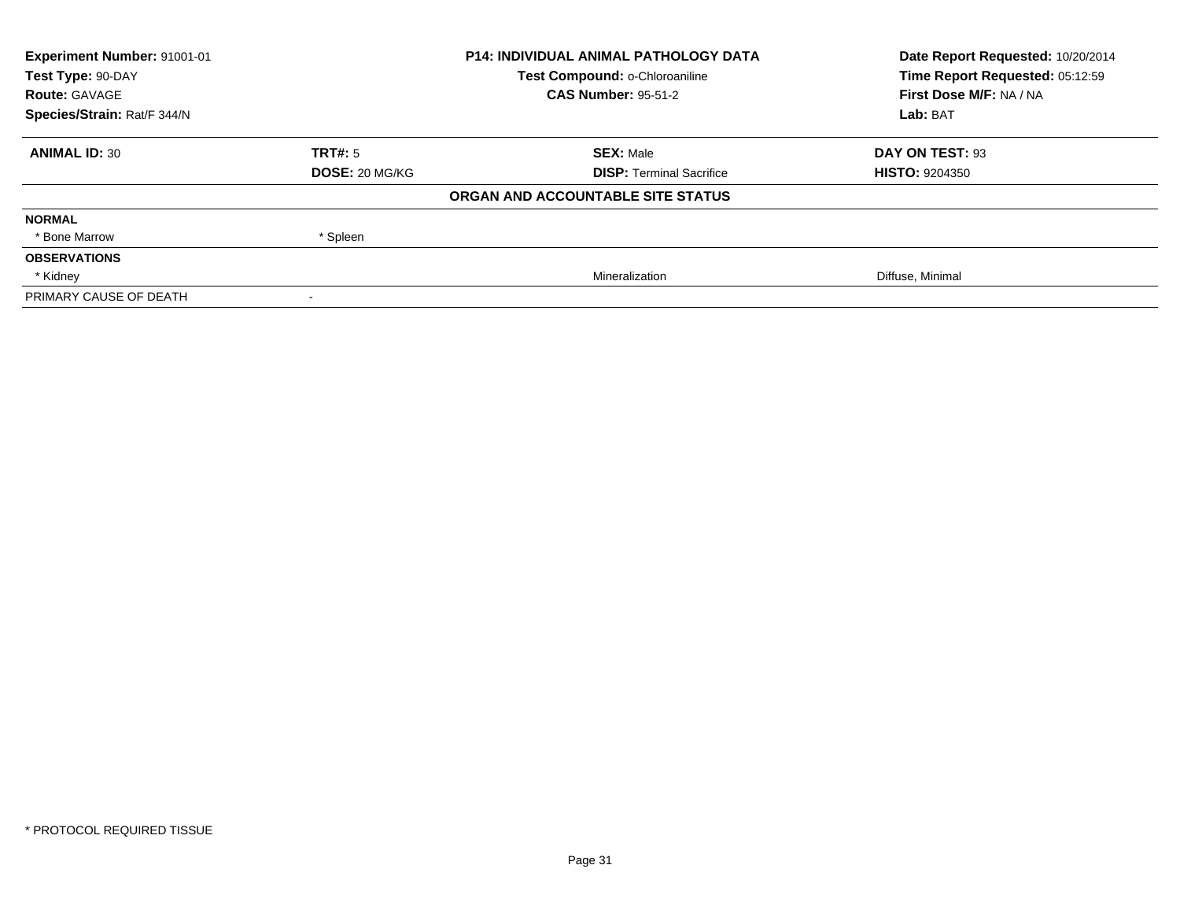| Experiment Number: 91001-01 | P14: INDIVIDUAL ANIMAL PATHOLOGY DATA | Date Report Requested: 10/20/2014 |
|---|---|---|
| Test Type: 90-DAY | Test Compound: o-Chloroaniline | Time Report Requested: 05:12:59 |
| Route: GAVAGE | CAS Number: 95-51-2 | First Dose M/F: NA / NA |
| Species/Strain: Rat/F 344/N | | Lab: BAT |

| ANIMAL ID: 30 | TRT#: 5 | SEX: Male | DAY ON TEST: 93 |
|---|---|---|---|
| | DOSE: 20 MG/KG | DISP: Terminal Sacrifice | HISTO: 9204350 |
| | | ORGAN AND ACCOUNTABLE SITE STATUS | |
| **NORMAL** | | | |
| * Bone Marrow | * Spleen | | |
| **OBSERVATIONS** | | | |
| * Kidney | | Mineralization | Diffuse, Minimal |
| PRIMARY CAUSE OF DEATH | - | | |

* PROTOCOL REQUIRED TISSUE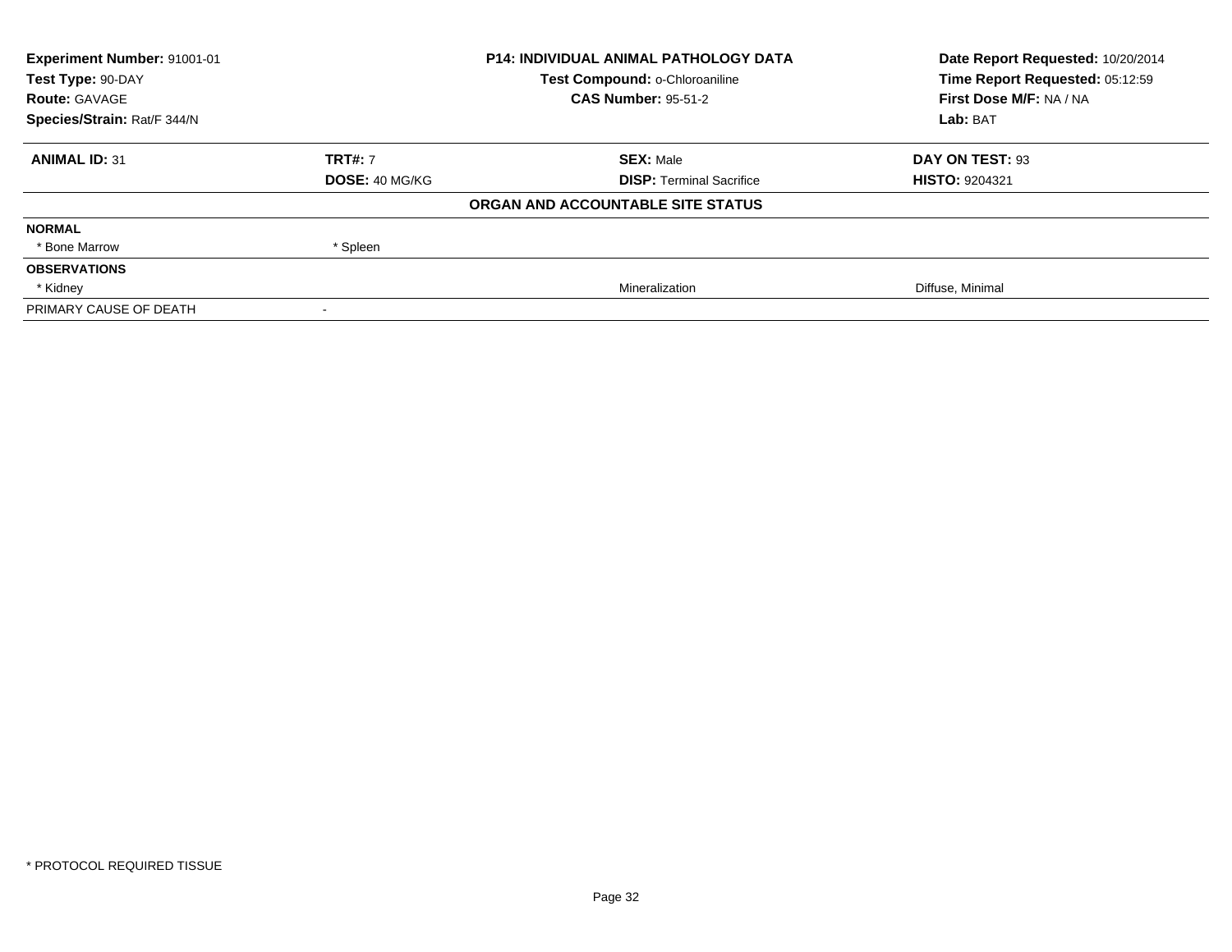| **Experiment Number:** 91001-01 | **P14: INDIVIDUAL ANIMAL PATHOLOGY DATA** | **Date Report Requested:** 10/20/2014 |
|---|---|---|
| **Test Type:** 90-DAY | **Test Compound:** o-Chloroaniline | **Time Report Requested:** 05:12:59 |
| **Route:** GAVAGE | **CAS Number:** 95-51-2 | **First Dose M/F:** NA / NA |
| **Species/Strain:** Rat/F 344/N | | **Lab:** BAT |

| **ANIMAL ID:** 31 | **TRT#:** 7 | **SEX:** Male | **DAY ON TEST:** 93 |
|---|---|---|---|
| | **DOSE:** 40 MG/KG | **DISP:** Terminal Sacrifice | **HISTO:** 9204321 |
| | | **ORGAN AND ACCOUNTABLE SITE STATUS** | |
| **NORMAL** | | | |
| * Bone Marrow | * Spleen | | |
| **OBSERVATIONS** | | | |
| * Kidney | | Mineralization | Diffuse, Minimal |
| PRIMARY CAUSE OF DEATH | - | | |

* PROTOCOL REQUIRED TISSUE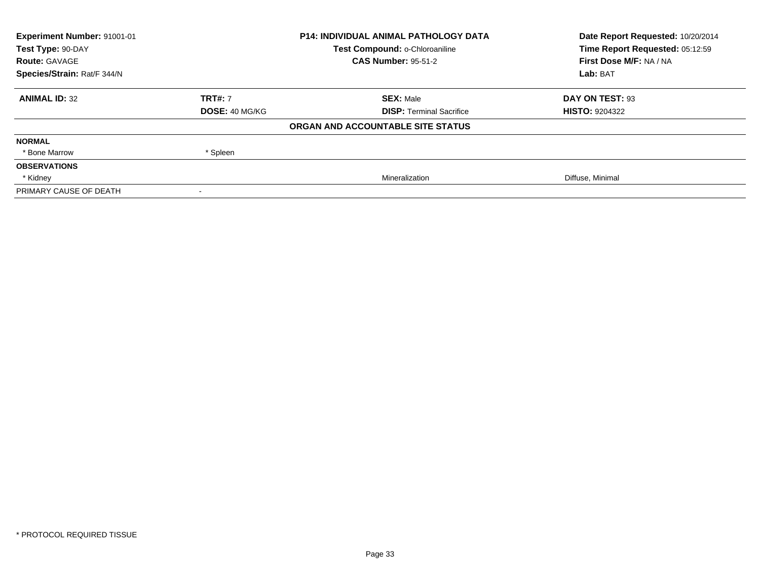| **Experiment Number:** 91001-01 | **P14: INDIVIDUAL ANIMAL PATHOLOGY DATA** | **Date Report Requested:** 10/20/2014 |
|---|---|---|
| **Test Type:** 90-DAY | **Test Compound:** o-Chloroaniline | **Time Report Requested:** 05:12:59 |
| **Route:** GAVAGE | **CAS Number:** 95-51-2 | **First Dose M/F:** NA / NA |
| **Species/Strain:** Rat/F 344/N | | **Lab:** BAT |

| **ANIMAL ID:** 32 | **TRT#:** 7 | **SEX:** Male | **DAY ON TEST:** 93 |
|---|---|---|---|
| | **DOSE:** 40 MG/KG | **DISP:** Terminal Sacrifice | **HISTO:** 9204322 |

**ORGAN AND ACCOUNTABLE SITE STATUS**

| | | | |
|---|---|---|---|
| **NORMAL** | | | |
| * Bone Marrow | * Spleen | | |
| **OBSERVATIONS** | | | |
| * Kidney | | Mineralization | Diffuse, Minimal |
| PRIMARY CAUSE OF DEATH | - | | |

* PROTOCOL REQUIRED TISSUE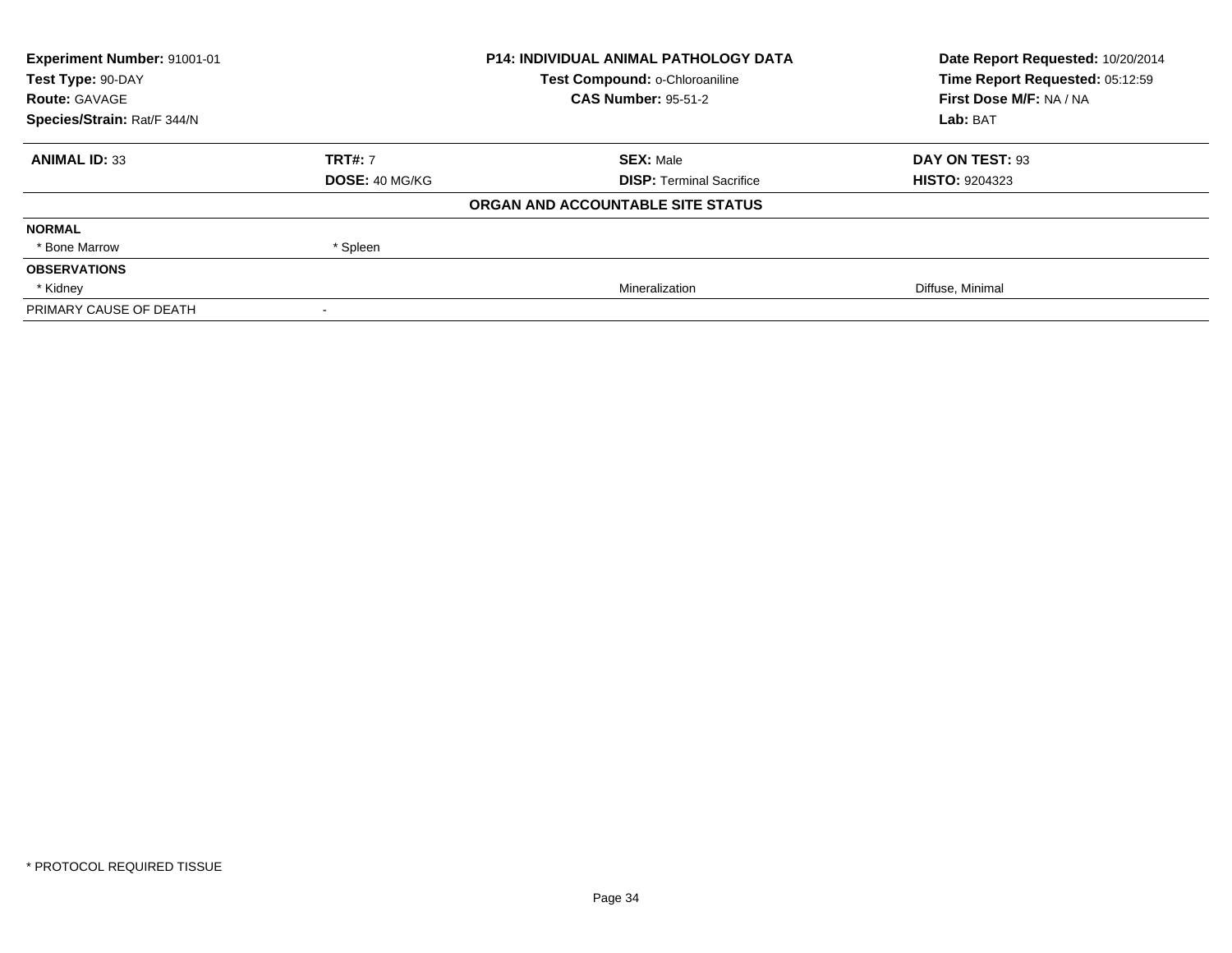| **Experiment Number:** 91001-01 | **P14: INDIVIDUAL ANIMAL PATHOLOGY DATA** | **Date Report Requested:** 10/20/2014 |
|---|---|---|
| **Test Type:** 90-DAY | **Test Compound:** o-Chloroaniline | **Time Report Requested:** 05:12:59 |
| **Route:** GAVAGE | **CAS Number:** 95-51-2 | **First Dose M/F:** NA / NA |
| **Species/Strain:** Rat/F 344/N | | **Lab:** BAT |

| **ANIMAL ID:** 33 | **TRT#:** 7 | **SEX:** Male | **DAY ON TEST:** 93 |
|---|---|---|---|
| | **DOSE:** 40 MG/KG | **DISP:** Terminal Sacrifice | **HISTO:** 9204323 |
| | | **ORGAN AND ACCOUNTABLE SITE STATUS** | |
| **NORMAL** | | | |
| * Bone Marrow | * Spleen | | |
| **OBSERVATIONS** | | | |
| * Kidney | | Mineralization | Diffuse, Minimal |
| PRIMARY CAUSE OF DEATH | - | | |

* PROTOCOL REQUIRED TISSUE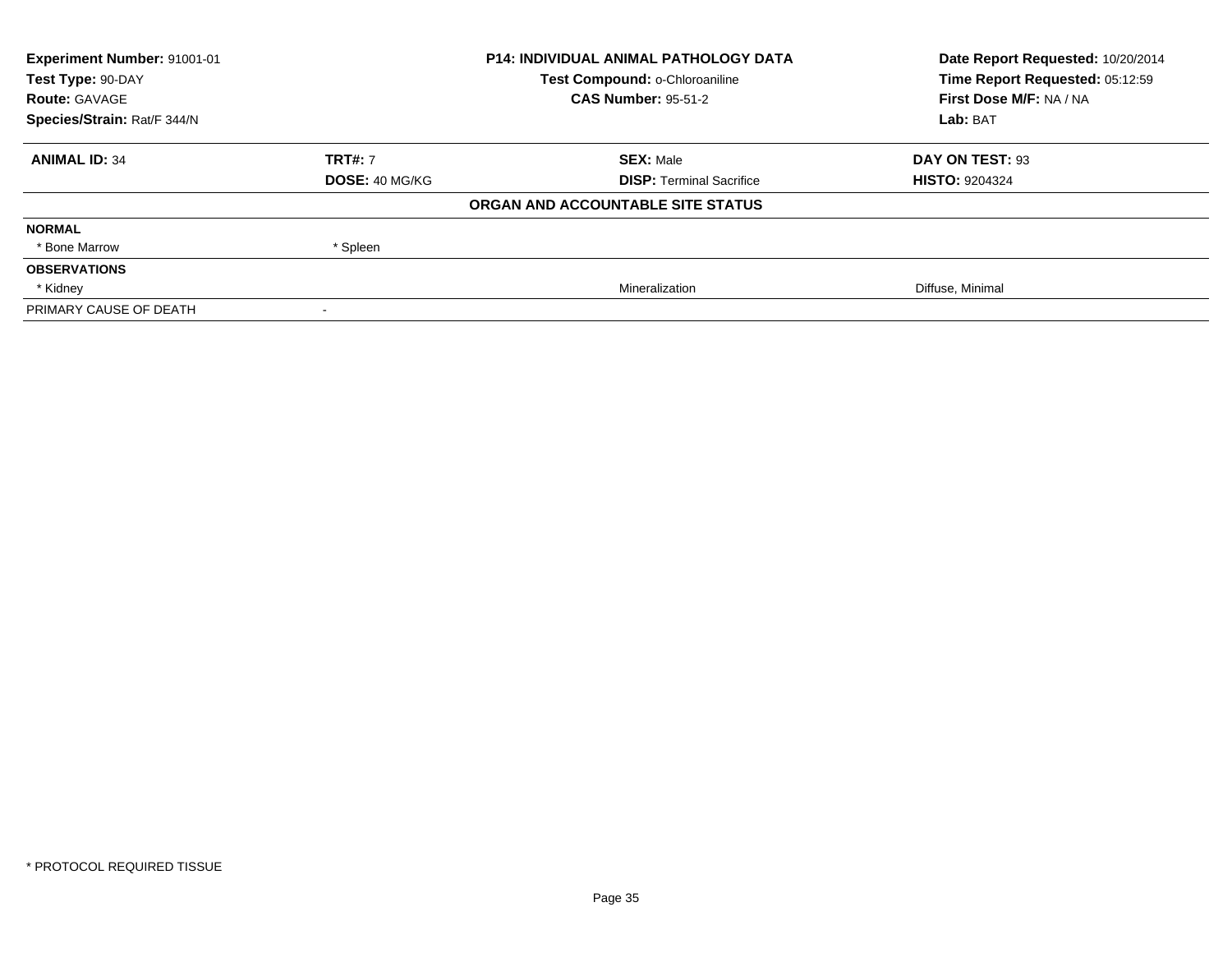| **Experiment Number:** 91001-01 | **P14: INDIVIDUAL ANIMAL PATHOLOGY DATA** | **Date Report Requested:** 10/20/2014 |
|---|---|---|
| **Test Type:** 90-DAY | **Test Compound:** o-Chloroaniline | **Time Report Requested:** 05:12:59 |
| **Route:** GAVAGE | **CAS Number:** 95-51-2 | **First Dose M/F:** NA / NA |
| **Species/Strain:** Rat/F 344/N | | **Lab:** BAT |

| **ANIMAL ID:** 34 | **TRT#:** 7 | **SEX:** Male | **DAY ON TEST:** 93 |
|---|---|---|---|
| | **DOSE:** 40 MG/KG | **DISP:** Terminal Sacrifice | **HISTO:** 9204324 |
| | | **ORGAN AND ACCOUNTABLE SITE STATUS** | |
| **NORMAL** | | | |
| * Bone Marrow | * Spleen | | |
| **OBSERVATIONS** | | | |
| * Kidney | | Mineralization | Diffuse, Minimal |
| PRIMARY CAUSE OF DEATH | - | | |

* PROTOCOL REQUIRED TISSUE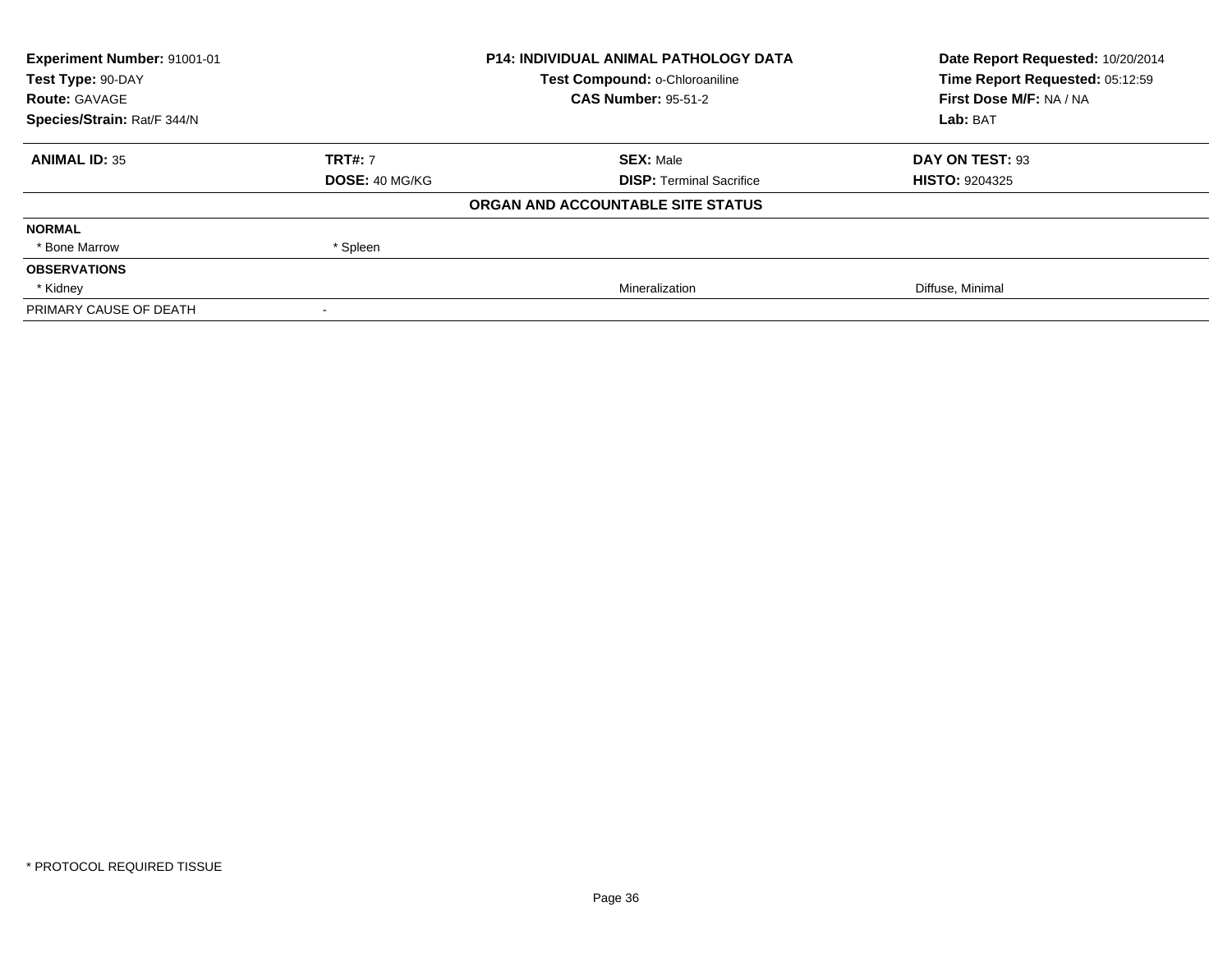**Experiment Number:** 91001-01
**Test Type:** 90-DAY
**Route:** GAVAGE
**Species/Strain:** Rat/F 344/N

**P14: INDIVIDUAL ANIMAL PATHOLOGY DATA**
**Test Compound:** o-Chloroaniline
**CAS Number:** 95-51-2

**Date Report Requested:** 10/20/2014
**Time Report Requested:** 05:12:59
**First Dose M/F:** NA / NA
**Lab:** BAT

| **ANIMAL ID:** 35 | **TRT#:** 7 | **SEX:** Male | **DAY ON TEST:** 93 |
|---|---|---|---|
| | **DOSE:** 40 MG/KG | **DISP:** Terminal Sacrifice | **HISTO:** 9204325 |

**ORGAN AND ACCOUNTABLE SITE STATUS**

| | | | |
|---|---|---|---|
| **NORMAL** | | | |
| * Bone Marrow | * Spleen | | |
| **OBSERVATIONS** | | | |
| * Kidney | | Mineralization | Diffuse, Minimal |
| PRIMARY CAUSE OF DEATH | - | | |

* PROTOCOL REQUIRED TISSUE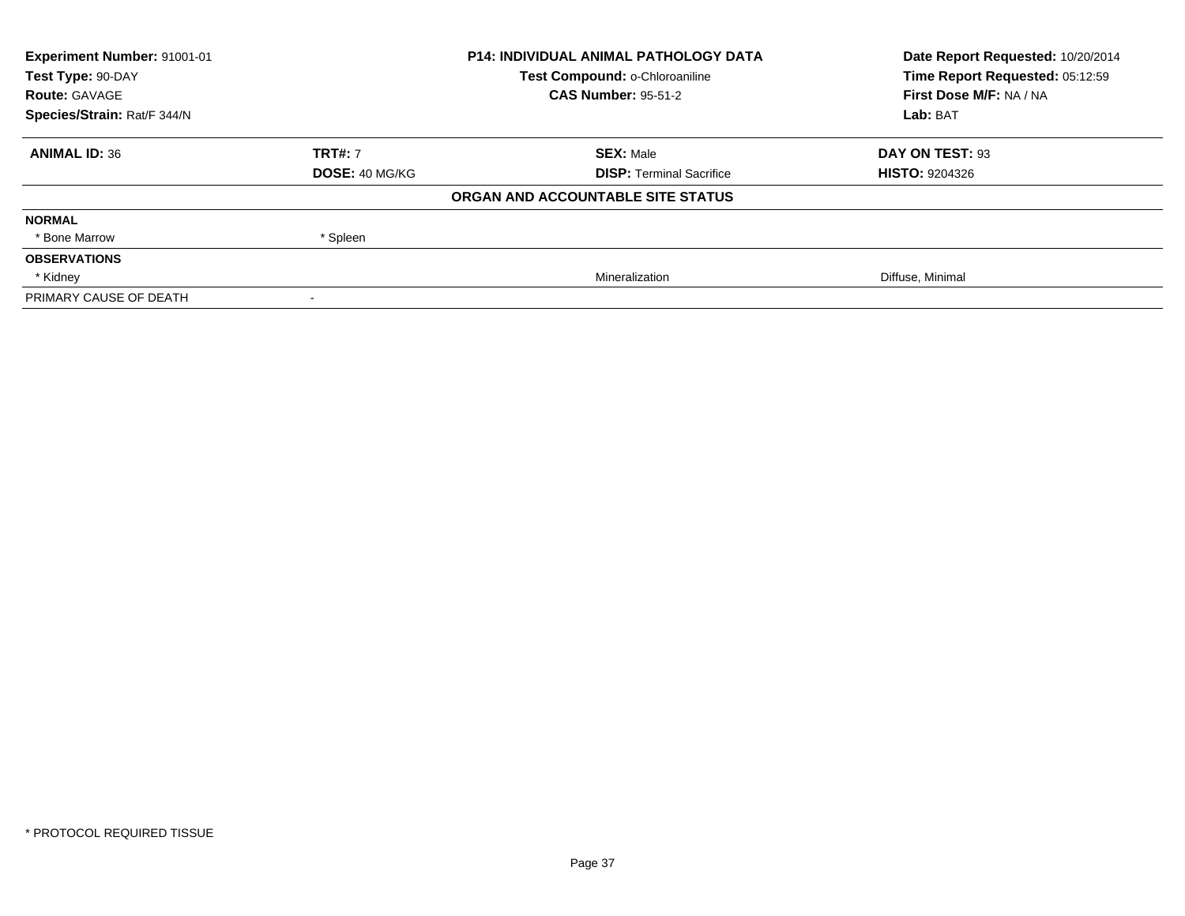**Experiment Number:** 91001-01
**Test Type:** 90-DAY
**Route:** GAVAGE
**Species/Strain:** Rat/F 344/N

**P14: INDIVIDUAL ANIMAL PATHOLOGY DATA**
**Test Compound:** o-Chloroaniline
**CAS Number:** 95-51-2

**Date Report Requested:** 10/20/2014
**Time Report Requested:** 05:12:59
**First Dose M/F:** NA / NA
**Lab:** BAT

| **ANIMAL ID:** 36 | **TRT#:** 7 | **SEX:** Male | **DAY ON TEST:** 93 |
|---|---|---|---|
| | **DOSE:** 40 MG/KG | **DISP:** Terminal Sacrifice | **HISTO:** 9204326 |
| | | **ORGAN AND ACCOUNTABLE SITE STATUS** | |
| **NORMAL** | | | |
| * Bone Marrow | * Spleen | | |
| **OBSERVATIONS** | | | |
| * Kidney | | Mineralization | Diffuse, Minimal |
| PRIMARY CAUSE OF DEATH | - | | |

* PROTOCOL REQUIRED TISSUE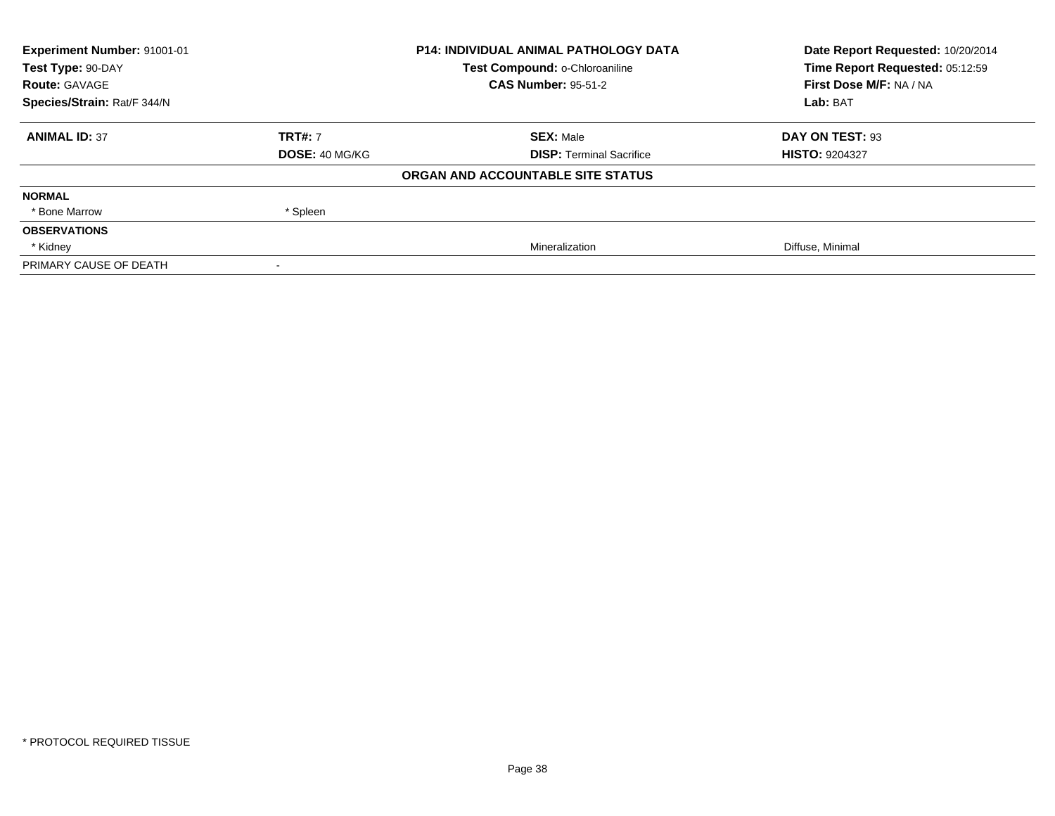**Experiment Number:** 91001-01
**Test Type:** 90-DAY
**Route:** GAVAGE
**Species/Strain:** Rat/F 344/N

**P14: INDIVIDUAL ANIMAL PATHOLOGY DATA**
**Test Compound:** o-Chloroaniline
**CAS Number:** 95-51-2

**Date Report Requested:** 10/20/2014
**Time Report Requested:** 05:12:59
**First Dose M/F:** NA / NA
**Lab:** BAT

| **ANIMAL ID:** 37 | **TRT#:** 7 | **SEX:** Male | **DAY ON TEST:** 93 |
|---|---|---|---|
| | **DOSE:** 40 MG/KG | **DISP:** Terminal Sacrifice | **HISTO:** 9204327 |

**ORGAN AND ACCOUNTABLE SITE STATUS**

| | | | |
|---|---|---|---|
| **NORMAL** | | | |
| * Bone Marrow | * Spleen | | |
| **OBSERVATIONS** | | | |
| * Kidney | | Mineralization | Diffuse, Minimal |
| PRIMARY CAUSE OF DEATH | - | | |

* PROTOCOL REQUIRED TISSUE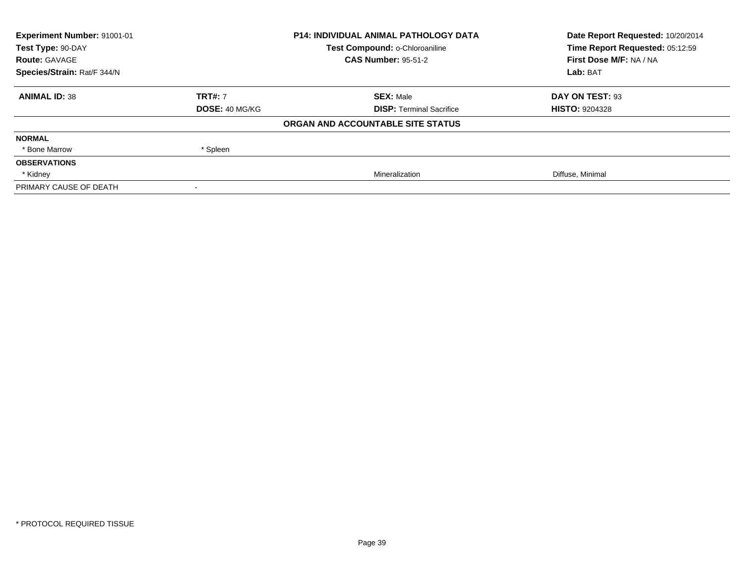| **Experiment Number:** 91001-01 | **P14: INDIVIDUAL ANIMAL PATHOLOGY DATA** | **Date Report Requested:** 10/20/2014 |
|---|---|---|
| **Test Type:** 90-DAY | **Test Compound:** o-Chloroaniline | **Time Report Requested:** 05:12:59 |
| **Route:** GAVAGE | **CAS Number:** 95-51-2 | **First Dose M/F:** NA / NA |
| **Species/Strain:** Rat/F 344/N | | **Lab:** BAT |

| **ANIMAL ID:** 38 | **TRT#:** 7 | **SEX:** Male | **DAY ON TEST:** 93 |
|---|---|---|---|
| | **DOSE:** 40 MG/KG | **DISP:** Terminal Sacrifice | **HISTO:** 9204328 |

**ORGAN AND ACCOUNTABLE SITE STATUS**

| | | | |
|---|---|---|---|
| **NORMAL** | | | |
| * Bone Marrow | * Spleen | | |
| **OBSERVATIONS** | | | |
| * Kidney | | Mineralization | Diffuse, Minimal |
| PRIMARY CAUSE OF DEATH | - | | |

* PROTOCOL REQUIRED TISSUE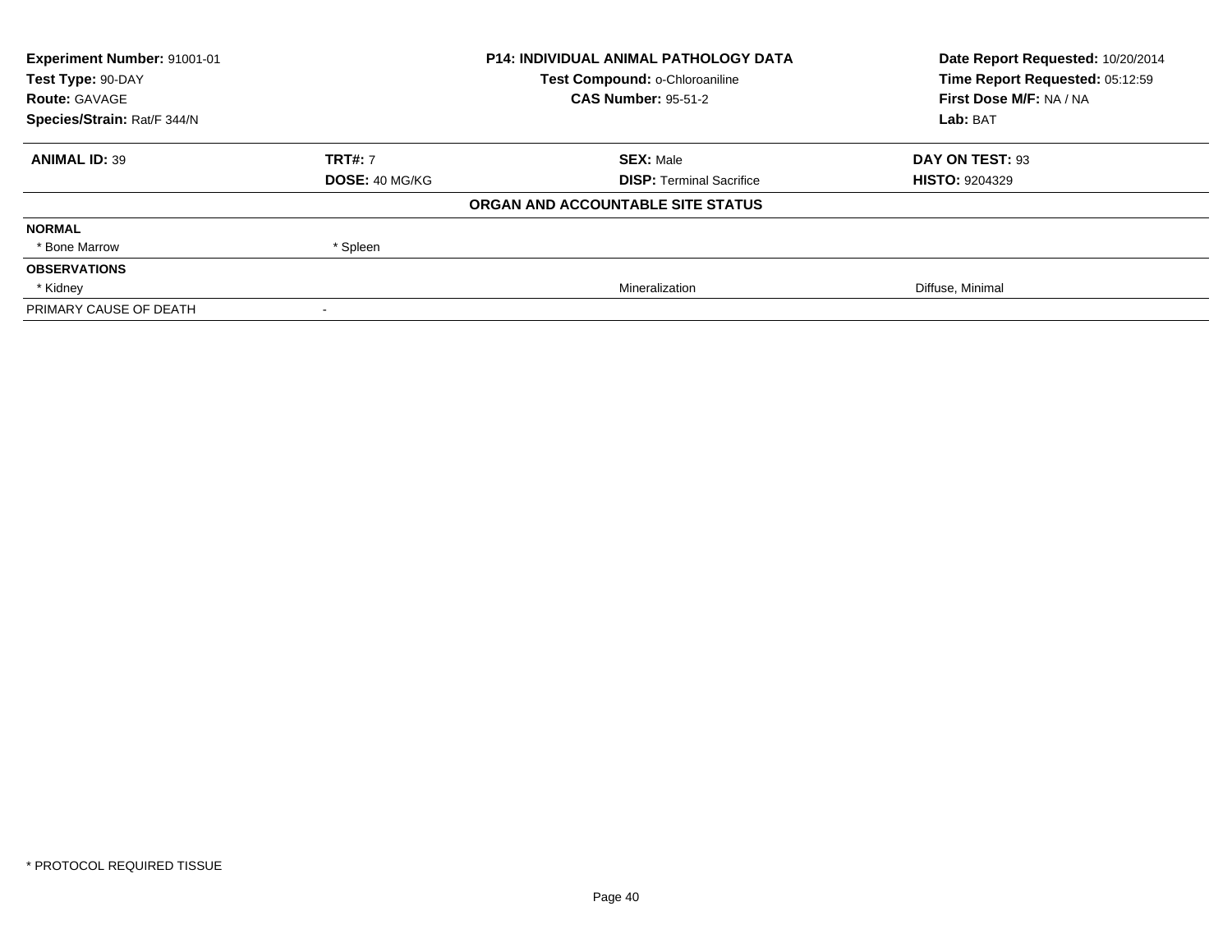**Experiment Number:** 91001-01
**Test Type:** 90-DAY
**Route:** GAVAGE
**Species/Strain:** Rat/F 344/N

**P14: INDIVIDUAL ANIMAL PATHOLOGY DATA**
**Test Compound:** o-Chloroaniline
**CAS Number:** 95-51-2

**Date Report Requested:** 10/20/2014
**Time Report Requested:** 05:12:59
**First Dose M/F:** NA / NA
**Lab:** BAT

| **ANIMAL ID:** 39 | **TRT#:** 7 | **SEX:** Male | **DAY ON TEST:** 93 |
|---|---|---|---|
| | **DOSE:** 40 MG/KG | **DISP:** Terminal Sacrifice | **HISTO:** 9204329 |

**ORGAN AND ACCOUNTABLE SITE STATUS**

| | | | |
|---|---|---|---|
| **NORMAL** | | | |
| * Bone Marrow | * Spleen | | |
| **OBSERVATIONS** | | | |
| * Kidney | | Mineralization | Diffuse, Minimal |
| PRIMARY CAUSE OF DEATH | - | | |

* PROTOCOL REQUIRED TISSUE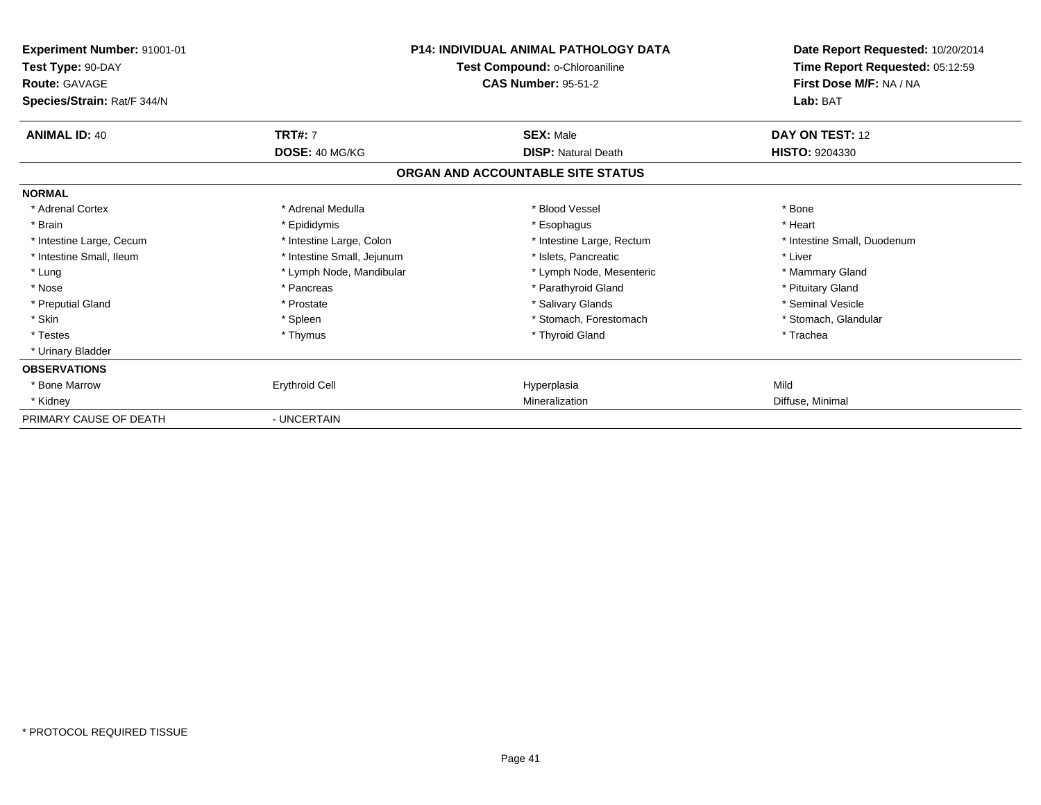**Experiment Number:** 91001-01
**Test Type:** 90-DAY
**Route:** GAVAGE
**Species/Strain:** Rat/F 344/N

**P14: INDIVIDUAL ANIMAL PATHOLOGY DATA**
**Test Compound:** o-Chloroaniline
**CAS Number:** 95-51-2

**Date Report Requested:** 10/20/2014
**Time Report Requested:** 05:12:59
**First Dose M/F:** NA / NA
**Lab:** BAT

| **ANIMAL ID:** 40 | **TRT#:** 7 | **SEX:** Male | **DAY ON TEST:** 12 |
|---|---|---|---|
| | **DOSE:** 40 MG/KG | **DISP:** Natural Death | **HISTO:** 9204330 |

## ORGAN AND ACCOUNTABLE SITE STATUS

**NORMAL**

| | | | |
|---|---|---|---|
| * Adrenal Cortex | * Adrenal Medulla | * Blood Vessel | * Bone |
| * Brain | * Epididymis | * Esophagus | * Heart |
| * Intestine Large, Cecum | * Intestine Large, Colon | * Intestine Large, Rectum | * Intestine Small, Duodenum |
| * Intestine Small, Ileum | * Intestine Small, Jejunum | * Islets, Pancreatic | * Liver |
| * Lung | * Lymph Node, Mandibular | * Lymph Node, Mesenteric | * Mammary Gland |
| * Nose | * Pancreas | * Parathyroid Gland | * Pituitary Gland |
| * Preputial Gland | * Prostate | * Salivary Glands | * Seminal Vesicle |
| * Skin | * Spleen | * Stomach, Forestomach | * Stomach, Glandular |
| * Testes | * Thymus | * Thyroid Gland | * Trachea |
| * Urinary Bladder | | | |

**OBSERVATIONS**

| | | | |
|---|---|---|---|
| * Bone Marrow | Erythroid Cell | Hyperplasia | Mild |
| * Kidney | | Mineralization | Diffuse, Minimal |

PRIMARY CAUSE OF DEATH - UNCERTAIN

* PROTOCOL REQUIRED TISSUE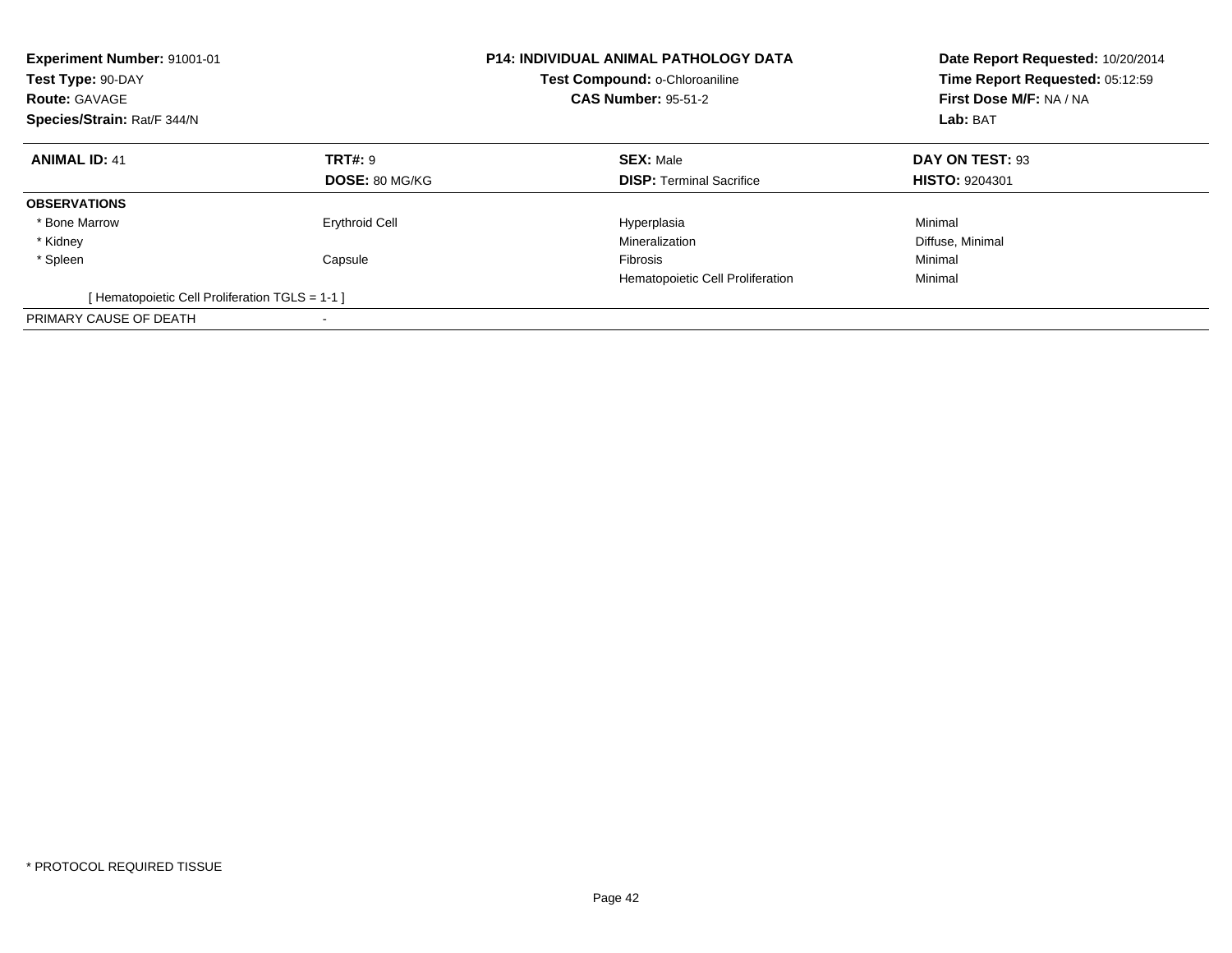**Experiment Number:** 91001-01
**Test Type:** 90-DAY
**Route:** GAVAGE
**Species/Strain:** Rat/F 344/N

**P14: INDIVIDUAL ANIMAL PATHOLOGY DATA**
**Test Compound:** o-Chloroaniline
**CAS Number:** 95-51-2

**Date Report Requested:** 10/20/2014
**Time Report Requested:** 05:12:59
**First Dose M/F:** NA / NA
**Lab:** BAT

| **ANIMAL ID:** 41 | **TRT#:** 9 | **SEX:** Male | **DAY ON TEST:** 93 |
|---|---|---|---|
| | **DOSE:** 80 MG/KG | **DISP:** Terminal Sacrifice | **HISTO:** 9204301 |
| **OBSERVATIONS** | | | |
| * Bone Marrow | Erythroid Cell | Hyperplasia | Minimal |
| * Kidney | | Mineralization | Diffuse, Minimal |
| * Spleen | Capsule | Fibrosis | Minimal |
| | | Hematopoietic Cell Proliferation | Minimal |
| [ Hematopoietic Cell Proliferation TGLS = 1-1 ] | | | |
| PRIMARY CAUSE OF DEATH | - | | |

* PROTOCOL REQUIRED TISSUE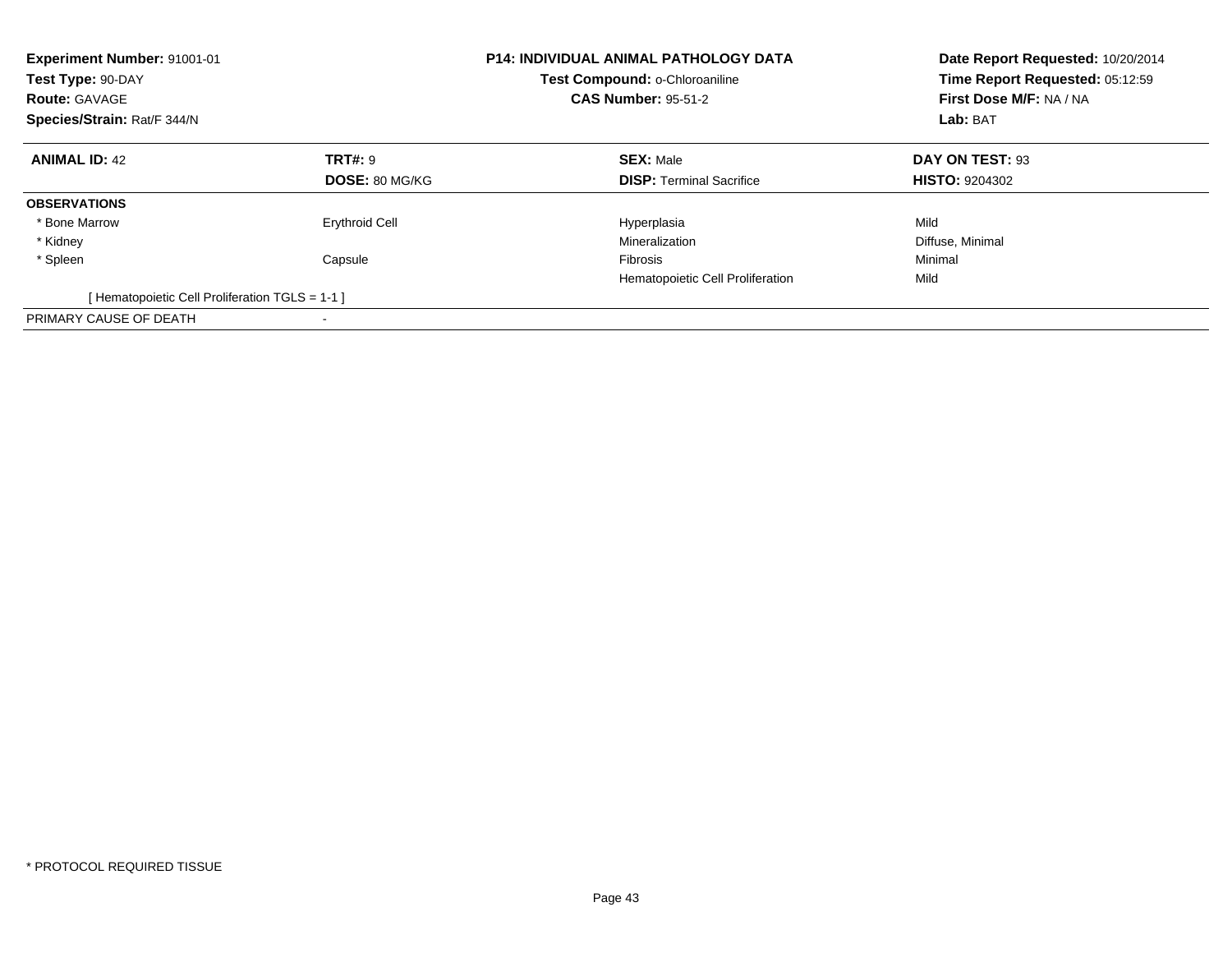**Experiment Number:** 91001-01
**Test Type:** 90-DAY
**Route:** GAVAGE
**Species/Strain:** Rat/F 344/N

**P14: INDIVIDUAL ANIMAL PATHOLOGY DATA**
**Test Compound:** o-Chloroaniline
**CAS Number:** 95-51-2

**Date Report Requested:** 10/20/2014
**Time Report Requested:** 05:12:59
**First Dose M/F:** NA / NA
**Lab:** BAT

| **ANIMAL ID:** 42 | **TRT#:** 9 | **SEX:** Male | **DAY ON TEST:** 93 |
|---|---|---|---|
| | **DOSE:** 80 MG/KG | **DISP:** Terminal Sacrifice | **HISTO:** 9204302 |
| **OBSERVATIONS** | | | |
| * Bone Marrow | Erythroid Cell | Hyperplasia | Mild |
| * Kidney | | Mineralization | Diffuse, Minimal |
| * Spleen | Capsule | Fibrosis | Minimal |
| | | Hematopoietic Cell Proliferation | Mild |
| [ Hematopoietic Cell Proliferation TGLS = 1-1 ] | | | |
| PRIMARY CAUSE OF DEATH | - | | |

* PROTOCOL REQUIRED TISSUE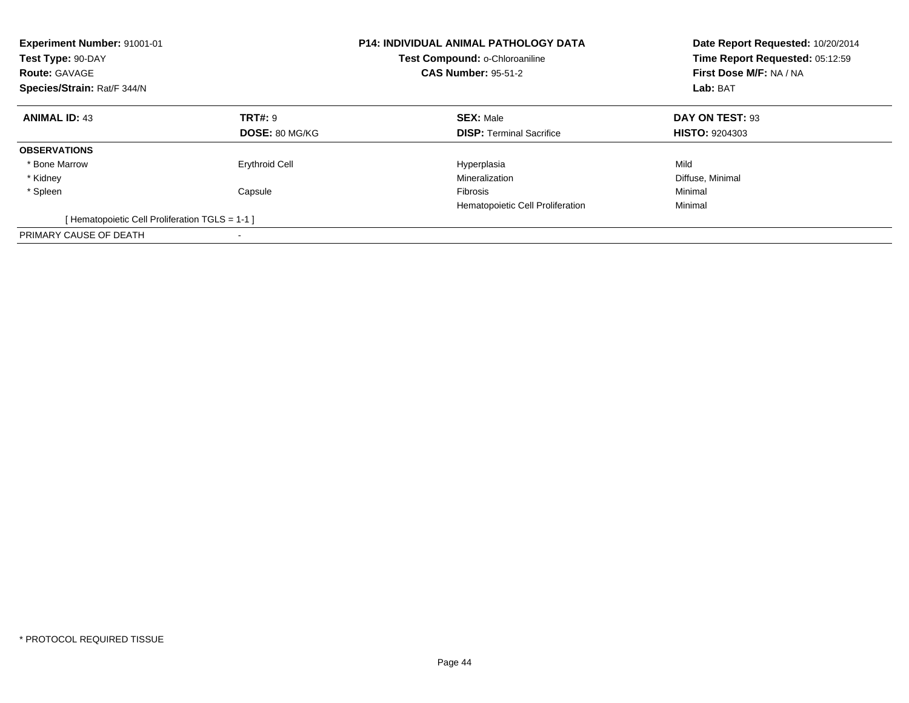**Experiment Number:** 91001-01
**Test Type:** 90-DAY
**Route:** GAVAGE
**Species/Strain:** Rat/F 344/N

**P14: INDIVIDUAL ANIMAL PATHOLOGY DATA**
**Test Compound:** o-Chloroaniline
**CAS Number:** 95-51-2

**Date Report Requested:** 10/20/2014
**Time Report Requested:** 05:12:59
**First Dose M/F:** NA / NA
**Lab:** BAT

| **ANIMAL ID:** 43 | **TRT#:** 9 | **SEX:** Male | **DAY ON TEST:** 93 |
|---|---|---|---|
| | **DOSE:** 80 MG/KG | **DISP:** Terminal Sacrifice | **HISTO:** 9204303 |
| **OBSERVATIONS** | | | |
| * Bone Marrow | Erythroid Cell | Hyperplasia | Mild |
| * Kidney | | Mineralization | Diffuse, Minimal |
| * Spleen | Capsule | Fibrosis | Minimal |
| | | Hematopoietic Cell Proliferation | Minimal |
| [ Hematopoietic Cell Proliferation TGLS = 1-1 ] | | | |
| PRIMARY CAUSE OF DEATH | - | | |

* PROTOCOL REQUIRED TISSUE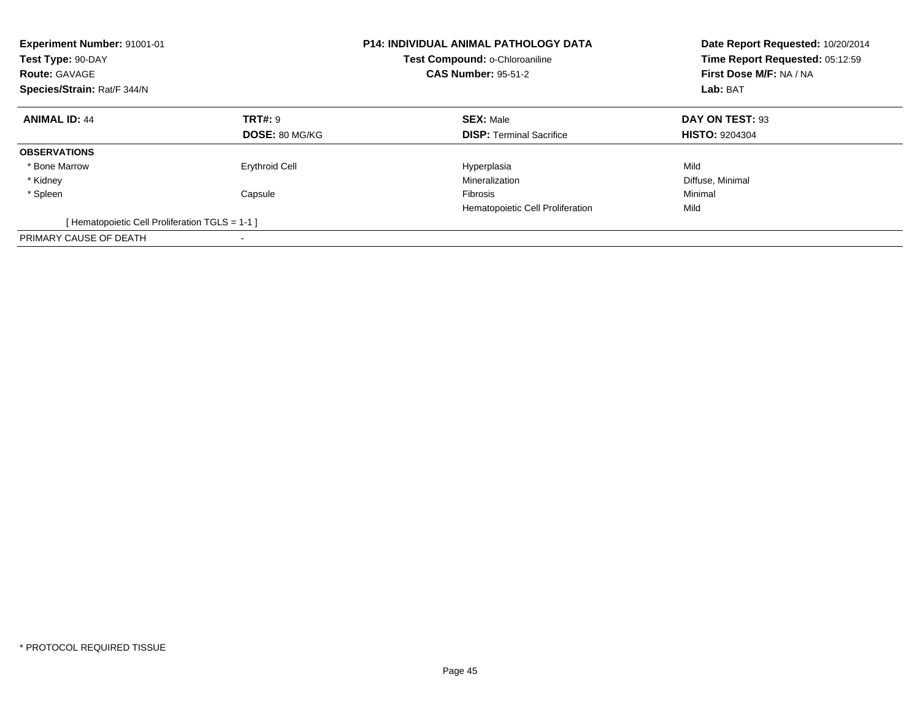**Experiment Number:** 91001-01
**Test Type:** 90-DAY
**Route:** GAVAGE
**Species/Strain:** Rat/F 344/N

**P14: INDIVIDUAL ANIMAL PATHOLOGY DATA**
**Test Compound:** o-Chloroaniline
**CAS Number:** 95-51-2

**Date Report Requested:** 10/20/2014
**Time Report Requested:** 05:12:59
**First Dose M/F:** NA / NA
**Lab:** BAT

| **ANIMAL ID:** 44 | **TRT#:** 9 | **SEX:** Male | **DAY ON TEST:** 93 |
|---|---|---|---|
| | **DOSE:** 80 MG/KG | **DISP:** Terminal Sacrifice | **HISTO:** 9204304 |
| **OBSERVATIONS** | | | |
| * Bone Marrow | Erythroid Cell | Hyperplasia | Mild |
| * Kidney | | Mineralization | Diffuse, Minimal |
| * Spleen | Capsule | Fibrosis | Minimal |
| | | Hematopoietic Cell Proliferation | Mild |
| [ Hematopoietic Cell Proliferation TGLS = 1-1 ] | | | |
| PRIMARY CAUSE OF DEATH | - | | |

* PROTOCOL REQUIRED TISSUE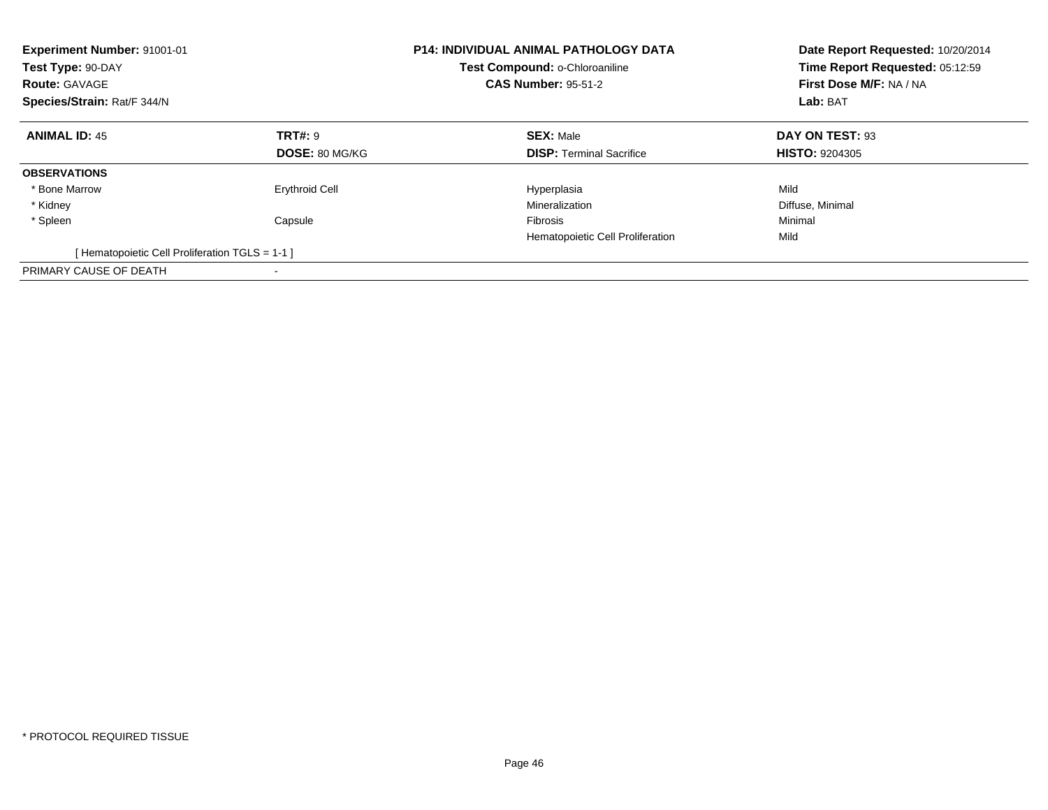**Experiment Number:** 91001-01
**Test Type:** 90-DAY
**Route:** GAVAGE
**Species/Strain:** Rat/F 344/N

**P14: INDIVIDUAL ANIMAL PATHOLOGY DATA**
**Test Compound:** o-Chloroaniline
**CAS Number:** 95-51-2

**Date Report Requested:** 10/20/2014
**Time Report Requested:** 05:12:59
**First Dose M/F:** NA / NA
**Lab:** BAT

| **ANIMAL ID:** 45 | **TRT#:** 9 | **SEX:** Male | **DAY ON TEST:** 93 |
|---|---|---|---|
| | **DOSE:** 80 MG/KG | **DISP:** Terminal Sacrifice | **HISTO:** 9204305 |
| **OBSERVATIONS** | | | |
| * Bone Marrow | Erythroid Cell | Hyperplasia | Mild |
| * Kidney | | Mineralization | Diffuse, Minimal |
| * Spleen | Capsule | Fibrosis | Minimal |
| | | Hematopoietic Cell Proliferation | Mild |
| [ Hematopoietic Cell Proliferation TGLS = 1-1 ] | | | |
| PRIMARY CAUSE OF DEATH | - | | |

* PROTOCOL REQUIRED TISSUE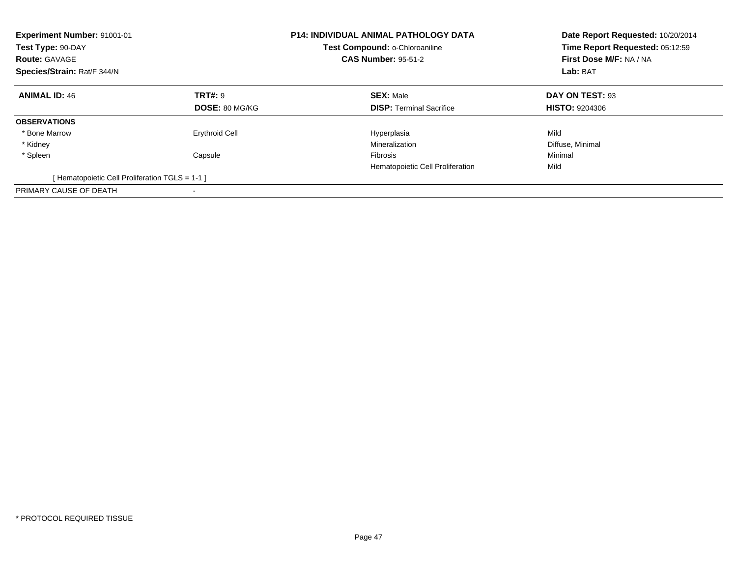**Experiment Number:** 91001-01
**Test Type:** 90-DAY
**Route:** GAVAGE
**Species/Strain:** Rat/F 344/N

**P14: INDIVIDUAL ANIMAL PATHOLOGY DATA**
**Test Compound:** o-Chloroaniline
**CAS Number:** 95-51-2

**Date Report Requested:** 10/20/2014
**Time Report Requested:** 05:12:59
**First Dose M/F:** NA / NA
**Lab:** BAT

| **ANIMAL ID:** 46 | **TRT#:** 9 | **SEX:** Male | **DAY ON TEST:** 93 |
|---|---|---|---|
| | **DOSE:** 80 MG/KG | **DISP:** Terminal Sacrifice | **HISTO:** 9204306 |
| **OBSERVATIONS** | | | |
| * Bone Marrow | Erythroid Cell | Hyperplasia | Mild |
| * Kidney | | Mineralization | Diffuse, Minimal |
| * Spleen | Capsule | Fibrosis | Minimal |
| | | Hematopoietic Cell Proliferation | Mild |
| [ Hematopoietic Cell Proliferation TGLS = 1-1 ] | | | |
| PRIMARY CAUSE OF DEATH | - | | |

* PROTOCOL REQUIRED TISSUE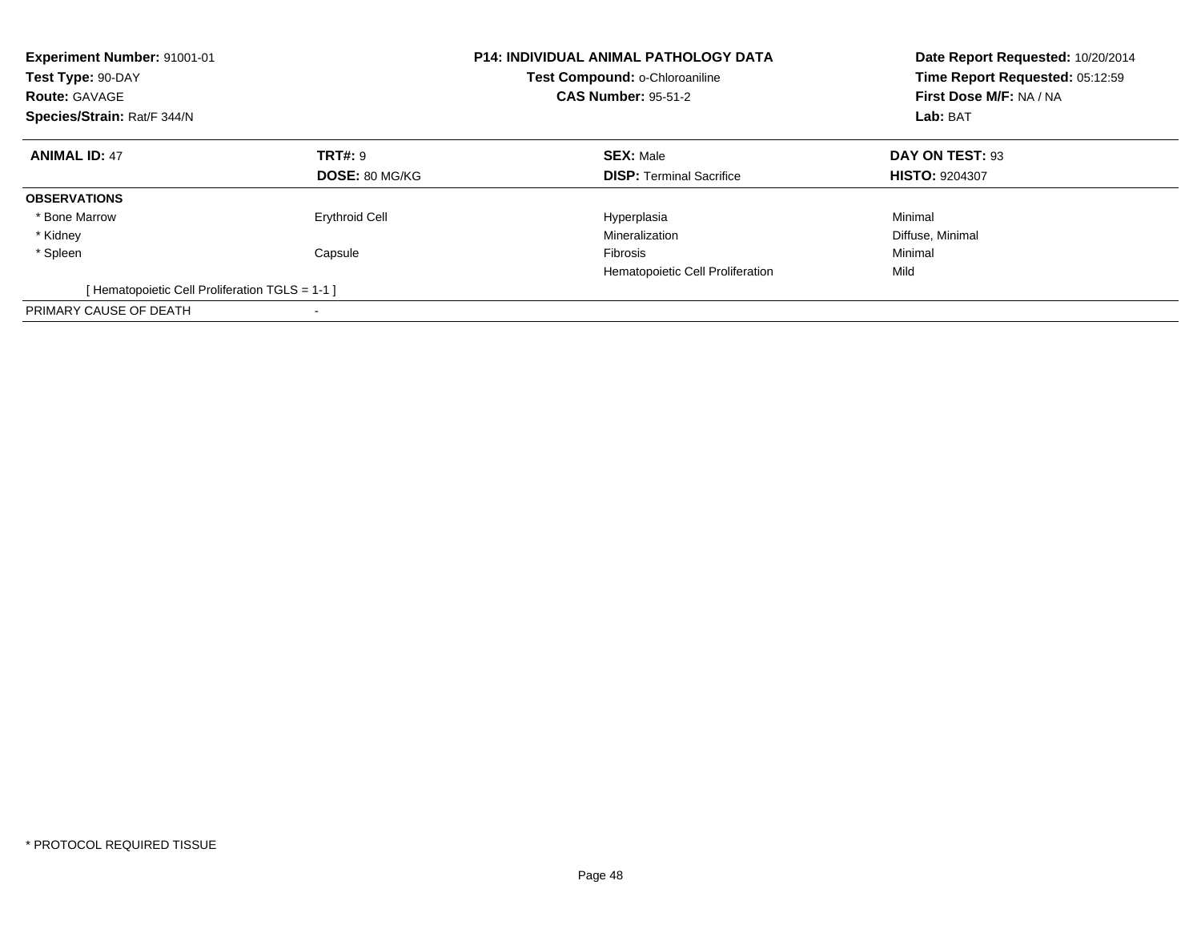**Experiment Number:** 91001-01
**Test Type:** 90-DAY
**Route:** GAVAGE
**Species/Strain:** Rat/F 344/N

**P14: INDIVIDUAL ANIMAL PATHOLOGY DATA**
**Test Compound:** o-Chloroaniline
**CAS Number:** 95-51-2

**Date Report Requested:** 10/20/2014
**Time Report Requested:** 05:12:59
**First Dose M/F:** NA / NA
**Lab:** BAT

| **ANIMAL ID:** 47 | **TRT#:** 9 | **SEX:** Male | **DAY ON TEST:** 93 |
|---|---|---|---|
| | **DOSE:** 80 MG/KG | **DISP:** Terminal Sacrifice | **HISTO:** 9204307 |
| **OBSERVATIONS** | | | |
| * Bone Marrow | Erythroid Cell | Hyperplasia | Minimal |
| * Kidney | | Mineralization | Diffuse, Minimal |
| * Spleen | Capsule | Fibrosis | Minimal |
| | | Hematopoietic Cell Proliferation | Mild |
| [ Hematopoietic Cell Proliferation TGLS = 1-1 ] | | | |
| PRIMARY CAUSE OF DEATH | - | | |

* PROTOCOL REQUIRED TISSUE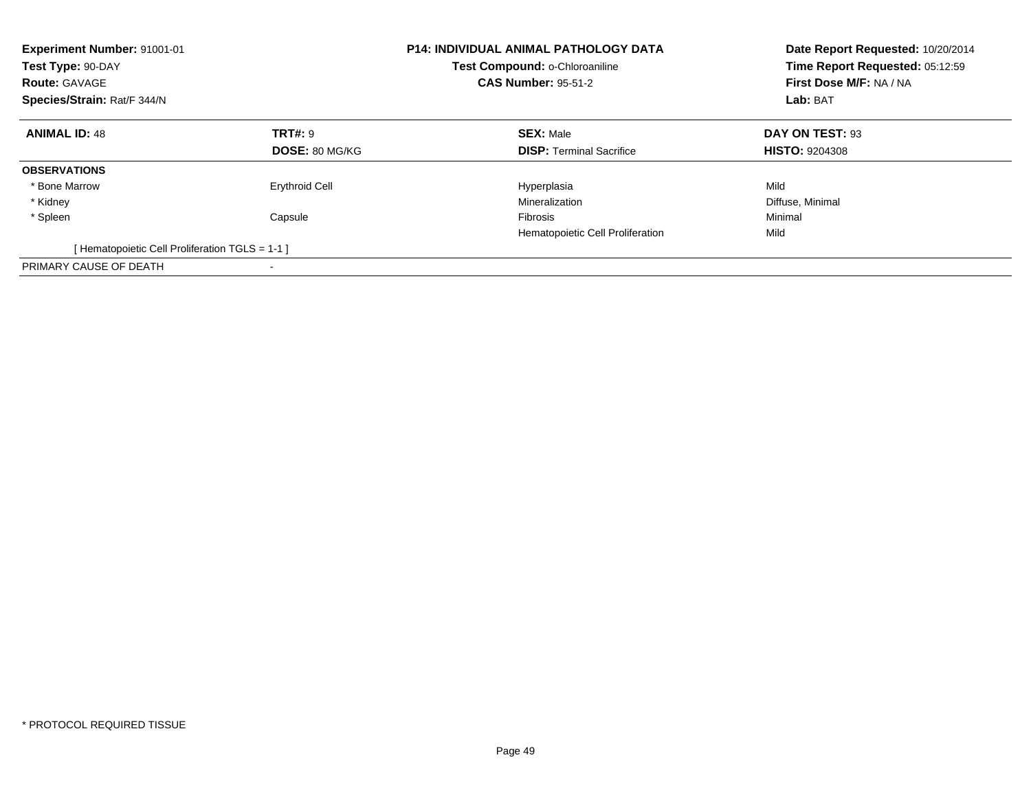**Experiment Number:** 91001-01
**Test Type:** 90-DAY
**Route:** GAVAGE
**Species/Strain:** Rat/F 344/N

**P14: INDIVIDUAL ANIMAL PATHOLOGY DATA**
**Test Compound:** o-Chloroaniline
**CAS Number:** 95-51-2

**Date Report Requested:** 10/20/2014
**Time Report Requested:** 05:12:59
**First Dose M/F:** NA / NA
**Lab:** BAT

| **ANIMAL ID:** 48 | **TRT#:** 9 | **SEX:** Male | **DAY ON TEST:** 93 |
|---|---|---|---|
| | **DOSE:** 80 MG/KG | **DISP:** Terminal Sacrifice | **HISTO:** 9204308 |
| **OBSERVATIONS** | | | |
| * Bone Marrow | Erythroid Cell | Hyperplasia | Mild |
| * Kidney | | Mineralization | Diffuse, Minimal |
| * Spleen | Capsule | Fibrosis | Minimal |
| | | Hematopoietic Cell Proliferation | Mild |
| [ Hematopoietic Cell Proliferation TGLS = 1-1 ] | | | |
| PRIMARY CAUSE OF DEATH | - | | |

* PROTOCOL REQUIRED TISSUE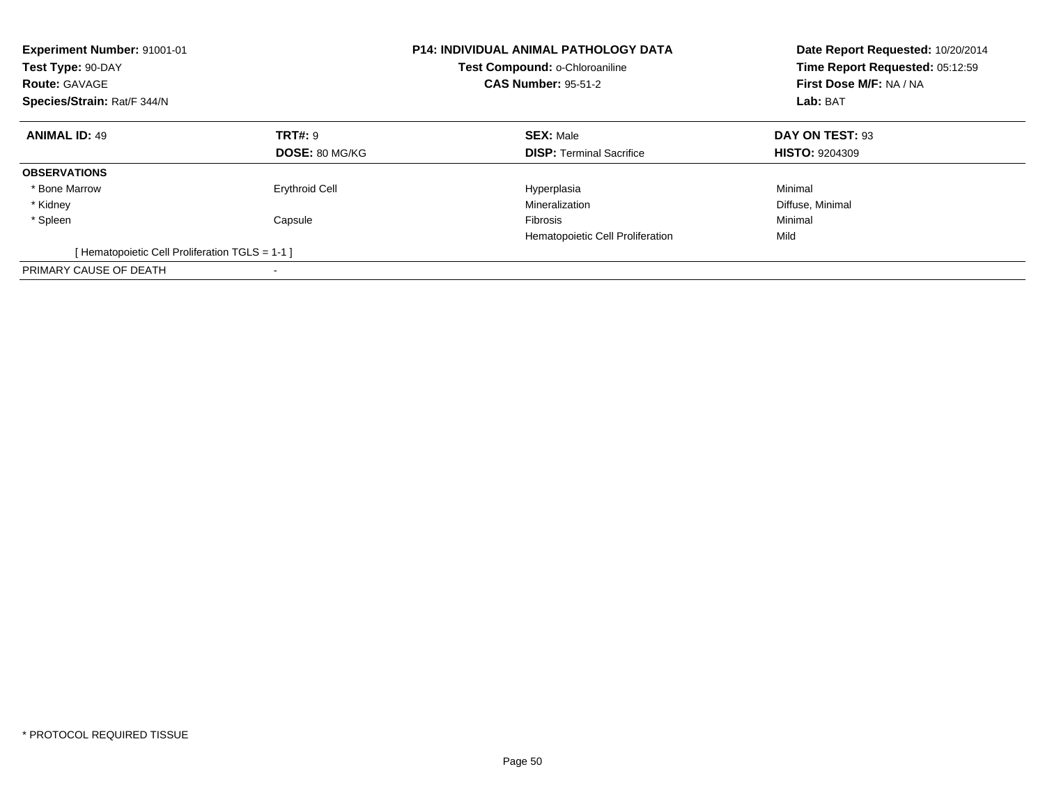**Experiment Number:** 91001-01
**Test Type:** 90-DAY
**Route:** GAVAGE
**Species/Strain:** Rat/F 344/N

**P14: INDIVIDUAL ANIMAL PATHOLOGY DATA**
**Test Compound:** o-Chloroaniline
**CAS Number:** 95-51-2

**Date Report Requested:** 10/20/2014
**Time Report Requested:** 05:12:59
**First Dose M/F:** NA / NA
**Lab:** BAT

| **ANIMAL ID:** 49 | **TRT#:** 9 | **SEX:** Male | **DAY ON TEST:** 93 |
|---|---|---|---|
| | **DOSE:** 80 MG/KG | **DISP:** Terminal Sacrifice | **HISTO:** 9204309 |
| **OBSERVATIONS** | | | |
| * Bone Marrow | Erythroid Cell | Hyperplasia | Minimal |
| * Kidney | | Mineralization | Diffuse, Minimal |
| * Spleen | Capsule | Fibrosis | Minimal |
| | | Hematopoietic Cell Proliferation | Mild |
| [ Hematopoietic Cell Proliferation TGLS = 1-1 ] | | | |
| PRIMARY CAUSE OF DEATH | - | | |

* PROTOCOL REQUIRED TISSUE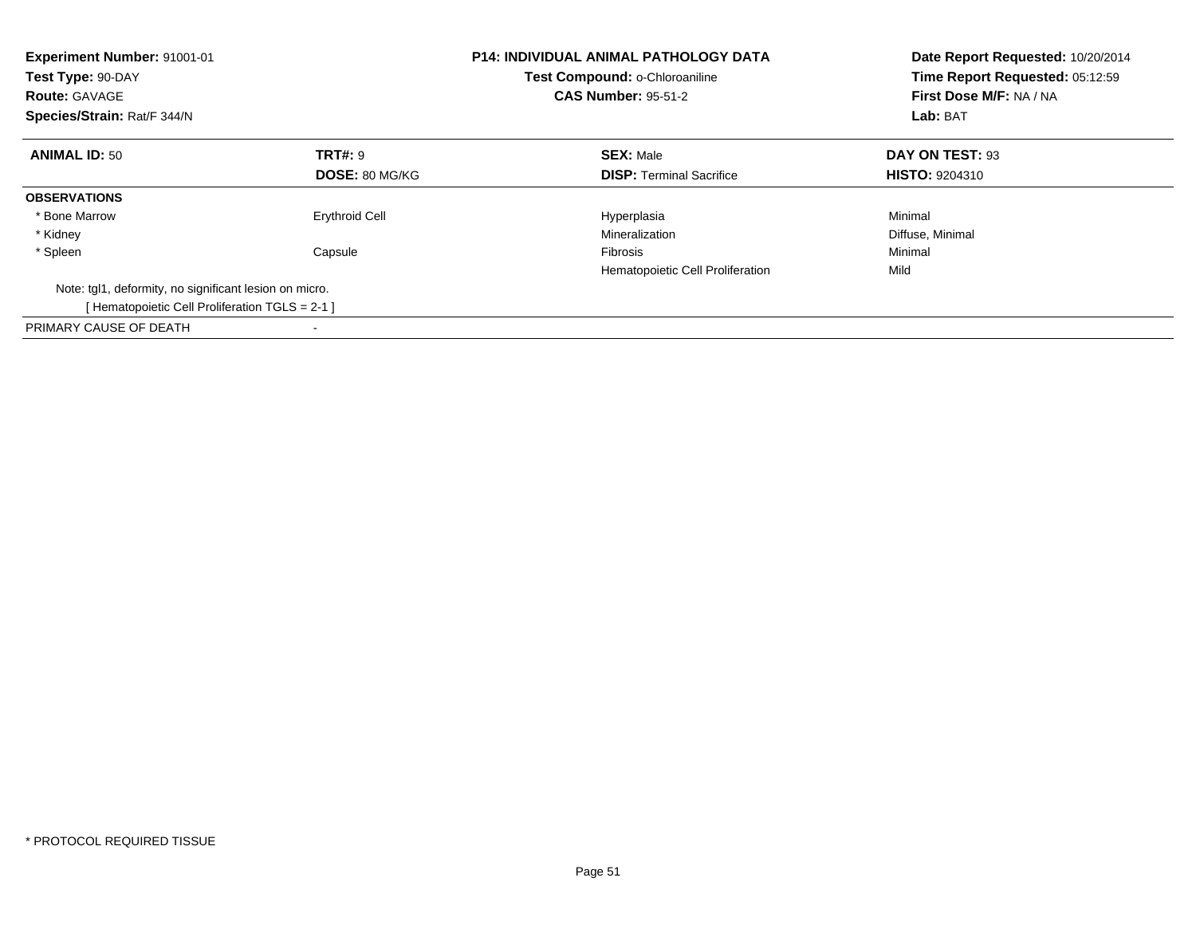**Experiment Number:** 91001-01
**Test Type:** 90-DAY
**Route:** GAVAGE
**Species/Strain:** Rat/F 344/N

**P14: INDIVIDUAL ANIMAL PATHOLOGY DATA**
**Test Compound:** o-Chloroaniline
**CAS Number:** 95-51-2

**Date Report Requested:** 10/20/2014
**Time Report Requested:** 05:12:59
**First Dose M/F:** NA / NA
**Lab:** BAT

| **ANIMAL ID:** 50 | **TRT#:** 9 | **SEX:** Male | **DAY ON TEST:** 93 |
|---|---|---|---|
| | **DOSE:** 80 MG/KG | **DISP:** Terminal Sacrifice | **HISTO:** 9204310 |
| **OBSERVATIONS** | | | |
| * Bone Marrow | Erythroid Cell | Hyperplasia | Minimal |
| * Kidney | | Mineralization | Diffuse, Minimal |
| * Spleen | Capsule | Fibrosis | Minimal |
| | | Hematopoietic Cell Proliferation | Mild |

Note: tgl1, deformity, no significant lesion on micro.
[ Hematopoietic Cell Proliferation TGLS = 2-1 ]

PRIMARY CAUSE OF DEATH -

* PROTOCOL REQUIRED TISSUE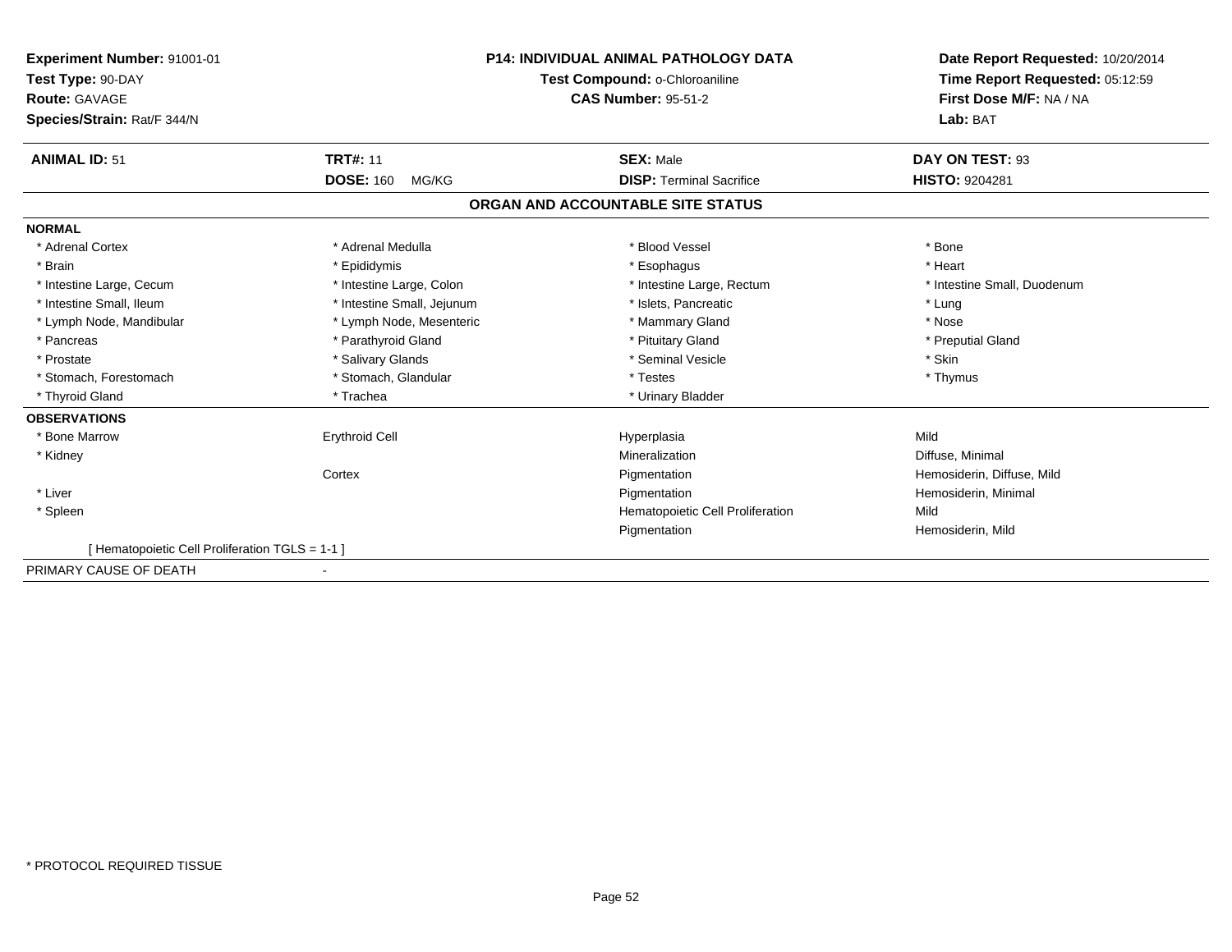**Experiment Number:** 91001-01
**Test Type:** 90-DAY
**Route:** GAVAGE
**Species/Strain:** Rat/F 344/N

**P14: INDIVIDUAL ANIMAL PATHOLOGY DATA**
**Test Compound:** o-Chloroaniline
**CAS Number:** 95-51-2

**Date Report Requested:** 10/20/2014
**Time Report Requested:** 05:12:59
**First Dose M/F:** NA / NA
**Lab:** BAT

| **ANIMAL ID:** 51 | **TRT#:** 11 | **SEX:** Male | **DAY ON TEST:** 93 |
|---|---|---|---|
| | **DOSE:** 160 MG/KG | **DISP:** Terminal Sacrifice | **HISTO:** 9204281 |

## ORGAN AND ACCOUNTABLE SITE STATUS

**NORMAL**

| | | | |
|---|---|---|---|
| * Adrenal Cortex | * Adrenal Medulla | * Blood Vessel | * Bone |
| * Brain | * Epididymis | * Esophagus | * Heart |
| * Intestine Large, Cecum | * Intestine Large, Colon | * Intestine Large, Rectum | * Intestine Small, Duodenum |
| * Intestine Small, Ileum | * Intestine Small, Jejunum | * Islets, Pancreatic | * Lung |
| * Lymph Node, Mandibular | * Lymph Node, Mesenteric | * Mammary Gland | * Nose |
| * Pancreas | * Parathyroid Gland | * Pituitary Gland | * Preputial Gland |
| * Prostate | * Salivary Glands | * Seminal Vesicle | * Skin |
| * Stomach, Forestomach | * Stomach, Glandular | * Testes | * Thymus |
| * Thyroid Gland | * Trachea | * Urinary Bladder | |

**OBSERVATIONS**

| | | | |
|---|---|---|---|
| * Bone Marrow | Erythroid Cell | Hyperplasia | Mild |
| * Kidney | | Mineralization | Diffuse, Minimal |
| | Cortex | Pigmentation | Hemosiderin, Diffuse, Mild |
| * Liver | | Pigmentation | Hemosiderin, Minimal |
| * Spleen | | Hematopoietic Cell Proliferation | Mild |
| | | Pigmentation | Hemosiderin, Mild |
| [ Hematopoietic Cell Proliferation TGLS = 1-1 ] | | | |

PRIMARY CAUSE OF DEATH -

* PROTOCOL REQUIRED TISSUE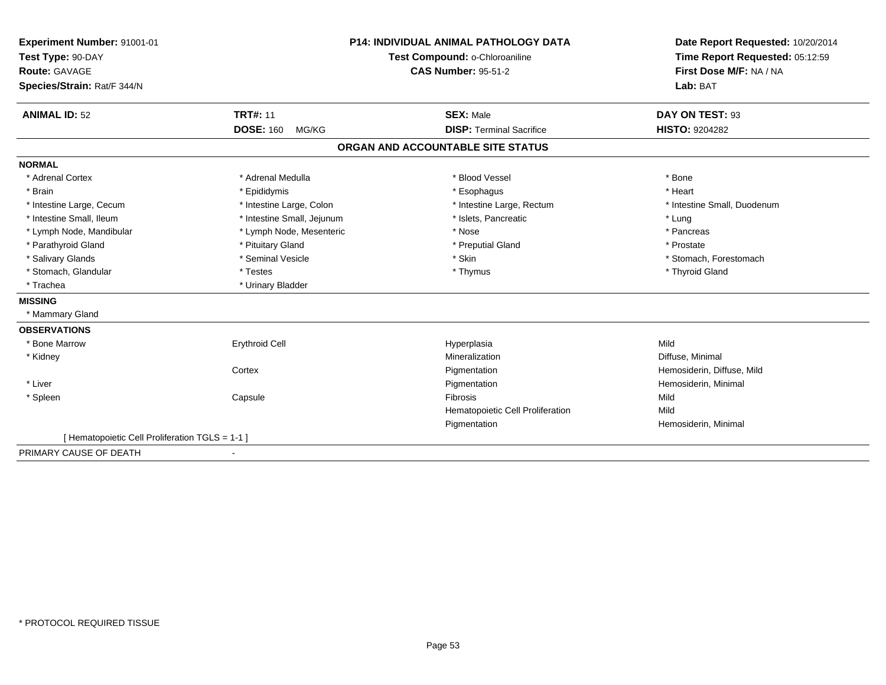**Experiment Number:** 91001-01
**Test Type:** 90-DAY
**Route:** GAVAGE
**Species/Strain:** Rat/F 344/N

**P14: INDIVIDUAL ANIMAL PATHOLOGY DATA**
**Test Compound:** o-Chloroaniline
**CAS Number:** 95-51-2

**Date Report Requested:** 10/20/2014
**Time Report Requested:** 05:12:59
**First Dose M/F:** NA / NA
**Lab:** BAT

| **ANIMAL ID:** 52 | **TRT#:** 11 | **SEX:** Male | **DAY ON TEST:** 93 |
|---|---|---|---|
| | **DOSE:** 160 MG/KG | **DISP:** Terminal Sacrifice | **HISTO:** 9204282 |

## ORGAN AND ACCOUNTABLE SITE STATUS

**NORMAL**

| | | | |
|---|---|---|---|
| * Adrenal Cortex | * Adrenal Medulla | * Blood Vessel | * Bone |
| * Brain | * Epididymis | * Esophagus | * Heart |
| * Intestine Large, Cecum | * Intestine Large, Colon | * Intestine Large, Rectum | * Intestine Small, Duodenum |
| * Intestine Small, Ileum | * Intestine Small, Jejunum | * Islets, Pancreatic | * Lung |
| * Lymph Node, Mandibular | * Lymph Node, Mesenteric | * Nose | * Pancreas |
| * Parathyroid Gland | * Pituitary Gland | * Preputial Gland | * Prostate |
| * Salivary Glands | * Seminal Vesicle | * Skin | * Stomach, Forestomach |
| * Stomach, Glandular | * Testes | * Thymus | * Thyroid Gland |
| * Trachea | * Urinary Bladder | | |

**MISSING**

* Mammary Gland

**OBSERVATIONS**

| | | | |
|---|---|---|---|
| * Bone Marrow | Erythroid Cell | Hyperplasia | Mild |
| * Kidney | | Mineralization | Diffuse, Minimal |
| | Cortex | Pigmentation | Hemosiderin, Diffuse, Mild |
| * Liver | | Pigmentation | Hemosiderin, Minimal |
| * Spleen | Capsule | Fibrosis | Mild |
| | | Hematopoietic Cell Proliferation | Mild |
| | | Pigmentation | Hemosiderin, Minimal |

[ Hematopoietic Cell Proliferation TGLS = 1-1 ]

PRIMARY CAUSE OF DEATH -

* PROTOCOL REQUIRED TISSUE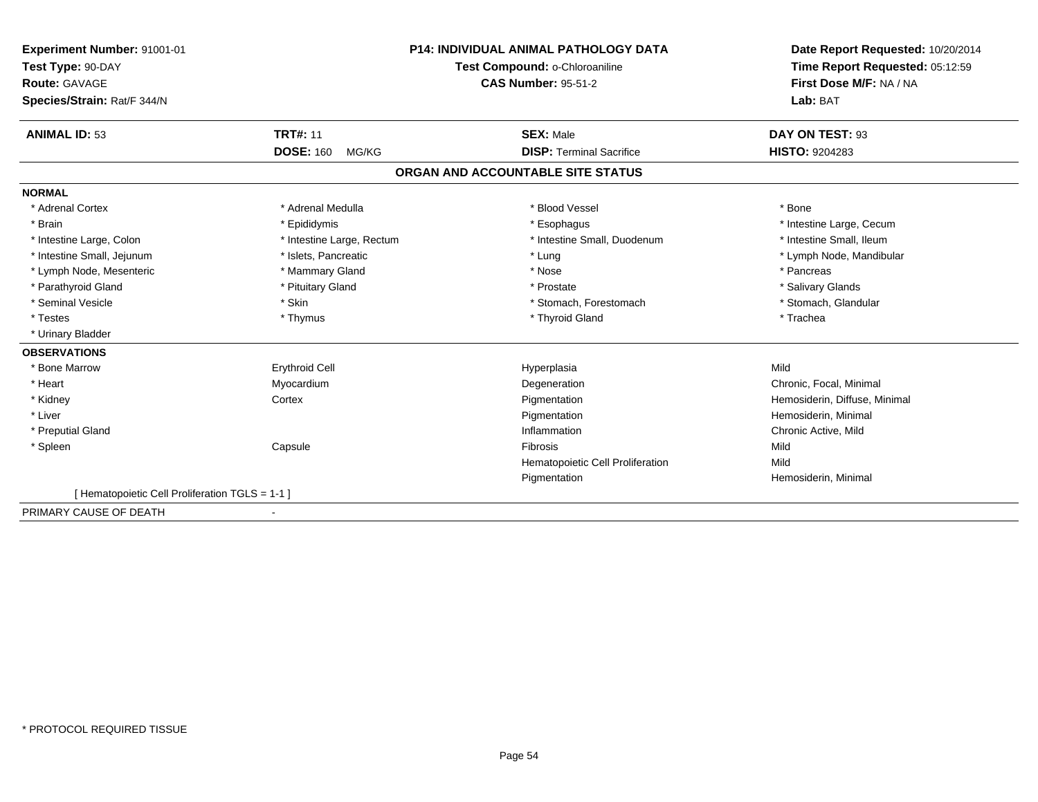**Experiment Number:** 91001-01
**Test Type:** 90-DAY
**Route:** GAVAGE
**Species/Strain:** Rat/F 344/N

**P14: INDIVIDUAL ANIMAL PATHOLOGY DATA**
**Test Compound:** o-Chloroaniline
**CAS Number:** 95-51-2

**Date Report Requested:** 10/20/2014
**Time Report Requested:** 05:12:59
**First Dose M/F:** NA / NA
**Lab:** BAT

| **ANIMAL ID:** 53 | **TRT#:** 11 | **SEX:** Male | **DAY ON TEST:** 93 |
|---|---|---|---|
| | **DOSE:** 160 MG/KG | **DISP:** Terminal Sacrifice | **HISTO:** 9204283 |

## ORGAN AND ACCOUNTABLE SITE STATUS

**NORMAL**

| | | | |
|---|---|---|---|
| * Adrenal Cortex | * Adrenal Medulla | * Blood Vessel | * Bone |
| * Brain | * Epididymis | * Esophagus | * Intestine Large, Cecum |
| * Intestine Large, Colon | * Intestine Large, Rectum | * Intestine Small, Duodenum | * Intestine Small, Ileum |
| * Intestine Small, Jejunum | * Islets, Pancreatic | * Lung | * Lymph Node, Mandibular |
| * Lymph Node, Mesenteric | * Mammary Gland | * Nose | * Pancreas |
| * Parathyroid Gland | * Pituitary Gland | * Prostate | * Salivary Glands |
| * Seminal Vesicle | * Skin | * Stomach, Forestomach | * Stomach, Glandular |
| * Testes | * Thymus | * Thyroid Gland | * Trachea |
| * Urinary Bladder | | | |

**OBSERVATIONS**

| | | | |
|---|---|---|---|
| * Bone Marrow | Erythroid Cell | Hyperplasia | Mild |
| * Heart | Myocardium | Degeneration | Chronic, Focal, Minimal |
| * Kidney | Cortex | Pigmentation | Hemosiderin, Diffuse, Minimal |
| * Liver | | Pigmentation | Hemosiderin, Minimal |
| * Preputial Gland | | Inflammation | Chronic Active, Mild |
| * Spleen | Capsule | Fibrosis | Mild |
| | | Hematopoietic Cell Proliferation | Mild |
| | | Pigmentation | Hemosiderin, Minimal |

[ Hematopoietic Cell Proliferation TGLS = 1-1 ]

PRIMARY CAUSE OF DEATH -

* PROTOCOL REQUIRED TISSUE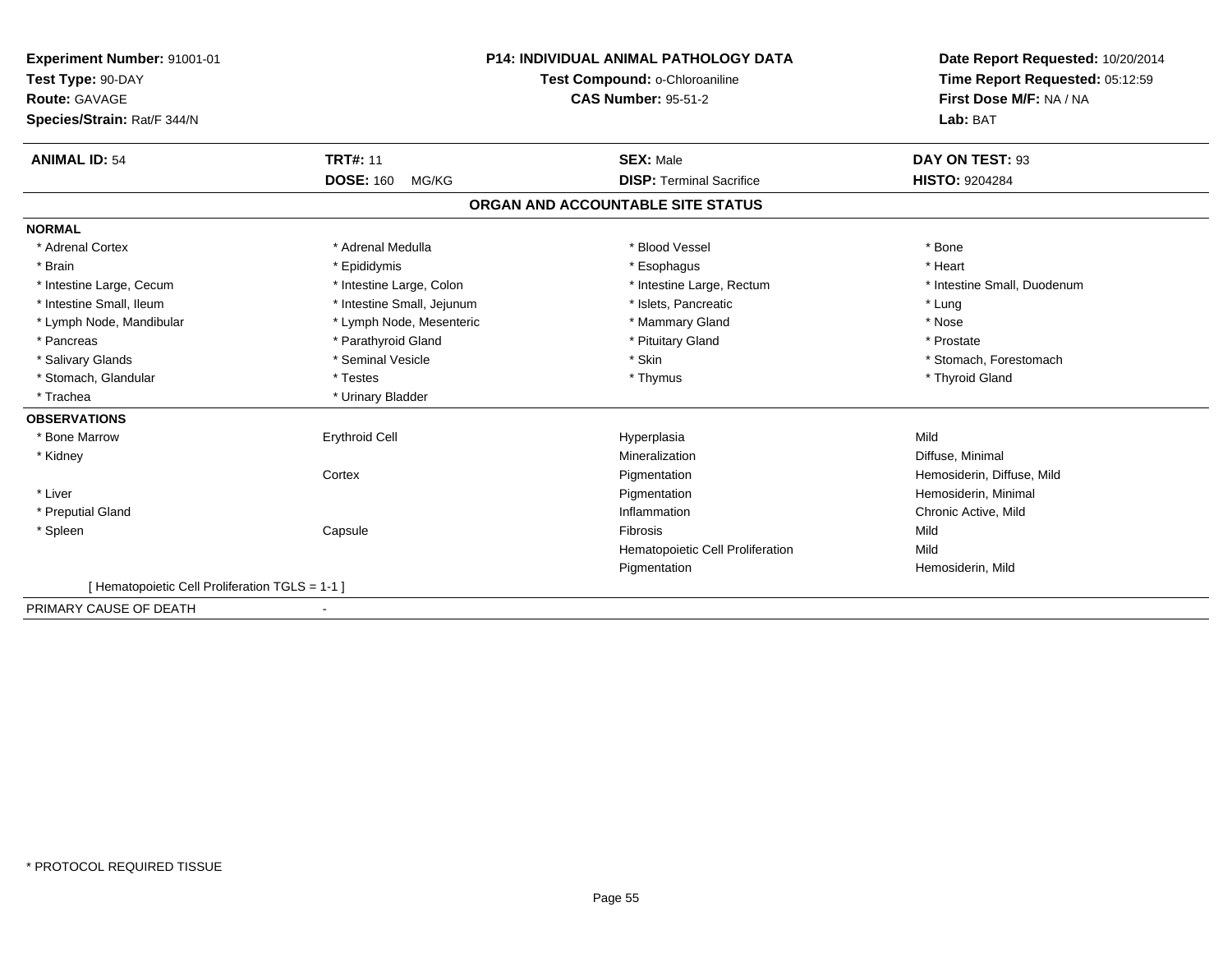**Experiment Number:** 91001-01
**Test Type:** 90-DAY
**Route:** GAVAGE
**Species/Strain:** Rat/F 344/N

## P14: INDIVIDUAL ANIMAL PATHOLOGY DATA

**Test Compound:** o-Chloroaniline
**CAS Number:** 95-51-2

**Date Report Requested:** 10/20/2014
**Time Report Requested:** 05:12:59
**First Dose M/F:** NA / NA
**Lab:** BAT

| **ANIMAL ID:** 54 | **TRT#:** 11 | **SEX:** Male | **DAY ON TEST:** 93 |
|---|---|---|---|
| | **DOSE:** 160 MG/KG | **DISP:** Terminal Sacrifice | **HISTO:** 9204284 |

### ORGAN AND ACCOUNTABLE SITE STATUS

**NORMAL**

| | | | |
|---|---|---|---|
| * Adrenal Cortex | * Adrenal Medulla | * Blood Vessel | * Bone |
| * Brain | * Epididymis | * Esophagus | * Heart |
| * Intestine Large, Cecum | * Intestine Large, Colon | * Intestine Large, Rectum | * Intestine Small, Duodenum |
| * Intestine Small, Ileum | * Intestine Small, Jejunum | * Islets, Pancreatic | * Lung |
| * Lymph Node, Mandibular | * Lymph Node, Mesenteric | * Mammary Gland | * Nose |
| * Pancreas | * Parathyroid Gland | * Pituitary Gland | * Prostate |
| * Salivary Glands | * Seminal Vesicle | * Skin | * Stomach, Forestomach |
| * Stomach, Glandular | * Testes | * Thymus | * Thyroid Gland |
| * Trachea | * Urinary Bladder | | |

**OBSERVATIONS**

| | | | |
|---|---|---|---|
| * Bone Marrow | Erythroid Cell | Hyperplasia | Mild |
| * Kidney | | Mineralization | Diffuse, Minimal |
| | Cortex | Pigmentation | Hemosiderin, Diffuse, Mild |
| * Liver | | Pigmentation | Hemosiderin, Minimal |
| * Preputial Gland | | Inflammation | Chronic Active, Mild |
| * Spleen | Capsule | Fibrosis | Mild |
| | | Hematopoietic Cell Proliferation | Mild |
| | | Pigmentation | Hemosiderin, Mild |

[ Hematopoietic Cell Proliferation TGLS = 1-1 ]

PRIMARY CAUSE OF DEATH -

* PROTOCOL REQUIRED TISSUE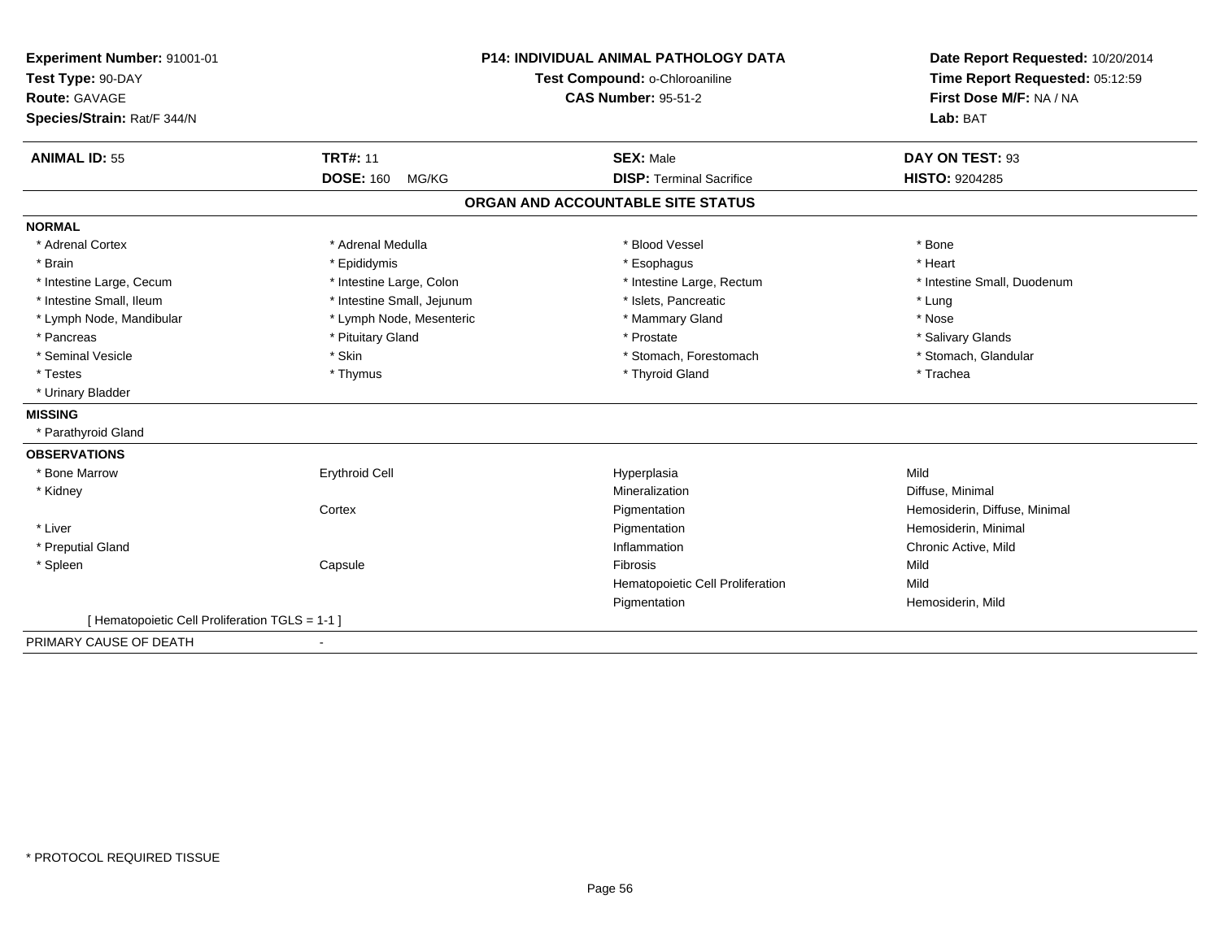**Experiment Number:** 91001-01
**Test Type:** 90-DAY
**Route:** GAVAGE
**Species/Strain:** Rat/F 344/N

**P14: INDIVIDUAL ANIMAL PATHOLOGY DATA**
**Test Compound:** o-Chloroaniline
**CAS Number:** 95-51-2

**Date Report Requested:** 10/20/2014
**Time Report Requested:** 05:12:59
**First Dose M/F:** NA / NA
**Lab:** BAT

| **ANIMAL ID:** 55 | **TRT#:** 11 | **SEX:** Male | **DAY ON TEST:** 93 |
|---|---|---|---|
| | **DOSE:** 160 MG/KG | **DISP:** Terminal Sacrifice | **HISTO:** 9204285 |

## ORGAN AND ACCOUNTABLE SITE STATUS

**NORMAL**

| | | | |
|---|---|---|---|
| * Adrenal Cortex | * Adrenal Medulla | * Blood Vessel | * Bone |
| * Brain | * Epididymis | * Esophagus | * Heart |
| * Intestine Large, Cecum | * Intestine Large, Colon | * Intestine Large, Rectum | * Intestine Small, Duodenum |
| * Intestine Small, Ileum | * Intestine Small, Jejunum | * Islets, Pancreatic | * Lung |
| * Lymph Node, Mandibular | * Lymph Node, Mesenteric | * Mammary Gland | * Nose |
| * Pancreas | * Pituitary Gland | * Prostate | * Salivary Glands |
| * Seminal Vesicle | * Skin | * Stomach, Forestomach | * Stomach, Glandular |
| * Testes | * Thymus | * Thyroid Gland | * Trachea |
| * Urinary Bladder | | | |

**MISSING**

* Parathyroid Gland

**OBSERVATIONS**

| | | | |
|---|---|---|---|
| * Bone Marrow | Erythroid Cell | Hyperplasia | Mild |
| * Kidney | | Mineralization | Diffuse, Minimal |
| | Cortex | Pigmentation | Hemosiderin, Diffuse, Minimal |
| * Liver | | Pigmentation | Hemosiderin, Minimal |
| * Preputial Gland | | Inflammation | Chronic Active, Mild |
| * Spleen | Capsule | Fibrosis | Mild |
| | | Hematopoietic Cell Proliferation | Mild |
| | | Pigmentation | Hemosiderin, Mild |

[ Hematopoietic Cell Proliferation TGLS = 1-1 ]

PRIMARY CAUSE OF DEATH -

* PROTOCOL REQUIRED TISSUE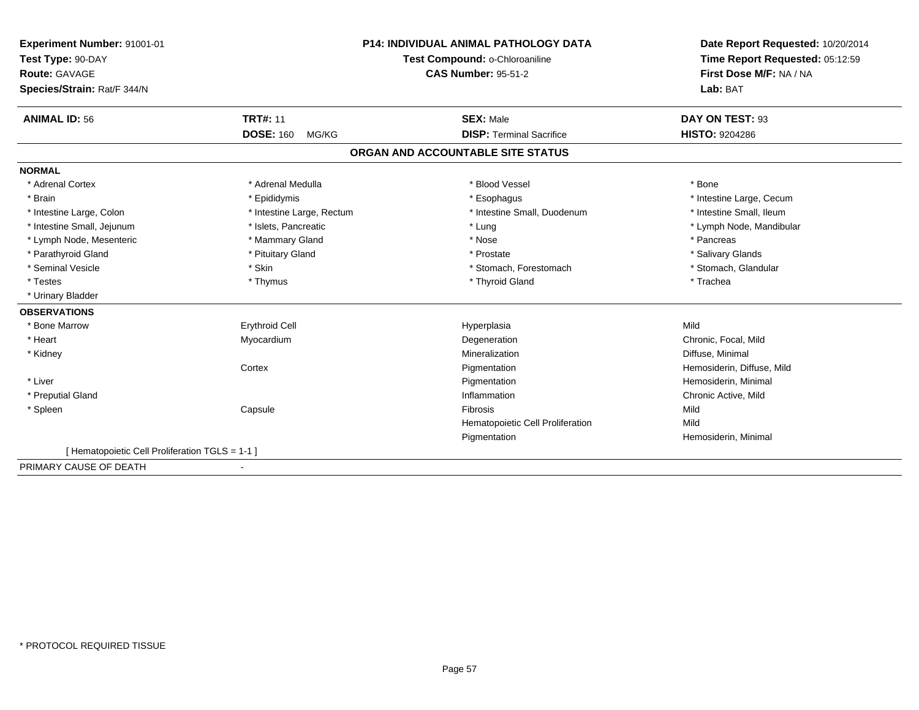| Experiment Number: 91001-01 | P14: INDIVIDUAL ANIMAL PATHOLOGY DATA | Date Report Requested: 10/20/2014 |
|---|---|---|
| Test Type: 90-DAY | Test Compound: o-Chloroaniline | Time Report Requested: 05:12:59 |
| Route: GAVAGE | CAS Number: 95-51-2 | First Dose M/F: NA / NA |
| Species/Strain: Rat/F 344/N | | Lab: BAT |

| ANIMAL ID: 56 | TRT#: 11 | SEX: Male | DAY ON TEST: 93 |
|---|---|---|---|
| | DOSE: 160 MG/KG | DISP: Terminal Sacrifice | HISTO: 9204286 |

## ORGAN AND ACCOUNTABLE SITE STATUS

**NORMAL**

| | | | |
|---|---|---|---|
| * Adrenal Cortex | * Adrenal Medulla | * Blood Vessel | * Bone |
| * Brain | * Epididymis | * Esophagus | * Intestine Large, Cecum |
| * Intestine Large, Colon | * Intestine Large, Rectum | * Intestine Small, Duodenum | * Intestine Small, Ileum |
| * Intestine Small, Jejunum | * Islets, Pancreatic | * Lung | * Lymph Node, Mandibular |
| * Lymph Node, Mesenteric | * Mammary Gland | * Nose | * Pancreas |
| * Parathyroid Gland | * Pituitary Gland | * Prostate | * Salivary Glands |
| * Seminal Vesicle | * Skin | * Stomach, Forestomach | * Stomach, Glandular |
| * Testes | * Thymus | * Thyroid Gland | * Trachea |
| * Urinary Bladder | | | |

**OBSERVATIONS**

| | | | |
|---|---|---|---|
| * Bone Marrow | Erythroid Cell | Hyperplasia | Mild |
| * Heart | Myocardium | Degeneration | Chronic, Focal, Mild |
| * Kidney | | Mineralization | Diffuse, Minimal |
| | Cortex | Pigmentation | Hemosiderin, Diffuse, Mild |
| * Liver | | Pigmentation | Hemosiderin, Minimal |
| * Preputial Gland | | Inflammation | Chronic Active, Mild |
| * Spleen | Capsule | Fibrosis | Mild |
| | | Hematopoietic Cell Proliferation | Mild |
| | | Pigmentation | Hemosiderin, Minimal |

[ Hematopoietic Cell Proliferation TGLS = 1-1 ]

PRIMARY CAUSE OF DEATH -

* PROTOCOL REQUIRED TISSUE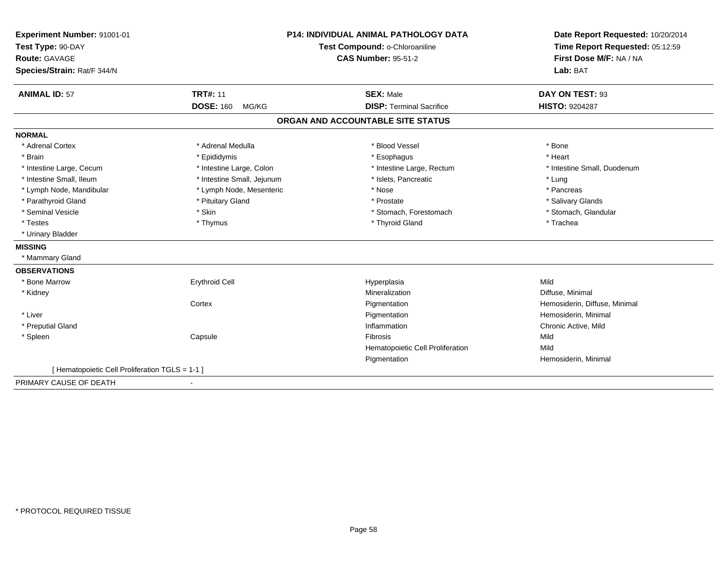**Experiment Number:** 91001-01
**Test Type:** 90-DAY
**Route:** GAVAGE
**Species/Strain:** Rat/F 344/N

**P14: INDIVIDUAL ANIMAL PATHOLOGY DATA**
**Test Compound:** o-Chloroaniline
**CAS Number:** 95-51-2

**Date Report Requested:** 10/20/2014
**Time Report Requested:** 05:12:59
**First Dose M/F:** NA / NA
**Lab:** BAT

| **ANIMAL ID:** 57 | **TRT#:** 11 | **SEX:** Male | **DAY ON TEST:** 93 |
|---|---|---|---|
| | **DOSE:** 160 MG/KG | **DISP:** Terminal Sacrifice | **HISTO:** 9204287 |

## ORGAN AND ACCOUNTABLE SITE STATUS

**NORMAL**

| | | | |
|---|---|---|---|
| * Adrenal Cortex | * Adrenal Medulla | * Blood Vessel | * Bone |
| * Brain | * Epididymis | * Esophagus | * Heart |
| * Intestine Large, Cecum | * Intestine Large, Colon | * Intestine Large, Rectum | * Intestine Small, Duodenum |
| * Intestine Small, Ileum | * Intestine Small, Jejunum | * Islets, Pancreatic | * Lung |
| * Lymph Node, Mandibular | * Lymph Node, Mesenteric | * Nose | * Pancreas |
| * Parathyroid Gland | * Pituitary Gland | * Prostate | * Salivary Glands |
| * Seminal Vesicle | * Skin | * Stomach, Forestomach | * Stomach, Glandular |
| * Testes | * Thymus | * Thyroid Gland | * Trachea |
| * Urinary Bladder | | | |

**MISSING**

* Mammary Gland

**OBSERVATIONS**

| | | | |
|---|---|---|---|
| * Bone Marrow | Erythroid Cell | Hyperplasia | Mild |
| * Kidney | | Mineralization | Diffuse, Minimal |
| | Cortex | Pigmentation | Hemosiderin, Diffuse, Minimal |
| * Liver | | Pigmentation | Hemosiderin, Minimal |
| * Preputial Gland | | Inflammation | Chronic Active, Mild |
| * Spleen | Capsule | Fibrosis | Mild |
| | | Hematopoietic Cell Proliferation | Mild |
| | | Pigmentation | Hemosiderin, Minimal |

[ Hematopoietic Cell Proliferation TGLS = 1-1 ]

PRIMARY CAUSE OF DEATH -

* PROTOCOL REQUIRED TISSUE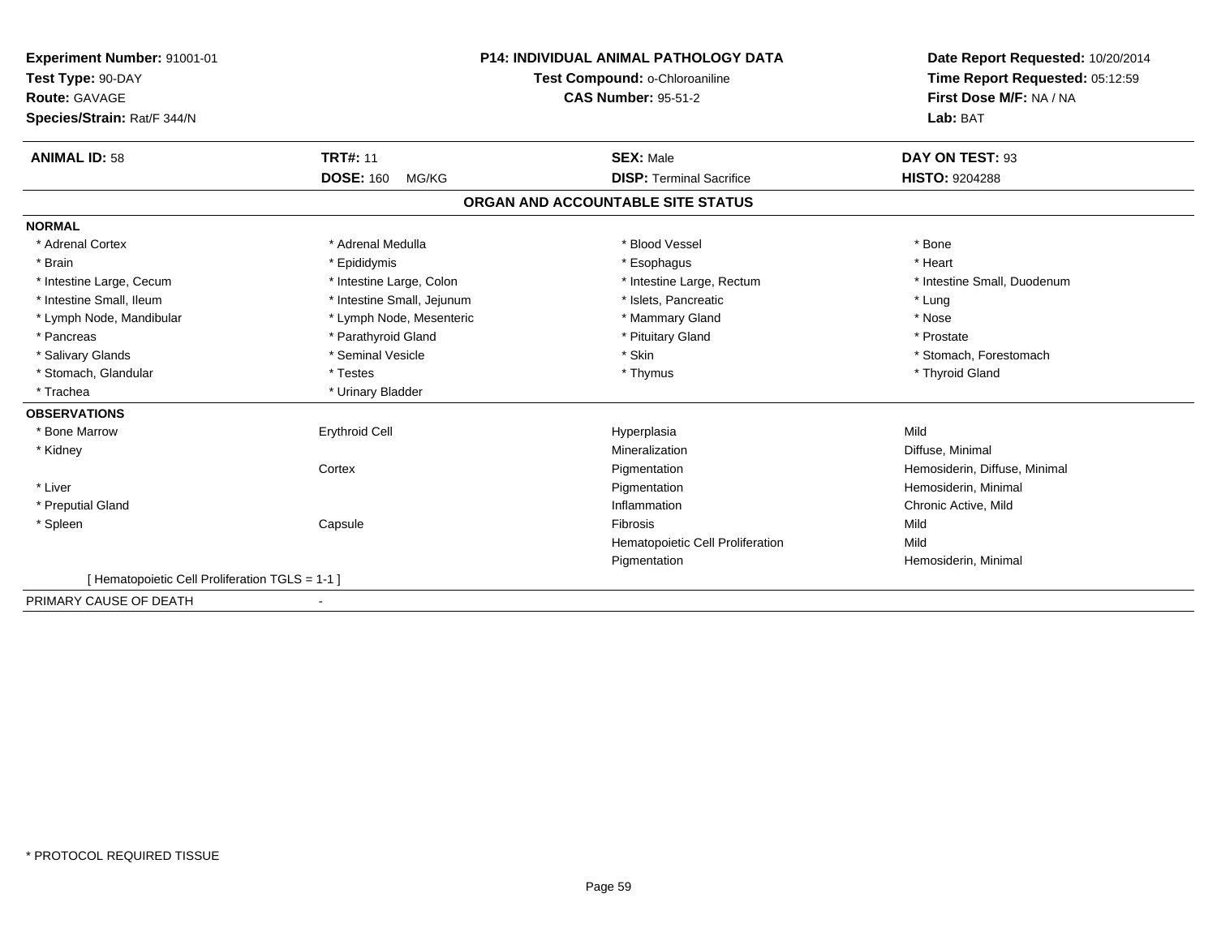**Experiment Number:** 91001-01
**Test Type:** 90-DAY
**Route:** GAVAGE
**Species/Strain:** Rat/F 344/N

**P14: INDIVIDUAL ANIMAL PATHOLOGY DATA**
**Test Compound:** o-Chloroaniline
**CAS Number:** 95-51-2

**Date Report Requested:** 10/20/2014
**Time Report Requested:** 05:12:59
**First Dose M/F:** NA / NA
**Lab:** BAT

| **ANIMAL ID:** 58 | **TRT#:** 11 | **SEX:** Male | **DAY ON TEST:** 93 |
|---|---|---|---|
| | **DOSE:** 160 MG/KG | **DISP:** Terminal Sacrifice | **HISTO:** 9204288 |

## ORGAN AND ACCOUNTABLE SITE STATUS

**NORMAL**

| | | | |
|---|---|---|---|
| * Adrenal Cortex | * Adrenal Medulla | * Blood Vessel | * Bone |
| * Brain | * Epididymis | * Esophagus | * Heart |
| * Intestine Large, Cecum | * Intestine Large, Colon | * Intestine Large, Rectum | * Intestine Small, Duodenum |
| * Intestine Small, Ileum | * Intestine Small, Jejunum | * Islets, Pancreatic | * Lung |
| * Lymph Node, Mandibular | * Lymph Node, Mesenteric | * Mammary Gland | * Nose |
| * Pancreas | * Parathyroid Gland | * Pituitary Gland | * Prostate |
| * Salivary Glands | * Seminal Vesicle | * Skin | * Stomach, Forestomach |
| * Stomach, Glandular | * Testes | * Thymus | * Thyroid Gland |
| * Trachea | * Urinary Bladder | | |

**OBSERVATIONS**

| | | | |
|---|---|---|---|
| * Bone Marrow | Erythroid Cell | Hyperplasia | Mild |
| * Kidney | | Mineralization | Diffuse, Minimal |
| | Cortex | Pigmentation | Hemosiderin, Diffuse, Minimal |
| * Liver | | Pigmentation | Hemosiderin, Minimal |
| * Preputial Gland | | Inflammation | Chronic Active, Mild |
| * Spleen | Capsule | Fibrosis | Mild |
| | | Hematopoietic Cell Proliferation | Mild |
| | | Pigmentation | Hemosiderin, Minimal |

[ Hematopoietic Cell Proliferation TGLS = 1-1 ]

PRIMARY CAUSE OF DEATH -

* PROTOCOL REQUIRED TISSUE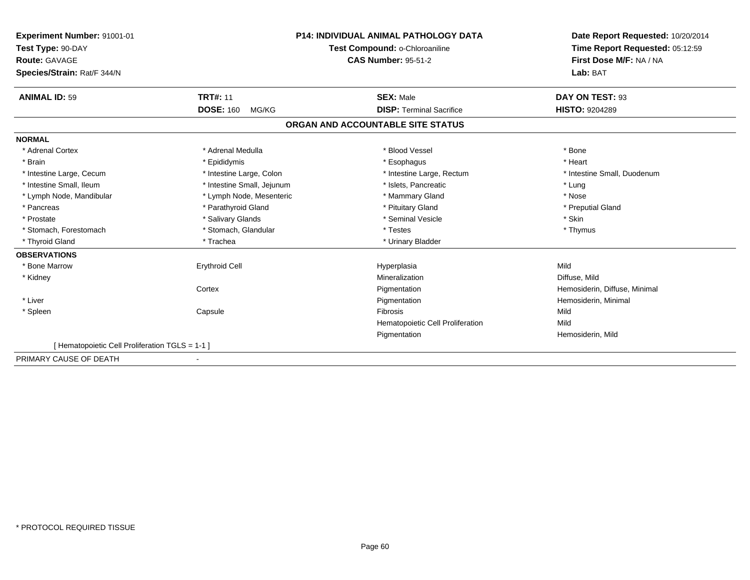**Experiment Number:** 91001-01
**Test Type:** 90-DAY
**Route:** GAVAGE
**Species/Strain:** Rat/F 344/N

**P14: INDIVIDUAL ANIMAL PATHOLOGY DATA**
**Test Compound:** o-Chloroaniline
**CAS Number:** 95-51-2

**Date Report Requested:** 10/20/2014
**Time Report Requested:** 05:12:59
**First Dose M/F:** NA / NA
**Lab:** BAT

| **ANIMAL ID:** 59 | **TRT#:** 11 | **SEX:** Male | **DAY ON TEST:** 93 |
|---|---|---|---|
| | **DOSE:** 160 MG/KG | **DISP:** Terminal Sacrifice | **HISTO:** 9204289 |

## ORGAN AND ACCOUNTABLE SITE STATUS

**NORMAL**

| | | | |
|---|---|---|---|
| * Adrenal Cortex | * Adrenal Medulla | * Blood Vessel | * Bone |
| * Brain | * Epididymis | * Esophagus | * Heart |
| * Intestine Large, Cecum | * Intestine Large, Colon | * Intestine Large, Rectum | * Intestine Small, Duodenum |
| * Intestine Small, Ileum | * Intestine Small, Jejunum | * Islets, Pancreatic | * Lung |
| * Lymph Node, Mandibular | * Lymph Node, Mesenteric | * Mammary Gland | * Nose |
| * Pancreas | * Parathyroid Gland | * Pituitary Gland | * Preputial Gland |
| * Prostate | * Salivary Glands | * Seminal Vesicle | * Skin |
| * Stomach, Forestomach | * Stomach, Glandular | * Testes | * Thymus |
| * Thyroid Gland | * Trachea | * Urinary Bladder | |

**OBSERVATIONS**

| | | | |
|---|---|---|---|
| * Bone Marrow | Erythroid Cell | Hyperplasia | Mild |
| * Kidney | | Mineralization | Diffuse, Mild |
| | Cortex | Pigmentation | Hemosiderin, Diffuse, Minimal |
| * Liver | | Pigmentation | Hemosiderin, Minimal |
| * Spleen | Capsule | Fibrosis | Mild |
| | | Hematopoietic Cell Proliferation | Mild |
| | | Pigmentation | Hemosiderin, Mild |

[ Hematopoietic Cell Proliferation TGLS = 1-1 ]

PRIMARY CAUSE OF DEATH -

* PROTOCOL REQUIRED TISSUE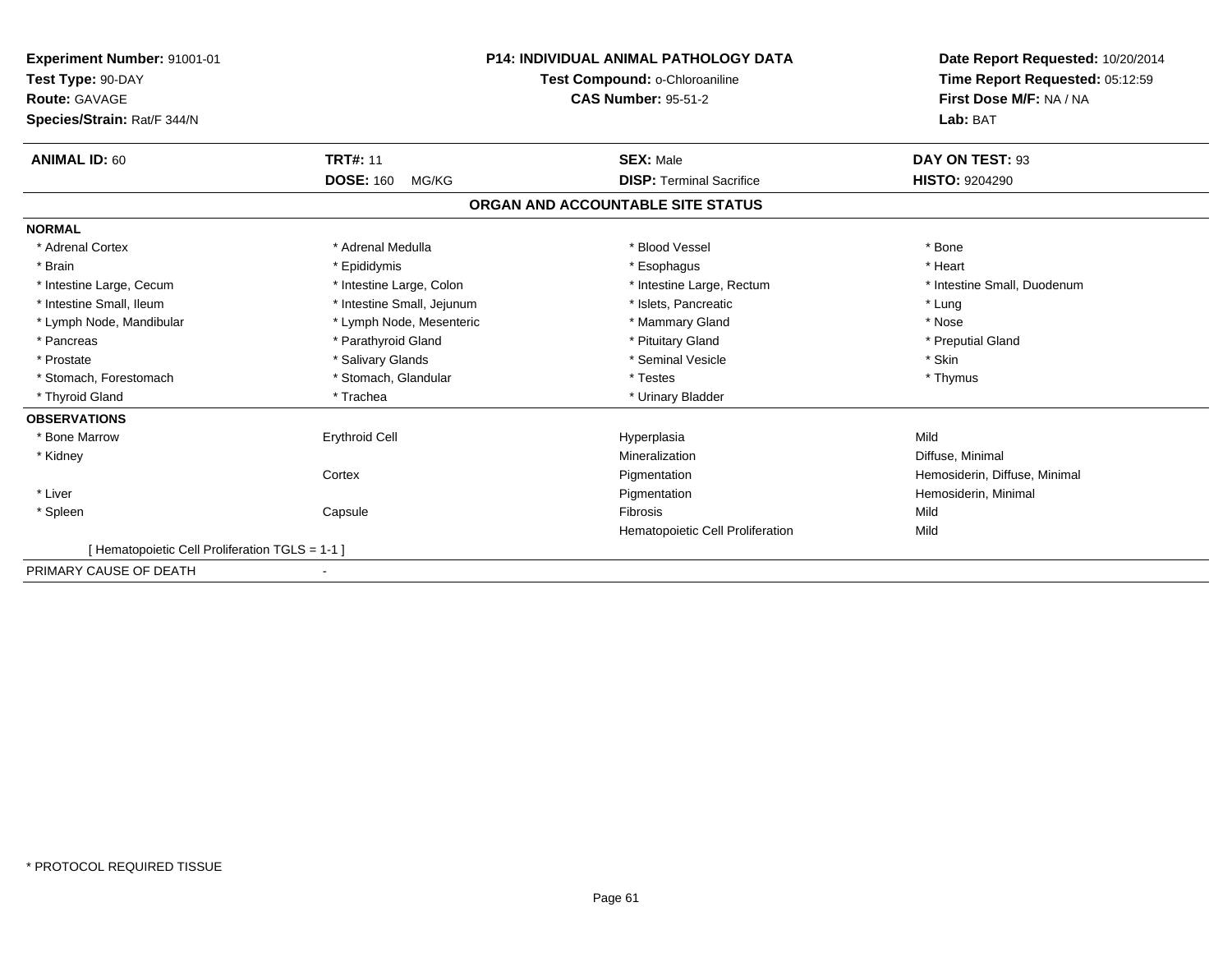**Experiment Number:** 91001-01
**Test Type:** 90-DAY
**Route:** GAVAGE
**Species/Strain:** Rat/F 344/N

**P14: INDIVIDUAL ANIMAL PATHOLOGY DATA**
**Test Compound:** o-Chloroaniline
**CAS Number:** 95-51-2

**Date Report Requested:** 10/20/2014
**Time Report Requested:** 05:12:59
**First Dose M/F:** NA / NA
**Lab:** BAT

| **ANIMAL ID:** 60 | **TRT#:** 11 | **SEX:** Male | **DAY ON TEST:** 93 |
|---|---|---|---|
| | **DOSE:** 160 MG/KG | **DISP:** Terminal Sacrifice | **HISTO:** 9204290 |

## ORGAN AND ACCOUNTABLE SITE STATUS

**NORMAL**

| | | | |
|---|---|---|---|
| * Adrenal Cortex | * Adrenal Medulla | * Blood Vessel | * Bone |
| * Brain | * Epididymis | * Esophagus | * Heart |
| * Intestine Large, Cecum | * Intestine Large, Colon | * Intestine Large, Rectum | * Intestine Small, Duodenum |
| * Intestine Small, Ileum | * Intestine Small, Jejunum | * Islets, Pancreatic | * Lung |
| * Lymph Node, Mandibular | * Lymph Node, Mesenteric | * Mammary Gland | * Nose |
| * Pancreas | * Parathyroid Gland | * Pituitary Gland | * Preputial Gland |
| * Prostate | * Salivary Glands | * Seminal Vesicle | * Skin |
| * Stomach, Forestomach | * Stomach, Glandular | * Testes | * Thymus |
| * Thyroid Gland | * Trachea | * Urinary Bladder | |

**OBSERVATIONS**

| | | | |
|---|---|---|---|
| * Bone Marrow | Erythroid Cell | Hyperplasia | Mild |
| * Kidney | | Mineralization | Diffuse, Minimal |
| | Cortex | Pigmentation | Hemosiderin, Diffuse, Minimal |
| * Liver | | Pigmentation | Hemosiderin, Minimal |
| * Spleen | Capsule | Fibrosis | Mild |
| | | Hematopoietic Cell Proliferation | Mild |

[ Hematopoietic Cell Proliferation TGLS = 1-1 ]

PRIMARY CAUSE OF DEATH -

* PROTOCOL REQUIRED TISSUE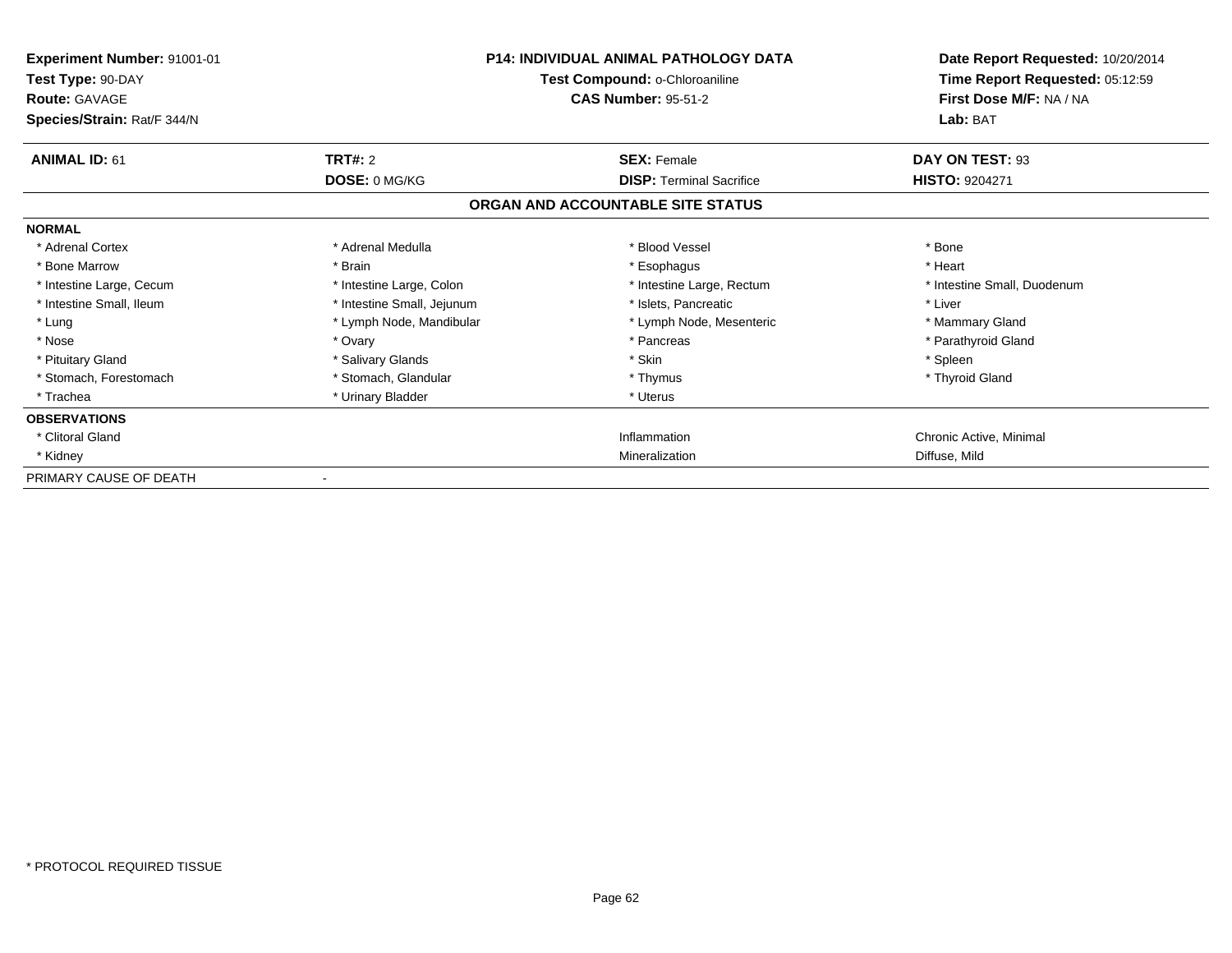**Experiment Number:** 91001-01
**Test Type:** 90-DAY
**Route:** GAVAGE
**Species/Strain:** Rat/F 344/N

**P14: INDIVIDUAL ANIMAL PATHOLOGY DATA**
**Test Compound:** o-Chloroaniline
**CAS Number:** 95-51-2

**Date Report Requested:** 10/20/2014
**Time Report Requested:** 05:12:59
**First Dose M/F:** NA / NA
**Lab:** BAT

| **ANIMAL ID:** 61 | **TRT#:** 2 | **SEX:** Female | **DAY ON TEST:** 93 |
|---|---|---|---|
| | **DOSE:** 0 MG/KG | **DISP:** Terminal Sacrifice | **HISTO:** 9204271 |

## ORGAN AND ACCOUNTABLE SITE STATUS

**NORMAL**

| | | | |
|---|---|---|---|
| * Adrenal Cortex | * Adrenal Medulla | * Blood Vessel | * Bone |
| * Bone Marrow | * Brain | * Esophagus | * Heart |
| * Intestine Large, Cecum | * Intestine Large, Colon | * Intestine Large, Rectum | * Intestine Small, Duodenum |
| * Intestine Small, Ileum | * Intestine Small, Jejunum | * Islets, Pancreatic | * Liver |
| * Lung | * Lymph Node, Mandibular | * Lymph Node, Mesenteric | * Mammary Gland |
| * Nose | * Ovary | * Pancreas | * Parathyroid Gland |
| * Pituitary Gland | * Salivary Glands | * Skin | * Spleen |
| * Stomach, Forestomach | * Stomach, Glandular | * Thymus | * Thyroid Gland |
| * Trachea | * Urinary Bladder | * Uterus | |

**OBSERVATIONS**

| | | |
|---|---|---|
| * Clitoral Gland | Inflammation | Chronic Active, Minimal |
| * Kidney | Mineralization | Diffuse, Mild |

PRIMARY CAUSE OF DEATH -

* PROTOCOL REQUIRED TISSUE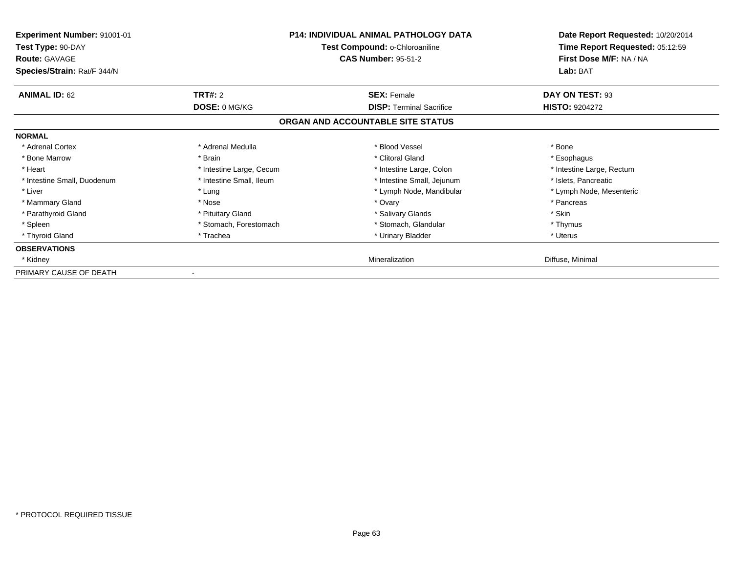**Experiment Number:** 91001-01
**Test Type:** 90-DAY
**Route:** GAVAGE
**Species/Strain:** Rat/F 344/N

**P14: INDIVIDUAL ANIMAL PATHOLOGY DATA**
**Test Compound:** o-Chloroaniline
**CAS Number:** 95-51-2

**Date Report Requested:** 10/20/2014
**Time Report Requested:** 05:12:59
**First Dose M/F:** NA / NA
**Lab:** BAT

| **ANIMAL ID:** 62 | **TRT#:** 2 | **SEX:** Female | **DAY ON TEST:** 93 |
|---|---|---|---|
| | **DOSE:** 0 MG/KG | **DISP:** Terminal Sacrifice | **HISTO:** 9204272 |

## ORGAN AND ACCOUNTABLE SITE STATUS

**NORMAL**

| | | | |
|---|---|---|---|
| * Adrenal Cortex | * Adrenal Medulla | * Blood Vessel | * Bone |
| * Bone Marrow | * Brain | * Clitoral Gland | * Esophagus |
| * Heart | * Intestine Large, Cecum | * Intestine Large, Colon | * Intestine Large, Rectum |
| * Intestine Small, Duodenum | * Intestine Small, Ileum | * Intestine Small, Jejunum | * Islets, Pancreatic |
| * Liver | * Lung | * Lymph Node, Mandibular | * Lymph Node, Mesenteric |
| * Mammary Gland | * Nose | * Ovary | * Pancreas |
| * Parathyroid Gland | * Pituitary Gland | * Salivary Glands | * Skin |
| * Spleen | * Stomach, Forestomach | * Stomach, Glandular | * Thymus |
| * Thyroid Gland | * Trachea | * Urinary Bladder | * Uterus |

**OBSERVATIONS**

| | | | |
|---|---|---|---|
| * Kidney | | Mineralization | Diffuse, Minimal |

PRIMARY CAUSE OF DEATH -

* PROTOCOL REQUIRED TISSUE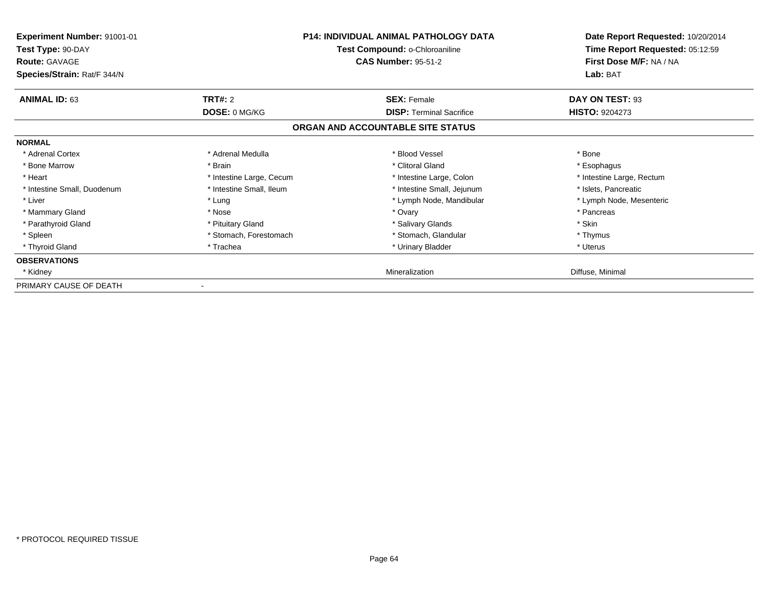**Experiment Number:** 91001-01
**Test Type:** 90-DAY
**Route:** GAVAGE
**Species/Strain:** Rat/F 344/N

**P14: INDIVIDUAL ANIMAL PATHOLOGY DATA**
**Test Compound:** o-Chloroaniline
**CAS Number:** 95-51-2

**Date Report Requested:** 10/20/2014
**Time Report Requested:** 05:12:59
**First Dose M/F:** NA / NA
**Lab:** BAT

| **ANIMAL ID:** 63 | **TRT#:** 2 | **SEX:** Female | **DAY ON TEST:** 93 |
|---|---|---|---|
| | **DOSE:** 0 MG/KG | **DISP:** Terminal Sacrifice | **HISTO:** 9204273 |

**ORGAN AND ACCOUNTABLE SITE STATUS**

**NORMAL**

| | | | |
|---|---|---|---|
| * Adrenal Cortex | * Adrenal Medulla | * Blood Vessel | * Bone |
| * Bone Marrow | * Brain | * Clitoral Gland | * Esophagus |
| * Heart | * Intestine Large, Cecum | * Intestine Large, Colon | * Intestine Large, Rectum |
| * Intestine Small, Duodenum | * Intestine Small, Ileum | * Intestine Small, Jejunum | * Islets, Pancreatic |
| * Liver | * Lung | * Lymph Node, Mandibular | * Lymph Node, Mesenteric |
| * Mammary Gland | * Nose | * Ovary | * Pancreas |
| * Parathyroid Gland | * Pituitary Gland | * Salivary Glands | * Skin |
| * Spleen | * Stomach, Forestomach | * Stomach, Glandular | * Thymus |
| * Thyroid Gland | * Trachea | * Urinary Bladder | * Uterus |

**OBSERVATIONS**

| | | | |
|---|---|---|---|
| * Kidney | | Mineralization | Diffuse, Minimal |

PRIMARY CAUSE OF DEATH -

* PROTOCOL REQUIRED TISSUE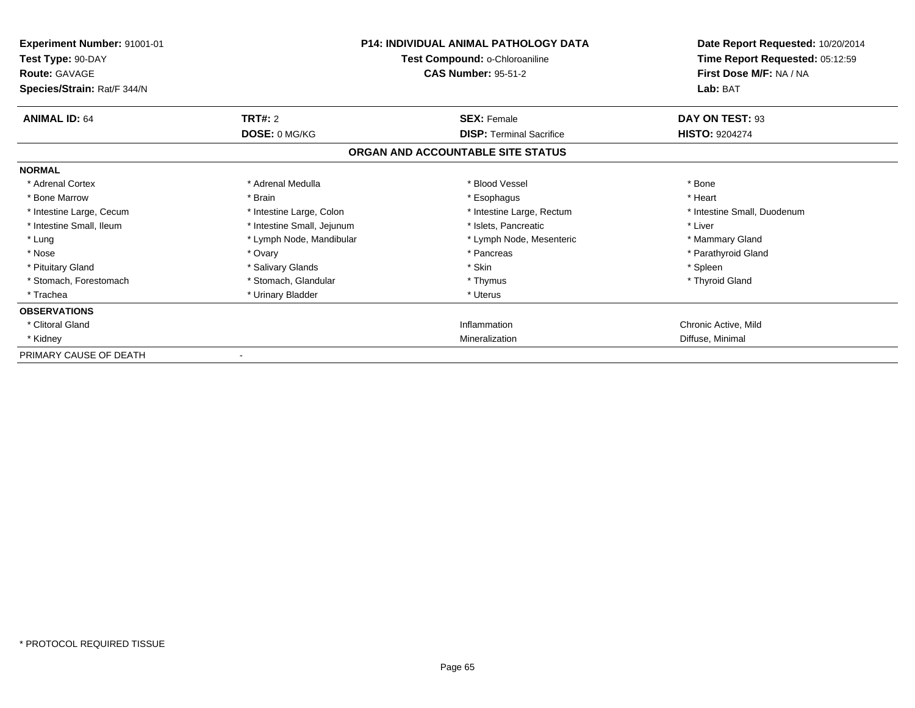**Experiment Number:** 91001-01
**Test Type:** 90-DAY
**Route:** GAVAGE
**Species/Strain:** Rat/F 344/N

**P14: INDIVIDUAL ANIMAL PATHOLOGY DATA**
**Test Compound:** o-Chloroaniline
**CAS Number:** 95-51-2

**Date Report Requested:** 10/20/2014
**Time Report Requested:** 05:12:59
**First Dose M/F:** NA / NA
**Lab:** BAT

| **ANIMAL ID:** 64 | **TRT#:** 2 | **SEX:** Female | **DAY ON TEST:** 93 |
|---|---|---|---|
| | **DOSE:** 0 MG/KG | **DISP:** Terminal Sacrifice | **HISTO:** 9204274 |

**ORGAN AND ACCOUNTABLE SITE STATUS**

| | | | |
|---|---|---|---|
| **NORMAL** | | | |
| * Adrenal Cortex | * Adrenal Medulla | * Blood Vessel | * Bone |
| * Bone Marrow | * Brain | * Esophagus | * Heart |
| * Intestine Large, Cecum | * Intestine Large, Colon | * Intestine Large, Rectum | * Intestine Small, Duodenum |
| * Intestine Small, Ileum | * Intestine Small, Jejunum | * Islets, Pancreatic | * Liver |
| * Lung | * Lymph Node, Mandibular | * Lymph Node, Mesenteric | * Mammary Gland |
| * Nose | * Ovary | * Pancreas | * Parathyroid Gland |
| * Pituitary Gland | * Salivary Glands | * Skin | * Spleen |
| * Stomach, Forestomach | * Stomach, Glandular | * Thymus | * Thyroid Gland |
| * Trachea | * Urinary Bladder | * Uterus | |
| **OBSERVATIONS** | | | |
| * Clitoral Gland | | Inflammation | Chronic Active, Mild |
| * Kidney | | Mineralization | Diffuse, Minimal |
| PRIMARY CAUSE OF DEATH | - | | |

* PROTOCOL REQUIRED TISSUE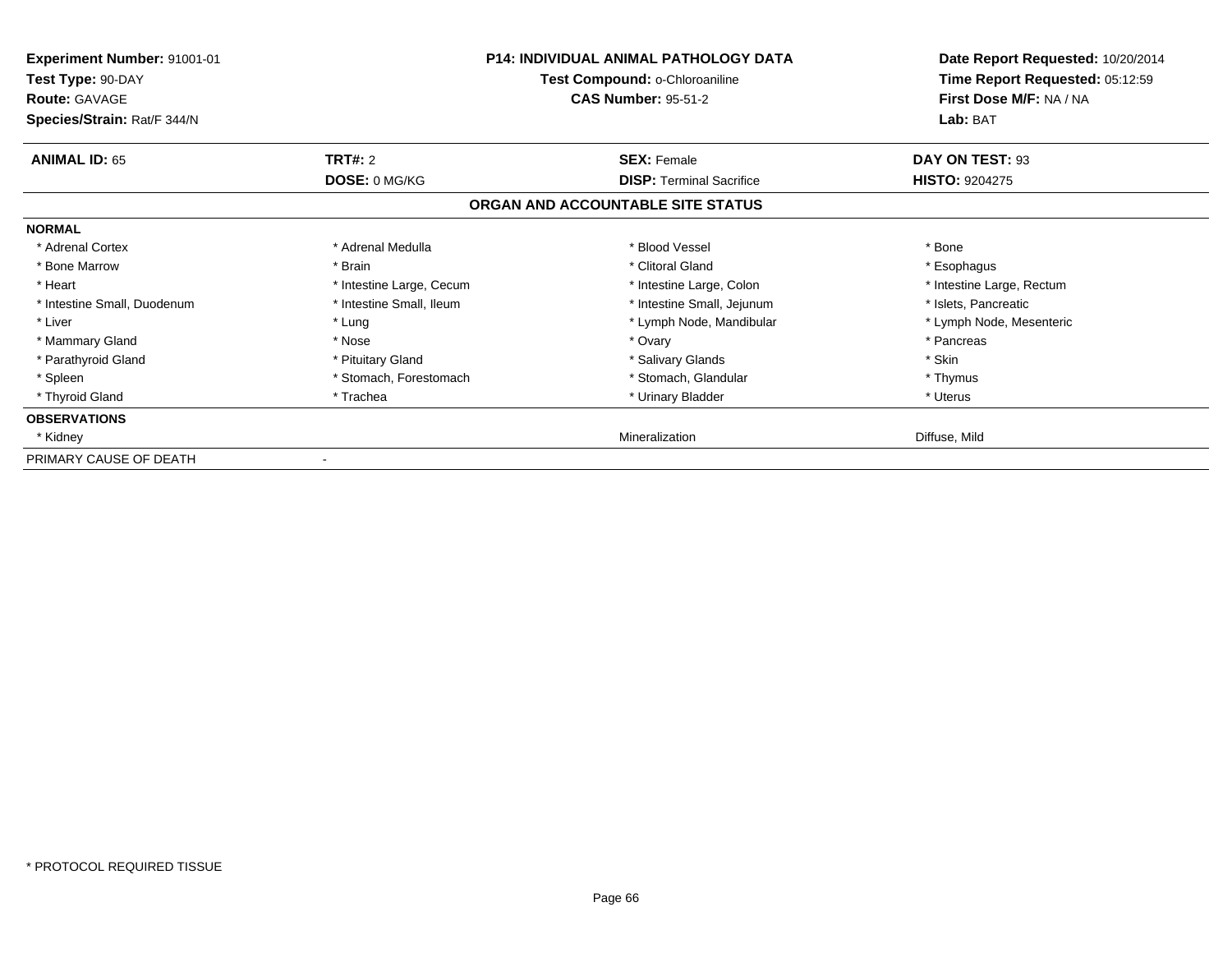**Experiment Number:** 91001-01
**Test Type:** 90-DAY
**Route:** GAVAGE
**Species/Strain:** Rat/F 344/N

**P14: INDIVIDUAL ANIMAL PATHOLOGY DATA**
**Test Compound:** o-Chloroaniline
**CAS Number:** 95-51-2

**Date Report Requested:** 10/20/2014
**Time Report Requested:** 05:12:59
**First Dose M/F:** NA / NA
**Lab:** BAT

| **ANIMAL ID:** 65 | **TRT#:** 2 | **SEX:** Female | **DAY ON TEST:** 93 |
|---|---|---|---|
| | **DOSE:** 0 MG/KG | **DISP:** Terminal Sacrifice | **HISTO:** 9204275 |

## ORGAN AND ACCOUNTABLE SITE STATUS

| | | | |
|---|---|---|---|
| **NORMAL** | | | |
| * Adrenal Cortex | * Adrenal Medulla | * Blood Vessel | * Bone |
| * Bone Marrow | * Brain | * Clitoral Gland | * Esophagus |
| * Heart | * Intestine Large, Cecum | * Intestine Large, Colon | * Intestine Large, Rectum |
| * Intestine Small, Duodenum | * Intestine Small, Ileum | * Intestine Small, Jejunum | * Islets, Pancreatic |
| * Liver | * Lung | * Lymph Node, Mandibular | * Lymph Node, Mesenteric |
| * Mammary Gland | * Nose | * Ovary | * Pancreas |
| * Parathyroid Gland | * Pituitary Gland | * Salivary Glands | * Skin |
| * Spleen | * Stomach, Forestomach | * Stomach, Glandular | * Thymus |
| * Thyroid Gland | * Trachea | * Urinary Bladder | * Uterus |
| **OBSERVATIONS** | | | |
| * Kidney | | Mineralization | Diffuse, Mild |
| PRIMARY CAUSE OF DEATH | - | | |

* PROTOCOL REQUIRED TISSUE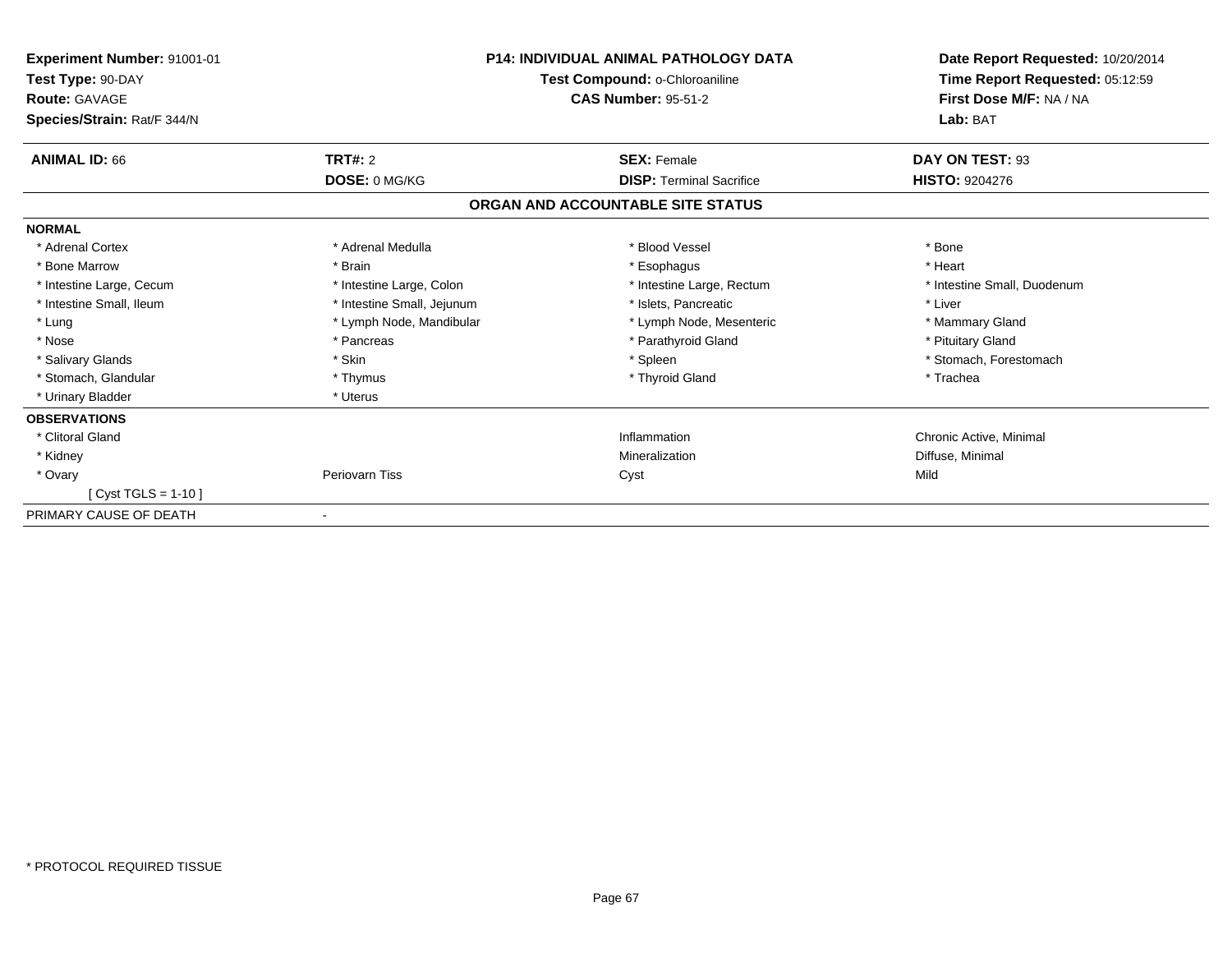**Experiment Number:** 91001-01
**Test Type:** 90-DAY
**Route:** GAVAGE
**Species/Strain:** Rat/F 344/N

**P14: INDIVIDUAL ANIMAL PATHOLOGY DATA**
**Test Compound:** o-Chloroaniline
**CAS Number:** 95-51-2

**Date Report Requested:** 10/20/2014
**Time Report Requested:** 05:12:59
**First Dose M/F:** NA / NA
**Lab:** BAT

| **ANIMAL ID:** 66 | **TRT#:** 2 | **SEX:** Female | **DAY ON TEST:** 93 |
|---|---|---|---|
| | **DOSE:** 0 MG/KG | **DISP:** Terminal Sacrifice | **HISTO:** 9204276 |

## ORGAN AND ACCOUNTABLE SITE STATUS

**NORMAL**

| | | | |
|---|---|---|---|
| * Adrenal Cortex | * Adrenal Medulla | * Blood Vessel | * Bone |
| * Bone Marrow | * Brain | * Esophagus | * Heart |
| * Intestine Large, Cecum | * Intestine Large, Colon | * Intestine Large, Rectum | * Intestine Small, Duodenum |
| * Intestine Small, Ileum | * Intestine Small, Jejunum | * Islets, Pancreatic | * Liver |
| * Lung | * Lymph Node, Mandibular | * Lymph Node, Mesenteric | * Mammary Gland |
| * Nose | * Pancreas | * Parathyroid Gland | * Pituitary Gland |
| * Salivary Glands | * Skin | * Spleen | * Stomach, Forestomach |
| * Stomach, Glandular | * Thymus | * Thyroid Gland | * Trachea |
| * Urinary Bladder | * Uterus | | |

**OBSERVATIONS**

| | | | |
|---|---|---|---|
| * Clitoral Gland | | Inflammation | Chronic Active, Minimal |
| * Kidney | | Mineralization | Diffuse, Minimal |
| * Ovary | Periovarn Tiss | Cyst | Mild |
| [ Cyst TGLS = 1-10 ] | | | |

PRIMARY CAUSE OF DEATH -

* PROTOCOL REQUIRED TISSUE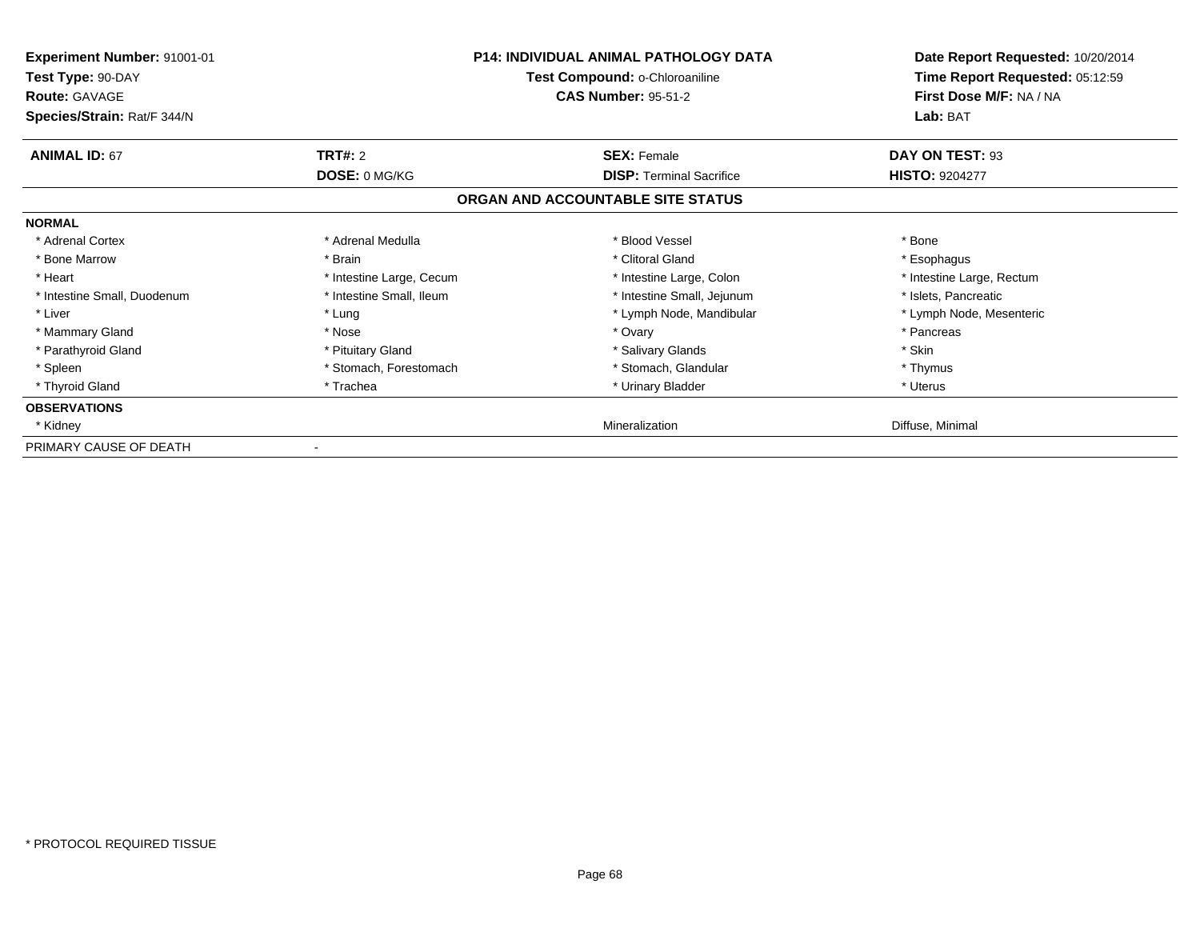**Experiment Number:** 91001-01
**Test Type:** 90-DAY
**Route:** GAVAGE
**Species/Strain:** Rat/F 344/N

**P14: INDIVIDUAL ANIMAL PATHOLOGY DATA**
**Test Compound:** o-Chloroaniline
**CAS Number:** 95-51-2

**Date Report Requested:** 10/20/2014
**Time Report Requested:** 05:12:59
**First Dose M/F:** NA / NA
**Lab:** BAT

| **ANIMAL ID:** 67 | **TRT#:** 2 | **SEX:** Female | **DAY ON TEST:** 93 |
|---|---|---|---|
| | **DOSE:** 0 MG/KG | **DISP:** Terminal Sacrifice | **HISTO:** 9204277 |

**ORGAN AND ACCOUNTABLE SITE STATUS**

| **NORMAL** | | | |
|---|---|---|---|
| * Adrenal Cortex | * Adrenal Medulla | * Blood Vessel | * Bone |
| * Bone Marrow | * Brain | * Clitoral Gland | * Esophagus |
| * Heart | * Intestine Large, Cecum | * Intestine Large, Colon | * Intestine Large, Rectum |
| * Intestine Small, Duodenum | * Intestine Small, Ileum | * Intestine Small, Jejunum | * Islets, Pancreatic |
| * Liver | * Lung | * Lymph Node, Mandibular | * Lymph Node, Mesenteric |
| * Mammary Gland | * Nose | * Ovary | * Pancreas |
| * Parathyroid Gland | * Pituitary Gland | * Salivary Glands | * Skin |
| * Spleen | * Stomach, Forestomach | * Stomach, Glandular | * Thymus |
| * Thyroid Gland | * Trachea | * Urinary Bladder | * Uterus |
| **OBSERVATIONS** | | | |
| * Kidney | | Mineralization | Diffuse, Minimal |
| PRIMARY CAUSE OF DEATH | - | | |

* PROTOCOL REQUIRED TISSUE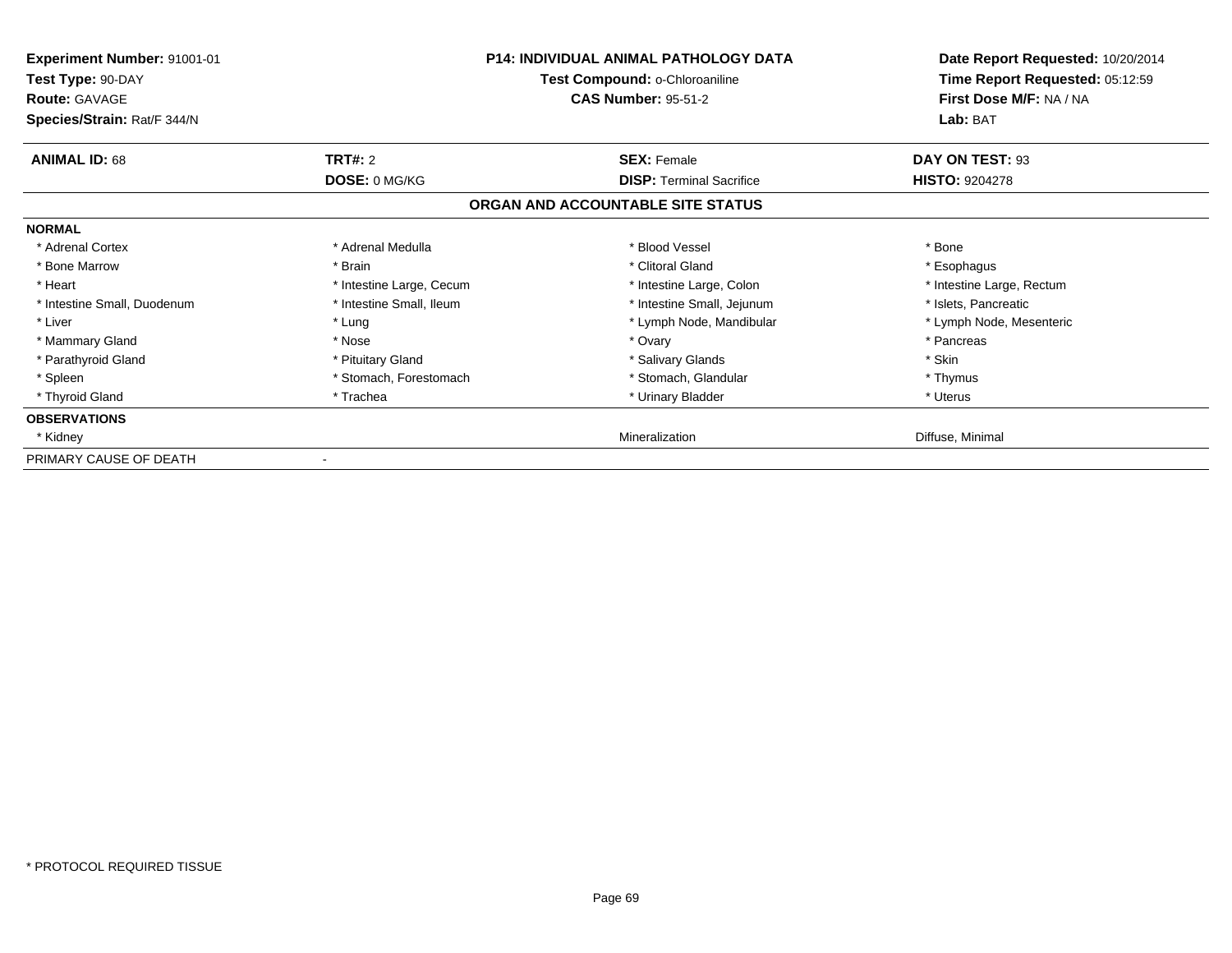**Experiment Number:** 91001-01
**Test Type:** 90-DAY
**Route:** GAVAGE
**Species/Strain:** Rat/F 344/N

**P14: INDIVIDUAL ANIMAL PATHOLOGY DATA**
**Test Compound:** o-Chloroaniline
**CAS Number:** 95-51-2

**Date Report Requested:** 10/20/2014
**Time Report Requested:** 05:12:59
**First Dose M/F:** NA / NA
**Lab:** BAT

| **ANIMAL ID:** 68 | **TRT#:** 2 | **SEX:** Female | **DAY ON TEST:** 93 |
|---|---|---|---|
| | **DOSE:** 0 MG/KG | **DISP:** Terminal Sacrifice | **HISTO:** 9204278 |

## ORGAN AND ACCOUNTABLE SITE STATUS

**NORMAL**

| | | | |
|---|---|---|---|
| * Adrenal Cortex | * Adrenal Medulla | * Blood Vessel | * Bone |
| * Bone Marrow | * Brain | * Clitoral Gland | * Esophagus |
| * Heart | * Intestine Large, Cecum | * Intestine Large, Colon | * Intestine Large, Rectum |
| * Intestine Small, Duodenum | * Intestine Small, Ileum | * Intestine Small, Jejunum | * Islets, Pancreatic |
| * Liver | * Lung | * Lymph Node, Mandibular | * Lymph Node, Mesenteric |
| * Mammary Gland | * Nose | * Ovary | * Pancreas |
| * Parathyroid Gland | * Pituitary Gland | * Salivary Glands | * Skin |
| * Spleen | * Stomach, Forestomach | * Stomach, Glandular | * Thymus |
| * Thyroid Gland | * Trachea | * Urinary Bladder | * Uterus |

**OBSERVATIONS**

| | | | |
|---|---|---|---|
| * Kidney | | Mineralization | Diffuse, Minimal |

PRIMARY CAUSE OF DEATH -

* PROTOCOL REQUIRED TISSUE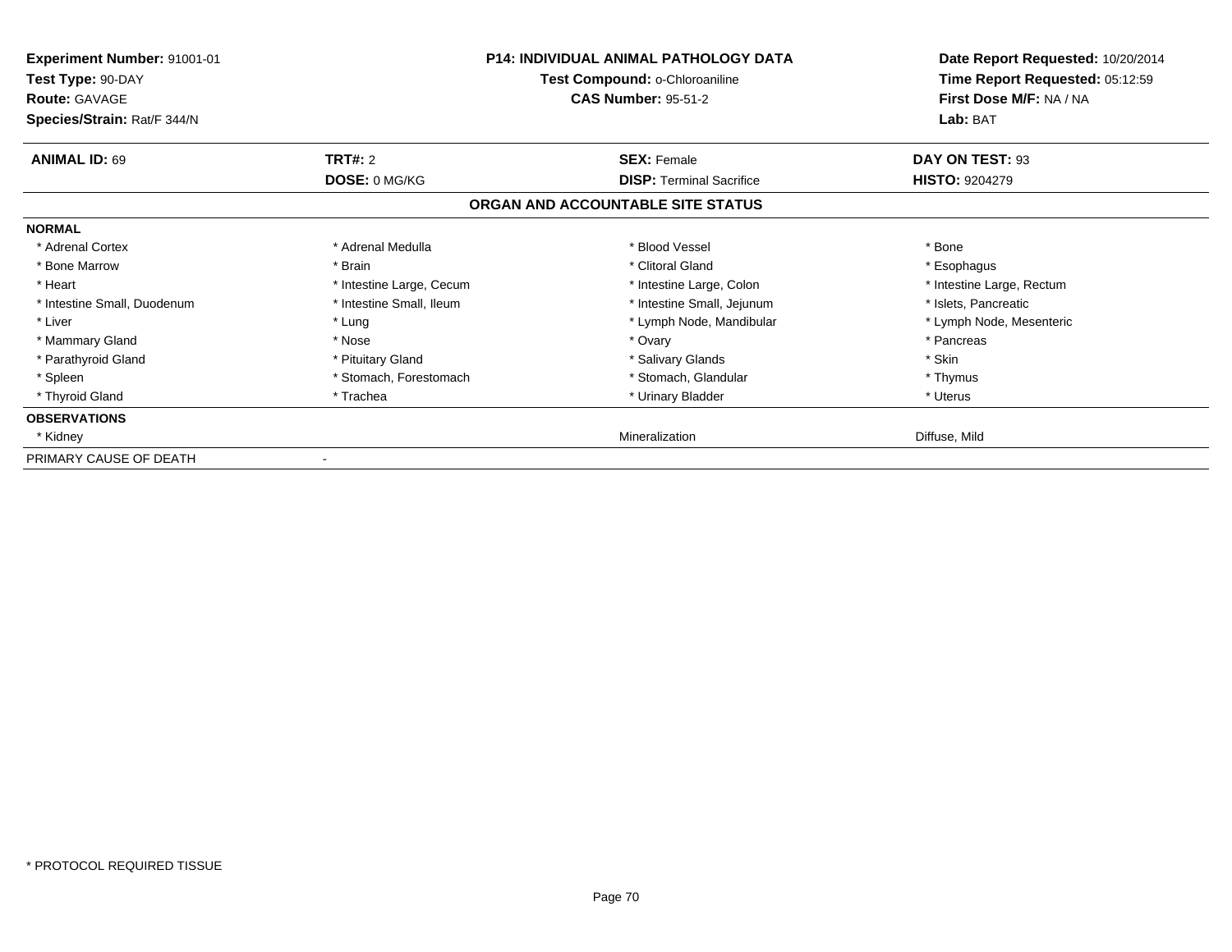**Experiment Number:** 91001-01
**Test Type:** 90-DAY
**Route:** GAVAGE
**Species/Strain:** Rat/F 344/N

**P14: INDIVIDUAL ANIMAL PATHOLOGY DATA**
**Test Compound:** o-Chloroaniline
**CAS Number:** 95-51-2

**Date Report Requested:** 10/20/2014
**Time Report Requested:** 05:12:59
**First Dose M/F:** NA / NA
**Lab:** BAT

| **ANIMAL ID:** 69 | **TRT#:** 2 | **SEX:** Female | **DAY ON TEST:** 93 |
|---|---|---|---|
| | **DOSE:** 0 MG/KG | **DISP:** Terminal Sacrifice | **HISTO:** 9204279 |

## ORGAN AND ACCOUNTABLE SITE STATUS

| | | | |
|---|---|---|---|
| **NORMAL** | | | |
| * Adrenal Cortex | * Adrenal Medulla | * Blood Vessel | * Bone |
| * Bone Marrow | * Brain | * Clitoral Gland | * Esophagus |
| * Heart | * Intestine Large, Cecum | * Intestine Large, Colon | * Intestine Large, Rectum |
| * Intestine Small, Duodenum | * Intestine Small, Ileum | * Intestine Small, Jejunum | * Islets, Pancreatic |
| * Liver | * Lung | * Lymph Node, Mandibular | * Lymph Node, Mesenteric |
| * Mammary Gland | * Nose | * Ovary | * Pancreas |
| * Parathyroid Gland | * Pituitary Gland | * Salivary Glands | * Skin |
| * Spleen | * Stomach, Forestomach | * Stomach, Glandular | * Thymus |
| * Thyroid Gland | * Trachea | * Urinary Bladder | * Uterus |
| **OBSERVATIONS** | | | |
| * Kidney | | Mineralization | Diffuse, Mild |
| PRIMARY CAUSE OF DEATH | - | | |

\* PROTOCOL REQUIRED TISSUE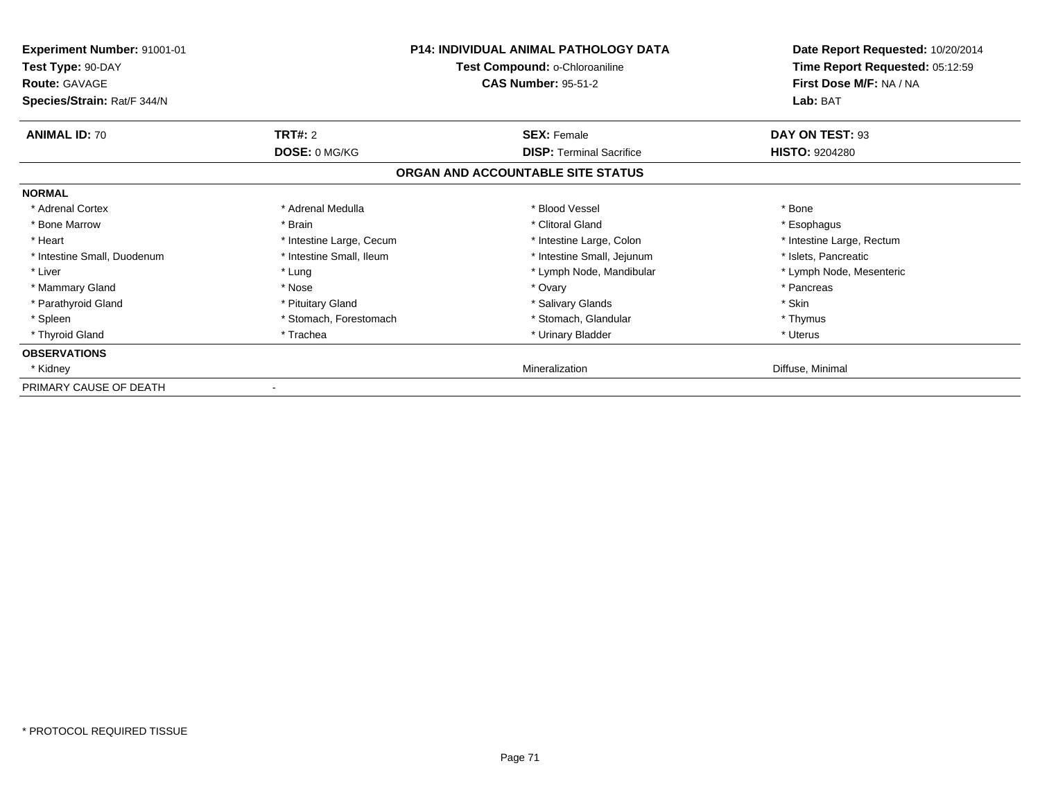**Experiment Number:** 91001-01
**Test Type:** 90-DAY
**Route:** GAVAGE
**Species/Strain:** Rat/F 344/N

**P14: INDIVIDUAL ANIMAL PATHOLOGY DATA**
**Test Compound:** o-Chloroaniline
**CAS Number:** 95-51-2

**Date Report Requested:** 10/20/2014
**Time Report Requested:** 05:12:59
**First Dose M/F:** NA / NA
**Lab:** BAT

| **ANIMAL ID:** 70 | **TRT#:** 2 | **SEX:** Female | **DAY ON TEST:** 93 |
|---|---|---|---|
| | **DOSE:** 0 MG/KG | **DISP:** Terminal Sacrifice | **HISTO:** 9204280 |

**ORGAN AND ACCOUNTABLE SITE STATUS**

| | | | |
|---|---|---|---|
| **NORMAL** | | | |
| * Adrenal Cortex | * Adrenal Medulla | * Blood Vessel | * Bone |
| * Bone Marrow | * Brain | * Clitoral Gland | * Esophagus |
| * Heart | * Intestine Large, Cecum | * Intestine Large, Colon | * Intestine Large, Rectum |
| * Intestine Small, Duodenum | * Intestine Small, Ileum | * Intestine Small, Jejunum | * Islets, Pancreatic |
| * Liver | * Lung | * Lymph Node, Mandibular | * Lymph Node, Mesenteric |
| * Mammary Gland | * Nose | * Ovary | * Pancreas |
| * Parathyroid Gland | * Pituitary Gland | * Salivary Glands | * Skin |
| * Spleen | * Stomach, Forestomach | * Stomach, Glandular | * Thymus |
| * Thyroid Gland | * Trachea | * Urinary Bladder | * Uterus |
| **OBSERVATIONS** | | | |
| * Kidney | | Mineralization | Diffuse, Minimal |
| PRIMARY CAUSE OF DEATH | - | | |

\* PROTOCOL REQUIRED TISSUE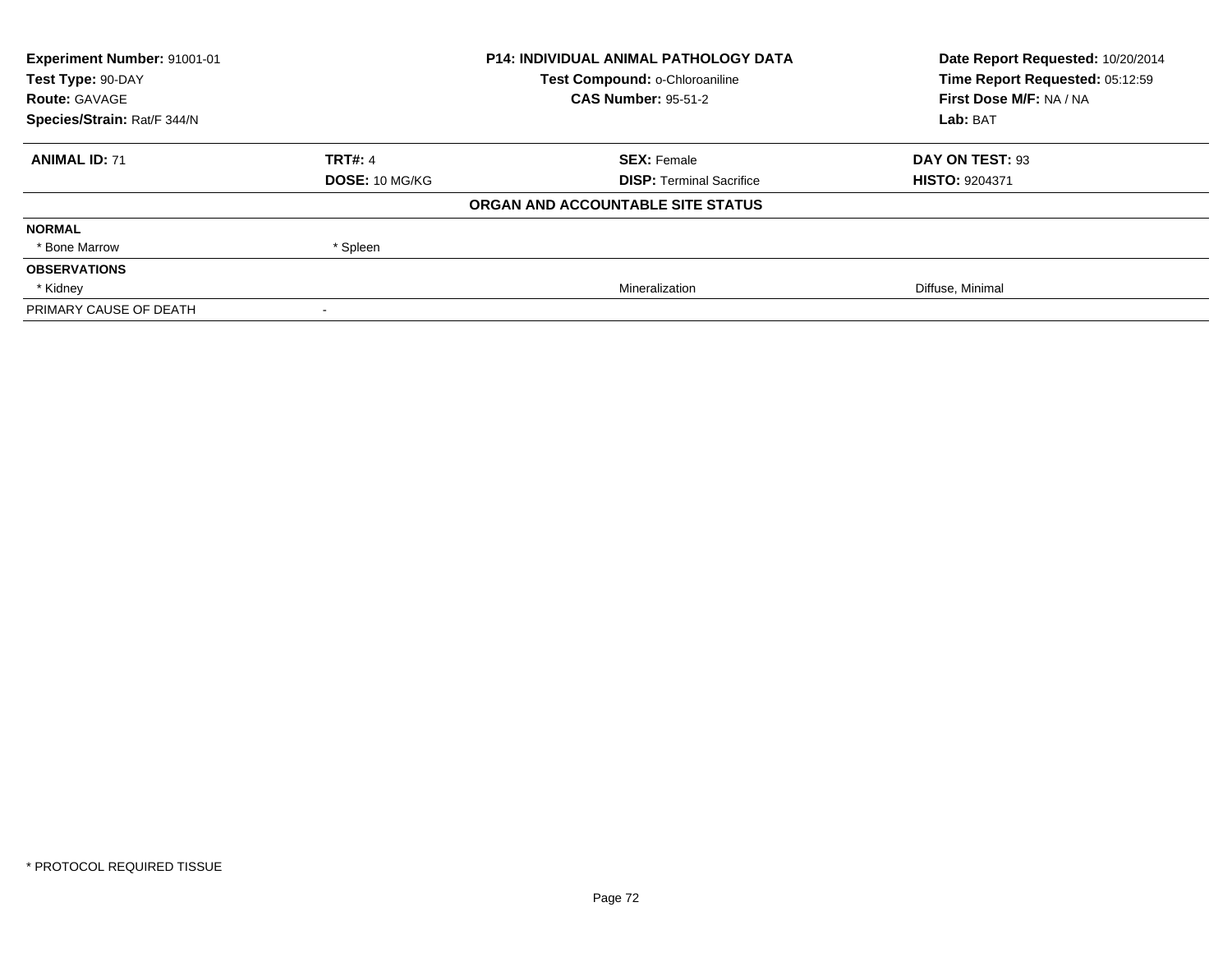| **Experiment Number:** 91001-01 | **P14: INDIVIDUAL ANIMAL PATHOLOGY DATA** | **Date Report Requested:** 10/20/2014 |
|---|---|---|
| **Test Type:** 90-DAY | **Test Compound:** o-Chloroaniline | **Time Report Requested:** 05:12:59 |
| **Route:** GAVAGE | **CAS Number:** 95-51-2 | **First Dose M/F:** NA / NA |
| **Species/Strain:** Rat/F 344/N | | **Lab:** BAT |

| **ANIMAL ID:** 71 | **TRT#:** 4 | **SEX:** Female | **DAY ON TEST:** 93 |
|---|---|---|---|
| | **DOSE:** 10 MG/KG | **DISP:** Terminal Sacrifice | **HISTO:** 9204371 |

**ORGAN AND ACCOUNTABLE SITE STATUS**

| | | | |
|---|---|---|---|
| **NORMAL** | | | |
| * Bone Marrow | * Spleen | | |
| **OBSERVATIONS** | | | |
| * Kidney | | Mineralization | Diffuse, Minimal |
| PRIMARY CAUSE OF DEATH | - | | |

* PROTOCOL REQUIRED TISSUE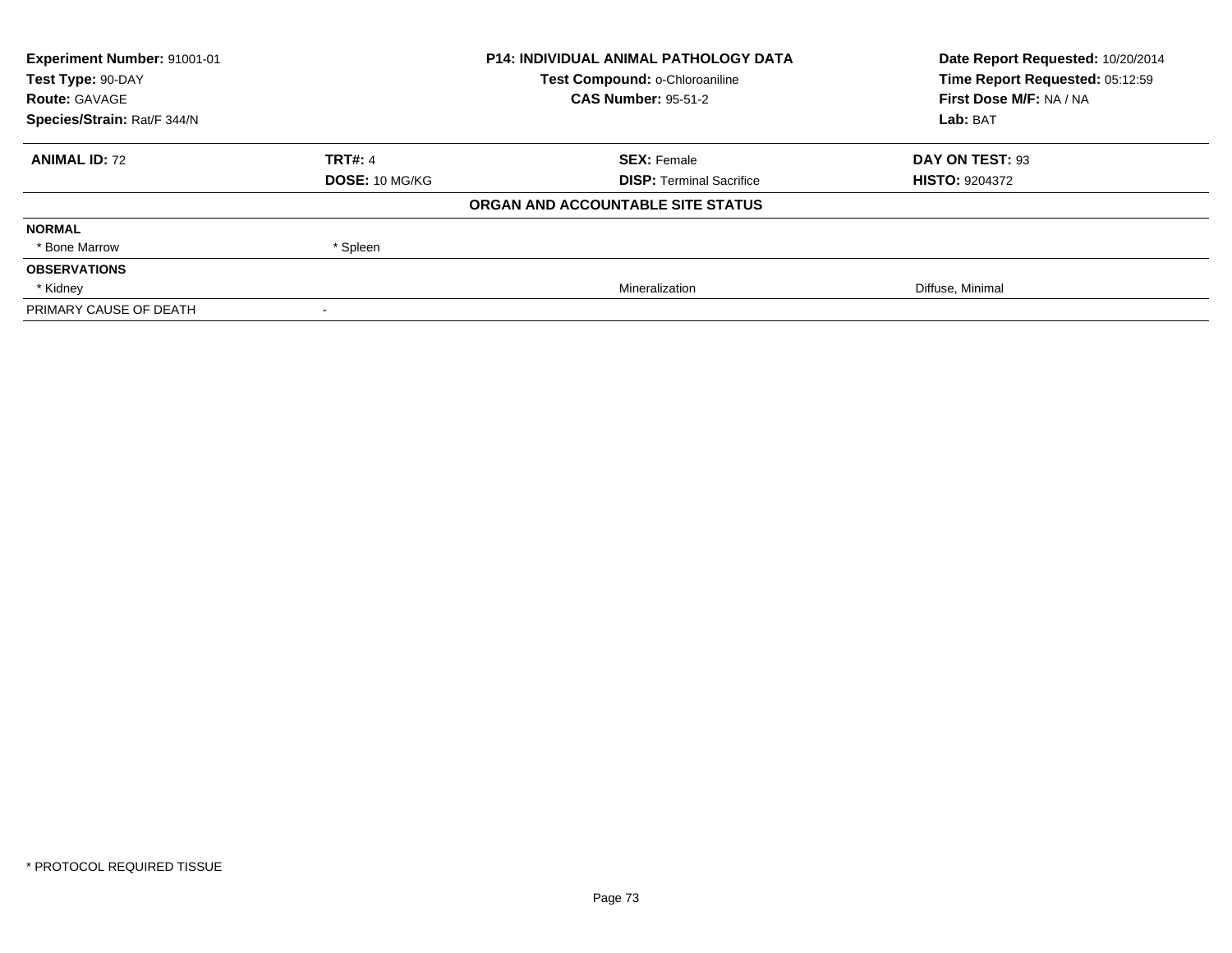**Experiment Number:** 91001-01
**Test Type:** 90-DAY
**Route:** GAVAGE
**Species/Strain:** Rat/F 344/N

**P14: INDIVIDUAL ANIMAL PATHOLOGY DATA**
**Test Compound:** o-Chloroaniline
**CAS Number:** 95-51-2

**Date Report Requested:** 10/20/2014
**Time Report Requested:** 05:12:59
**First Dose M/F:** NA / NA
**Lab:** BAT

| **ANIMAL ID:** 72 | **TRT#:** 4 | **SEX:** Female | **DAY ON TEST:** 93 |
|---|---|---|---|
| | **DOSE:** 10 MG/KG | **DISP:** Terminal Sacrifice | **HISTO:** 9204372 |

**ORGAN AND ACCOUNTABLE SITE STATUS**

| | | | |
|---|---|---|---|
| **NORMAL** | | | |
| * Bone Marrow | * Spleen | | |
| **OBSERVATIONS** | | | |
| * Kidney | | Mineralization | Diffuse, Minimal |
| PRIMARY CAUSE OF DEATH | - | | |

* PROTOCOL REQUIRED TISSUE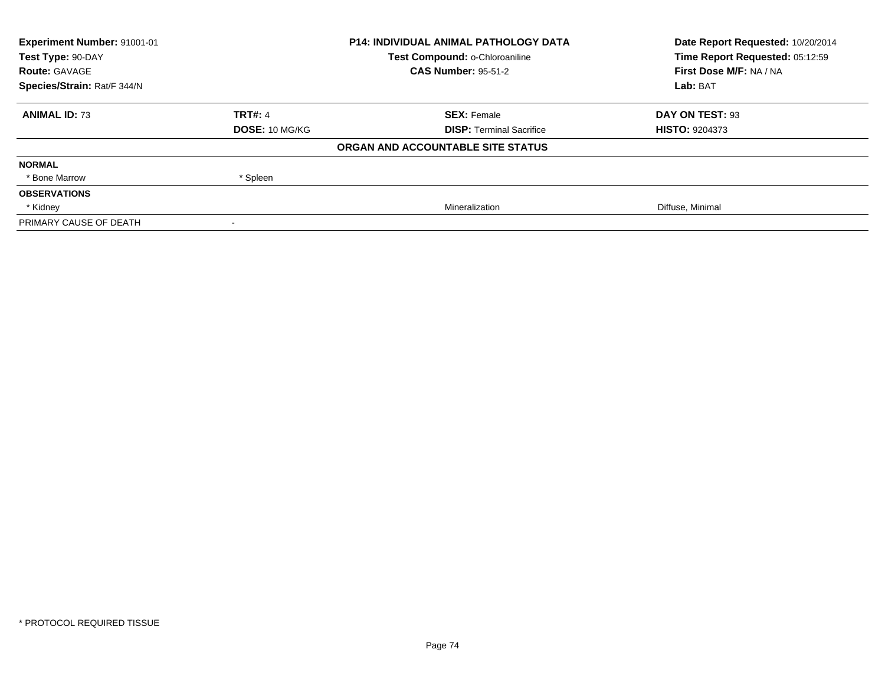| **Experiment Number:** 91001-01 | **P14: INDIVIDUAL ANIMAL PATHOLOGY DATA** | **Date Report Requested:** 10/20/2014 |
|---|---|---|
| **Test Type:** 90-DAY | **Test Compound:** o-Chloroaniline | **Time Report Requested:** 05:12:59 |
| **Route:** GAVAGE | **CAS Number:** 95-51-2 | **First Dose M/F:** NA / NA |
| **Species/Strain:** Rat/F 344/N | | **Lab:** BAT |

| **ANIMAL ID:** 73 | **TRT#:** 4 | **SEX:** Female | **DAY ON TEST:** 93 |
|---|---|---|---|
| | **DOSE:** 10 MG/KG | **DISP:** Terminal Sacrifice | **HISTO:** 9204373 |
| | | **ORGAN AND ACCOUNTABLE SITE STATUS** | |
| **NORMAL** | | | |
| * Bone Marrow | * Spleen | | |
| **OBSERVATIONS** | | | |
| * Kidney | | Mineralization | Diffuse, Minimal |
| PRIMARY CAUSE OF DEATH | - | | |

* PROTOCOL REQUIRED TISSUE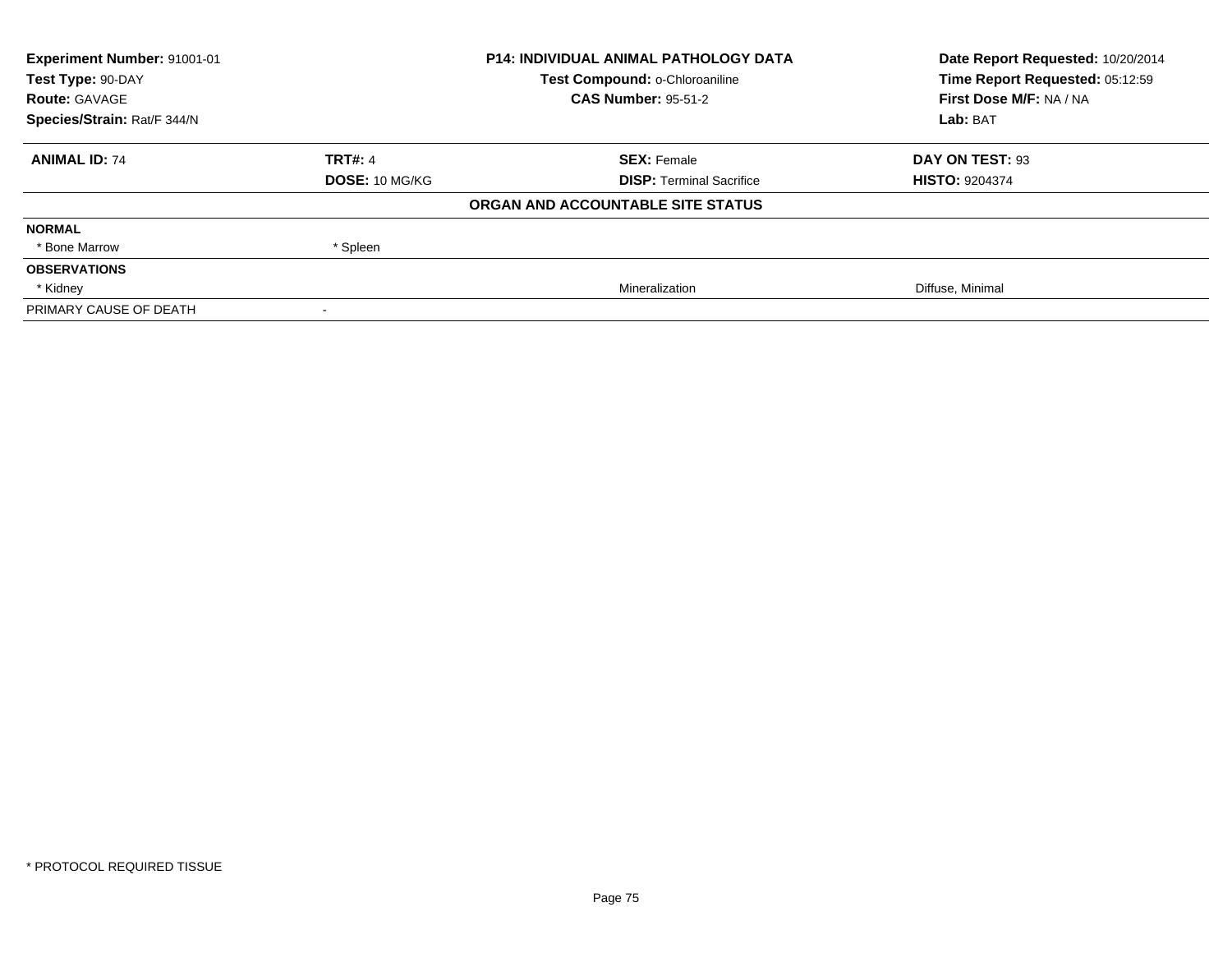| Experiment Number: 91001-01 | P14: INDIVIDUAL ANIMAL PATHOLOGY DATA | Date Report Requested: 10/20/2014 |
|---|---|---|
| Test Type: 90-DAY | Test Compound: o-Chloroaniline | Time Report Requested: 05:12:59 |
| Route: GAVAGE | CAS Number: 95-51-2 | First Dose M/F: NA / NA |
| Species/Strain: Rat/F 344/N | | Lab: BAT |

| ANIMAL ID: 74 | TRT#: 4 | SEX: Female | DAY ON TEST: 93 |
|---|---|---|---|
| | DOSE: 10 MG/KG | DISP: Terminal Sacrifice | HISTO: 9204374 |
| | | **ORGAN AND ACCOUNTABLE SITE STATUS** | |
| **NORMAL** | | | |
| * Bone Marrow | * Spleen | | |
| **OBSERVATIONS** | | | |
| * Kidney | | Mineralization | Diffuse, Minimal |
| PRIMARY CAUSE OF DEATH | - | | |

* PROTOCOL REQUIRED TISSUE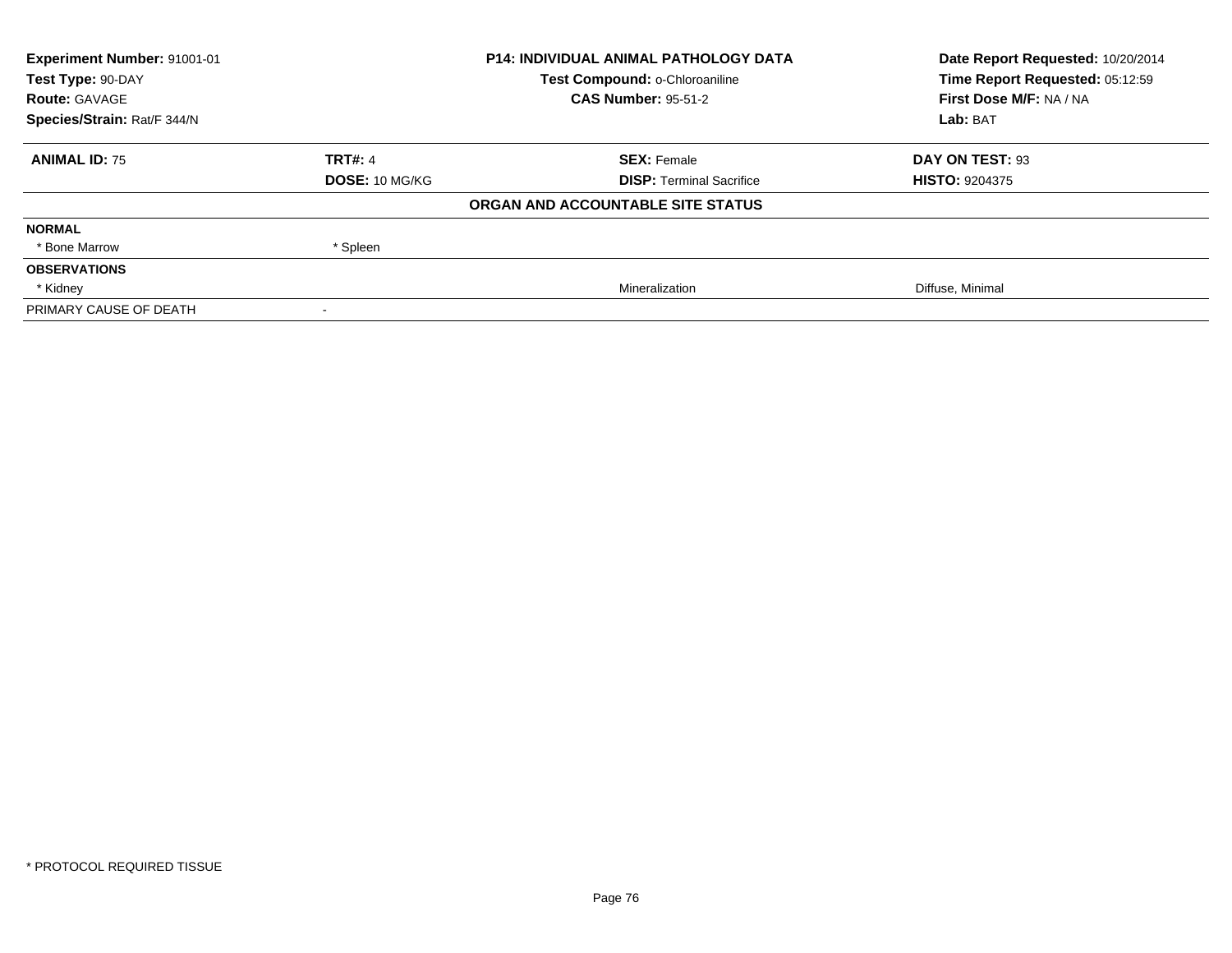**Experiment Number:** 91001-01
**Test Type:** 90-DAY
**Route:** GAVAGE
**Species/Strain:** Rat/F 344/N

**P14: INDIVIDUAL ANIMAL PATHOLOGY DATA**
**Test Compound:** o-Chloroaniline
**CAS Number:** 95-51-2

**Date Report Requested:** 10/20/2014
**Time Report Requested:** 05:12:59
**First Dose M/F:** NA / NA
**Lab:** BAT

| **ANIMAL ID:** 75 | **TRT#:** 4 | **SEX:** Female | **DAY ON TEST:** 93 |
|---|---|---|---|
| | **DOSE:** 10 MG/KG | **DISP:** Terminal Sacrifice | **HISTO:** 9204375 |

**ORGAN AND ACCOUNTABLE SITE STATUS**

| | | | |
|---|---|---|---|
| **NORMAL** | | | |
| * Bone Marrow | * Spleen | | |
| **OBSERVATIONS** | | | |
| * Kidney | | Mineralization | Diffuse, Minimal |
| PRIMARY CAUSE OF DEATH | - | | |

* PROTOCOL REQUIRED TISSUE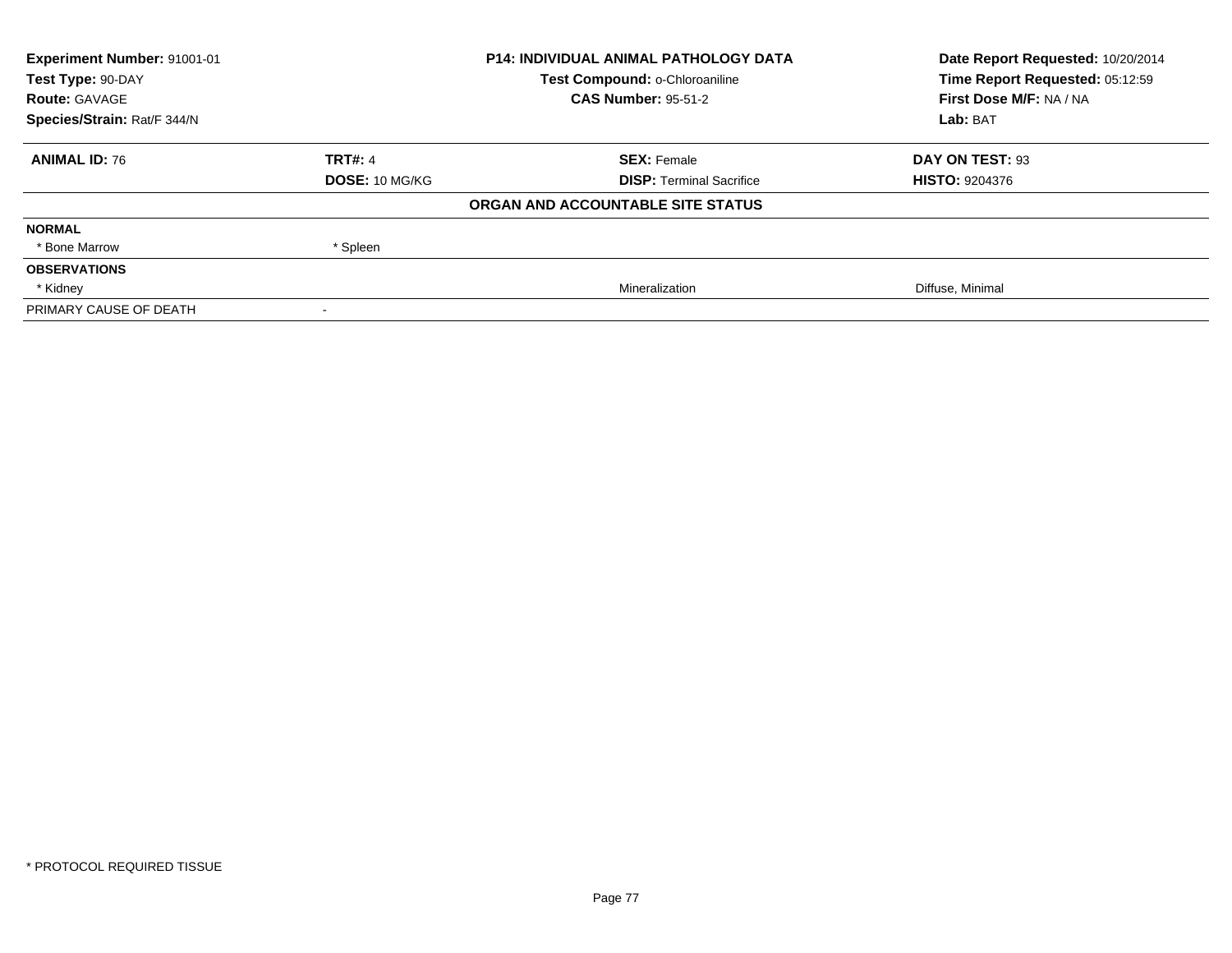| **Experiment Number:** 91001-01 | **P14: INDIVIDUAL ANIMAL PATHOLOGY DATA** | **Date Report Requested:** 10/20/2014 |
|---|---|---|
| **Test Type:** 90-DAY | **Test Compound:** o-Chloroaniline | **Time Report Requested:** 05:12:59 |
| **Route:** GAVAGE | **CAS Number:** 95-51-2 | **First Dose M/F:** NA / NA |
| **Species/Strain:** Rat/F 344/N | | **Lab:** BAT |

| **ANIMAL ID:** 76 | **TRT#:** 4 | **SEX:** Female | **DAY ON TEST:** 93 |
|---|---|---|---|
| | **DOSE:** 10 MG/KG | **DISP:** Terminal Sacrifice | **HISTO:** 9204376 |

**ORGAN AND ACCOUNTABLE SITE STATUS**

| | | | |
|---|---|---|---|
| **NORMAL** | | | |
| * Bone Marrow | * Spleen | | |
| **OBSERVATIONS** | | | |
| * Kidney | | Mineralization | Diffuse, Minimal |
| PRIMARY CAUSE OF DEATH | - | | |

* PROTOCOL REQUIRED TISSUE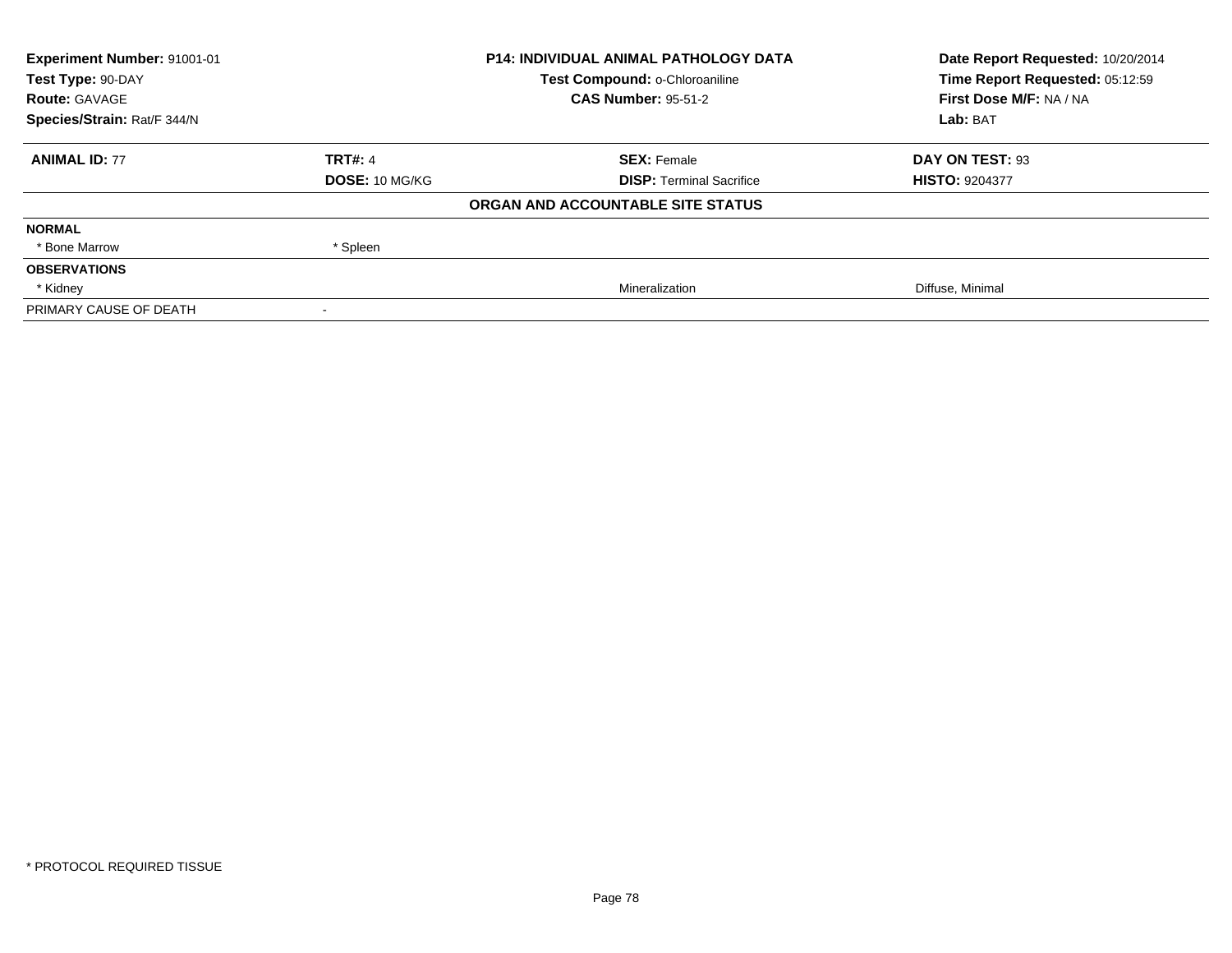**Experiment Number:** 91001-01
**Test Type:** 90-DAY
**Route:** GAVAGE
**Species/Strain:** Rat/F 344/N

**P14: INDIVIDUAL ANIMAL PATHOLOGY DATA**
**Test Compound:** o-Chloroaniline
**CAS Number:** 95-51-2

**Date Report Requested:** 10/20/2014
**Time Report Requested:** 05:12:59
**First Dose M/F:** NA / NA
**Lab:** BAT

| **ANIMAL ID:** 77 | **TRT#:** 4 | **SEX:** Female | **DAY ON TEST:** 93 |
|---|---|---|---|
| | **DOSE:** 10 MG/KG | **DISP:** Terminal Sacrifice | **HISTO:** 9204377 |

**ORGAN AND ACCOUNTABLE SITE STATUS**

| | | | |
|---|---|---|---|
| **NORMAL** | | | |
| * Bone Marrow | * Spleen | | |
| **OBSERVATIONS** | | | |
| * Kidney | | Mineralization | Diffuse, Minimal |
| PRIMARY CAUSE OF DEATH | - | | |

* PROTOCOL REQUIRED TISSUE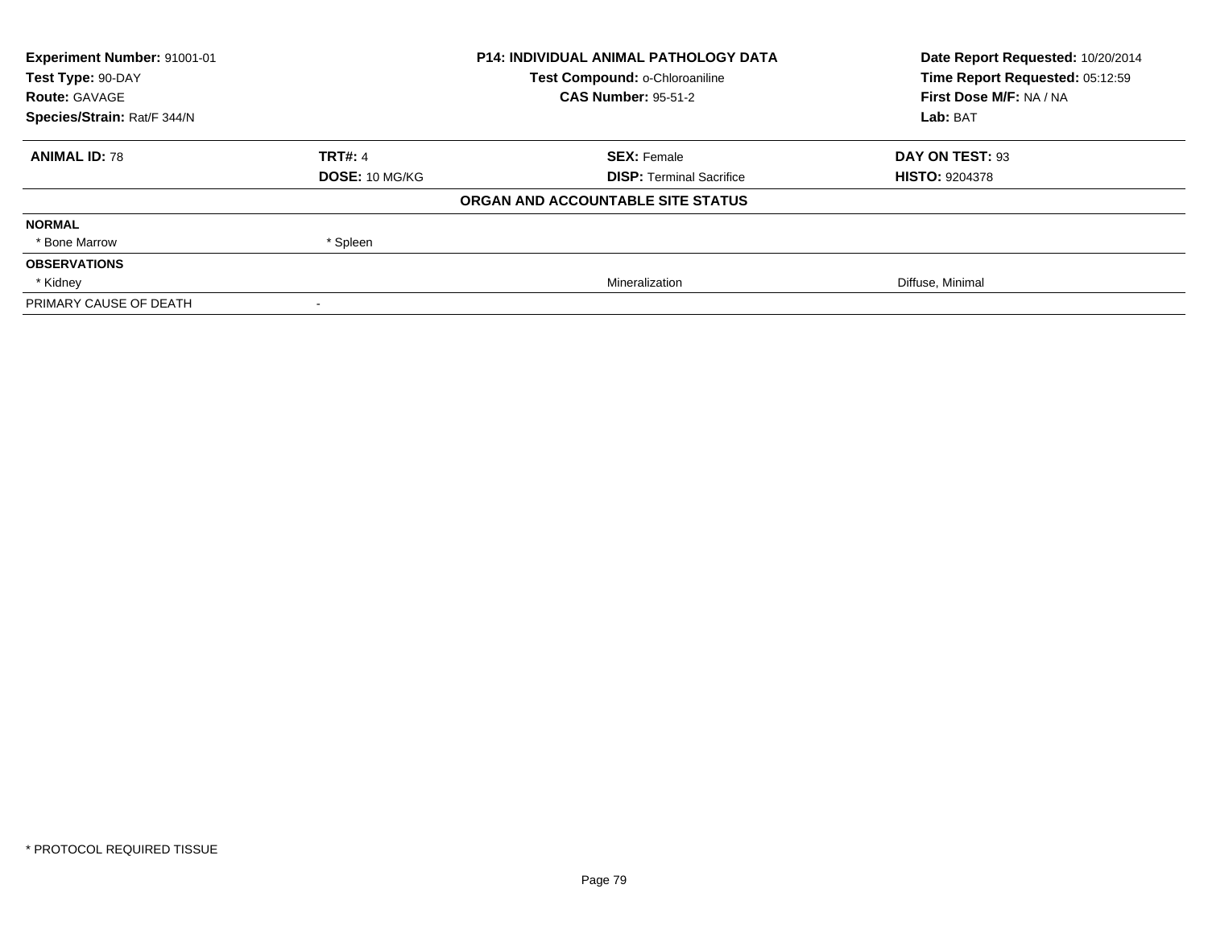**Experiment Number:** 91001-01
**Test Type:** 90-DAY
**Route:** GAVAGE
**Species/Strain:** Rat/F 344/N

**P14: INDIVIDUAL ANIMAL PATHOLOGY DATA**
**Test Compound:** o-Chloroaniline
**CAS Number:** 95-51-2

**Date Report Requested:** 10/20/2014
**Time Report Requested:** 05:12:59
**First Dose M/F:** NA / NA
**Lab:** BAT

| **ANIMAL ID:** 78 | **TRT#:** 4 | **SEX:** Female | **DAY ON TEST:** 93 |
|---|---|---|---|
| | **DOSE:** 10 MG/KG | **DISP:** Terminal Sacrifice | **HISTO:** 9204378 |

**ORGAN AND ACCOUNTABLE SITE STATUS**

| | | | |
|---|---|---|---|
| **NORMAL** | | | |
| * Bone Marrow | * Spleen | | |
| **OBSERVATIONS** | | | |
| * Kidney | | Mineralization | Diffuse, Minimal |
| PRIMARY CAUSE OF DEATH | - | | |

* PROTOCOL REQUIRED TISSUE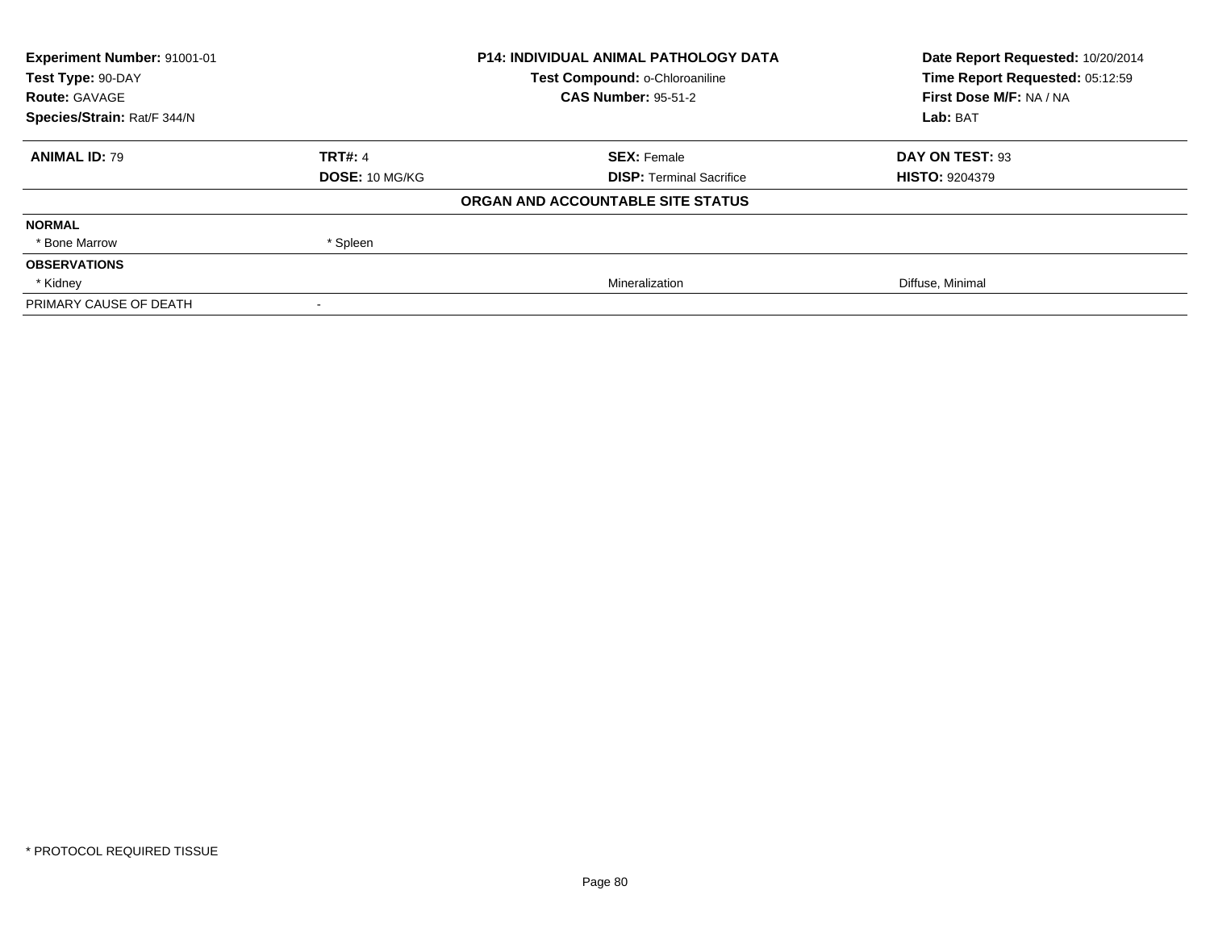| Experiment Number: 91001-01 | P14: INDIVIDUAL ANIMAL PATHOLOGY DATA | Date Report Requested: 10/20/2014 |
|---|---|---|
| Test Type: 90-DAY | Test Compound: o-Chloroaniline | Time Report Requested: 05:12:59 |
| Route: GAVAGE | CAS Number: 95-51-2 | First Dose M/F: NA / NA |
| Species/Strain: Rat/F 344/N | | Lab: BAT |

| ANIMAL ID: 79 | TRT#: 4 | SEX: Female | DAY ON TEST: 93 |
|---|---|---|---|
| | DOSE: 10 MG/KG | DISP: Terminal Sacrifice | HISTO: 9204379 |

**ORGAN AND ACCOUNTABLE SITE STATUS**

| | | | |
|---|---|---|---|
| **NORMAL** | | | |
| * Bone Marrow | * Spleen | | |
| **OBSERVATIONS** | | | |
| * Kidney | | Mineralization | Diffuse, Minimal |
| PRIMARY CAUSE OF DEATH | - | | |

* PROTOCOL REQUIRED TISSUE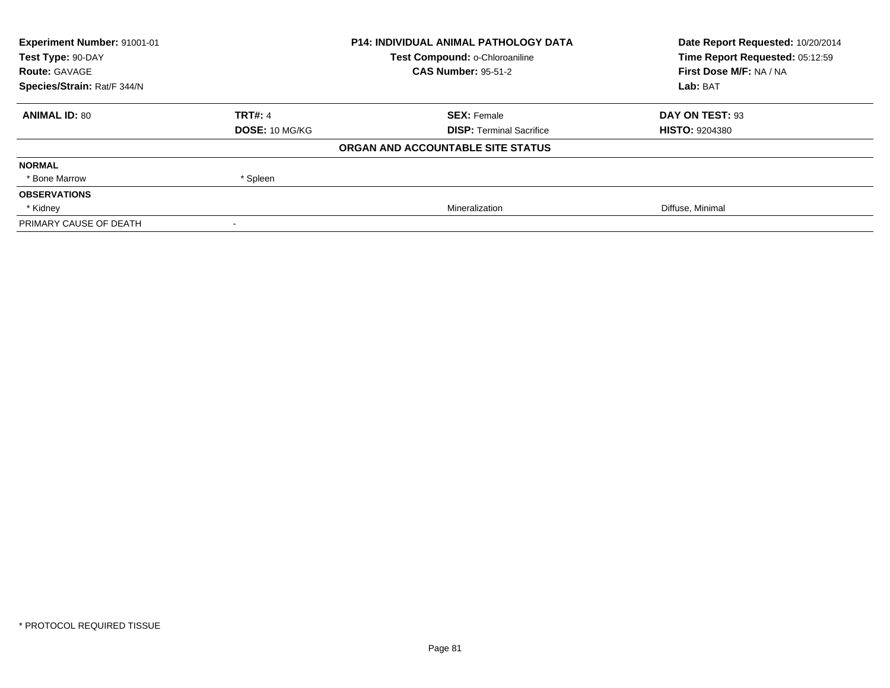**Experiment Number:** 91001-01
**Test Type:** 90-DAY
**Route:** GAVAGE
**Species/Strain:** Rat/F 344/N

**P14: INDIVIDUAL ANIMAL PATHOLOGY DATA**
**Test Compound:** o-Chloroaniline
**CAS Number:** 95-51-2

**Date Report Requested:** 10/20/2014
**Time Report Requested:** 05:12:59
**First Dose M/F:** NA / NA
**Lab:** BAT

| **ANIMAL ID:** 80 | **TRT#:** 4 | **SEX:** Female | **DAY ON TEST:** 93 |
|---|---|---|---|
| | **DOSE:** 10 MG/KG | **DISP:** Terminal Sacrifice | **HISTO:** 9204380 |

**ORGAN AND ACCOUNTABLE SITE STATUS**

| | | | |
|---|---|---|---|
| **NORMAL** | | | |
| * Bone Marrow | * Spleen | | |
| **OBSERVATIONS** | | | |
| * Kidney | | Mineralization | Diffuse, Minimal |
| PRIMARY CAUSE OF DEATH | - | | |

* PROTOCOL REQUIRED TISSUE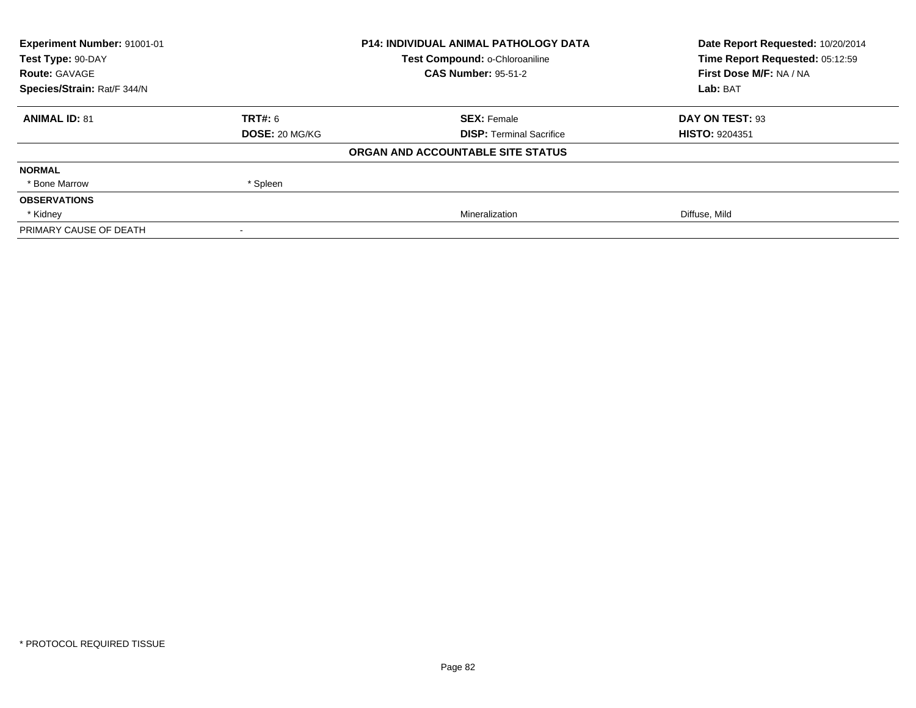| **Experiment Number:** 91001-01 | **P14: INDIVIDUAL ANIMAL PATHOLOGY DATA** | **Date Report Requested:** 10/20/2014 |
|---|---|---|
| **Test Type:** 90-DAY | **Test Compound:** o-Chloroaniline | **Time Report Requested:** 05:12:59 |
| **Route:** GAVAGE | **CAS Number:** 95-51-2 | **First Dose M/F:** NA / NA |
| **Species/Strain:** Rat/F 344/N | | **Lab:** BAT |

| **ANIMAL ID:** 81 | **TRT#:** 6 | **SEX:** Female | **DAY ON TEST:** 93 |
|---|---|---|---|
| | **DOSE:** 20 MG/KG | **DISP:** Terminal Sacrifice | **HISTO:** 9204351 |

**ORGAN AND ACCOUNTABLE SITE STATUS**

| | | | |
|---|---|---|---|
| **NORMAL** | | | |
| * Bone Marrow | * Spleen | | |
| **OBSERVATIONS** | | | |
| * Kidney | | Mineralization | Diffuse, Mild |
| PRIMARY CAUSE OF DEATH | - | | |

* PROTOCOL REQUIRED TISSUE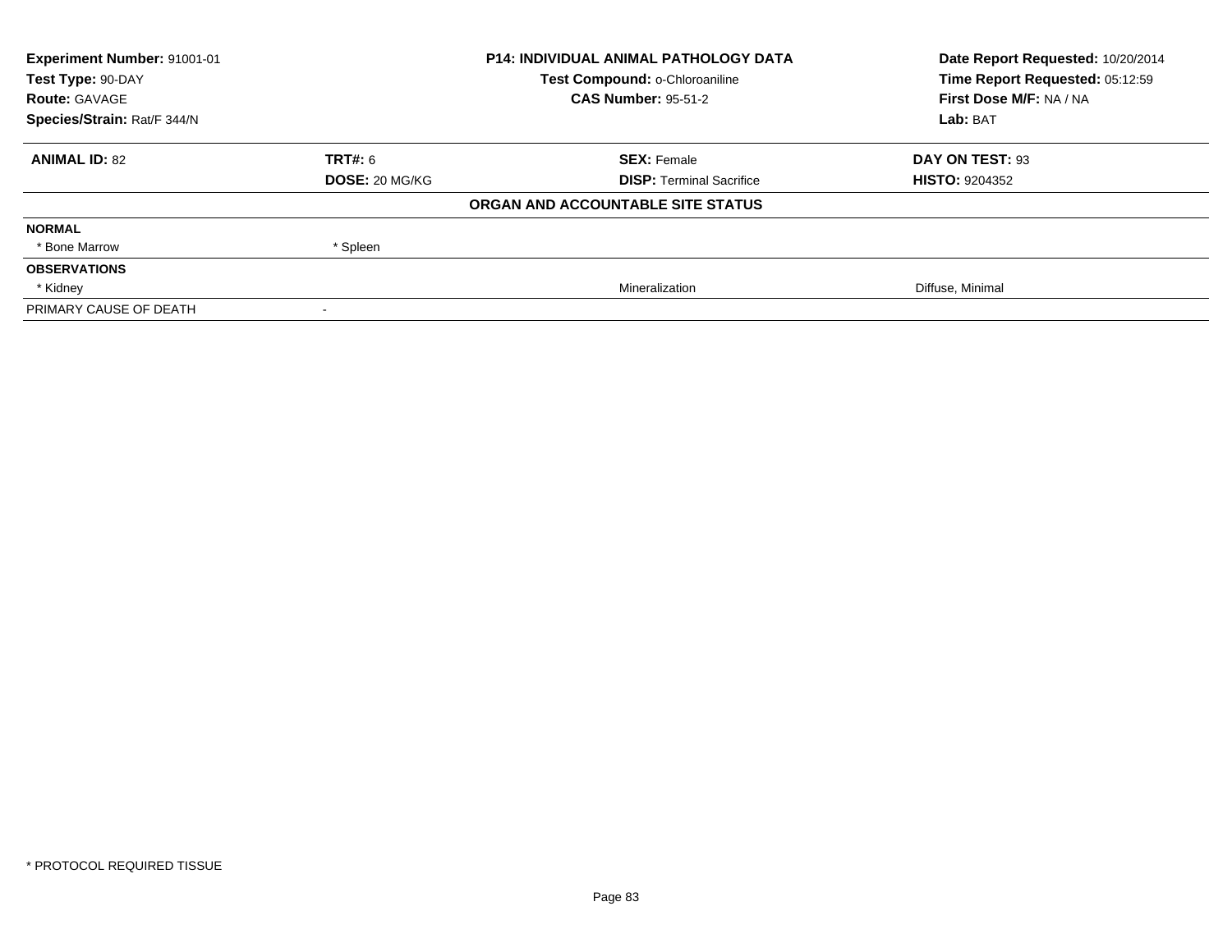| **Experiment Number:** 91001-01 | **P14: INDIVIDUAL ANIMAL PATHOLOGY DATA** | **Date Report Requested:** 10/20/2014 |
|---|---|---|
| **Test Type:** 90-DAY | **Test Compound:** o-Chloroaniline | **Time Report Requested:** 05:12:59 |
| **Route:** GAVAGE | **CAS Number:** 95-51-2 | **First Dose M/F:** NA / NA |
| **Species/Strain:** Rat/F 344/N | | **Lab:** BAT |

| **ANIMAL ID:** 82 | **TRT#:** 6 | **SEX:** Female | **DAY ON TEST:** 93 |
|---|---|---|---|
| | **DOSE:** 20 MG/KG | **DISP:** Terminal Sacrifice | **HISTO:** 9204352 |

**ORGAN AND ACCOUNTABLE SITE STATUS**

| | | | |
|---|---|---|---|
| **NORMAL** | | | |
| * Bone Marrow | * Spleen | | |
| **OBSERVATIONS** | | | |
| * Kidney | | Mineralization | Diffuse, Minimal |
| PRIMARY CAUSE OF DEATH | - | | |

* PROTOCOL REQUIRED TISSUE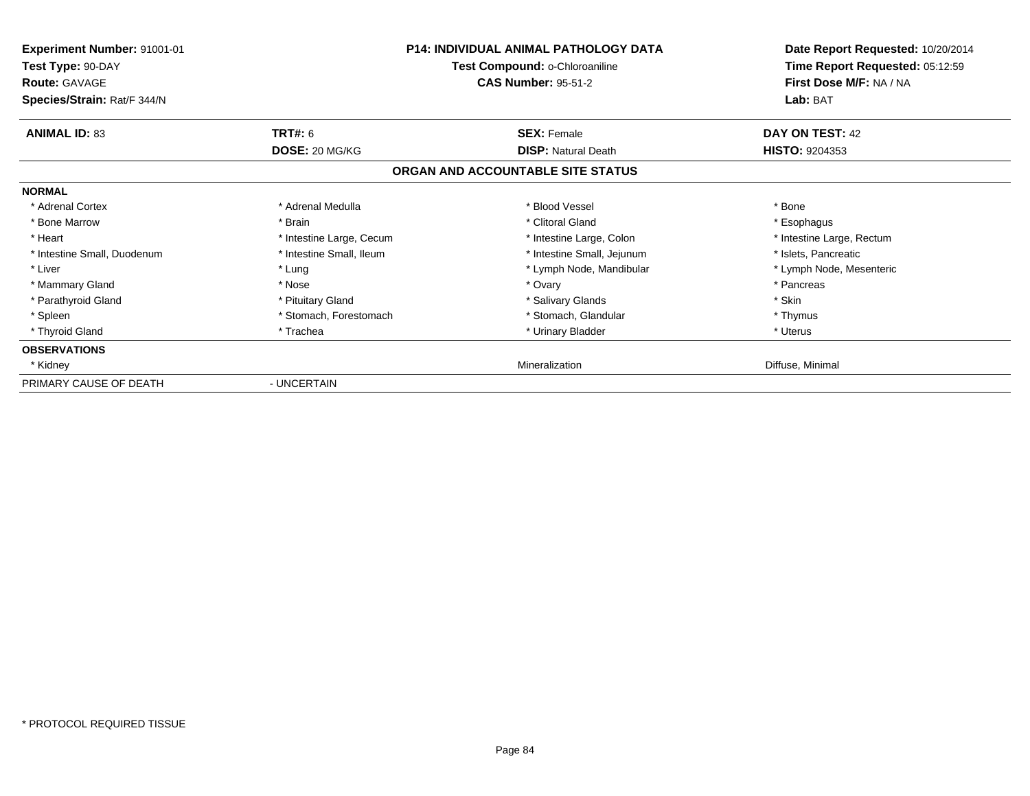**Experiment Number:** 91001-01
**Test Type:** 90-DAY
**Route:** GAVAGE
**Species/Strain:** Rat/F 344/N

**P14: INDIVIDUAL ANIMAL PATHOLOGY DATA**
**Test Compound:** o-Chloroaniline
**CAS Number:** 95-51-2

**Date Report Requested:** 10/20/2014
**Time Report Requested:** 05:12:59
**First Dose M/F:** NA / NA
**Lab:** BAT

| **ANIMAL ID:** 83 | **TRT#:** 6 | **SEX:** Female | **DAY ON TEST:** 42 |
|---|---|---|---|
| | **DOSE:** 20 MG/KG | **DISP:** Natural Death | **HISTO:** 9204353 |

**ORGAN AND ACCOUNTABLE SITE STATUS**

| | | | |
|---|---|---|---|
| **NORMAL** | | | |
| * Adrenal Cortex | * Adrenal Medulla | * Blood Vessel | * Bone |
| * Bone Marrow | * Brain | * Clitoral Gland | * Esophagus |
| * Heart | * Intestine Large, Cecum | * Intestine Large, Colon | * Intestine Large, Rectum |
| * Intestine Small, Duodenum | * Intestine Small, Ileum | * Intestine Small, Jejunum | * Islets, Pancreatic |
| * Liver | * Lung | * Lymph Node, Mandibular | * Lymph Node, Mesenteric |
| * Mammary Gland | * Nose | * Ovary | * Pancreas |
| * Parathyroid Gland | * Pituitary Gland | * Salivary Glands | * Skin |
| * Spleen | * Stomach, Forestomach | * Stomach, Glandular | * Thymus |
| * Thyroid Gland | * Trachea | * Urinary Bladder | * Uterus |
| **OBSERVATIONS** | | | |
| * Kidney | | Mineralization | Diffuse, Minimal |
| PRIMARY CAUSE OF DEATH | - UNCERTAIN | | |

* PROTOCOL REQUIRED TISSUE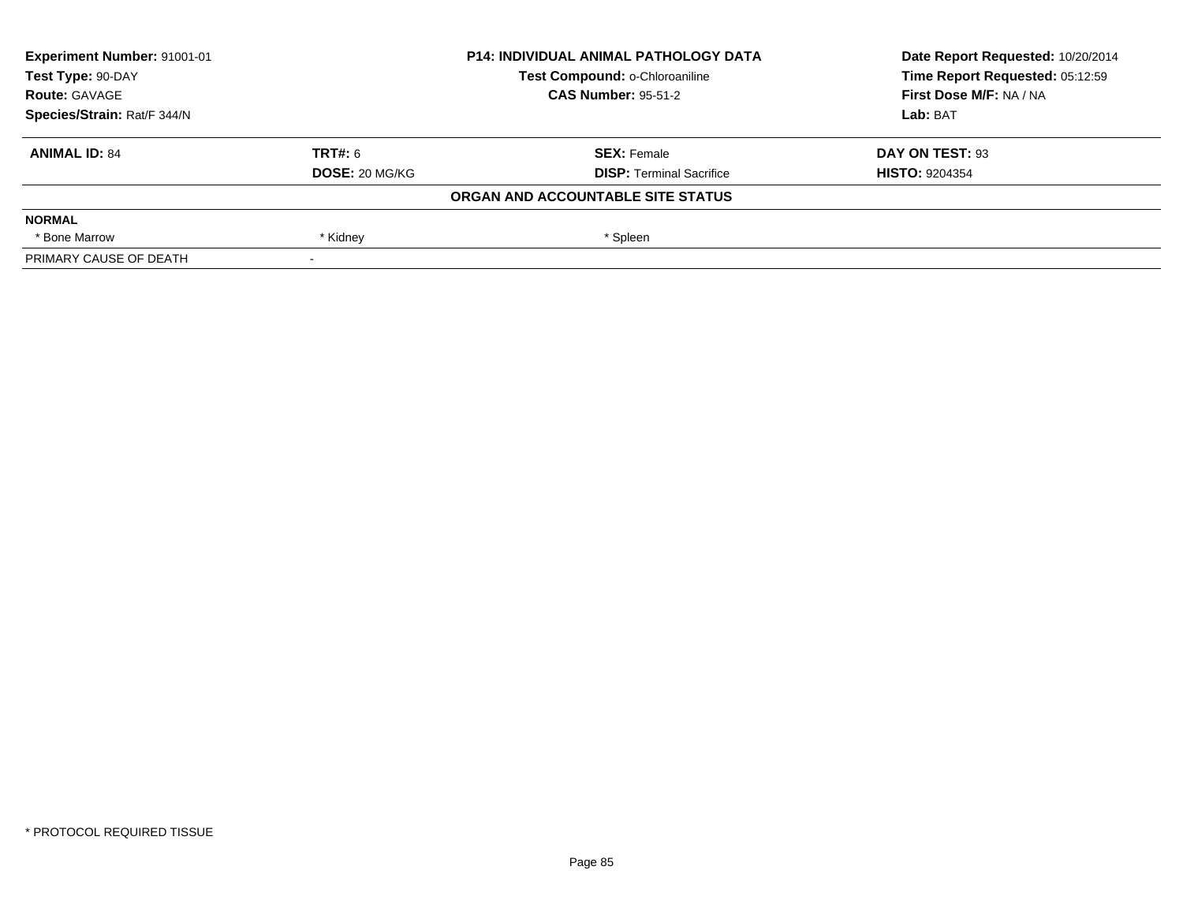| Experiment Number: 91001-01 | P14: INDIVIDUAL ANIMAL PATHOLOGY DATA | Date Report Requested: 10/20/2014 |
|---|---|---|
| Test Type: 90-DAY | Test Compound: o-Chloroaniline | Time Report Requested: 05:12:59 |
| Route: GAVAGE | CAS Number: 95-51-2 | First Dose M/F: NA / NA |
| Species/Strain: Rat/F 344/N | | Lab: BAT |

| ANIMAL ID: 84 | TRT#: 6 | SEX: Female | DAY ON TEST: 93 |
|---|---|---|---|
| | DOSE: 20 MG/KG | DISP: Terminal Sacrifice | HISTO: 9204354 |

**ORGAN AND ACCOUNTABLE SITE STATUS**

| NORMAL | | |
|---|---|---|
| * Bone Marrow | * Kidney | * Spleen |
| PRIMARY CAUSE OF DEATH | - | |

* PROTOCOL REQUIRED TISSUE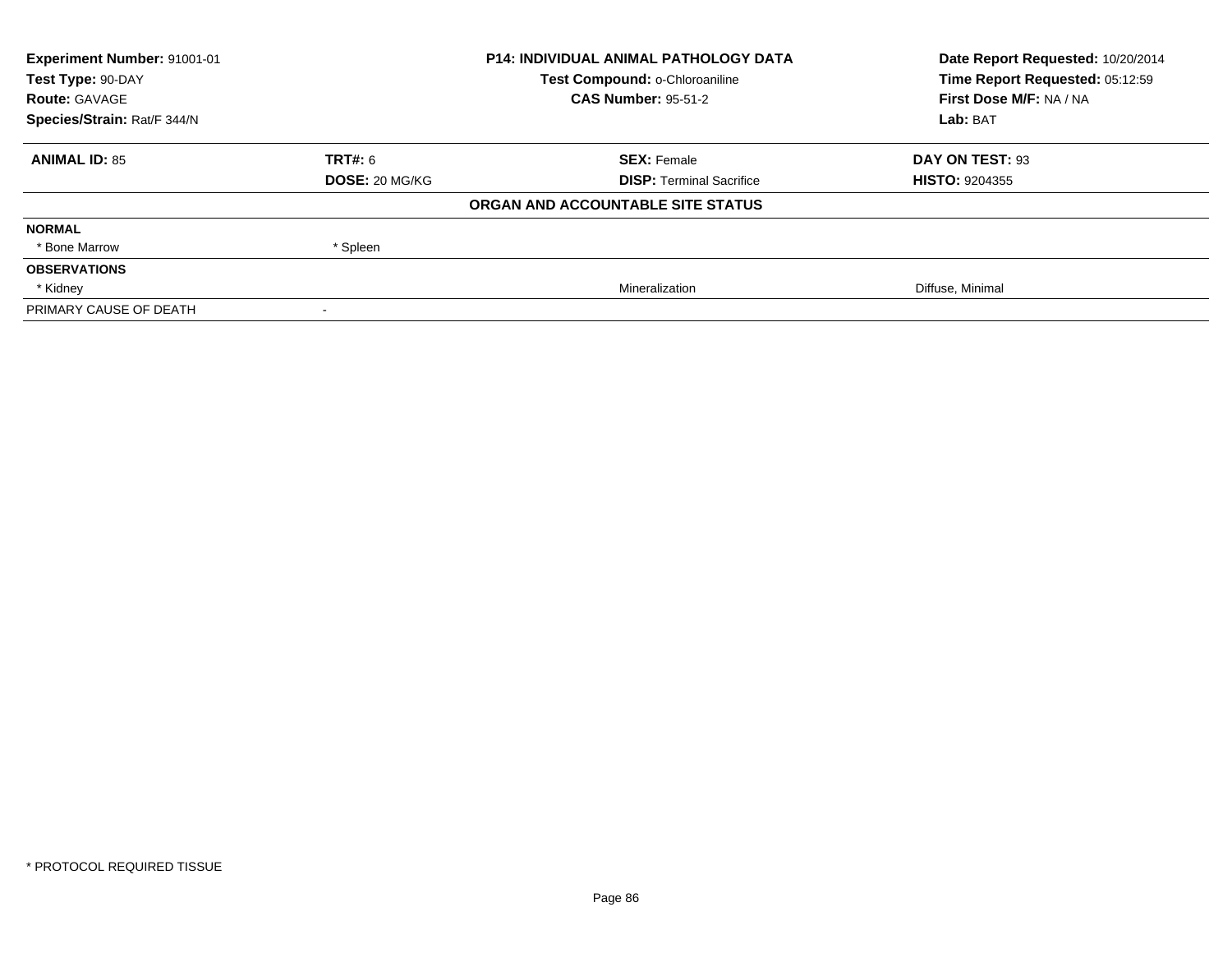| Experiment Number: 91001-01 | P14: INDIVIDUAL ANIMAL PATHOLOGY DATA | Date Report Requested: 10/20/2014 |
|---|---|---|
| Test Type: 90-DAY | Test Compound: o-Chloroaniline | Time Report Requested: 05:12:59 |
| Route: GAVAGE | CAS Number: 95-51-2 | First Dose M/F: NA / NA |
| Species/Strain: Rat/F 344/N | | Lab: BAT |

| **ANIMAL ID:** 85 | **TRT#:** 6 | **SEX:** Female | **DAY ON TEST:** 93 |
|---|---|---|---|
| | **DOSE:** 20 MG/KG | **DISP:** Terminal Sacrifice | **HISTO:** 9204355 |
| | | **ORGAN AND ACCOUNTABLE SITE STATUS** | |
| **NORMAL** | | | |
| * Bone Marrow | * Spleen | | |
| **OBSERVATIONS** | | | |
| * Kidney | | Mineralization | Diffuse, Minimal |
| PRIMARY CAUSE OF DEATH | - | | |

* PROTOCOL REQUIRED TISSUE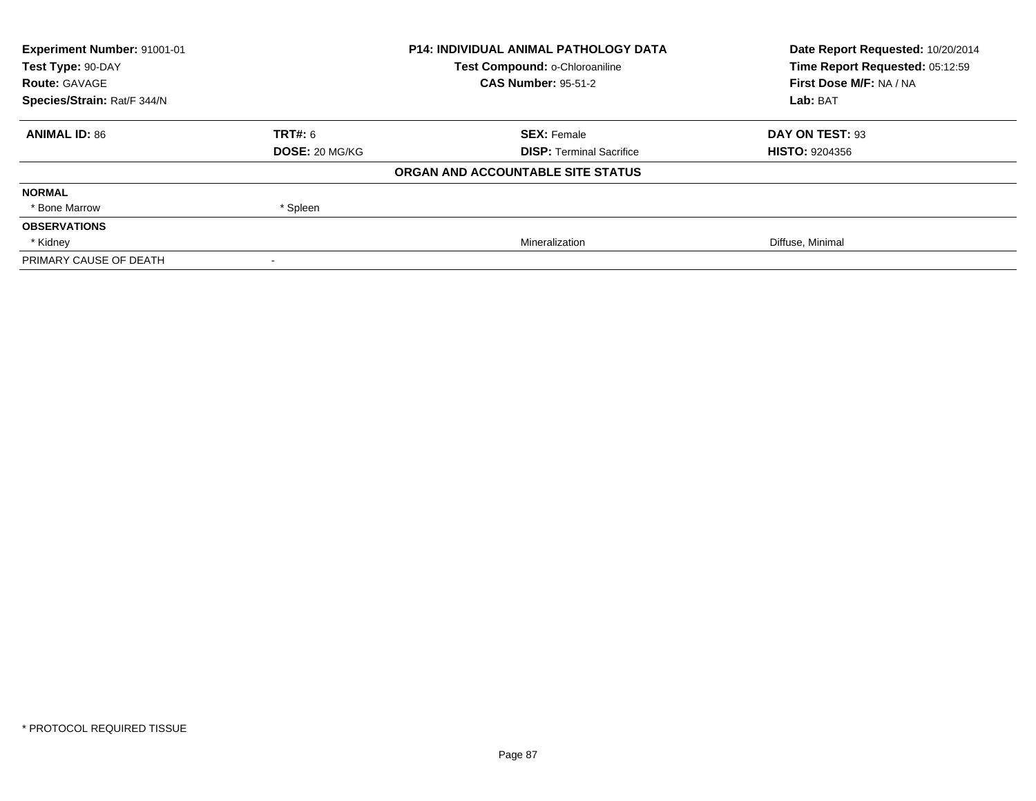**Experiment Number:** 91001-01
**Test Type:** 90-DAY
**Route:** GAVAGE
**Species/Strain:** Rat/F 344/N

**P14: INDIVIDUAL ANIMAL PATHOLOGY DATA**
**Test Compound:** o-Chloroaniline
**CAS Number:** 95-51-2

**Date Report Requested:** 10/20/2014
**Time Report Requested:** 05:12:59
**First Dose M/F:** NA / NA
**Lab:** BAT

| **ANIMAL ID:** 86 | **TRT#:** 6 | **SEX:** Female | **DAY ON TEST:** 93 |
|---|---|---|---|
| | **DOSE:** 20 MG/KG | **DISP:** Terminal Sacrifice | **HISTO:** 9204356 |

**ORGAN AND ACCOUNTABLE SITE STATUS**

| | | | |
|---|---|---|---|
| **NORMAL** | | | |
| * Bone Marrow | * Spleen | | |
| **OBSERVATIONS** | | | |
| * Kidney | | Mineralization | Diffuse, Minimal |
| PRIMARY CAUSE OF DEATH | - | | |

* PROTOCOL REQUIRED TISSUE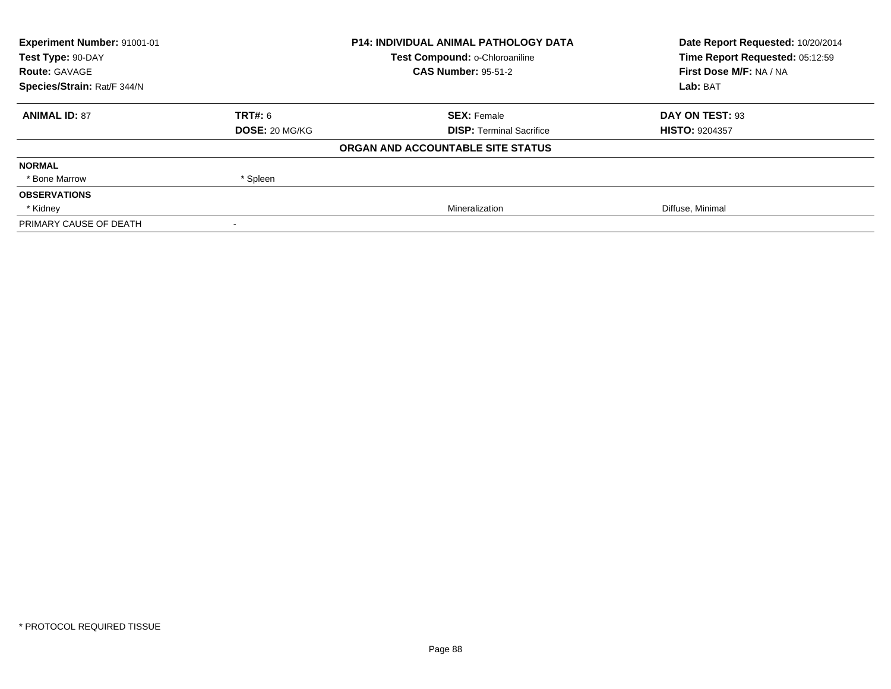| **Experiment Number:** 91001-01 | **P14: INDIVIDUAL ANIMAL PATHOLOGY DATA** | **Date Report Requested:** 10/20/2014 |
|---|---|---|
| **Test Type:** 90-DAY | **Test Compound:** o-Chloroaniline | **Time Report Requested:** 05:12:59 |
| **Route:** GAVAGE | **CAS Number:** 95-51-2 | **First Dose M/F:** NA / NA |
| **Species/Strain:** Rat/F 344/N | | **Lab:** BAT |

| **ANIMAL ID:** 87 | **TRT#:** 6 | **SEX:** Female | **DAY ON TEST:** 93 |
|---|---|---|---|
| | **DOSE:** 20 MG/KG | **DISP:** Terminal Sacrifice | **HISTO:** 9204357 |

**ORGAN AND ACCOUNTABLE SITE STATUS**

| | | | |
|---|---|---|---|
| **NORMAL** | | | |
| * Bone Marrow | * Spleen | | |
| **OBSERVATIONS** | | | |
| * Kidney | | Mineralization | Diffuse, Minimal |
| PRIMARY CAUSE OF DEATH | - | | |

* PROTOCOL REQUIRED TISSUE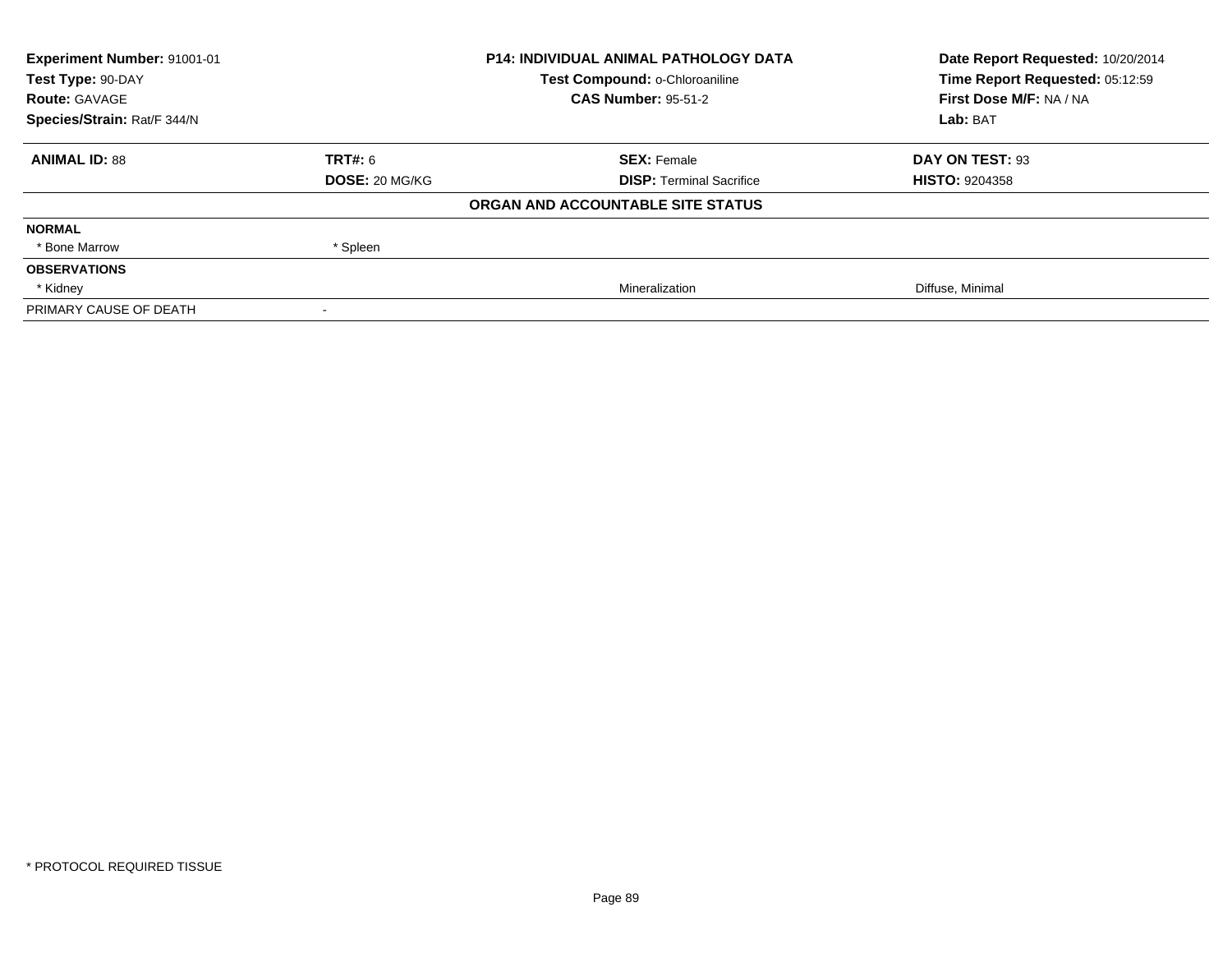| **Experiment Number:** 91001-01 | **P14: INDIVIDUAL ANIMAL PATHOLOGY DATA** | **Date Report Requested:** 10/20/2014 |
|---|---|---|
| **Test Type:** 90-DAY | **Test Compound:** o-Chloroaniline | **Time Report Requested:** 05:12:59 |
| **Route:** GAVAGE | **CAS Number:** 95-51-2 | **First Dose M/F:** NA / NA |
| **Species/Strain:** Rat/F 344/N | | **Lab:** BAT |

| **ANIMAL ID:** 88 | **TRT#:** 6 | **SEX:** Female | **DAY ON TEST:** 93 |
|---|---|---|---|
| | **DOSE:** 20 MG/KG | **DISP:** Terminal Sacrifice | **HISTO:** 9204358 |

**ORGAN AND ACCOUNTABLE SITE STATUS**

| | | | |
|---|---|---|---|
| **NORMAL** | | | |
| * Bone Marrow | * Spleen | | |
| **OBSERVATIONS** | | | |
| * Kidney | | Mineralization | Diffuse, Minimal |
| PRIMARY CAUSE OF DEATH | - | | |

* PROTOCOL REQUIRED TISSUE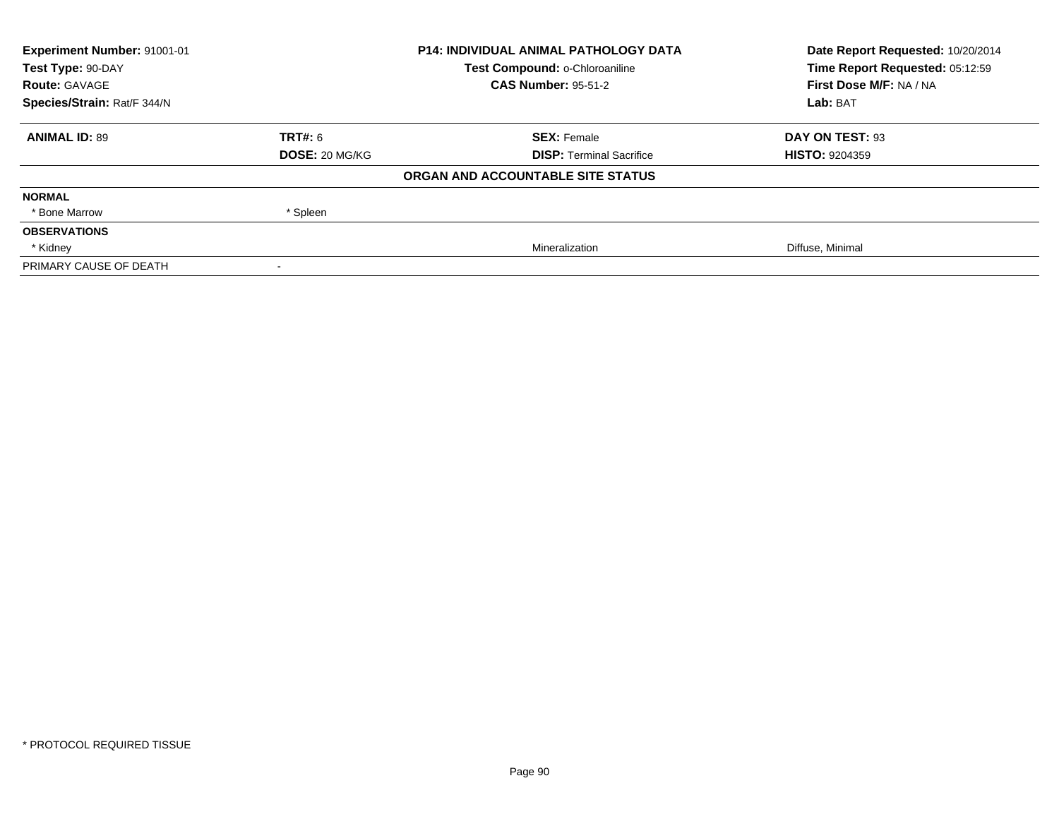**Experiment Number:** 91001-01
**Test Type:** 90-DAY
**Route:** GAVAGE
**Species/Strain:** Rat/F 344/N

**P14: INDIVIDUAL ANIMAL PATHOLOGY DATA**
**Test Compound:** o-Chloroaniline
**CAS Number:** 95-51-2

**Date Report Requested:** 10/20/2014
**Time Report Requested:** 05:12:59
**First Dose M/F:** NA / NA
**Lab:** BAT

| **ANIMAL ID:** 89 | **TRT#:** 6 | **SEX:** Female | **DAY ON TEST:** 93 |
|---|---|---|---|
| | **DOSE:** 20 MG/KG | **DISP:** Terminal Sacrifice | **HISTO:** 9204359 |

**ORGAN AND ACCOUNTABLE SITE STATUS**

| | | | |
|---|---|---|---|
| **NORMAL** | | | |
| * Bone Marrow | * Spleen | | |
| **OBSERVATIONS** | | | |
| * Kidney | | Mineralization | Diffuse, Minimal |
| PRIMARY CAUSE OF DEATH | - | | |

* PROTOCOL REQUIRED TISSUE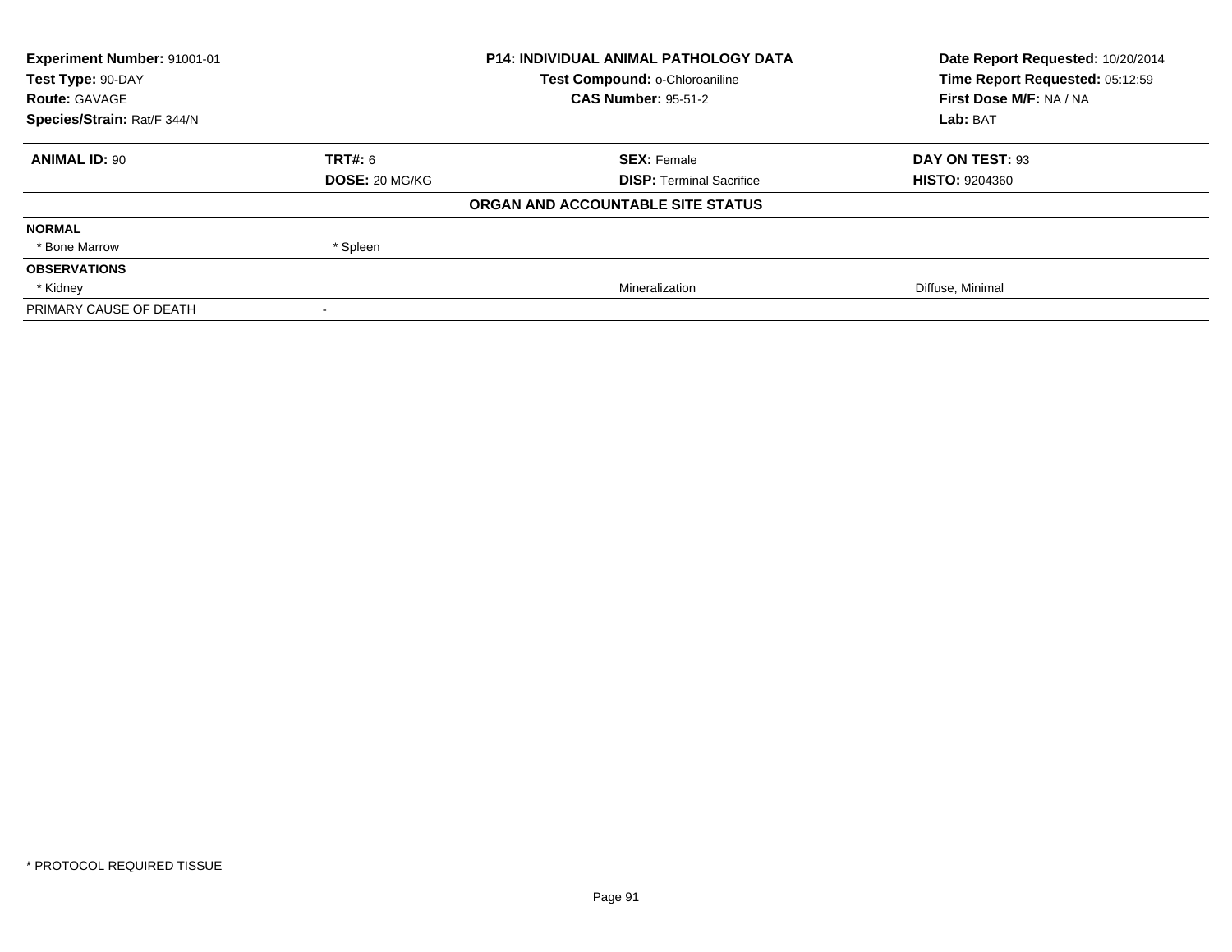| **Experiment Number:** 91001-01 | **P14: INDIVIDUAL ANIMAL PATHOLOGY DATA** | **Date Report Requested:** 10/20/2014 |
|---|---|---|
| **Test Type:** 90-DAY | **Test Compound:** o-Chloroaniline | **Time Report Requested:** 05:12:59 |
| **Route:** GAVAGE | **CAS Number:** 95-51-2 | **First Dose M/F:** NA / NA |
| **Species/Strain:** Rat/F 344/N | | **Lab:** BAT |

| **ANIMAL ID:** 90 | **TRT#:** 6 | **SEX:** Female | **DAY ON TEST:** 93 |
|---|---|---|---|
| | **DOSE:** 20 MG/KG | **DISP:** Terminal Sacrifice | **HISTO:** 9204360 |

**ORGAN AND ACCOUNTABLE SITE STATUS**

| | | | |
|---|---|---|---|
| **NORMAL** | | | |
| * Bone Marrow | * Spleen | | |
| **OBSERVATIONS** | | | |
| * Kidney | | Mineralization | Diffuse, Minimal |
| PRIMARY CAUSE OF DEATH | - | | |

* PROTOCOL REQUIRED TISSUE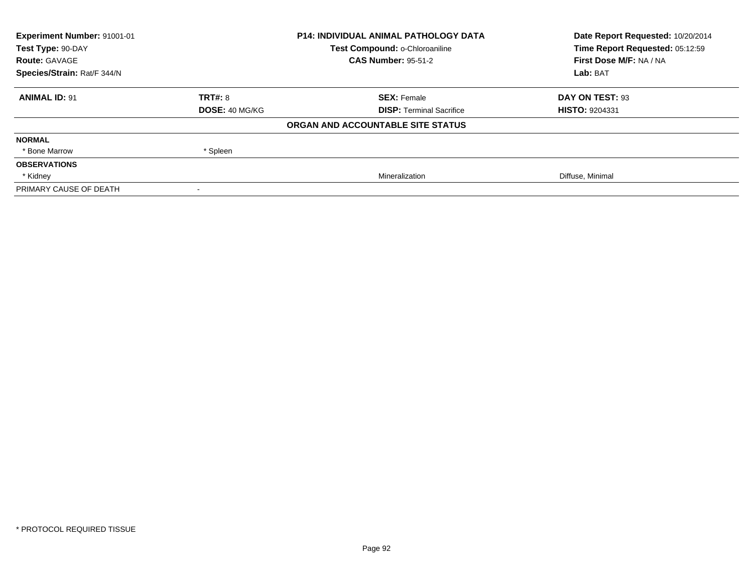| Experiment Number: 91001-01 | P14: INDIVIDUAL ANIMAL PATHOLOGY DATA | Date Report Requested: 10/20/2014 |
|---|---|---|
| Test Type: 90-DAY | Test Compound: o-Chloroaniline | Time Report Requested: 05:12:59 |
| Route: GAVAGE | CAS Number: 95-51-2 | First Dose M/F: NA / NA |
| Species/Strain: Rat/F 344/N | | Lab: BAT |

| ANIMAL ID: 91 | TRT#: 8 | SEX: Female | DAY ON TEST: 93 |
|---|---|---|---|
| | DOSE: 40 MG/KG | DISP: Terminal Sacrifice | HISTO: 9204331 |

**ORGAN AND ACCOUNTABLE SITE STATUS**

| | | | |
|---|---|---|---|
| **NORMAL** | | | |
| * Bone Marrow | * Spleen | | |
| **OBSERVATIONS** | | | |
| * Kidney | | Mineralization | Diffuse, Minimal |
| PRIMARY CAUSE OF DEATH | - | | |

\* PROTOCOL REQUIRED TISSUE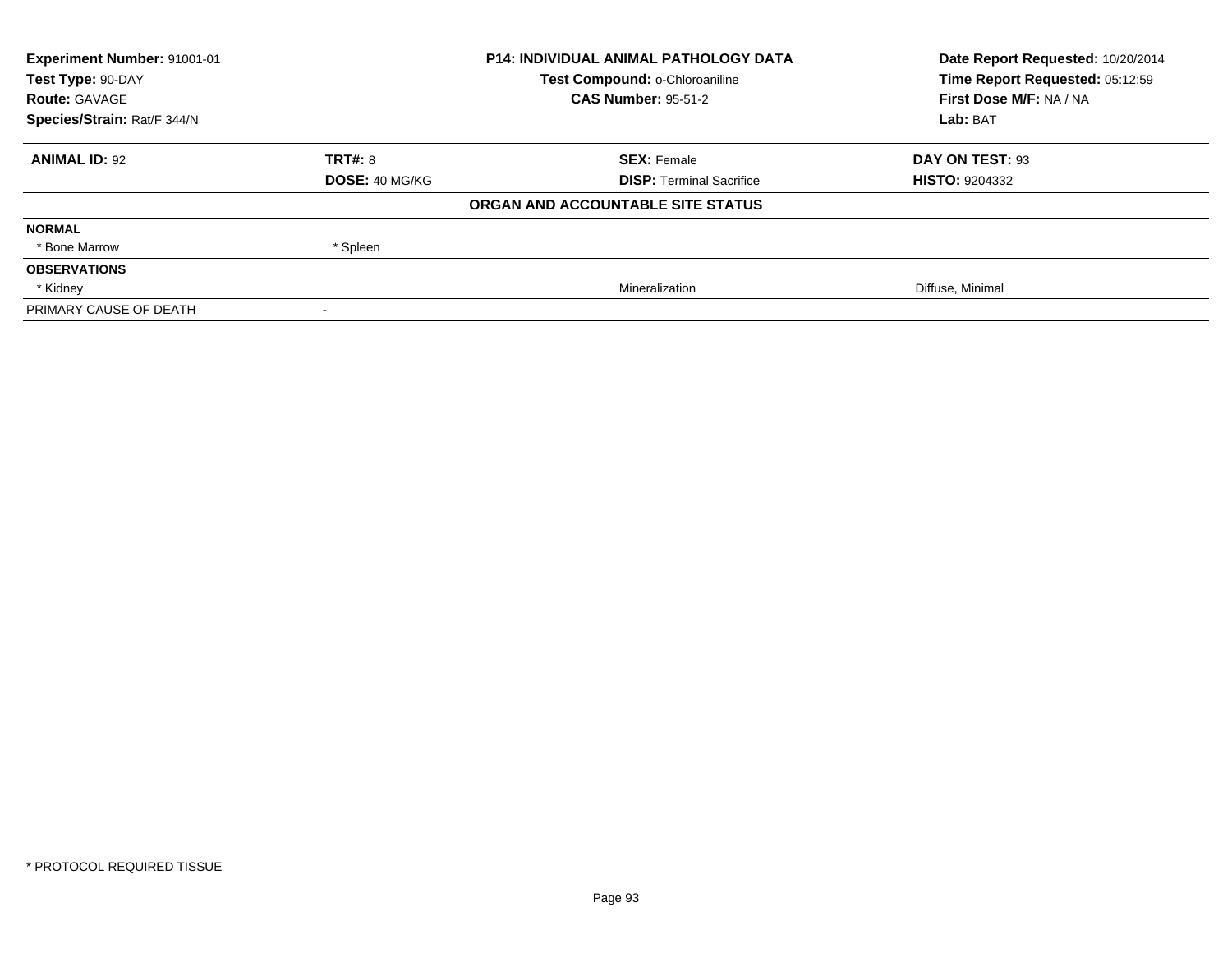| | | | |
|---|---|---|---|
| **Experiment Number:** 91001-01 | | **P14: INDIVIDUAL ANIMAL PATHOLOGY DATA** | **Date Report Requested:** 10/20/2014 |
| **Test Type:** 90-DAY | | **Test Compound:** o-Chloroaniline | **Time Report Requested:** 05:12:59 |
| **Route:** GAVAGE | | **CAS Number:** 95-51-2 | **First Dose M/F:** NA / NA |
| **Species/Strain:** Rat/F 344/N | | | **Lab:** BAT |

| | | | |
|---|---|---|---|
| **ANIMAL ID:** 92 | **TRT#:** 8 | **SEX:** Female | **DAY ON TEST:** 93 |
| | **DOSE:** 40 MG/KG | **DISP:** Terminal Sacrifice | **HISTO:** 9204332 |

**ORGAN AND ACCOUNTABLE SITE STATUS**

| | | | |
|---|---|---|---|
| **NORMAL** | | | |
| * Bone Marrow | * Spleen | | |
| **OBSERVATIONS** | | | |
| * Kidney | | Mineralization | Diffuse, Minimal |
| PRIMARY CAUSE OF DEATH | - | | |

* PROTOCOL REQUIRED TISSUE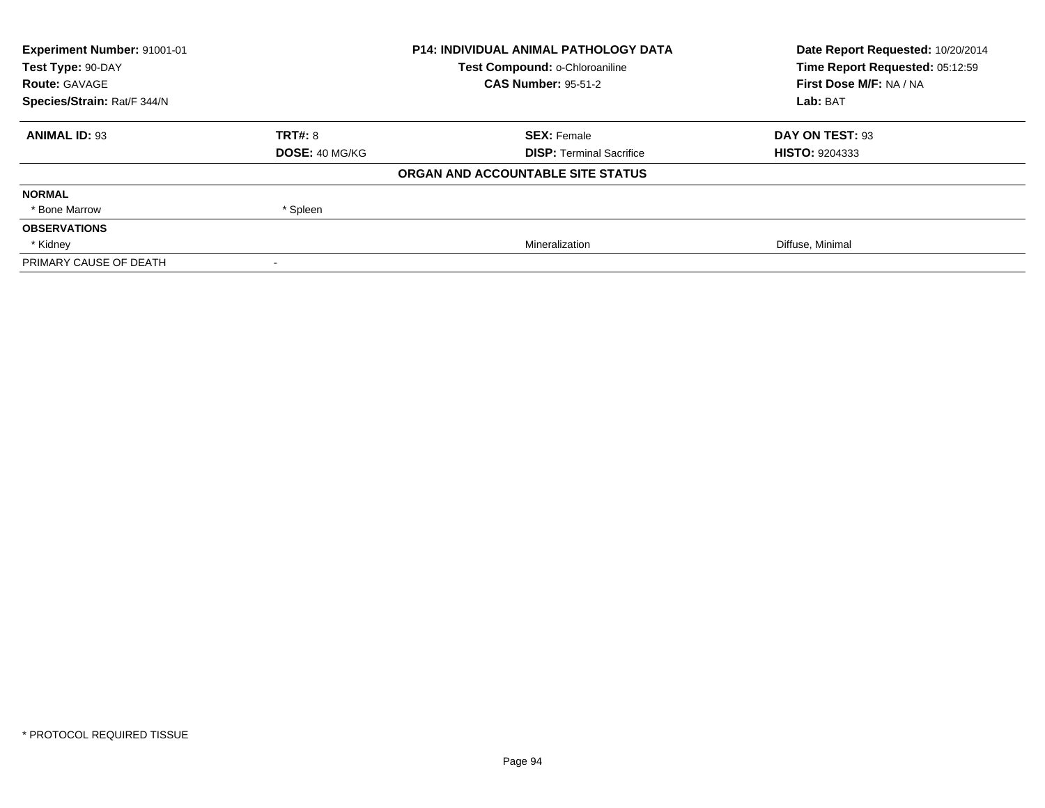**Experiment Number:** 91001-01
**Test Type:** 90-DAY
**Route:** GAVAGE
**Species/Strain:** Rat/F 344/N

**P14: INDIVIDUAL ANIMAL PATHOLOGY DATA**
**Test Compound:** o-Chloroaniline
**CAS Number:** 95-51-2

**Date Report Requested:** 10/20/2014
**Time Report Requested:** 05:12:59
**First Dose M/F:** NA / NA
**Lab:** BAT

| **ANIMAL ID:** 93 | **TRT#:** 8 | **SEX:** Female | **DAY ON TEST:** 93 |
|---|---|---|---|
| | **DOSE:** 40 MG/KG | **DISP:** Terminal Sacrifice | **HISTO:** 9204333 |

**ORGAN AND ACCOUNTABLE SITE STATUS**

| | | | |
|---|---|---|---|
| **NORMAL** | | | |
| * Bone Marrow | * Spleen | | |
| **OBSERVATIONS** | | | |
| * Kidney | | Mineralization | Diffuse, Minimal |
| PRIMARY CAUSE OF DEATH | - | | |

* PROTOCOL REQUIRED TISSUE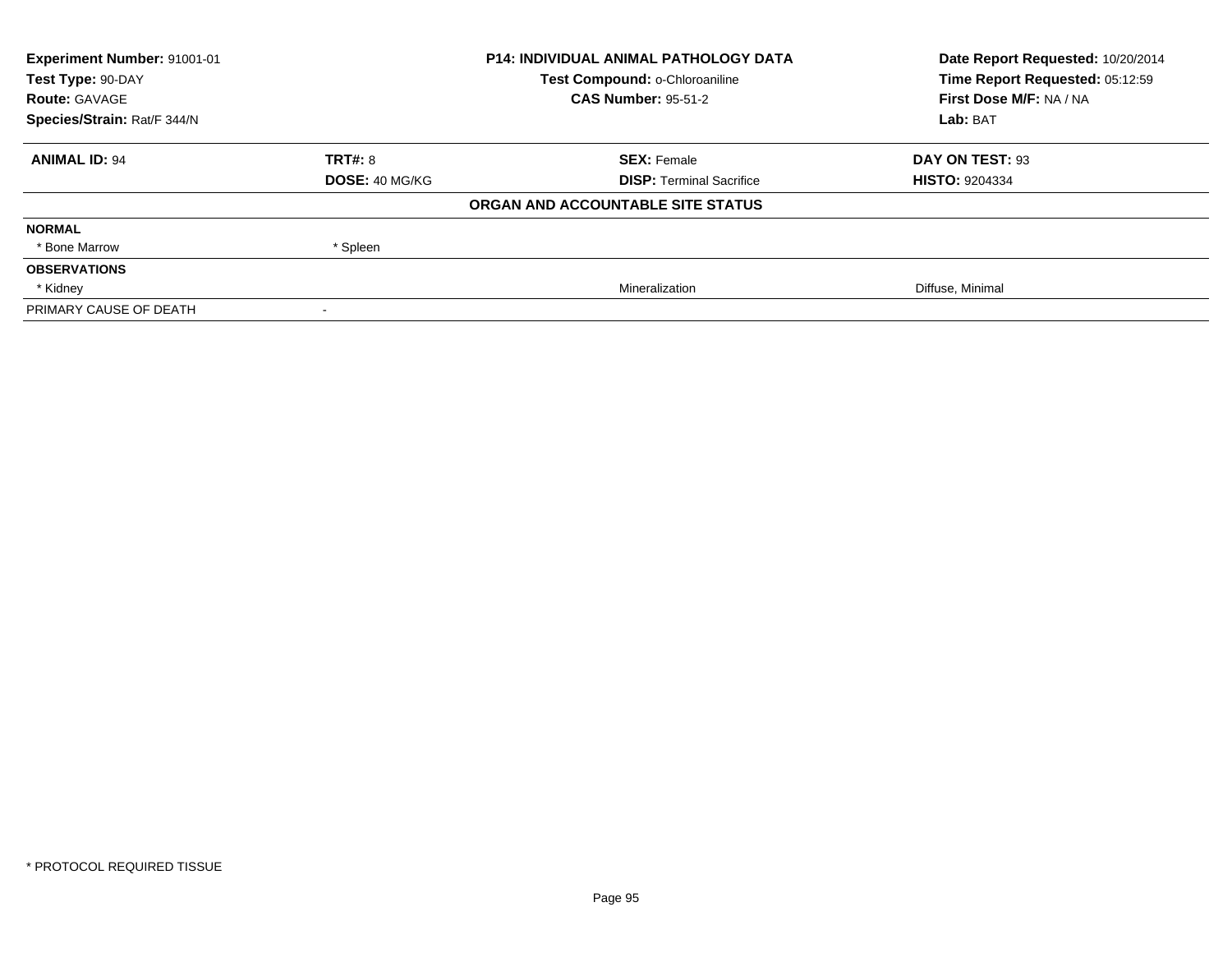| Experiment Number: 91001-01 | P14: INDIVIDUAL ANIMAL PATHOLOGY DATA | Date Report Requested: 10/20/2014 |
|---|---|---|
| Test Type: 90-DAY | Test Compound: o-Chloroaniline | Time Report Requested: 05:12:59 |
| Route: GAVAGE | CAS Number: 95-51-2 | First Dose M/F: NA / NA |
| Species/Strain: Rat/F 344/N | | Lab: BAT |

| ANIMAL ID: 94 | TRT#: 8 | SEX: Female | DAY ON TEST: 93 |
|---|---|---|---|
| | DOSE: 40 MG/KG | DISP: Terminal Sacrifice | HISTO: 9204334 |
| **ORGAN AND ACCOUNTABLE SITE STATUS** | | | |
| **NORMAL** | | | |
| * Bone Marrow | * Spleen | | |
| **OBSERVATIONS** | | | |
| * Kidney | | Mineralization | Diffuse, Minimal |
| PRIMARY CAUSE OF DEATH | - | | |

* PROTOCOL REQUIRED TISSUE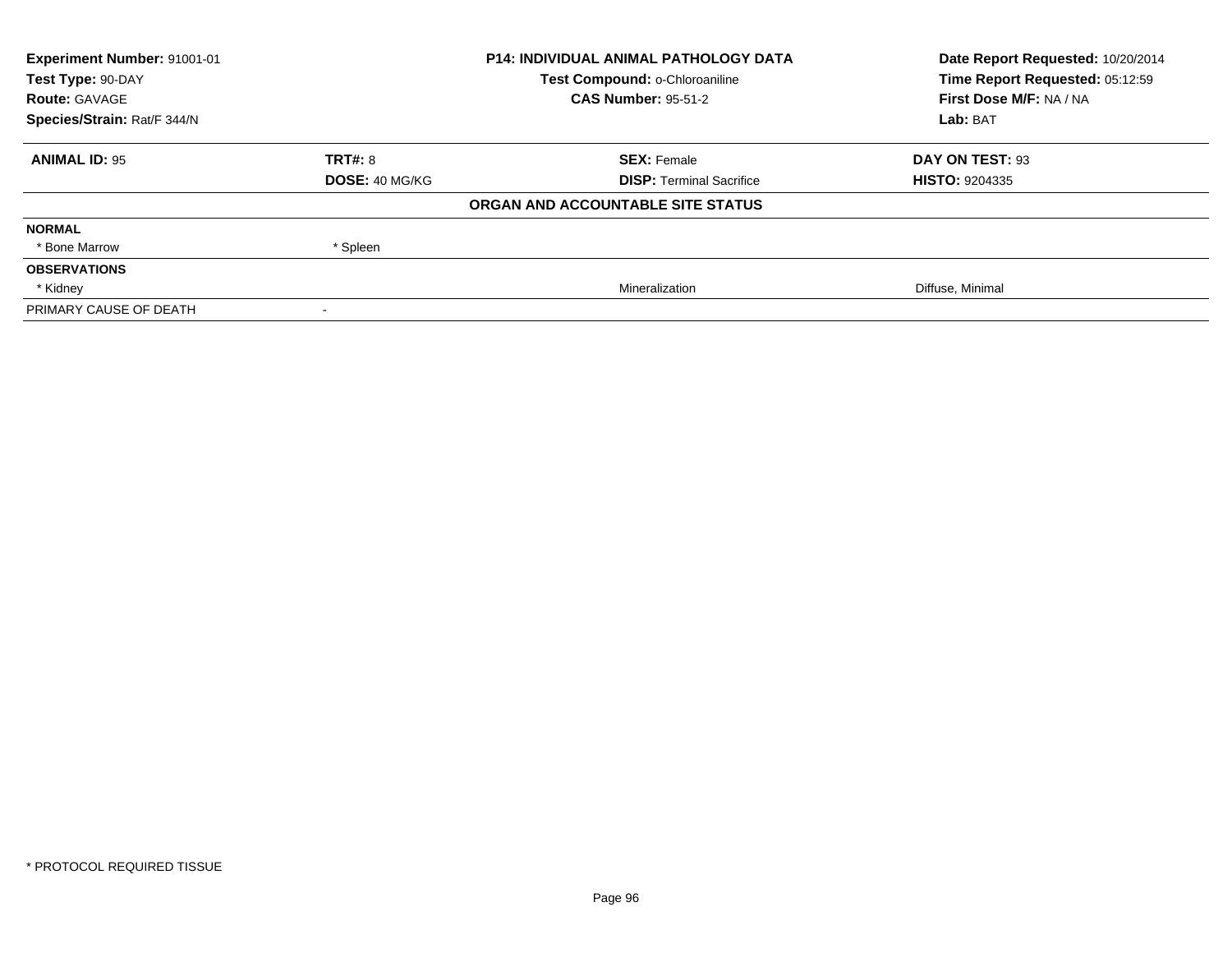| Experiment Number: 91001-01 | P14: INDIVIDUAL ANIMAL PATHOLOGY DATA | Date Report Requested: 10/20/2014 |
|---|---|---|
| Test Type: 90-DAY | Test Compound: o-Chloroaniline | Time Report Requested: 05:12:59 |
| Route: GAVAGE | CAS Number: 95-51-2 | First Dose M/F: NA / NA |
| Species/Strain: Rat/F 344/N | | Lab: BAT |

| **ANIMAL ID:** 95 | **TRT#:** 8 | **SEX:** Female | **DAY ON TEST:** 93 |
|---|---|---|---|
| | **DOSE:** 40 MG/KG | **DISP:** Terminal Sacrifice | **HISTO:** 9204335 |

**ORGAN AND ACCOUNTABLE SITE STATUS**

| | | | |
|---|---|---|---|
| **NORMAL** | | | |
| * Bone Marrow | * Spleen | | |
| **OBSERVATIONS** | | | |
| * Kidney | | Mineralization | Diffuse, Minimal |
| PRIMARY CAUSE OF DEATH | - | | |

* PROTOCOL REQUIRED TISSUE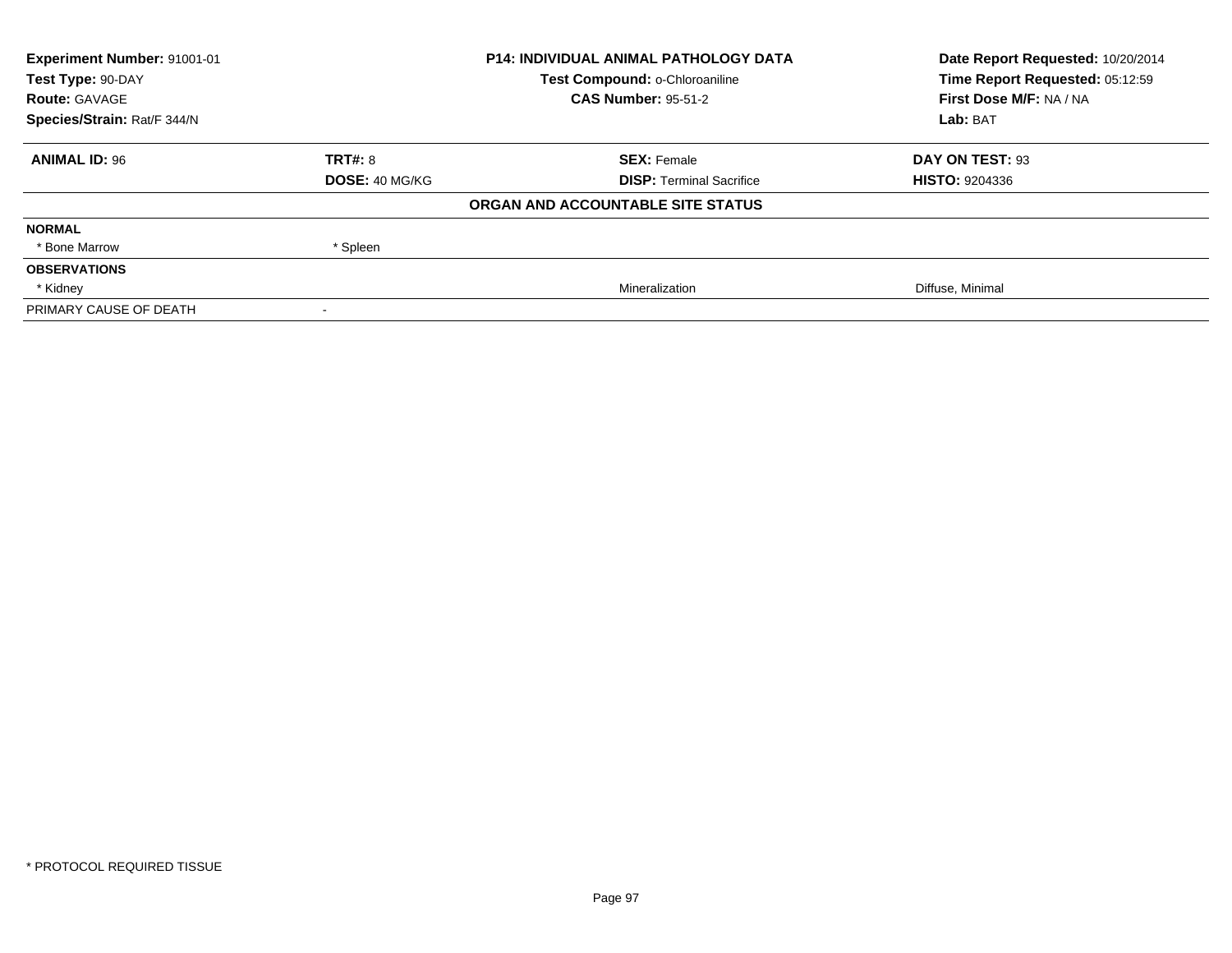| **Experiment Number:** 91001-01 | **P14: INDIVIDUAL ANIMAL PATHOLOGY DATA** | **Date Report Requested:** 10/20/2014 |
|---|---|---|
| **Test Type:** 90-DAY | **Test Compound:** o-Chloroaniline | **Time Report Requested:** 05:12:59 |
| **Route:** GAVAGE | **CAS Number:** 95-51-2 | **First Dose M/F:** NA / NA |
| **Species/Strain:** Rat/F 344/N | | **Lab:** BAT |

| **ANIMAL ID:** 96 | **TRT#:** 8 | **SEX:** Female | **DAY ON TEST:** 93 |
|---|---|---|---|
| | **DOSE:** 40 MG/KG | **DISP:** Terminal Sacrifice | **HISTO:** 9204336 |

**ORGAN AND ACCOUNTABLE SITE STATUS**

| | | | |
|---|---|---|---|
| **NORMAL** | | | |
| * Bone Marrow | * Spleen | | |
| **OBSERVATIONS** | | | |
| * Kidney | | Mineralization | Diffuse, Minimal |
| PRIMARY CAUSE OF DEATH | - | | |

* PROTOCOL REQUIRED TISSUE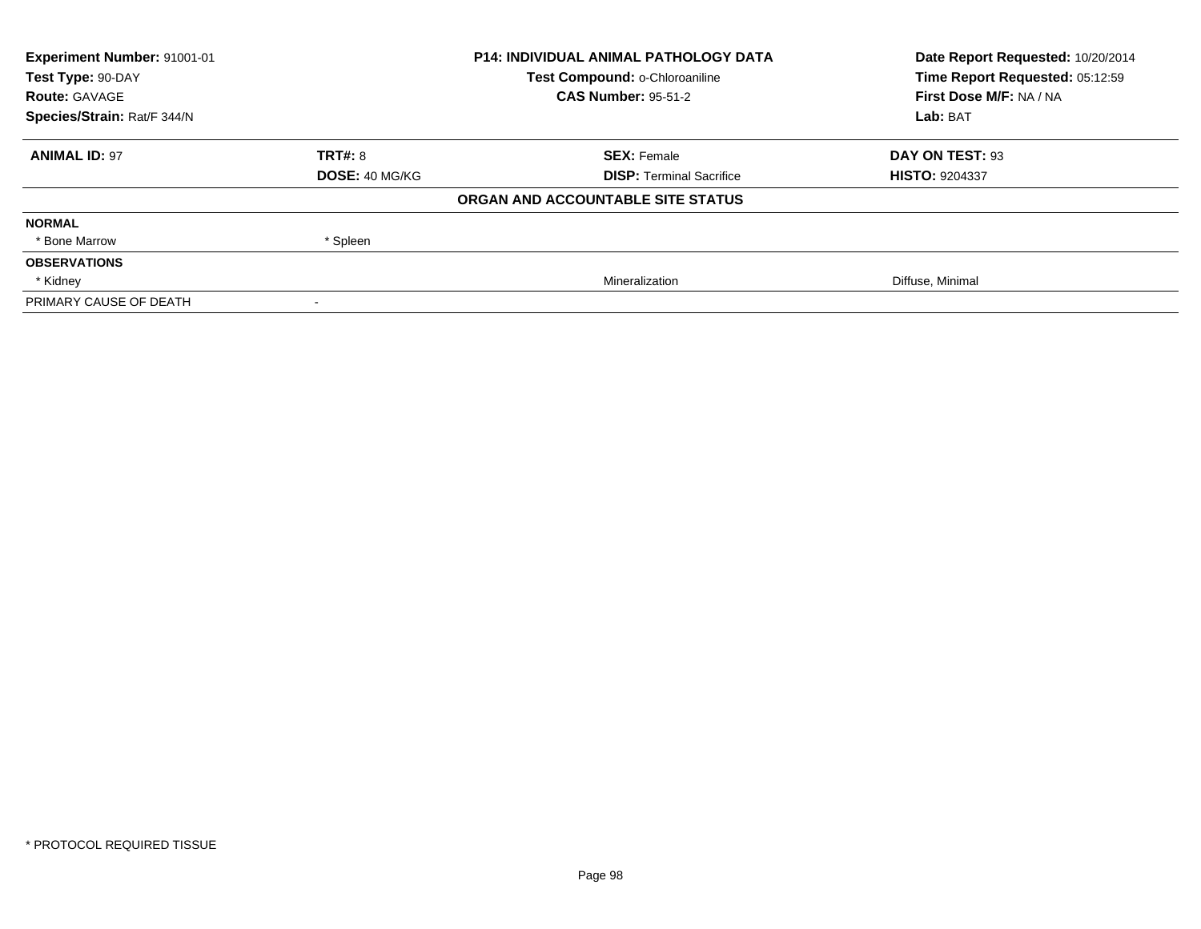| **Experiment Number:** 91001-01 | **P14: INDIVIDUAL ANIMAL PATHOLOGY DATA** | **Date Report Requested:** 10/20/2014 |
|---|---|---|
| **Test Type:** 90-DAY | **Test Compound:** o-Chloroaniline | **Time Report Requested:** 05:12:59 |
| **Route:** GAVAGE | **CAS Number:** 95-51-2 | **First Dose M/F:** NA / NA |
| **Species/Strain:** Rat/F 344/N | | **Lab:** BAT |

| **ANIMAL ID:** 97 | **TRT#:** 8 | **SEX:** Female | **DAY ON TEST:** 93 |
|---|---|---|---|
| | **DOSE:** 40 MG/KG | **DISP:** Terminal Sacrifice | **HISTO:** 9204337 |

**ORGAN AND ACCOUNTABLE SITE STATUS**

| | | | |
|---|---|---|---|
| **NORMAL** | | | |
| * Bone Marrow | * Spleen | | |
| **OBSERVATIONS** | | | |
| * Kidney | | Mineralization | Diffuse, Minimal |
| PRIMARY CAUSE OF DEATH | - | | |

\* PROTOCOL REQUIRED TISSUE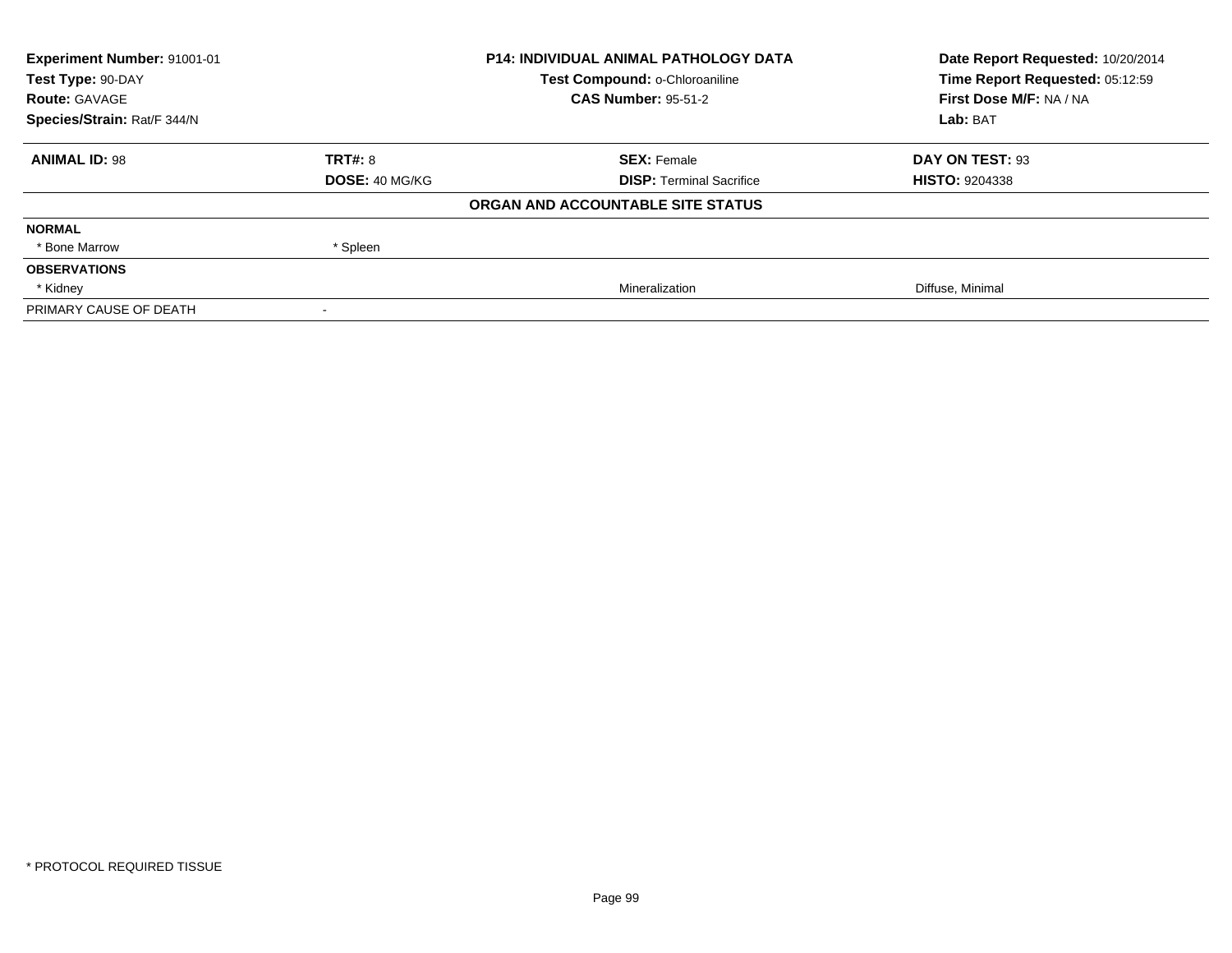**Experiment Number:** 91001-01
**Test Type:** 90-DAY
**Route:** GAVAGE
**Species/Strain:** Rat/F 344/N

**P14: INDIVIDUAL ANIMAL PATHOLOGY DATA**
**Test Compound:** o-Chloroaniline
**CAS Number:** 95-51-2

**Date Report Requested:** 10/20/2014
**Time Report Requested:** 05:12:59
**First Dose M/F:** NA / NA
**Lab:** BAT

| **ANIMAL ID:** 98 | **TRT#:** 8 | **SEX:** Female | **DAY ON TEST:** 93 |
|---|---|---|---|
| | **DOSE:** 40 MG/KG | **DISP:** Terminal Sacrifice | **HISTO:** 9204338 |

**ORGAN AND ACCOUNTABLE SITE STATUS**

| | | | |
|---|---|---|---|
| **NORMAL** | | | |
| * Bone Marrow | * Spleen | | |
| **OBSERVATIONS** | | | |
| * Kidney | | Mineralization | Diffuse, Minimal |
| PRIMARY CAUSE OF DEATH | - | | |

* PROTOCOL REQUIRED TISSUE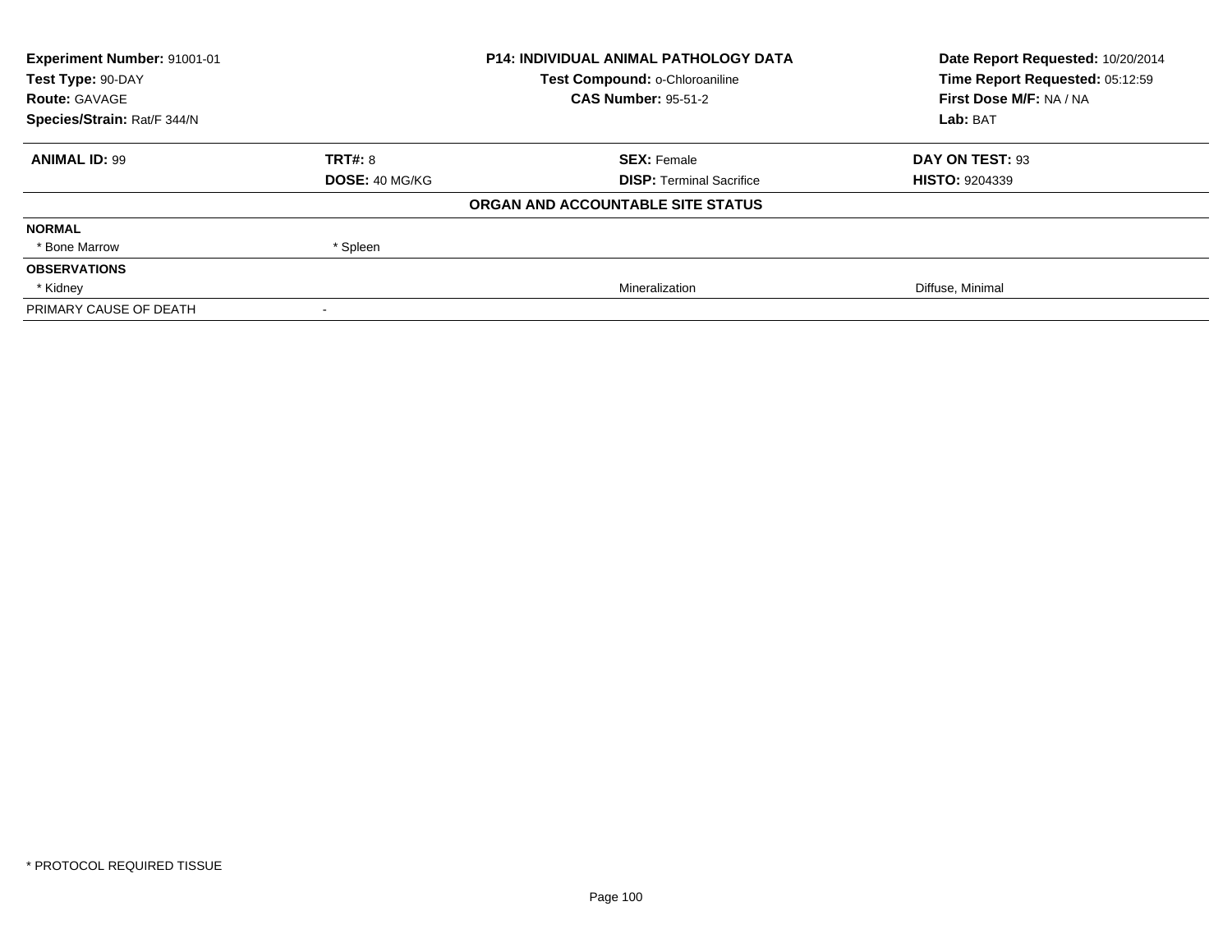**Experiment Number:** 91001-01
**Test Type:** 90-DAY
**Route:** GAVAGE
**Species/Strain:** Rat/F 344/N

**P14: INDIVIDUAL ANIMAL PATHOLOGY DATA**
**Test Compound:** o-Chloroaniline
**CAS Number:** 95-51-2

**Date Report Requested:** 10/20/2014
**Time Report Requested:** 05:12:59
**First Dose M/F:** NA / NA
**Lab:** BAT

| **ANIMAL ID:** 99 | **TRT#:** 8 | **SEX:** Female | **DAY ON TEST:** 93 |
|---|---|---|---|
| | **DOSE:** 40 MG/KG | **DISP:** Terminal Sacrifice | **HISTO:** 9204339 |

**ORGAN AND ACCOUNTABLE SITE STATUS**

| | | | |
|---|---|---|---|
| **NORMAL** | | | |
| * Bone Marrow | * Spleen | | |
| **OBSERVATIONS** | | | |
| * Kidney | | Mineralization | Diffuse, Minimal |
| PRIMARY CAUSE OF DEATH | - | | |

* PROTOCOL REQUIRED TISSUE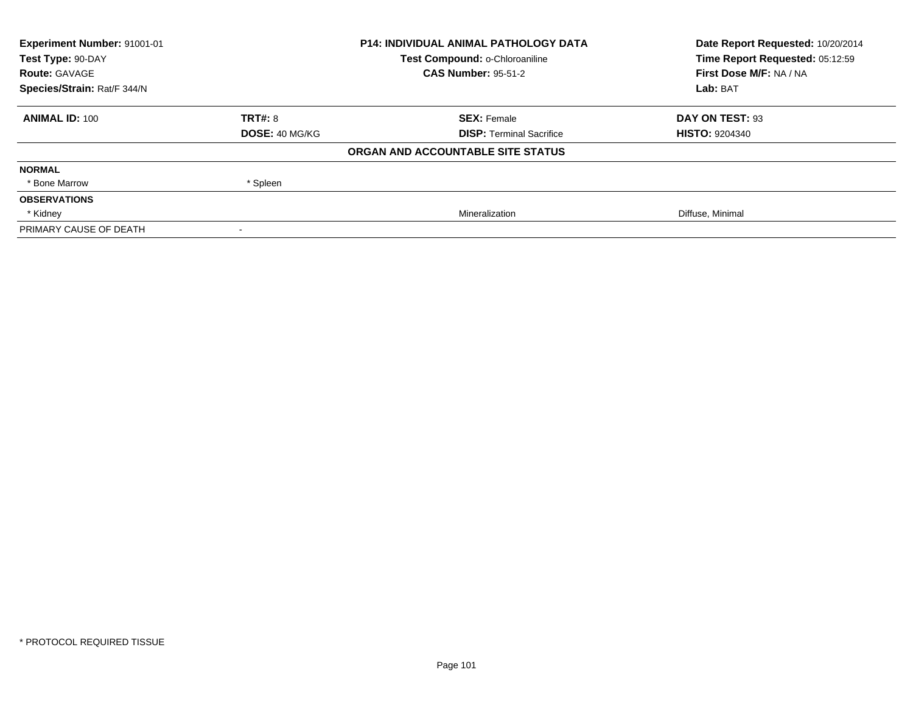| **Experiment Number:** 91001-01 | **P14: INDIVIDUAL ANIMAL PATHOLOGY DATA** | **Date Report Requested:** 10/20/2014 |
|---|---|---|
| **Test Type:** 90-DAY | **Test Compound:** o-Chloroaniline | **Time Report Requested:** 05:12:59 |
| **Route:** GAVAGE | **CAS Number:** 95-51-2 | **First Dose M/F:** NA / NA |
| **Species/Strain:** Rat/F 344/N | | **Lab:** BAT |

| **ANIMAL ID:** 100 | **TRT#:** 8 | **SEX:** Female | **DAY ON TEST:** 93 |
|---|---|---|---|
| | **DOSE:** 40 MG/KG | **DISP:** Terminal Sacrifice | **HISTO:** 9204340 |

**ORGAN AND ACCOUNTABLE SITE STATUS**

| | | | |
|---|---|---|---|
| **NORMAL** | | | |
| * Bone Marrow | * Spleen | | |
| **OBSERVATIONS** | | | |
| * Kidney | | Mineralization | Diffuse, Minimal |
| PRIMARY CAUSE OF DEATH | - | | |

* PROTOCOL REQUIRED TISSUE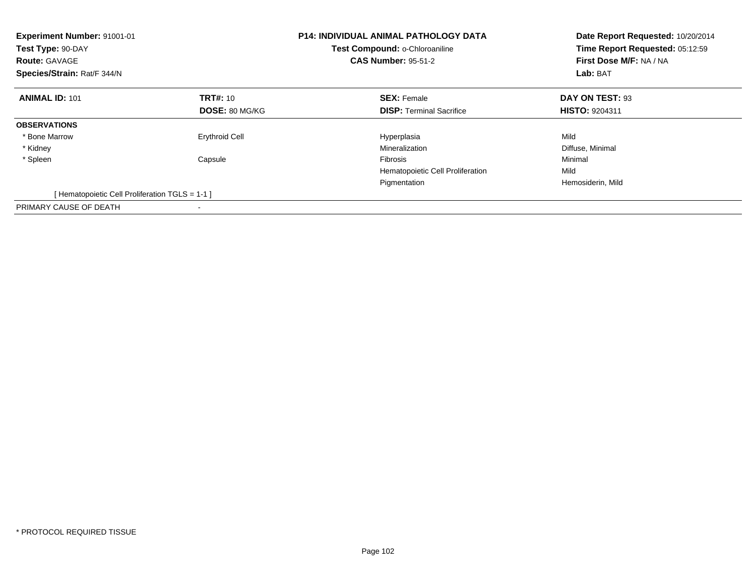**Experiment Number:** 91001-01
**Test Type:** 90-DAY
**Route:** GAVAGE
**Species/Strain:** Rat/F 344/N

**P14: INDIVIDUAL ANIMAL PATHOLOGY DATA**
**Test Compound:** o-Chloroaniline
**CAS Number:** 95-51-2

**Date Report Requested:** 10/20/2014
**Time Report Requested:** 05:12:59
**First Dose M/F:** NA / NA
**Lab:** BAT

| **ANIMAL ID:** 101 | **TRT#:** 10 | **SEX:** Female | **DAY ON TEST:** 93 |
|---|---|---|---|
| | **DOSE:** 80 MG/KG | **DISP:** Terminal Sacrifice | **HISTO:** 9204311 |
| **OBSERVATIONS** | | | |
| * Bone Marrow | Erythroid Cell | Hyperplasia | Mild |
| * Kidney | | Mineralization | Diffuse, Minimal |
| * Spleen | Capsule | Fibrosis | Minimal |
| | | Hematopoietic Cell Proliferation | Mild |
| | | Pigmentation | Hemosiderin, Mild |
| [ Hematopoietic Cell Proliferation TGLS = 1-1 ] | | | |
| PRIMARY CAUSE OF DEATH | - | | |

* PROTOCOL REQUIRED TISSUE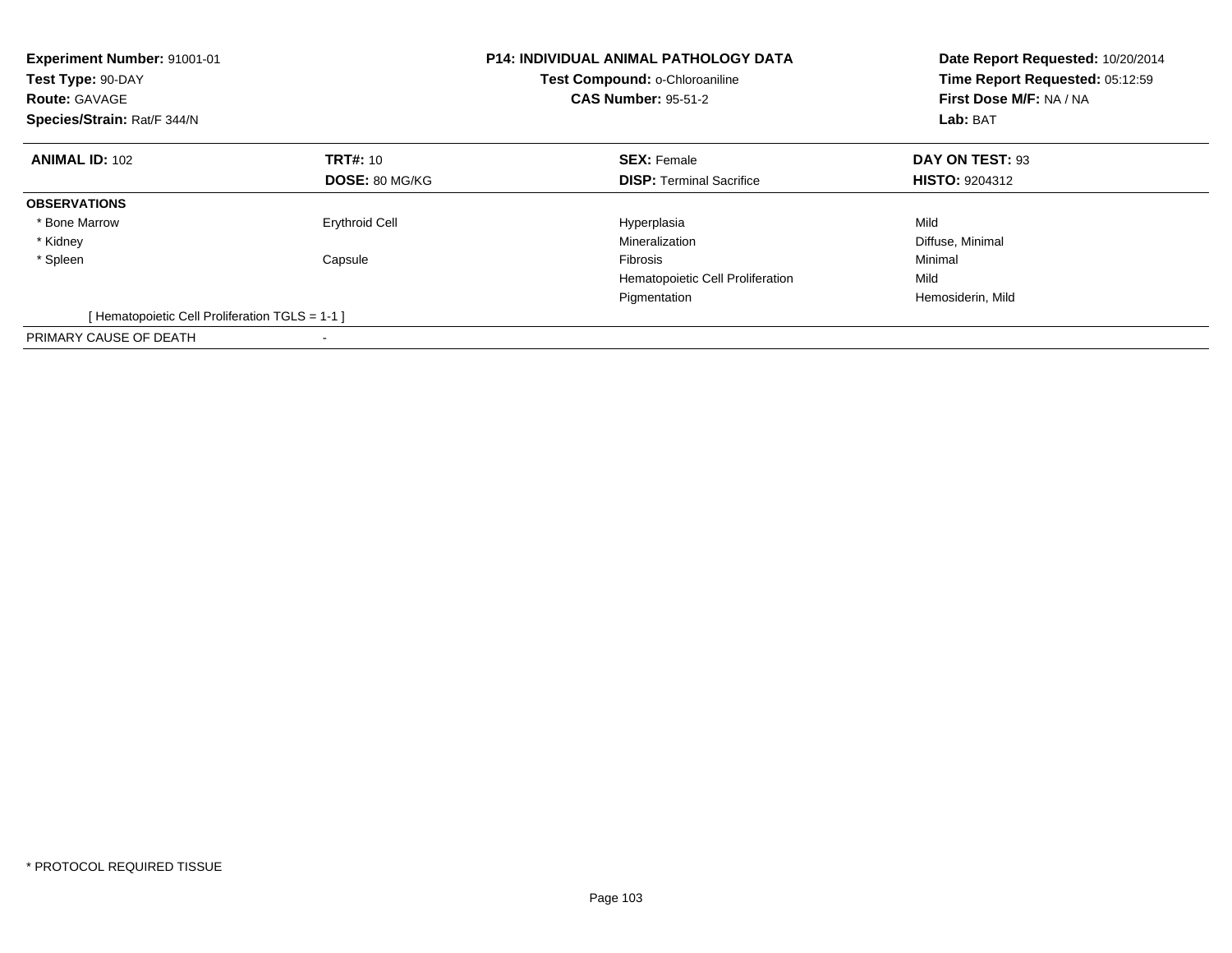**Experiment Number:** 91001-01
**Test Type:** 90-DAY
**Route:** GAVAGE
**Species/Strain:** Rat/F 344/N

**P14: INDIVIDUAL ANIMAL PATHOLOGY DATA**
**Test Compound:** o-Chloroaniline
**CAS Number:** 95-51-2

**Date Report Requested:** 10/20/2014
**Time Report Requested:** 05:12:59
**First Dose M/F:** NA / NA
**Lab:** BAT

| **ANIMAL ID:** 102 | **TRT#:** 10 | **SEX:** Female | **DAY ON TEST:** 93 |
|---|---|---|---|
| | **DOSE:** 80 MG/KG | **DISP:** Terminal Sacrifice | **HISTO:** 9204312 |
| **OBSERVATIONS** | | | |
| * Bone Marrow | Erythroid Cell | Hyperplasia | Mild |
| * Kidney | | Mineralization | Diffuse, Minimal |
| * Spleen | Capsule | Fibrosis | Minimal |
| | | Hematopoietic Cell Proliferation | Mild |
| | | Pigmentation | Hemosiderin, Mild |
| [ Hematopoietic Cell Proliferation TGLS = 1-1 ] | | | |
| PRIMARY CAUSE OF DEATH | - | | |

* PROTOCOL REQUIRED TISSUE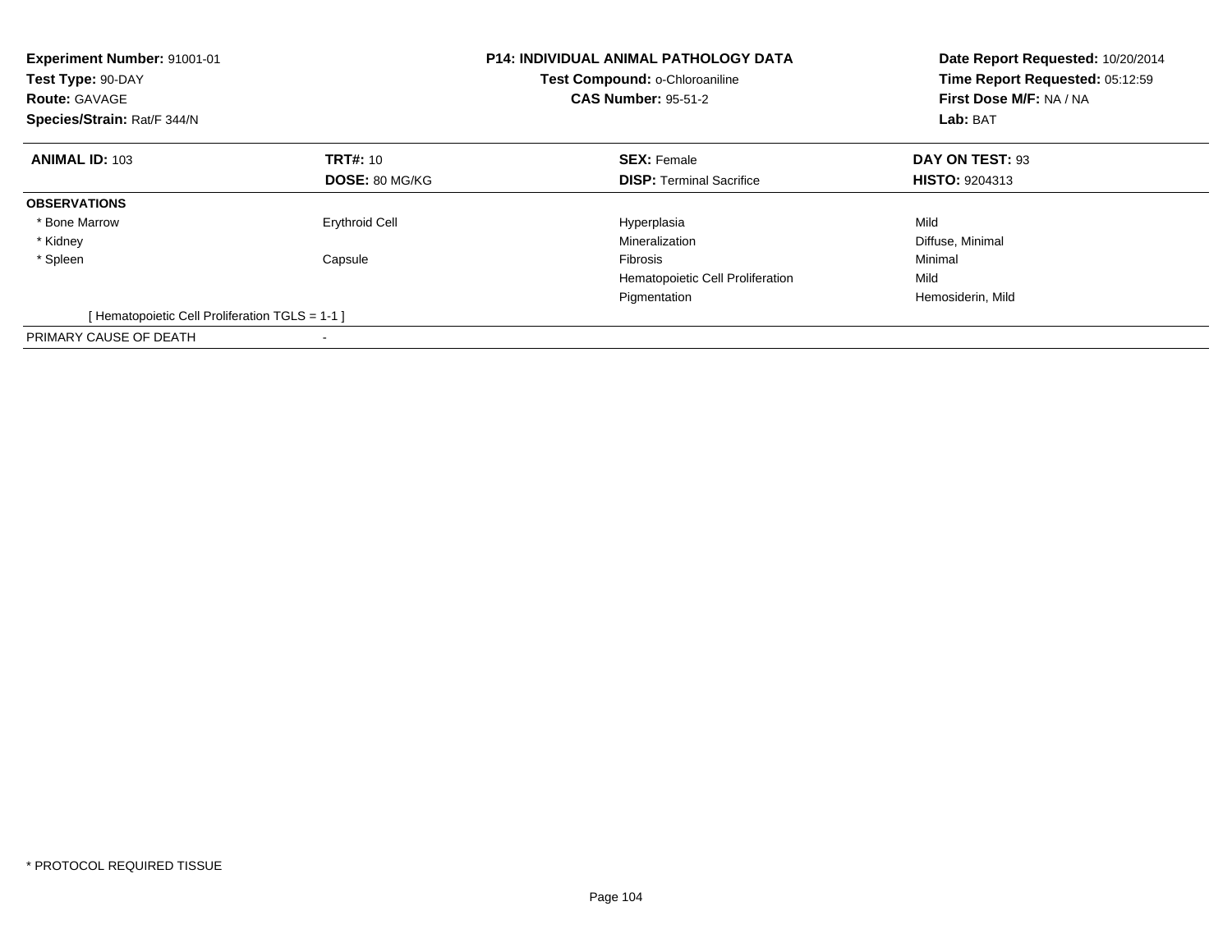**Experiment Number:** 91001-01
**Test Type:** 90-DAY
**Route:** GAVAGE
**Species/Strain:** Rat/F 344/N

**P14: INDIVIDUAL ANIMAL PATHOLOGY DATA**
**Test Compound:** o-Chloroaniline
**CAS Number:** 95-51-2

**Date Report Requested:** 10/20/2014
**Time Report Requested:** 05:12:59
**First Dose M/F:** NA / NA
**Lab:** BAT

| **ANIMAL ID:** 103 | **TRT#:** 10 | **SEX:** Female | **DAY ON TEST:** 93 |
|---|---|---|---|
| | **DOSE:** 80 MG/KG | **DISP:** Terminal Sacrifice | **HISTO:** 9204313 |
| **OBSERVATIONS** | | | |
| * Bone Marrow | Erythroid Cell | Hyperplasia | Mild |
| * Kidney | | Mineralization | Diffuse, Minimal |
| * Spleen | Capsule | Fibrosis | Minimal |
| | | Hematopoietic Cell Proliferation | Mild |
| | | Pigmentation | Hemosiderin, Mild |
| [ Hematopoietic Cell Proliferation TGLS = 1-1 ] | | | |
| PRIMARY CAUSE OF DEATH | - | | |

* PROTOCOL REQUIRED TISSUE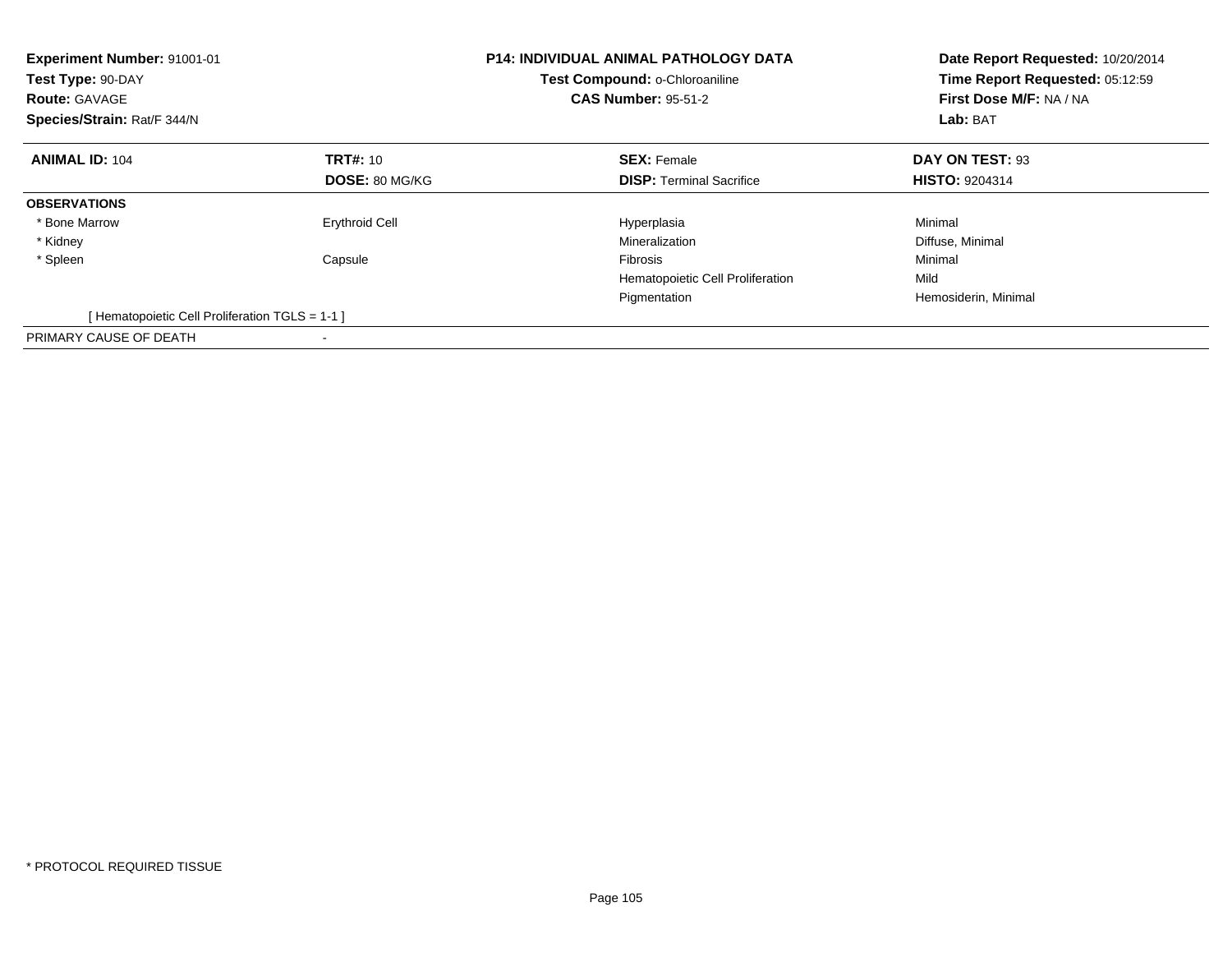**Experiment Number:** 91001-01
**Test Type:** 90-DAY
**Route:** GAVAGE
**Species/Strain:** Rat/F 344/N

**P14: INDIVIDUAL ANIMAL PATHOLOGY DATA**
**Test Compound:** o-Chloroaniline
**CAS Number:** 95-51-2

**Date Report Requested:** 10/20/2014
**Time Report Requested:** 05:12:59
**First Dose M/F:** NA / NA
**Lab:** BAT

| **ANIMAL ID:** 104 | **TRT#:** 10 | **SEX:** Female | **DAY ON TEST:** 93 |
|---|---|---|---|
| | **DOSE:** 80 MG/KG | **DISP:** Terminal Sacrifice | **HISTO:** 9204314 |
| **OBSERVATIONS** | | | |
| * Bone Marrow | Erythroid Cell | Hyperplasia | Minimal |
| * Kidney | | Mineralization | Diffuse, Minimal |
| * Spleen | Capsule | Fibrosis | Minimal |
| | | Hematopoietic Cell Proliferation | Mild |
| | | Pigmentation | Hemosiderin, Minimal |
| [ Hematopoietic Cell Proliferation TGLS = 1-1 ] | | | |
| PRIMARY CAUSE OF DEATH | - | | |

* PROTOCOL REQUIRED TISSUE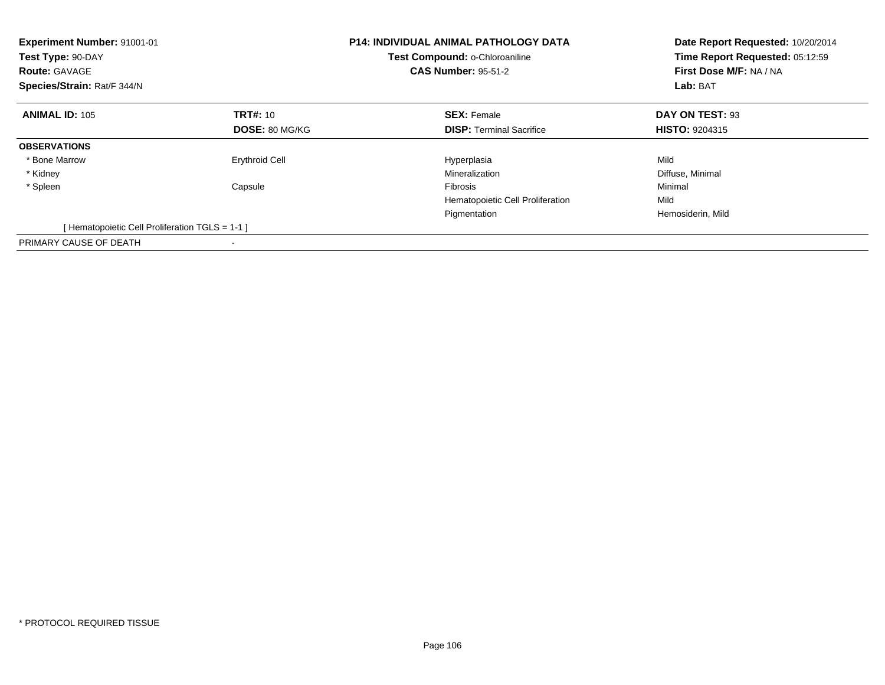**Experiment Number:** 91001-01
**Test Type:** 90-DAY
**Route:** GAVAGE
**Species/Strain:** Rat/F 344/N

**P14: INDIVIDUAL ANIMAL PATHOLOGY DATA**
**Test Compound:** o-Chloroaniline
**CAS Number:** 95-51-2

**Date Report Requested:** 10/20/2014
**Time Report Requested:** 05:12:59
**First Dose M/F:** NA / NA
**Lab:** BAT

| **ANIMAL ID:** 105 | **TRT#:** 10 | **SEX:** Female | **DAY ON TEST:** 93 |
|---|---|---|---|
| | **DOSE:** 80 MG/KG | **DISP:** Terminal Sacrifice | **HISTO:** 9204315 |
| **OBSERVATIONS** | | | |
| * Bone Marrow | Erythroid Cell | Hyperplasia | Mild |
| * Kidney | | Mineralization | Diffuse, Minimal |
| * Spleen | Capsule | Fibrosis | Minimal |
| | | Hematopoietic Cell Proliferation | Mild |
| | | Pigmentation | Hemosiderin, Mild |
| [ Hematopoietic Cell Proliferation TGLS = 1-1 ] | | | |
| PRIMARY CAUSE OF DEATH | - | | |

* PROTOCOL REQUIRED TISSUE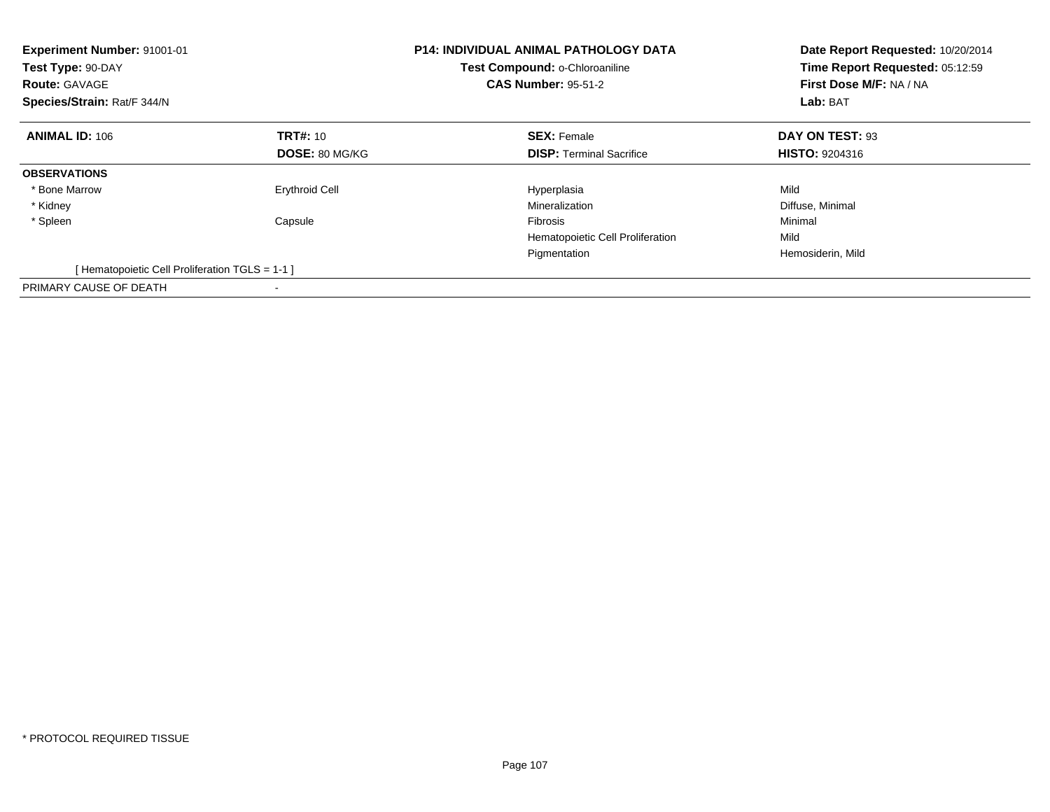**Experiment Number:** 91001-01
**Test Type:** 90-DAY
**Route:** GAVAGE
**Species/Strain:** Rat/F 344/N

**P14: INDIVIDUAL ANIMAL PATHOLOGY DATA**
**Test Compound:** o-Chloroaniline
**CAS Number:** 95-51-2

**Date Report Requested:** 10/20/2014
**Time Report Requested:** 05:12:59
**First Dose M/F:** NA / NA
**Lab:** BAT

| **ANIMAL ID:** 106 | **TRT#:** 10 | **SEX:** Female | **DAY ON TEST:** 93 |
|---|---|---|---|
| | **DOSE:** 80 MG/KG | **DISP:** Terminal Sacrifice | **HISTO:** 9204316 |
| **OBSERVATIONS** | | | |
| * Bone Marrow | Erythroid Cell | Hyperplasia | Mild |
| * Kidney | | Mineralization | Diffuse, Minimal |
| * Spleen | Capsule | Fibrosis | Minimal |
| | | Hematopoietic Cell Proliferation | Mild |
| | | Pigmentation | Hemosiderin, Mild |
| [ Hematopoietic Cell Proliferation TGLS = 1-1 ] | | | |
| PRIMARY CAUSE OF DEATH | - | | |

* PROTOCOL REQUIRED TISSUE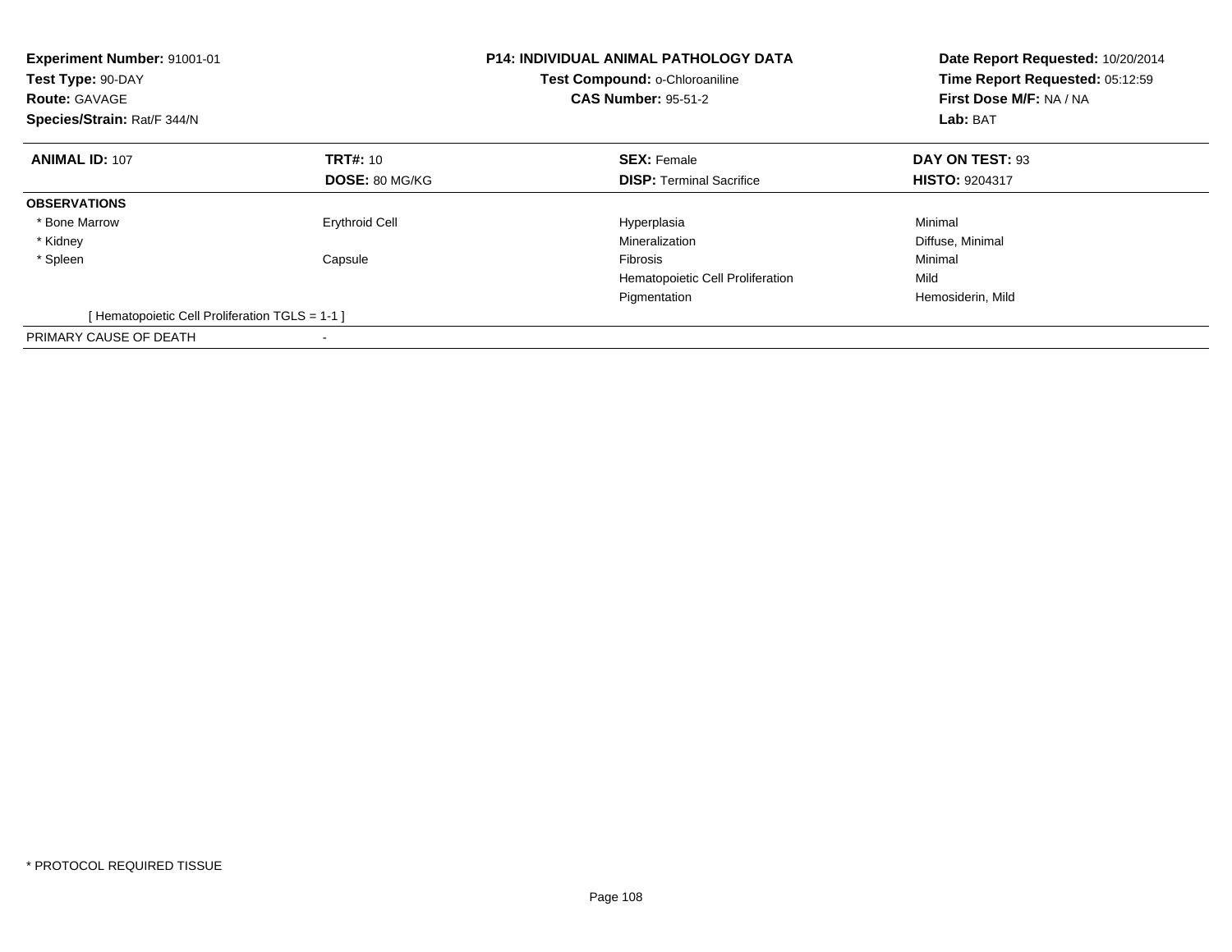**Experiment Number:** 91001-01
**Test Type:** 90-DAY
**Route:** GAVAGE
**Species/Strain:** Rat/F 344/N

**P14: INDIVIDUAL ANIMAL PATHOLOGY DATA**
**Test Compound:** o-Chloroaniline
**CAS Number:** 95-51-2

**Date Report Requested:** 10/20/2014
**Time Report Requested:** 05:12:59
**First Dose M/F:** NA / NA
**Lab:** BAT

| **ANIMAL ID:** 107 | **TRT#:** 10 | **SEX:** Female | **DAY ON TEST:** 93 |
|---|---|---|---|
| | **DOSE:** 80 MG/KG | **DISP:** Terminal Sacrifice | **HISTO:** 9204317 |
| **OBSERVATIONS** | | | |
| * Bone Marrow | Erythroid Cell | Hyperplasia | Minimal |
| * Kidney | | Mineralization | Diffuse, Minimal |
| * Spleen | Capsule | Fibrosis | Minimal |
| | | Hematopoietic Cell Proliferation | Mild |
| | | Pigmentation | Hemosiderin, Mild |
| [ Hematopoietic Cell Proliferation TGLS = 1-1 ] | | | |
| PRIMARY CAUSE OF DEATH | - | | |

* PROTOCOL REQUIRED TISSUE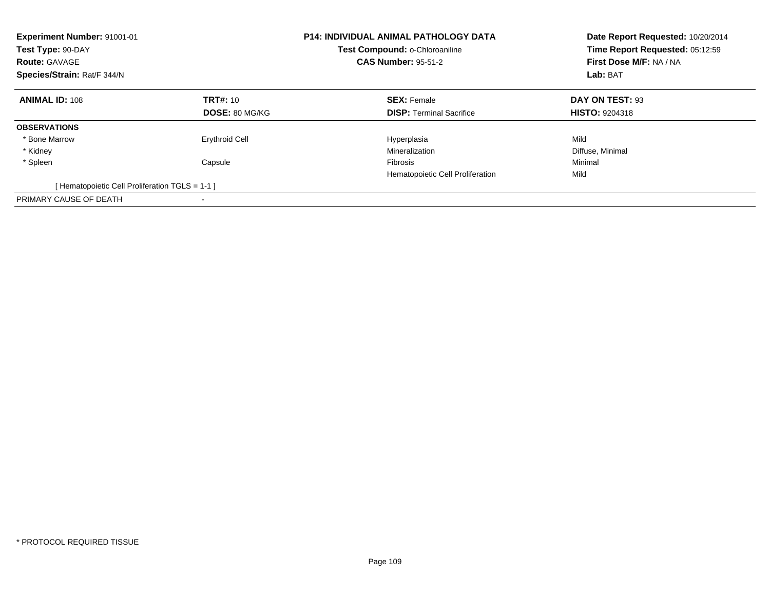**Experiment Number:** 91001-01
**Test Type:** 90-DAY
**Route:** GAVAGE
**Species/Strain:** Rat/F 344/N

**P14: INDIVIDUAL ANIMAL PATHOLOGY DATA**
**Test Compound:** o-Chloroaniline
**CAS Number:** 95-51-2

**Date Report Requested:** 10/20/2014
**Time Report Requested:** 05:12:59
**First Dose M/F:** NA / NA
**Lab:** BAT

| **ANIMAL ID:** 108 | **TRT#:** 10 | **SEX:** Female | **DAY ON TEST:** 93 |
|---|---|---|---|
| | **DOSE:** 80 MG/KG | **DISP:** Terminal Sacrifice | **HISTO:** 9204318 |
| **OBSERVATIONS** | | | |
| * Bone Marrow | Erythroid Cell | Hyperplasia | Mild |
| * Kidney | | Mineralization | Diffuse, Minimal |
| * Spleen | Capsule | Fibrosis | Minimal |
| | | Hematopoietic Cell Proliferation | Mild |
| [ Hematopoietic Cell Proliferation TGLS = 1-1 ] | | | |
| PRIMARY CAUSE OF DEATH | - | | |

* PROTOCOL REQUIRED TISSUE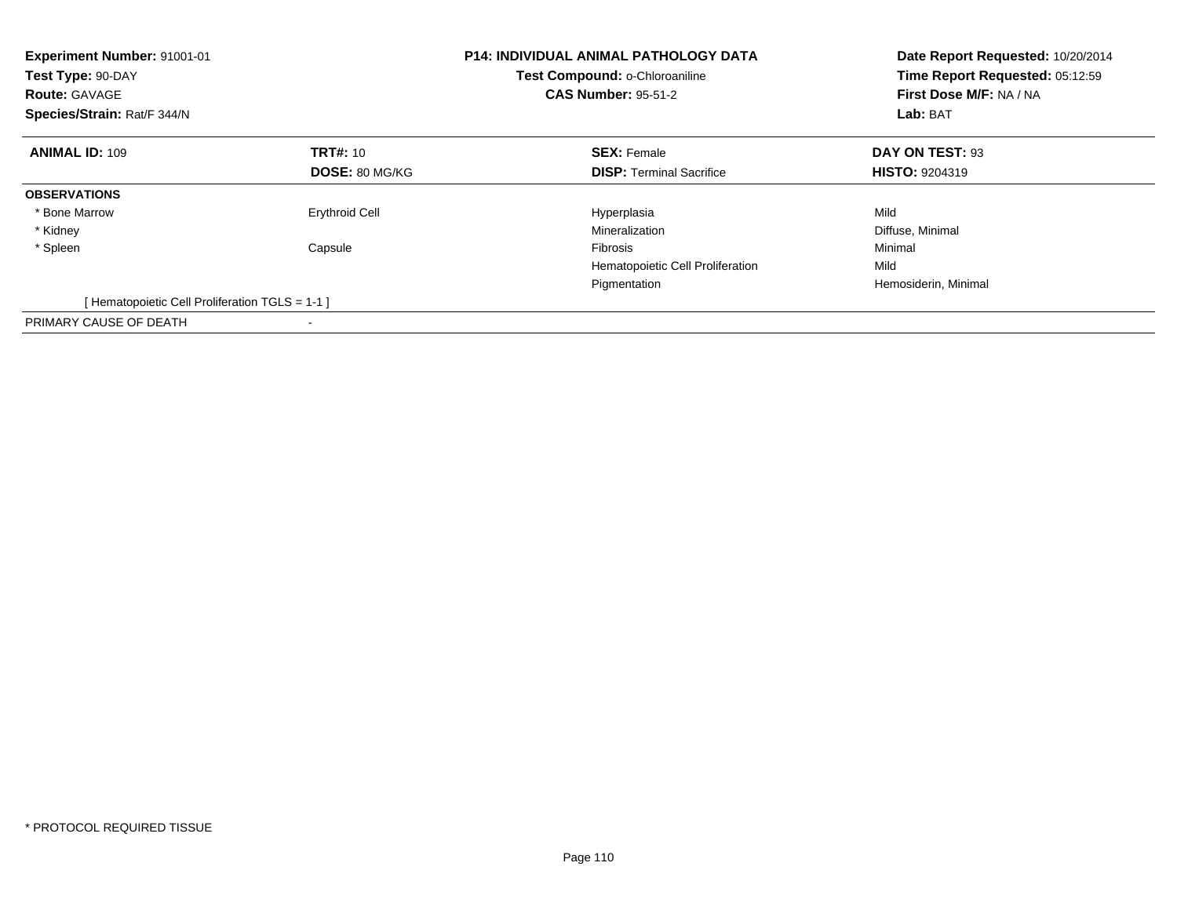**Experiment Number:** 91001-01
**Test Type:** 90-DAY
**Route:** GAVAGE
**Species/Strain:** Rat/F 344/N

**P14: INDIVIDUAL ANIMAL PATHOLOGY DATA**
**Test Compound:** o-Chloroaniline
**CAS Number:** 95-51-2

**Date Report Requested:** 10/20/2014
**Time Report Requested:** 05:12:59
**First Dose M/F:** NA / NA
**Lab:** BAT

| **ANIMAL ID:** 109 | **TRT#:** 10 | **SEX:** Female | **DAY ON TEST:** 93 |
|---|---|---|---|
| | **DOSE:** 80 MG/KG | **DISP:** Terminal Sacrifice | **HISTO:** 9204319 |
| **OBSERVATIONS** | | | |
| * Bone Marrow | Erythroid Cell | Hyperplasia | Mild |
| * Kidney | | Mineralization | Diffuse, Minimal |
| * Spleen | Capsule | Fibrosis | Minimal |
| | | Hematopoietic Cell Proliferation | Mild |
| | | Pigmentation | Hemosiderin, Minimal |
| [ Hematopoietic Cell Proliferation TGLS = 1-1 ] | | | |
| PRIMARY CAUSE OF DEATH | - | | |

* PROTOCOL REQUIRED TISSUE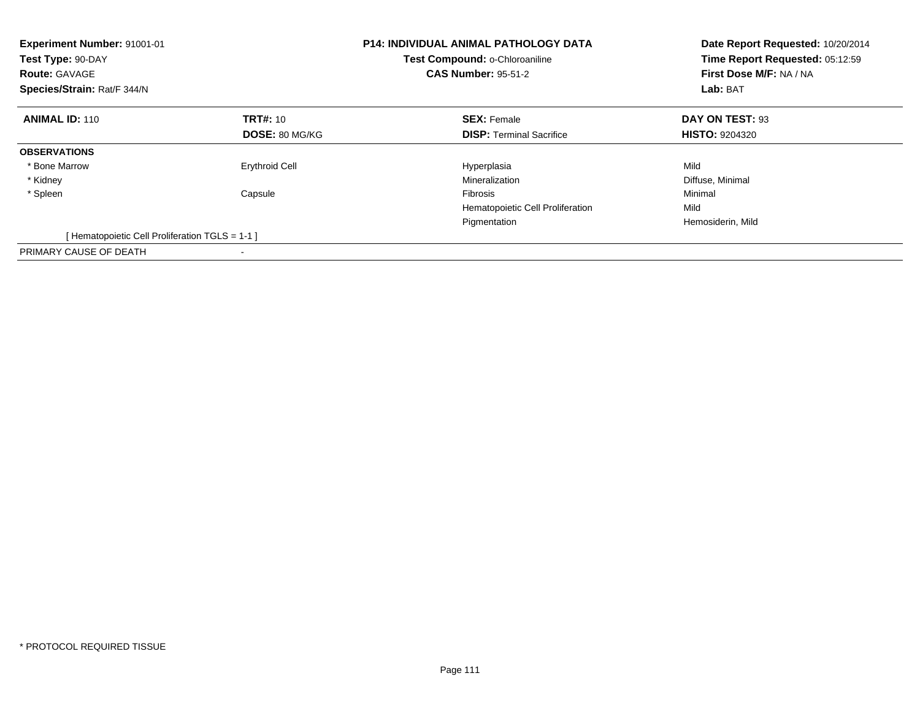**Experiment Number:** 91001-01
**Test Type:** 90-DAY
**Route:** GAVAGE
**Species/Strain:** Rat/F 344/N

**P14: INDIVIDUAL ANIMAL PATHOLOGY DATA**
**Test Compound:** o-Chloroaniline
**CAS Number:** 95-51-2

**Date Report Requested:** 10/20/2014
**Time Report Requested:** 05:12:59
**First Dose M/F:** NA / NA
**Lab:** BAT

| **ANIMAL ID:** 110 | **TRT#:** 10 | **SEX:** Female | **DAY ON TEST:** 93 |
|---|---|---|---|
| | **DOSE:** 80 MG/KG | **DISP:** Terminal Sacrifice | **HISTO:** 9204320 |
| **OBSERVATIONS** | | | |
| * Bone Marrow | Erythroid Cell | Hyperplasia | Mild |
| * Kidney | | Mineralization | Diffuse, Minimal |
| * Spleen | Capsule | Fibrosis | Minimal |
| | | Hematopoietic Cell Proliferation | Mild |
| | | Pigmentation | Hemosiderin, Mild |
| [ Hematopoietic Cell Proliferation TGLS = 1-1 ] | | | |
| PRIMARY CAUSE OF DEATH | - | | |

* PROTOCOL REQUIRED TISSUE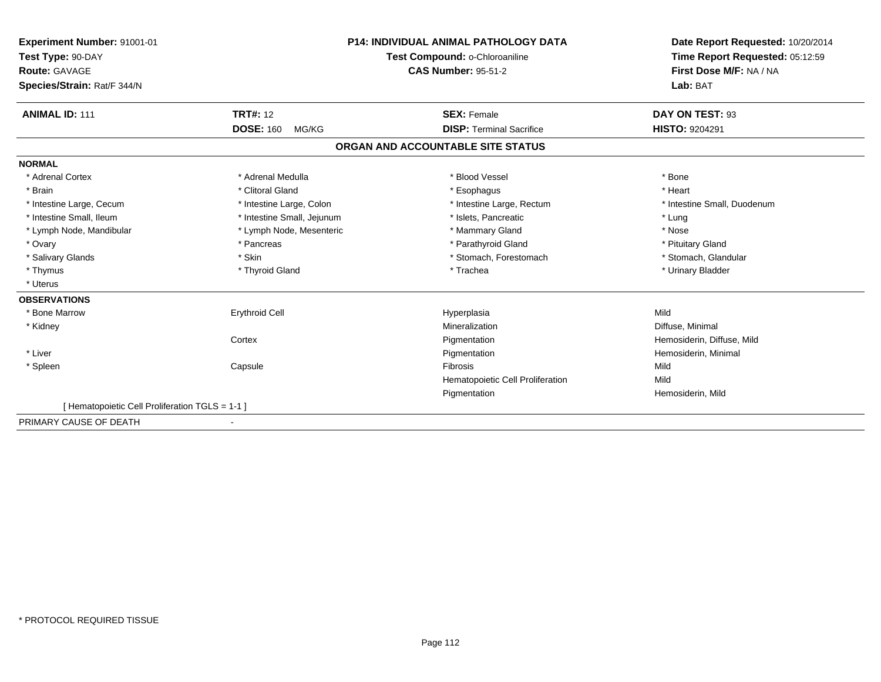**Experiment Number:** 91001-01
**Test Type:** 90-DAY
**Route:** GAVAGE
**Species/Strain:** Rat/F 344/N

**P14: INDIVIDUAL ANIMAL PATHOLOGY DATA**
**Test Compound:** o-Chloroaniline
**CAS Number:** 95-51-2

**Date Report Requested:** 10/20/2014
**Time Report Requested:** 05:12:59
**First Dose M/F:** NA / NA
**Lab:** BAT

| **ANIMAL ID:** 111 | **TRT#:** 12 | **SEX:** Female | **DAY ON TEST:** 93 |
|---|---|---|---|
| | **DOSE:** 160 MG/KG | **DISP:** Terminal Sacrifice | **HISTO:** 9204291 |

## ORGAN AND ACCOUNTABLE SITE STATUS

**NORMAL**

| | | | |
|---|---|---|---|
| * Adrenal Cortex | * Adrenal Medulla | * Blood Vessel | * Bone |
| * Brain | * Clitoral Gland | * Esophagus | * Heart |
| * Intestine Large, Cecum | * Intestine Large, Colon | * Intestine Large, Rectum | * Intestine Small, Duodenum |
| * Intestine Small, Ileum | * Intestine Small, Jejunum | * Islets, Pancreatic | * Lung |
| * Lymph Node, Mandibular | * Lymph Node, Mesenteric | * Mammary Gland | * Nose |
| * Ovary | * Pancreas | * Parathyroid Gland | * Pituitary Gland |
| * Salivary Glands | * Skin | * Stomach, Forestomach | * Stomach, Glandular |
| * Thymus | * Thyroid Gland | * Trachea | * Urinary Bladder |
| * Uterus | | | |

**OBSERVATIONS**

| | | | |
|---|---|---|---|
| * Bone Marrow | Erythroid Cell | Hyperplasia | Mild |
| * Kidney | | Mineralization | Diffuse, Minimal |
| | Cortex | Pigmentation | Hemosiderin, Diffuse, Mild |
| * Liver | | Pigmentation | Hemosiderin, Minimal |
| * Spleen | Capsule | Fibrosis | Mild |
| | | Hematopoietic Cell Proliferation | Mild |
| | | Pigmentation | Hemosiderin, Mild |

[ Hematopoietic Cell Proliferation TGLS = 1-1 ]

PRIMARY CAUSE OF DEATH -

* PROTOCOL REQUIRED TISSUE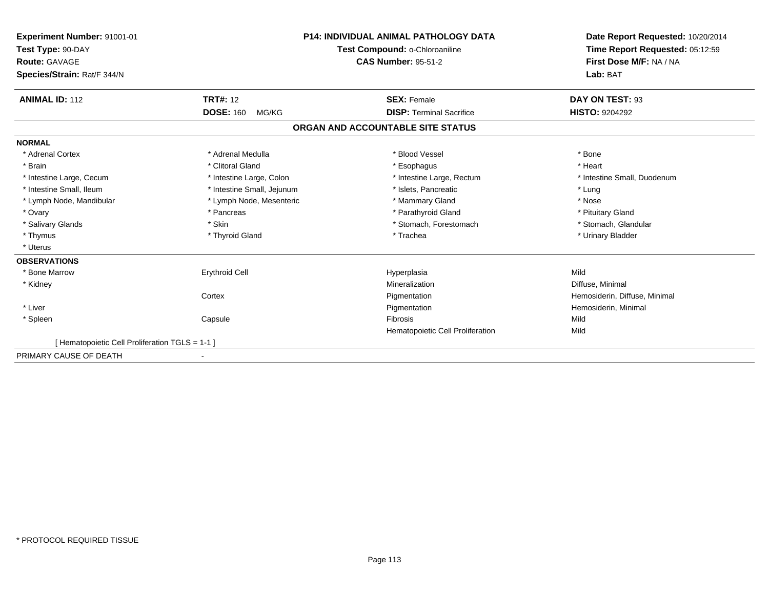**Experiment Number:** 91001-01
**Test Type:** 90-DAY
**Route:** GAVAGE
**Species/Strain:** Rat/F 344/N

**P14: INDIVIDUAL ANIMAL PATHOLOGY DATA**
**Test Compound:** o-Chloroaniline
**CAS Number:** 95-51-2

**Date Report Requested:** 10/20/2014
**Time Report Requested:** 05:12:59
**First Dose M/F:** NA / NA
**Lab:** BAT

| **ANIMAL ID:** 112 | **TRT#:** 12 | **SEX:** Female | **DAY ON TEST:** 93 |
|---|---|---|---|
| | **DOSE:** 160 MG/KG | **DISP:** Terminal Sacrifice | **HISTO:** 9204292 |

## ORGAN AND ACCOUNTABLE SITE STATUS

**NORMAL**

| | | | |
|---|---|---|---|
| * Adrenal Cortex | * Adrenal Medulla | * Blood Vessel | * Bone |
| * Brain | * Clitoral Gland | * Esophagus | * Heart |
| * Intestine Large, Cecum | * Intestine Large, Colon | * Intestine Large, Rectum | * Intestine Small, Duodenum |
| * Intestine Small, Ileum | * Intestine Small, Jejunum | * Islets, Pancreatic | * Lung |
| * Lymph Node, Mandibular | * Lymph Node, Mesenteric | * Mammary Gland | * Nose |
| * Ovary | * Pancreas | * Parathyroid Gland | * Pituitary Gland |
| * Salivary Glands | * Skin | * Stomach, Forestomach | * Stomach, Glandular |
| * Thymus | * Thyroid Gland | * Trachea | * Urinary Bladder |
| * Uterus | | | |

**OBSERVATIONS**

| | | | |
|---|---|---|---|
| * Bone Marrow | Erythroid Cell | Hyperplasia | Mild |
| * Kidney | | Mineralization | Diffuse, Minimal |
| | Cortex | Pigmentation | Hemosiderin, Diffuse, Minimal |
| * Liver | | Pigmentation | Hemosiderin, Minimal |
| * Spleen | Capsule | Fibrosis | Mild |
| | | Hematopoietic Cell Proliferation | Mild |

[ Hematopoietic Cell Proliferation TGLS = 1-1 ]

PRIMARY CAUSE OF DEATH -

* PROTOCOL REQUIRED TISSUE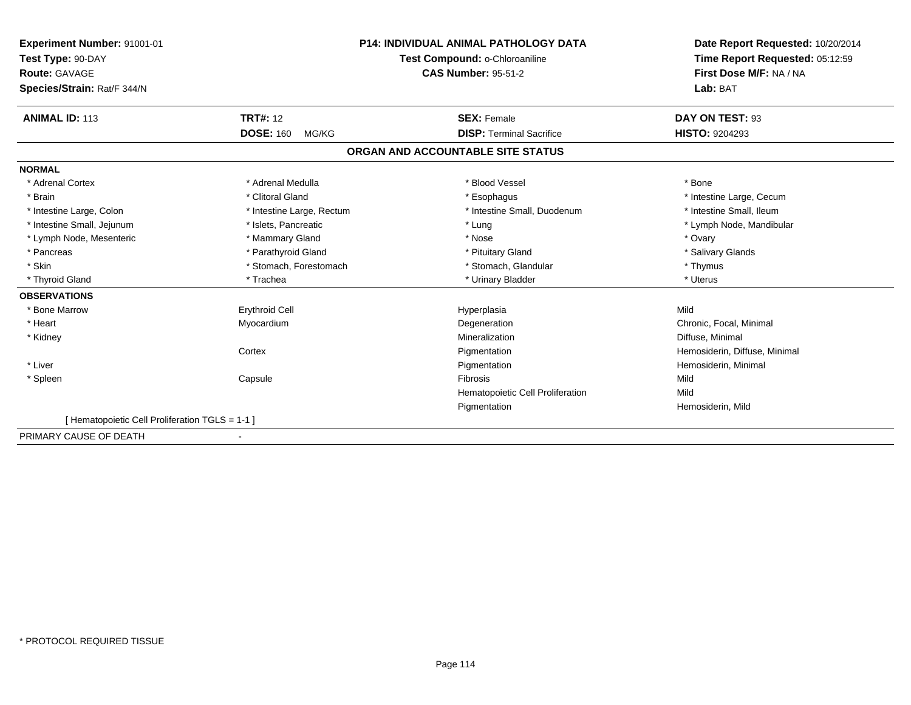**Experiment Number:** 91001-01
**Test Type:** 90-DAY
**Route:** GAVAGE
**Species/Strain:** Rat/F 344/N

**P14: INDIVIDUAL ANIMAL PATHOLOGY DATA**
**Test Compound:** o-Chloroaniline
**CAS Number:** 95-51-2

**Date Report Requested:** 10/20/2014
**Time Report Requested:** 05:12:59
**First Dose M/F:** NA / NA
**Lab:** BAT

| **ANIMAL ID:** 113 | **TRT#:** 12 | **SEX:** Female | **DAY ON TEST:** 93 |
|---|---|---|---|
| | **DOSE:** 160 MG/KG | **DISP:** Terminal Sacrifice | **HISTO:** 9204293 |

## ORGAN AND ACCOUNTABLE SITE STATUS

**NORMAL**

| | | | |
|---|---|---|---|
| * Adrenal Cortex | * Adrenal Medulla | * Blood Vessel | * Bone |
| * Brain | * Clitoral Gland | * Esophagus | * Intestine Large, Cecum |
| * Intestine Large, Colon | * Intestine Large, Rectum | * Intestine Small, Duodenum | * Intestine Small, Ileum |
| * Intestine Small, Jejunum | * Islets, Pancreatic | * Lung | * Lymph Node, Mandibular |
| * Lymph Node, Mesenteric | * Mammary Gland | * Nose | * Ovary |
| * Pancreas | * Parathyroid Gland | * Pituitary Gland | * Salivary Glands |
| * Skin | * Stomach, Forestomach | * Stomach, Glandular | * Thymus |
| * Thyroid Gland | * Trachea | * Urinary Bladder | * Uterus |

**OBSERVATIONS**

| | | | |
|---|---|---|---|
| * Bone Marrow | Erythroid Cell | Hyperplasia | Mild |
| * Heart | Myocardium | Degeneration | Chronic, Focal, Minimal |
| * Kidney | | Mineralization | Diffuse, Minimal |
| | Cortex | Pigmentation | Hemosiderin, Diffuse, Minimal |
| * Liver | | Pigmentation | Hemosiderin, Minimal |
| * Spleen | Capsule | Fibrosis | Mild |
| | | Hematopoietic Cell Proliferation | Mild |
| | | Pigmentation | Hemosiderin, Mild |

[ Hematopoietic Cell Proliferation TGLS = 1-1 ]

PRIMARY CAUSE OF DEATH -

* PROTOCOL REQUIRED TISSUE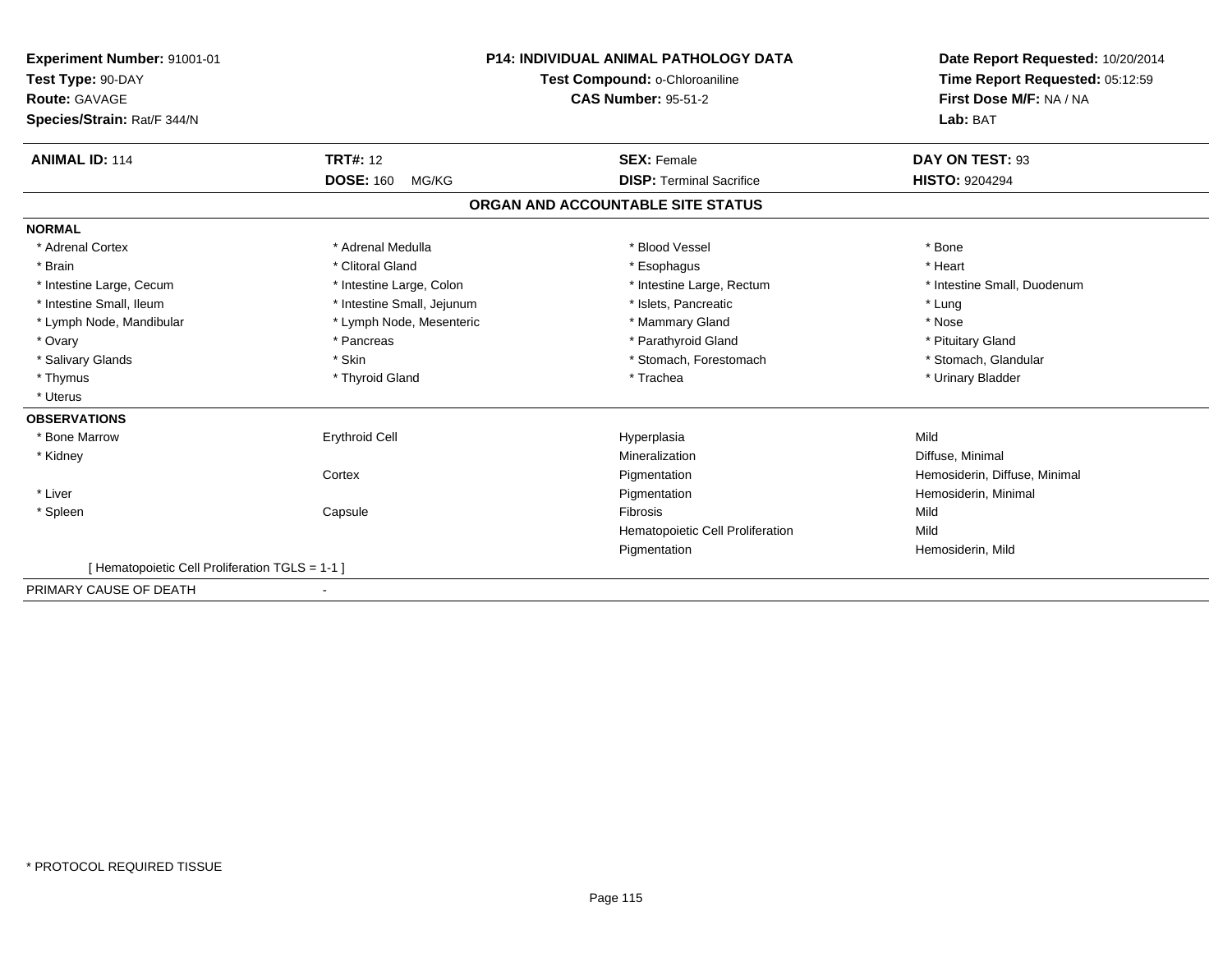**Experiment Number:** 91001-01
**Test Type:** 90-DAY
**Route:** GAVAGE
**Species/Strain:** Rat/F 344/N

**P14: INDIVIDUAL ANIMAL PATHOLOGY DATA**
**Test Compound:** o-Chloroaniline
**CAS Number:** 95-51-2

**Date Report Requested:** 10/20/2014
**Time Report Requested:** 05:12:59
**First Dose M/F:** NA / NA
**Lab:** BAT

| **ANIMAL ID:** 114 | **TRT#:** 12 | **SEX:** Female | **DAY ON TEST:** 93 |
|---|---|---|---|
| | **DOSE:** 160 MG/KG | **DISP:** Terminal Sacrifice | **HISTO:** 9204294 |

## ORGAN AND ACCOUNTABLE SITE STATUS

**NORMAL**

| | | | |
|---|---|---|---|
| * Adrenal Cortex | * Adrenal Medulla | * Blood Vessel | * Bone |
| * Brain | * Clitoral Gland | * Esophagus | * Heart |
| * Intestine Large, Cecum | * Intestine Large, Colon | * Intestine Large, Rectum | * Intestine Small, Duodenum |
| * Intestine Small, Ileum | * Intestine Small, Jejunum | * Islets, Pancreatic | * Lung |
| * Lymph Node, Mandibular | * Lymph Node, Mesenteric | * Mammary Gland | * Nose |
| * Ovary | * Pancreas | * Parathyroid Gland | * Pituitary Gland |
| * Salivary Glands | * Skin | * Stomach, Forestomach | * Stomach, Glandular |
| * Thymus | * Thyroid Gland | * Trachea | * Urinary Bladder |
| * Uterus | | | |

**OBSERVATIONS**

| | | | |
|---|---|---|---|
| * Bone Marrow | Erythroid Cell | Hyperplasia | Mild |
| * Kidney | | Mineralization | Diffuse, Minimal |
| | Cortex | Pigmentation | Hemosiderin, Diffuse, Minimal |
| * Liver | | Pigmentation | Hemosiderin, Minimal |
| * Spleen | Capsule | Fibrosis | Mild |
| | | Hematopoietic Cell Proliferation | Mild |
| | | Pigmentation | Hemosiderin, Mild |

[ Hematopoietic Cell Proliferation TGLS = 1-1 ]

PRIMARY CAUSE OF DEATH -

\* PROTOCOL REQUIRED TISSUE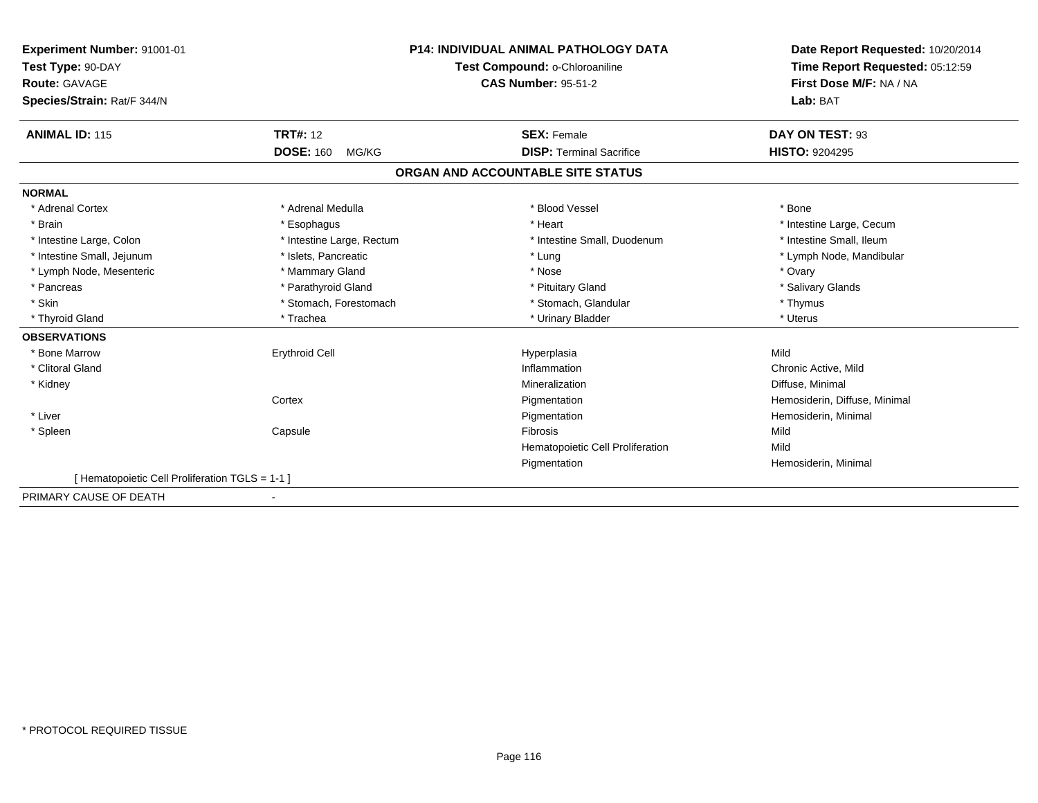**Experiment Number:** 91001-01
**Test Type:** 90-DAY
**Route:** GAVAGE
**Species/Strain:** Rat/F 344/N

**P14: INDIVIDUAL ANIMAL PATHOLOGY DATA**
**Test Compound:** o-Chloroaniline
**CAS Number:** 95-51-2

**Date Report Requested:** 10/20/2014
**Time Report Requested:** 05:12:59
**First Dose M/F:** NA / NA
**Lab:** BAT

| **ANIMAL ID:** 115 | **TRT#:** 12 | **SEX:** Female | **DAY ON TEST:** 93 |
|---|---|---|---|
| | **DOSE:** 160 MG/KG | **DISP:** Terminal Sacrifice | **HISTO:** 9204295 |

## ORGAN AND ACCOUNTABLE SITE STATUS

**NORMAL**

| | | | |
|---|---|---|---|
| * Adrenal Cortex | * Adrenal Medulla | * Blood Vessel | * Bone |
| * Brain | * Esophagus | * Heart | * Intestine Large, Cecum |
| * Intestine Large, Colon | * Intestine Large, Rectum | * Intestine Small, Duodenum | * Intestine Small, Ileum |
| * Intestine Small, Jejunum | * Islets, Pancreatic | * Lung | * Lymph Node, Mandibular |
| * Lymph Node, Mesenteric | * Mammary Gland | * Nose | * Ovary |
| * Pancreas | * Parathyroid Gland | * Pituitary Gland | * Salivary Glands |
| * Skin | * Stomach, Forestomach | * Stomach, Glandular | * Thymus |
| * Thyroid Gland | * Trachea | * Urinary Bladder | * Uterus |

**OBSERVATIONS**

| | | | |
|---|---|---|---|
| * Bone Marrow | Erythroid Cell | Hyperplasia | Mild |
| * Clitoral Gland | | Inflammation | Chronic Active, Mild |
| * Kidney | | Mineralization | Diffuse, Minimal |
| | Cortex | Pigmentation | Hemosiderin, Diffuse, Minimal |
| * Liver | | Pigmentation | Hemosiderin, Minimal |
| * Spleen | Capsule | Fibrosis | Mild |
| | | Hematopoietic Cell Proliferation | Mild |
| | | Pigmentation | Hemosiderin, Minimal |

[ Hematopoietic Cell Proliferation TGLS = 1-1 ]

PRIMARY CAUSE OF DEATH -

* PROTOCOL REQUIRED TISSUE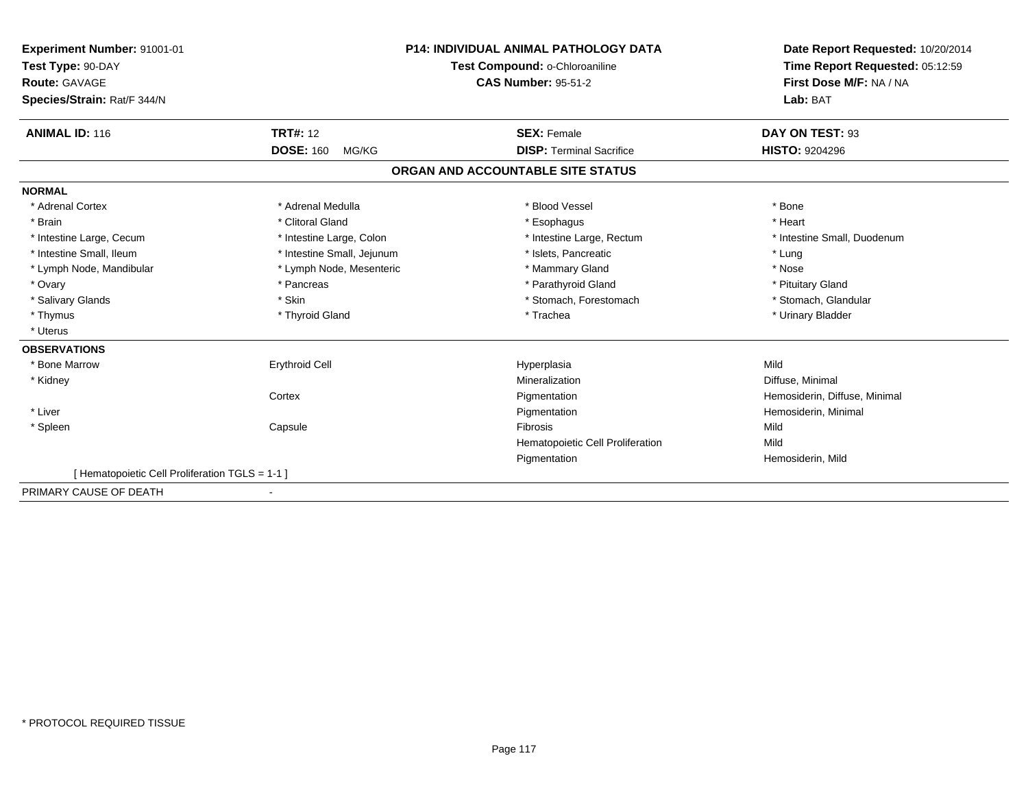**Experiment Number:** 91001-01
**Test Type:** 90-DAY
**Route:** GAVAGE
**Species/Strain:** Rat/F 344/N

**P14: INDIVIDUAL ANIMAL PATHOLOGY DATA**
**Test Compound:** o-Chloroaniline
**CAS Number:** 95-51-2

**Date Report Requested:** 10/20/2014
**Time Report Requested:** 05:12:59
**First Dose M/F:** NA / NA
**Lab:** BAT

| **ANIMAL ID:** 116 | **TRT#:** 12 | **SEX:** Female | **DAY ON TEST:** 93 |
|---|---|---|---|
| | **DOSE:** 160 MG/KG | **DISP:** Terminal Sacrifice | **HISTO:** 9204296 |

## ORGAN AND ACCOUNTABLE SITE STATUS

**NORMAL**

| | | | |
|---|---|---|---|
| * Adrenal Cortex | * Adrenal Medulla | * Blood Vessel | * Bone |
| * Brain | * Clitoral Gland | * Esophagus | * Heart |
| * Intestine Large, Cecum | * Intestine Large, Colon | * Intestine Large, Rectum | * Intestine Small, Duodenum |
| * Intestine Small, Ileum | * Intestine Small, Jejunum | * Islets, Pancreatic | * Lung |
| * Lymph Node, Mandibular | * Lymph Node, Mesenteric | * Mammary Gland | * Nose |
| * Ovary | * Pancreas | * Parathyroid Gland | * Pituitary Gland |
| * Salivary Glands | * Skin | * Stomach, Forestomach | * Stomach, Glandular |
| * Thymus | * Thyroid Gland | * Trachea | * Urinary Bladder |
| * Uterus | | | |

**OBSERVATIONS**

| | | | |
|---|---|---|---|
| * Bone Marrow | Erythroid Cell | Hyperplasia | Mild |
| * Kidney | | Mineralization | Diffuse, Minimal |
| | Cortex | Pigmentation | Hemosiderin, Diffuse, Minimal |
| * Liver | | Pigmentation | Hemosiderin, Minimal |
| * Spleen | Capsule | Fibrosis | Mild |
| | | Hematopoietic Cell Proliferation | Mild |
| | | Pigmentation | Hemosiderin, Mild |

[ Hematopoietic Cell Proliferation TGLS = 1-1 ]

PRIMARY CAUSE OF DEATH -

* PROTOCOL REQUIRED TISSUE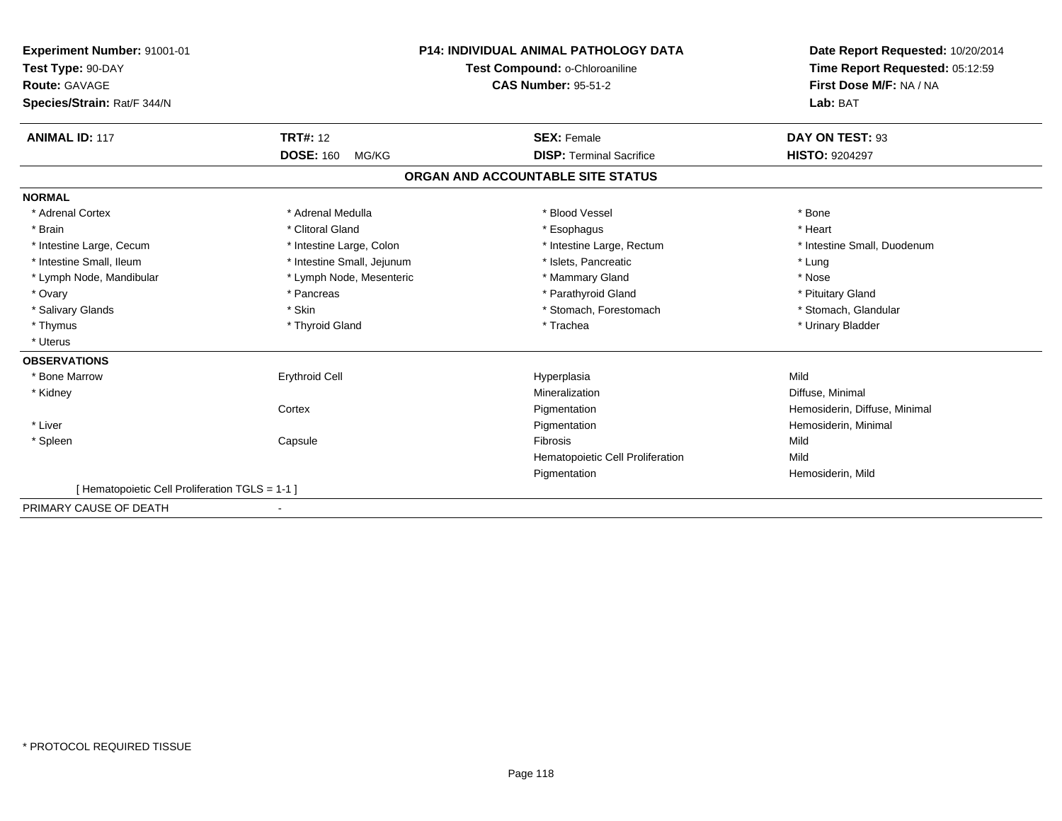**Experiment Number:** 91001-01
**Test Type:** 90-DAY
**Route:** GAVAGE
**Species/Strain:** Rat/F 344/N

**P14: INDIVIDUAL ANIMAL PATHOLOGY DATA**
**Test Compound:** o-Chloroaniline
**CAS Number:** 95-51-2

**Date Report Requested:** 10/20/2014
**Time Report Requested:** 05:12:59
**First Dose M/F:** NA / NA
**Lab:** BAT

| **ANIMAL ID:** 117 | **TRT#:** 12 | **SEX:** Female | **DAY ON TEST:** 93 |
|---|---|---|---|
| | **DOSE:** 160 MG/KG | **DISP:** Terminal Sacrifice | **HISTO:** 9204297 |

### ORGAN AND ACCOUNTABLE SITE STATUS

**NORMAL**

| | | | |
|---|---|---|---|
| * Adrenal Cortex | * Adrenal Medulla | * Blood Vessel | * Bone |
| * Brain | * Clitoral Gland | * Esophagus | * Heart |
| * Intestine Large, Cecum | * Intestine Large, Colon | * Intestine Large, Rectum | * Intestine Small, Duodenum |
| * Intestine Small, Ileum | * Intestine Small, Jejunum | * Islets, Pancreatic | * Lung |
| * Lymph Node, Mandibular | * Lymph Node, Mesenteric | * Mammary Gland | * Nose |
| * Ovary | * Pancreas | * Parathyroid Gland | * Pituitary Gland |
| * Salivary Glands | * Skin | * Stomach, Forestomach | * Stomach, Glandular |
| * Thymus | * Thyroid Gland | * Trachea | * Urinary Bladder |
| * Uterus | | | |

**OBSERVATIONS**

| | | | |
|---|---|---|---|
| * Bone Marrow | Erythroid Cell | Hyperplasia | Mild |
| * Kidney | | Mineralization | Diffuse, Minimal |
| | Cortex | Pigmentation | Hemosiderin, Diffuse, Minimal |
| * Liver | | Pigmentation | Hemosiderin, Minimal |
| * Spleen | Capsule | Fibrosis | Mild |
| | | Hematopoietic Cell Proliferation | Mild |
| | | Pigmentation | Hemosiderin, Mild |

[ Hematopoietic Cell Proliferation TGLS = 1-1 ]

PRIMARY CAUSE OF DEATH -

\* PROTOCOL REQUIRED TISSUE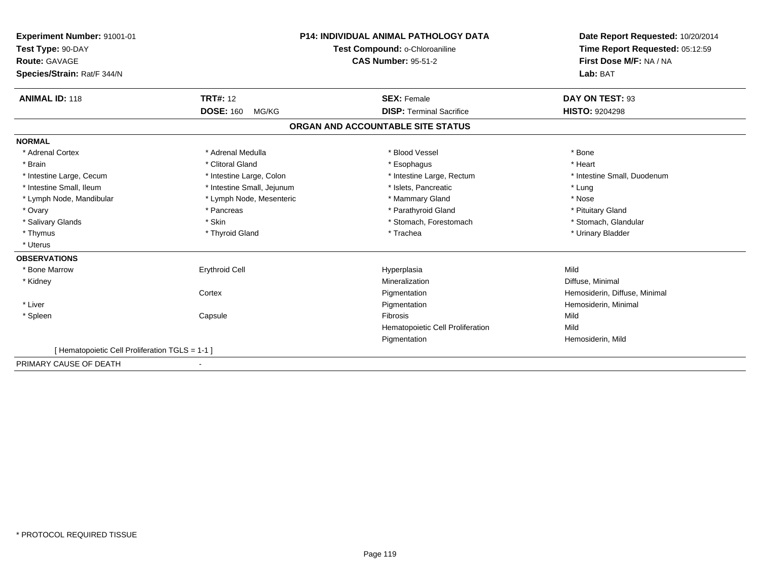**Experiment Number:** 91001-01
**Test Type:** 90-DAY
**Route:** GAVAGE
**Species/Strain:** Rat/F 344/N

**P14: INDIVIDUAL ANIMAL PATHOLOGY DATA**
**Test Compound:** o-Chloroaniline
**CAS Number:** 95-51-2

**Date Report Requested:** 10/20/2014
**Time Report Requested:** 05:12:59
**First Dose M/F:** NA / NA
**Lab:** BAT

| **ANIMAL ID:** 118 | **TRT#:** 12 | **SEX:** Female | **DAY ON TEST:** 93 |
|---|---|---|---|
| | **DOSE:** 160 MG/KG | **DISP:** Terminal Sacrifice | **HISTO:** 9204298 |

## ORGAN AND ACCOUNTABLE SITE STATUS

**NORMAL**

| | | | |
|---|---|---|---|
| * Adrenal Cortex | * Adrenal Medulla | * Blood Vessel | * Bone |
| * Brain | * Clitoral Gland | * Esophagus | * Heart |
| * Intestine Large, Cecum | * Intestine Large, Colon | * Intestine Large, Rectum | * Intestine Small, Duodenum |
| * Intestine Small, Ileum | * Intestine Small, Jejunum | * Islets, Pancreatic | * Lung |
| * Lymph Node, Mandibular | * Lymph Node, Mesenteric | * Mammary Gland | * Nose |
| * Ovary | * Pancreas | * Parathyroid Gland | * Pituitary Gland |
| * Salivary Glands | * Skin | * Stomach, Forestomach | * Stomach, Glandular |
| * Thymus | * Thyroid Gland | * Trachea | * Urinary Bladder |
| * Uterus | | | |

**OBSERVATIONS**

| | | | |
|---|---|---|---|
| * Bone Marrow | Erythroid Cell | Hyperplasia | Mild |
| * Kidney | | Mineralization | Diffuse, Minimal |
| | Cortex | Pigmentation | Hemosiderin, Diffuse, Minimal |
| * Liver | | Pigmentation | Hemosiderin, Minimal |
| * Spleen | Capsule | Fibrosis | Mild |
| | | Hematopoietic Cell Proliferation | Mild |
| | | Pigmentation | Hemosiderin, Mild |

[ Hematopoietic Cell Proliferation TGLS = 1-1 ]

PRIMARY CAUSE OF DEATH -

* PROTOCOL REQUIRED TISSUE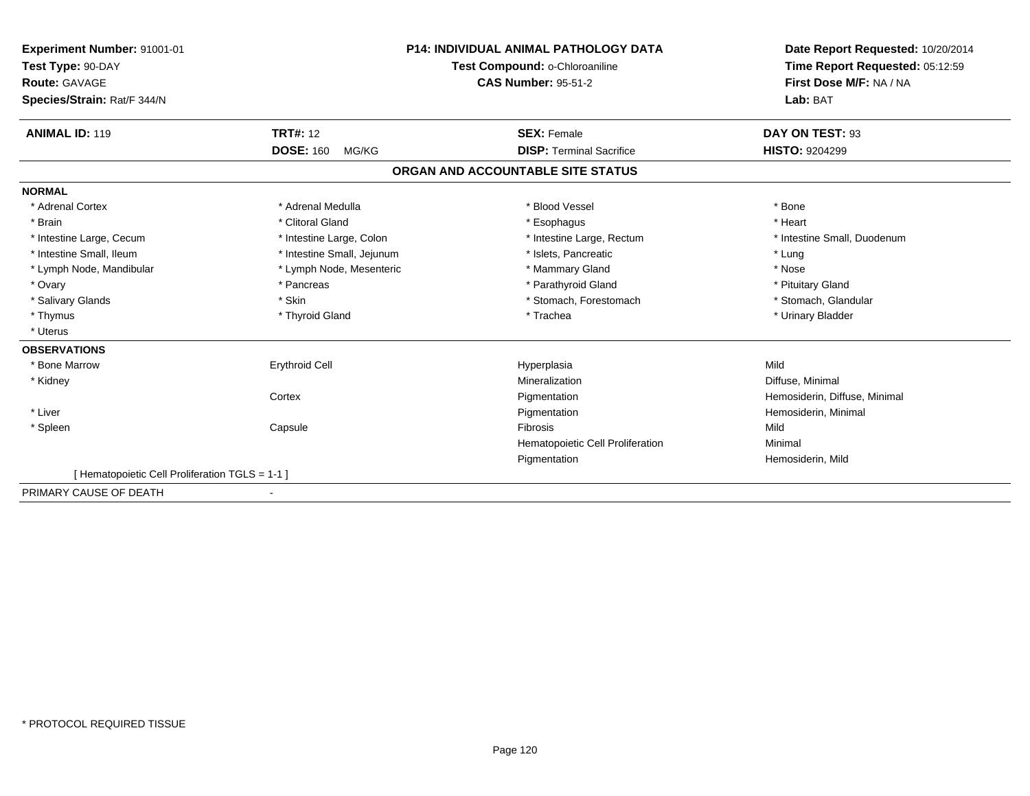**Experiment Number:** 91001-01
**Test Type:** 90-DAY
**Route:** GAVAGE
**Species/Strain:** Rat/F 344/N

**P14: INDIVIDUAL ANIMAL PATHOLOGY DATA**
**Test Compound:** o-Chloroaniline
**CAS Number:** 95-51-2

**Date Report Requested:** 10/20/2014
**Time Report Requested:** 05:12:59
**First Dose M/F:** NA / NA
**Lab:** BAT

| **ANIMAL ID:** 119 | **TRT#:** 12 | **SEX:** Female | **DAY ON TEST:** 93 |
|---|---|---|---|
| | **DOSE:** 160 MG/KG | **DISP:** Terminal Sacrifice | **HISTO:** 9204299 |

**ORGAN AND ACCOUNTABLE SITE STATUS**

**NORMAL**

| | | | |
|---|---|---|---|
| * Adrenal Cortex | * Adrenal Medulla | * Blood Vessel | * Bone |
| * Brain | * Clitoral Gland | * Esophagus | * Heart |
| * Intestine Large, Cecum | * Intestine Large, Colon | * Intestine Large, Rectum | * Intestine Small, Duodenum |
| * Intestine Small, Ileum | * Intestine Small, Jejunum | * Islets, Pancreatic | * Lung |
| * Lymph Node, Mandibular | * Lymph Node, Mesenteric | * Mammary Gland | * Nose |
| * Ovary | * Pancreas | * Parathyroid Gland | * Pituitary Gland |
| * Salivary Glands | * Skin | * Stomach, Forestomach | * Stomach, Glandular |
| * Thymus | * Thyroid Gland | * Trachea | * Urinary Bladder |
| * Uterus | | | |

**OBSERVATIONS**

| | | | |
|---|---|---|---|
| * Bone Marrow | Erythroid Cell | Hyperplasia | Mild |
| * Kidney | | Mineralization | Diffuse, Minimal |
| | Cortex | Pigmentation | Hemosiderin, Diffuse, Minimal |
| * Liver | | Pigmentation | Hemosiderin, Minimal |
| * Spleen | Capsule | Fibrosis | Mild |
| | | Hematopoietic Cell Proliferation | Minimal |
| | | Pigmentation | Hemosiderin, Mild |

[ Hematopoietic Cell Proliferation TGLS = 1-1 ]

PRIMARY CAUSE OF DEATH -

* PROTOCOL REQUIRED TISSUE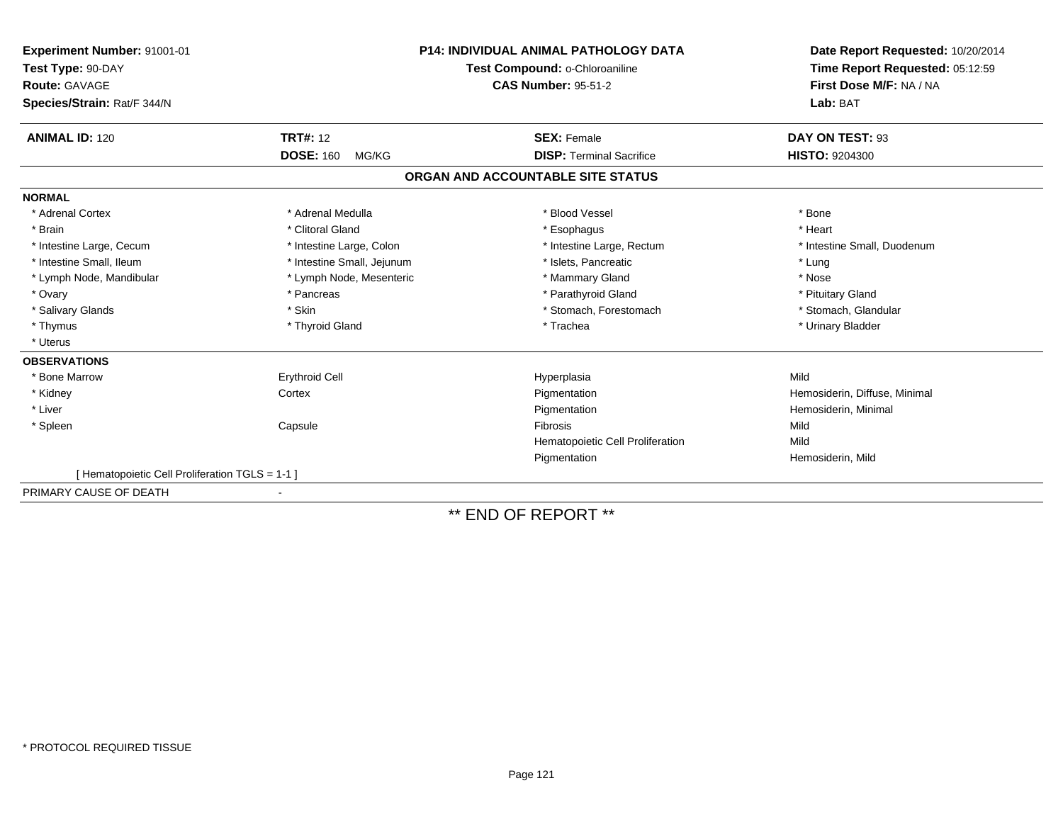**Experiment Number:** 91001-01
**Test Type:** 90-DAY
**Route:** GAVAGE
**Species/Strain:** Rat/F 344/N

**P14: INDIVIDUAL ANIMAL PATHOLOGY DATA**
**Test Compound:** o-Chloroaniline
**CAS Number:** 95-51-2

**Date Report Requested:** 10/20/2014
**Time Report Requested:** 05:12:59
**First Dose M/F:** NA / NA
**Lab:** BAT

| | | | |
|---|---|---|---|
| **ANIMAL ID:** 120 | **TRT#:** 12 | **SEX:** Female | **DAY ON TEST:** 93 |
| | **DOSE:** 160 MG/KG | **DISP:** Terminal Sacrifice | **HISTO:** 9204300 |

**ORGAN AND ACCOUNTABLE SITE STATUS**

**NORMAL**

| | | | |
|---|---|---|---|
| * Adrenal Cortex | * Adrenal Medulla | * Blood Vessel | * Bone |
| * Brain | * Clitoral Gland | * Esophagus | * Heart |
| * Intestine Large, Cecum | * Intestine Large, Colon | * Intestine Large, Rectum | * Intestine Small, Duodenum |
| * Intestine Small, Ileum | * Intestine Small, Jejunum | * Islets, Pancreatic | * Lung |
| * Lymph Node, Mandibular | * Lymph Node, Mesenteric | * Mammary Gland | * Nose |
| * Ovary | * Pancreas | * Parathyroid Gland | * Pituitary Gland |
| * Salivary Glands | * Skin | * Stomach, Forestomach | * Stomach, Glandular |
| * Thymus | * Thyroid Gland | * Trachea | * Urinary Bladder |
| * Uterus | | | |

**OBSERVATIONS**

| | | | |
|---|---|---|---|
| * Bone Marrow | Erythroid Cell | Hyperplasia | Mild |
| * Kidney | Cortex | Pigmentation | Hemosiderin, Diffuse, Minimal |
| * Liver | | Pigmentation | Hemosiderin, Minimal |
| * Spleen | Capsule | Fibrosis | Mild |
| | | Hematopoietic Cell Proliferation | Mild |
| | | Pigmentation | Hemosiderin, Mild |

[ Hematopoietic Cell Proliferation TGLS = 1-1 ]

PRIMARY CAUSE OF DEATH -

** END OF REPORT **

* PROTOCOL REQUIRED TISSUE